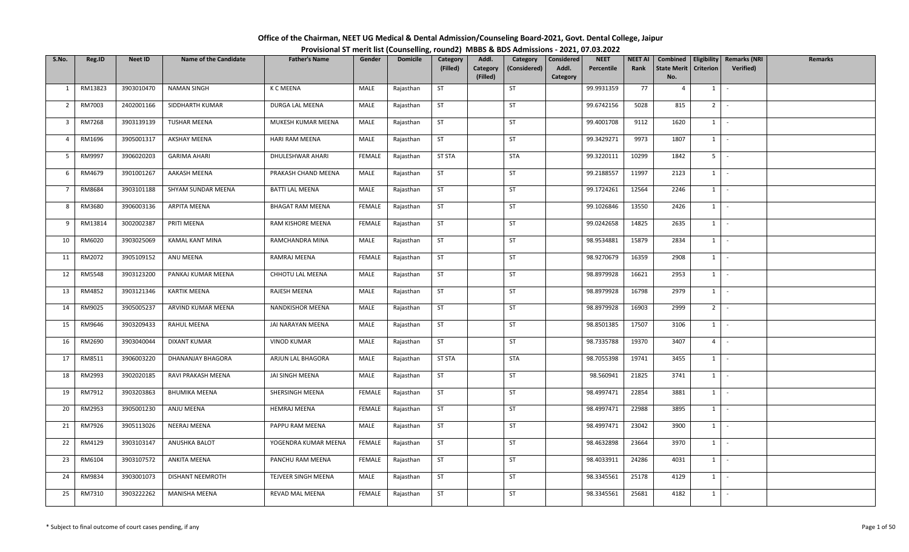# Office of the Chairman, NEET UG Medical & Dental Admission/Counseling Board-2021, Govt. Dental College, Jaipur

## Provisional ST merit list (Counselling, round2) MBBS & BDS Admissions - 2021, 07.03.2022

| S.No. | Reg.ID | Neet ID | Name of the Candidate | Father's Name | Gender | Domicile | Category (Filled) | Addl. Category (Filled) | Category (Considered) | Considered Addl. Category | NEET Percentile | NEET AI Rank | Combined State Merit No. | Eligibility Criterion | Remarks (NRI Verified) | Remarks |
|---|---|---|---|---|---|---|---|---|---|---|---|---|---|---|---|---|
| 1 | RM13823 | 3903010470 | NAMAN SINGH | K C MEENA | MALE | Rajasthan | ST | | ST | | 99.9931359 | 77 | 4 | 1 | - | |
| 2 | RM7003 | 2402001166 | SIDDHARTH KUMAR | DURGA LAL MEENA | MALE | Rajasthan | ST | | ST | | 99.6742156 | 5028 | 815 | 2 | - | |
| 3 | RM7268 | 3903139139 | TUSHAR MEENA | MUKESH KUMAR MEENA | MALE | Rajasthan | ST | | ST | | 99.4001708 | 9112 | 1620 | 1 | - | |
| 4 | RM1696 | 3905001317 | AKSHAY MEENA | HARI RAM MEENA | MALE | Rajasthan | ST | | ST | | 99.3429271 | 9973 | 1807 | 1 | - | |
| 5 | RM9997 | 3906020203 | GARIMA AHARI | DHULESHWAR AHARI | FEMALE | Rajasthan | ST STA | | STA | | 99.3220111 | 10299 | 1842 | 5 | - | |
| 6 | RM4679 | 3901001267 | AAKASH MEENA | PRAKASH CHAND MEENA | MALE | Rajasthan | ST | | ST | | 99.2188557 | 11997 | 2123 | 1 | - | |
| 7 | RM8684 | 3903101188 | SHYAM SUNDAR MEENA | BATTI LAL MEENA | MALE | Rajasthan | ST | | ST | | 99.1724261 | 12564 | 2246 | 1 | - | |
| 8 | RM3680 | 3906003136 | ARPITA MEENA | BHAGAT RAM MEENA | FEMALE | Rajasthan | ST | | ST | | 99.1026846 | 13550 | 2426 | 1 | - | |
| 9 | RM13814 | 3002002387 | PRITI MEENA | RAM KISHORE MEENA | FEMALE | Rajasthan | ST | | ST | | 99.0242658 | 14825 | 2635 | 1 | - | |
| 10 | RM6020 | 3903025069 | KAMAL KANT MINA | RAMCHANDRA MINA | MALE | Rajasthan | ST | | ST | | 98.9534881 | 15879 | 2834 | 1 | - | |
| 11 | RM2072 | 3905109152 | ANU MEENA | RAMRAJ MEENA | FEMALE | Rajasthan | ST | | ST | | 98.9270679 | 16359 | 2908 | 1 | - | |
| 12 | RM5548 | 3903123200 | PANKAJ KUMAR MEENA | CHHOTU LAL MEENA | MALE | Rajasthan | ST | | ST | | 98.8979928 | 16621 | 2953 | 1 | - | |
| 13 | RM4852 | 3903121346 | KARTIK MEENA | RAJESH MEENA | MALE | Rajasthan | ST | | ST | | 98.8979928 | 16798 | 2979 | 1 | - | |
| 14 | RM9025 | 3905005237 | ARVIND KUMAR MEENA | NANDKISHOR MEENA | MALE | Rajasthan | ST | | ST | | 98.8979928 | 16903 | 2999 | 2 | - | |
| 15 | RM9646 | 3903209433 | RAHUL MEENA | JAI NARAYAN MEENA | MALE | Rajasthan | ST | | ST | | 98.8501385 | 17507 | 3106 | 1 | - | |
| 16 | RM2690 | 3903040044 | DIXANT KUMAR | VINOD KUMAR | MALE | Rajasthan | ST | | ST | | 98.7335788 | 19370 | 3407 | 4 | - | |
| 17 | RM8511 | 3906003220 | DHANANJAY BHAGORA | ARJUN LAL BHAGORA | MALE | Rajasthan | ST STA | | STA | | 98.7055398 | 19741 | 3455 | 1 | - | |
| 18 | RM2993 | 3902020185 | RAVI PRAKASH MEENA | JAI SINGH MEENA | MALE | Rajasthan | ST | | ST | | 98.560941 | 21825 | 3741 | 1 | - | |
| 19 | RM7912 | 3903203863 | BHUMIKA MEENA | SHERSINGH MEENA | FEMALE | Rajasthan | ST | | ST | | 98.4997471 | 22854 | 3881 | 1 | - | |
| 20 | RM2953 | 3905001230 | ANJU MEENA | HEMRAJ MEENA | FEMALE | Rajasthan | ST | | ST | | 98.4997471 | 22988 | 3895 | 1 | - | |
| 21 | RM7926 | 3905113026 | NEERAJ MEENA | PAPPU RAM MEENA | MALE | Rajasthan | ST | | ST | | 98.4997471 | 23042 | 3900 | 1 | - | |
| 22 | RM4129 | 3903103147 | ANUSHKA BALOT | YOGENDRA KUMAR MEENA | FEMALE | Rajasthan | ST | | ST | | 98.4632898 | 23664 | 3970 | 1 | - | |
| 23 | RM6104 | 3903107572 | ANKITA MEENA | PANCHU RAM MEENA | FEMALE | Rajasthan | ST | | ST | | 98.4033911 | 24286 | 4031 | 1 | - | |
| 24 | RM9834 | 3903001073 | DISHANT NEEMROTH | TEJVEER SINGH MEENA | MALE | Rajasthan | ST | | ST | | 98.3345561 | 25178 | 4129 | 1 | - | |
| 25 | RM7310 | 3903222262 | MANISHA MEENA | REVAD MAL MEENA | FEMALE | Rajasthan | ST | | ST | | 98.3345561 | 25681 | 4182 | 1 | - | |

\* Subject to final outcome of court cases pending, if any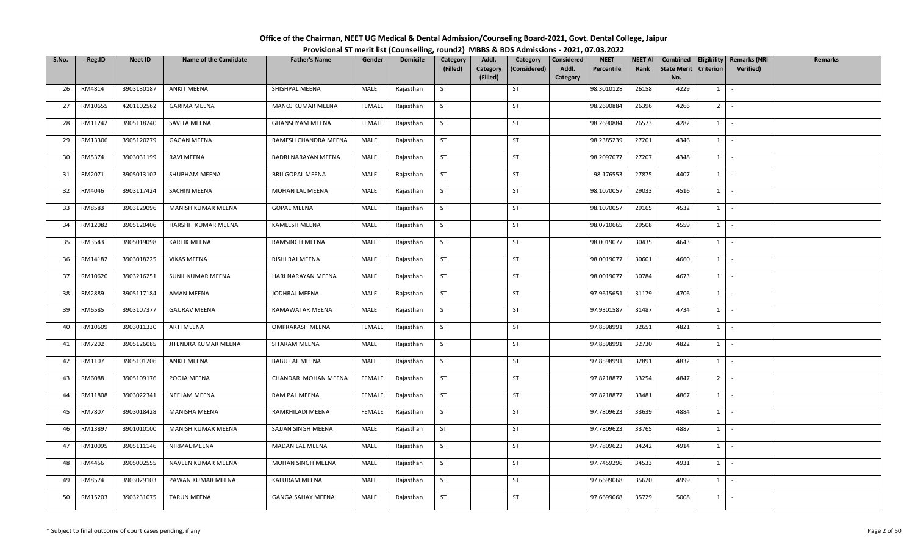# Office of the Chairman, NEET UG Medical & Dental Admission/Counseling Board-2021, Govt. Dental College, Jaipur

## Provisional ST merit list (Counselling, round2) MBBS & BDS Admissions - 2021, 07.03.2022

| S.No. | Reg.ID | Neet ID | Name of the Candidate | Father's Name | Gender | Domicile | Category (Filled) | Addl. Category (Filled) | Category (Considered) | Considered Addl. Category | NEET Percentile | NEET AI Rank | Combined State Merit No. | Eligibility Criterion | Remarks (NRI Verified) | Remarks |
|---|---|---|---|---|---|---|---|---|---|---|---|---|---|---|---|---|
| 26 | RM4814 | 3903130187 | ANKIT MEENA | SHISHPAL MEENA | MALE | Rajasthan | ST | | ST | | 98.3010128 | 26158 | 4229 | 1 | - | |
| 27 | RM10655 | 4201102562 | GARIMA MEENA | MANOJ KUMAR MEENA | FEMALE | Rajasthan | ST | | ST | | 98.2690884 | 26396 | 4266 | 2 | - | |
| 28 | RM11242 | 3905118240 | SAVITA MEENA | GHANSHYAM MEENA | FEMALE | Rajasthan | ST | | ST | | 98.2690884 | 26573 | 4282 | 1 | - | |
| 29 | RM13306 | 3905120279 | GAGAN MEENA | RAMESH CHANDRA MEENA | MALE | Rajasthan | ST | | ST | | 98.2385239 | 27201 | 4346 | 1 | - | |
| 30 | RM5374 | 3903031199 | RAVI MEENA | BADRI NARAYAN MEENA | MALE | Rajasthan | ST | | ST | | 98.2097077 | 27207 | 4348 | 1 | - | |
| 31 | RM2071 | 3905013102 | SHUBHAM MEENA | BRIJ GOPAL MEENA | MALE | Rajasthan | ST | | ST | | 98.176553 | 27875 | 4407 | 1 | - | |
| 32 | RM4046 | 3903117424 | SACHIN MEENA | MOHAN LAL MEENA | MALE | Rajasthan | ST | | ST | | 98.1070057 | 29033 | 4516 | 1 | - | |
| 33 | RM8583 | 3903129096 | MANISH KUMAR MEENA | GOPAL MEENA | MALE | Rajasthan | ST | | ST | | 98.1070057 | 29165 | 4532 | 1 | - | |
| 34 | RM12082 | 3905120406 | HARSHIT KUMAR MEENA | KAMLESH MEENA | MALE | Rajasthan | ST | | ST | | 98.0710665 | 29508 | 4559 | 1 | - | |
| 35 | RM3543 | 3905019098 | KARTIK MEENA | RAMSINGH MEENA | MALE | Rajasthan | ST | | ST | | 98.0019077 | 30435 | 4643 | 1 | - | |
| 36 | RM14182 | 3903018225 | VIKAS MEENA | RISHI RAJ MEENA | MALE | Rajasthan | ST | | ST | | 98.0019077 | 30601 | 4660 | 1 | - | |
| 37 | RM10620 | 3903216251 | SUNIL KUMAR MEENA | HARI NARAYAN MEENA | MALE | Rajasthan | ST | | ST | | 98.0019077 | 30784 | 4673 | 1 | - | |
| 38 | RM2889 | 3905117184 | AMAN MEENA | JODHRAJ MEENA | MALE | Rajasthan | ST | | ST | | 97.9615651 | 31179 | 4706 | 1 | - | |
| 39 | RM6585 | 3903107377 | GAURAV MEENA | RAMAWATAR MEENA | MALE | Rajasthan | ST | | ST | | 97.9301587 | 31487 | 4734 | 1 | - | |
| 40 | RM10609 | 3903011330 | ARTI MEENA | OMPRAKASH MEENA | FEMALE | Rajasthan | ST | | ST | | 97.8598991 | 32651 | 4821 | 1 | - | |
| 41 | RM7202 | 3905126085 | JITENDRA KUMAR MEENA | SITARAM MEENA | MALE | Rajasthan | ST | | ST | | 97.8598991 | 32730 | 4822 | 1 | - | |
| 42 | RM1107 | 3905101206 | ANKIT MEENA | BABU LAL MEENA | MALE | Rajasthan | ST | | ST | | 97.8598991 | 32891 | 4832 | 1 | - | |
| 43 | RM6088 | 3905109176 | POOJA MEENA | CHANDAR MOHAN MEENA | FEMALE | Rajasthan | ST | | ST | | 97.8218877 | 33254 | 4847 | 2 | - | |
| 44 | RM11808 | 3903022341 | NEELAM MEENA | RAM PAL MEENA | FEMALE | Rajasthan | ST | | ST | | 97.8218877 | 33481 | 4867 | 1 | - | |
| 45 | RM7807 | 3903018428 | MANISHA MEENA | RAMKHILADI MEENA | FEMALE | Rajasthan | ST | | ST | | 97.7809623 | 33639 | 4884 | 1 | - | |
| 46 | RM13897 | 3901010100 | MANISH KUMAR MEENA | SAJJAN SINGH MEENA | MALE | Rajasthan | ST | | ST | | 97.7809623 | 33765 | 4887 | 1 | - | |
| 47 | RM10095 | 3905111146 | NIRMAL MEENA | MADAN LAL MEENA | MALE | Rajasthan | ST | | ST | | 97.7809623 | 34242 | 4914 | 1 | - | |
| 48 | RM4456 | 3905002555 | NAVEEN KUMAR MEENA | MOHAN SINGH MEENA | MALE | Rajasthan | ST | | ST | | 97.7459296 | 34533 | 4931 | 1 | - | |
| 49 | RM8574 | 3903029103 | PAWAN KUMAR MEENA | KALURAM MEENA | MALE | Rajasthan | ST | | ST | | 97.6699068 | 35620 | 4999 | 1 | - | |
| 50 | RM15203 | 3903231075 | TARUN MEENA | GANGA SAHAY MEENA | MALE | Rajasthan | ST | | ST | | 97.6699068 | 35729 | 5008 | 1 | - | |

\* Subject to final outcome of court cases pending, if any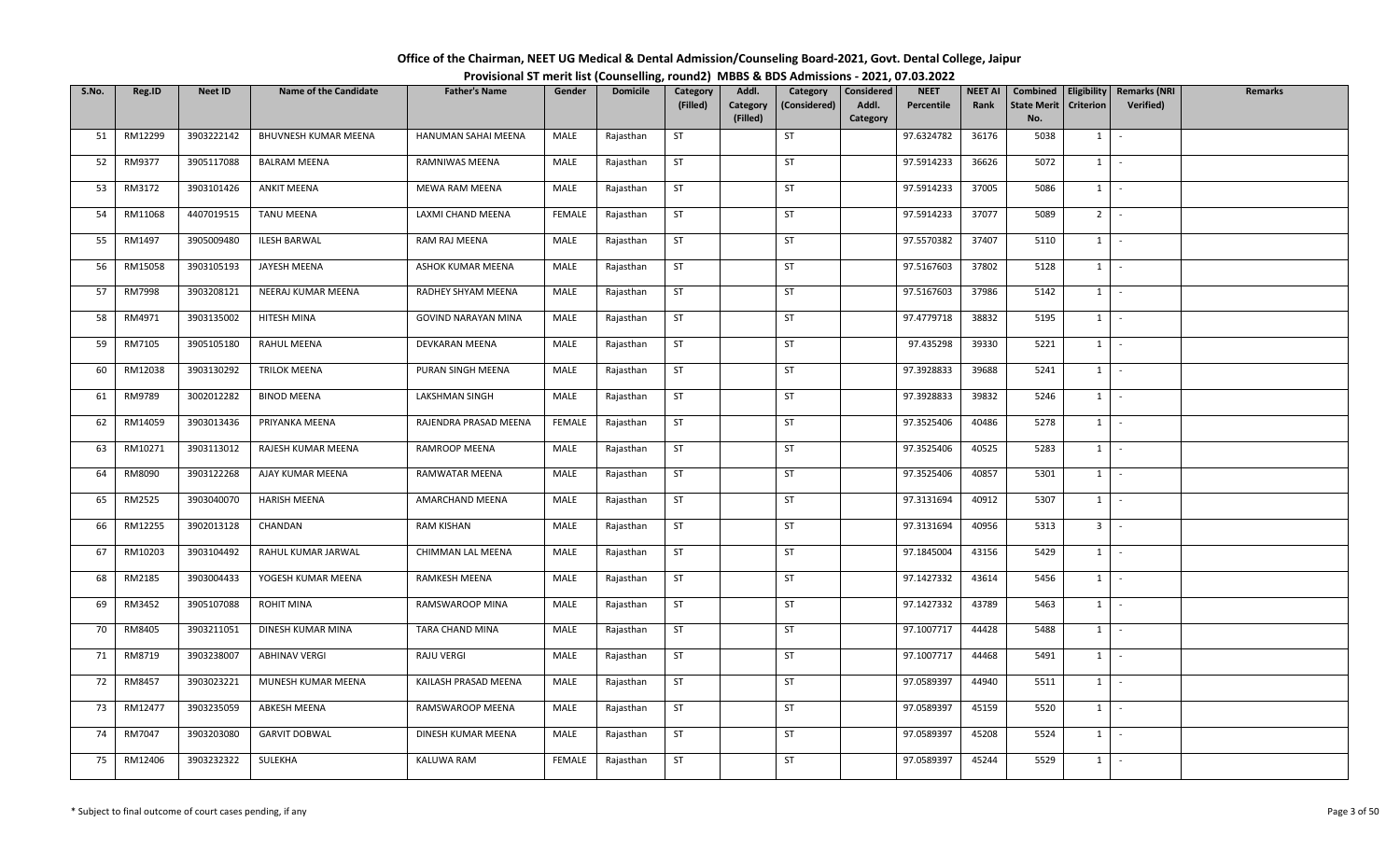# Office of the Chairman, NEET UG Medical & Dental Admission/Counseling Board-2021, Govt. Dental College, Jaipur

## Provisional ST merit list (Counselling, round2) MBBS & BDS Admissions - 2021, 07.03.2022

| S.No. | Reg.ID | Neet ID | Name of the Candidate | Father's Name | Gender | Domicile | Category (Filled) | Addl. Category (Filled) | Category (Considered) | Considered Addl. Category | NEET Percentile | NEET AI Rank | Combined State Merit No. | Eligibility Criterion | Remarks (NRI Verified) | Remarks |
|---|---|---|---|---|---|---|---|---|---|---|---|---|---|---|---|---|
| 51 | RM12299 | 3903222142 | BHUVNESH KUMAR MEENA | HANUMAN SAHAI MEENA | MALE | Rajasthan | ST | | ST | | 97.6324782 | 36176 | 5038 | 1 | - | |
| 52 | RM9377 | 3905117088 | BALRAM MEENA | RAMNIWAS MEENA | MALE | Rajasthan | ST | | ST | | 97.5914233 | 36626 | 5072 | 1 | - | |
| 53 | RM3172 | 3903101426 | ANKIT MEENA | MEWA RAM MEENA | MALE | Rajasthan | ST | | ST | | 97.5914233 | 37005 | 5086 | 1 | - | |
| 54 | RM11068 | 4407019515 | TANU MEENA | LAXMI CHAND MEENA | FEMALE | Rajasthan | ST | | ST | | 97.5914233 | 37077 | 5089 | 2 | - | |
| 55 | RM1497 | 3905009480 | ILESH BARWAL | RAM RAJ MEENA | MALE | Rajasthan | ST | | ST | | 97.5570382 | 37407 | 5110 | 1 | - | |
| 56 | RM15058 | 3903105193 | JAYESH MEENA | ASHOK KUMAR MEENA | MALE | Rajasthan | ST | | ST | | 97.5167603 | 37802 | 5128 | 1 | - | |
| 57 | RM7998 | 3903208121 | NEERAJ KUMAR MEENA | RADHEY SHYAM MEENA | MALE | Rajasthan | ST | | ST | | 97.5167603 | 37986 | 5142 | 1 | - | |
| 58 | RM4971 | 3903135002 | HITESH MINA | GOVIND NARAYAN MINA | MALE | Rajasthan | ST | | ST | | 97.4779718 | 38832 | 5195 | 1 | - | |
| 59 | RM7105 | 3905105180 | RAHUL MEENA | DEVKARAN MEENA | MALE | Rajasthan | ST | | ST | | 97.435298 | 39330 | 5221 | 1 | - | |
| 60 | RM12038 | 3903130292 | TRILOK MEENA | PURAN SINGH MEENA | MALE | Rajasthan | ST | | ST | | 97.3928833 | 39688 | 5241 | 1 | - | |
| 61 | RM9789 | 3002012282 | BINOD MEENA | LAKSHMAN SINGH | MALE | Rajasthan | ST | | ST | | 97.3928833 | 39832 | 5246 | 1 | - | |
| 62 | RM14059 | 3903013436 | PRIYANKA MEENA | RAJENDRA PRASAD MEENA | FEMALE | Rajasthan | ST | | ST | | 97.3525406 | 40486 | 5278 | 1 | - | |
| 63 | RM10271 | 3903113012 | RAJESH KUMAR MEENA | RAMROOP MEENA | MALE | Rajasthan | ST | | ST | | 97.3525406 | 40525 | 5283 | 1 | - | |
| 64 | RM8090 | 3903122268 | AJAY KUMAR MEENA | RAMWATAR MEENA | MALE | Rajasthan | ST | | ST | | 97.3525406 | 40857 | 5301 | 1 | - | |
| 65 | RM2525 | 3903040070 | HARISH MEENA | AMARCHAND MEENA | MALE | Rajasthan | ST | | ST | | 97.3131694 | 40912 | 5307 | 1 | - | |
| 66 | RM12255 | 3902013128 | CHANDAN | RAM KISHAN | MALE | Rajasthan | ST | | ST | | 97.3131694 | 40956 | 5313 | 3 | - | |
| 67 | RM10203 | 3903104492 | RAHUL KUMAR JARWAL | CHIMMAN LAL MEENA | MALE | Rajasthan | ST | | ST | | 97.1845004 | 43156 | 5429 | 1 | - | |
| 68 | RM2185 | 3903004433 | YOGESH KUMAR MEENA | RAMKESH MEENA | MALE | Rajasthan | ST | | ST | | 97.1427332 | 43614 | 5456 | 1 | - | |
| 69 | RM3452 | 3905107088 | ROHIT MINA | RAMSWAROOP MINA | MALE | Rajasthan | ST | | ST | | 97.1427332 | 43789 | 5463 | 1 | - | |
| 70 | RM8405 | 3903211051 | DINESH KUMAR MINA | TARA CHAND MINA | MALE | Rajasthan | ST | | ST | | 97.1007717 | 44428 | 5488 | 1 | - | |
| 71 | RM8719 | 3903238007 | ABHINAV VERGI | RAJU VERGI | MALE | Rajasthan | ST | | ST | | 97.1007717 | 44468 | 5491 | 1 | - | |
| 72 | RM8457 | 3903023221 | MUNESH KUMAR MEENA | KAILASH PRASAD MEENA | MALE | Rajasthan | ST | | ST | | 97.0589397 | 44940 | 5511 | 1 | - | |
| 73 | RM12477 | 3903235059 | ABKESH MEENA | RAMSWAROOP MEENA | MALE | Rajasthan | ST | | ST | | 97.0589397 | 45159 | 5520 | 1 | - | |
| 74 | RM7047 | 3903203080 | GARVIT DOBWAL | DINESH KUMAR MEENA | MALE | Rajasthan | ST | | ST | | 97.0589397 | 45208 | 5524 | 1 | - | |
| 75 | RM12406 | 3903232322 | SULEKHA | KALUWA RAM | FEMALE | Rajasthan | ST | | ST | | 97.0589397 | 45244 | 5529 | 1 | - | |

\* Subject to final outcome of court cases pending, if any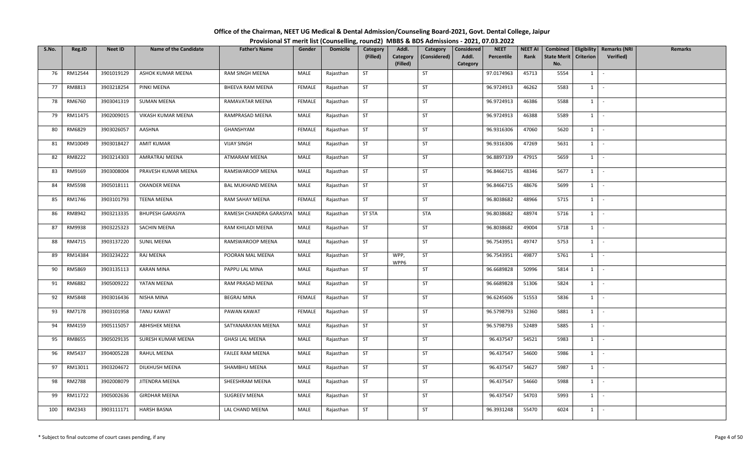# Office of the Chairman, NEET UG Medical & Dental Admission/Counseling Board-2021, Govt. Dental College, Jaipur

## Provisional ST merit list (Counselling, round2) MBBS & BDS Admissions - 2021, 07.03.2022

| S.No. | Reg.ID | Neet ID | Name of the Candidate | Father's Name | Gender | Domicile | Category (Filled) | Addl. Category (Filled) | Category (Considered) | Considered Addl. Category | NEET Percentile | NEET AI Rank | Combined State Merit No. | Eligibility Criterion | Remarks (NRI Verified) | Remarks |
|---|---|---|---|---|---|---|---|---|---|---|---|---|---|---|---|---|
| 76 | RM12544 | 3901019129 | ASHOK KUMAR MEENA | RAM SINGH MEENA | MALE | Rajasthan | ST | | ST | | 97.0174963 | 45713 | 5554 | 1 | - | |
| 77 | RM8813 | 3903218254 | PINKI MEENA | BHEEVA RAM MEENA | FEMALE | Rajasthan | ST | | ST | | 96.9724913 | 46262 | 5583 | 1 | - | |
| 78 | RM6760 | 3903041319 | SUMAN MEENA | RAMAVATAR MEENA | FEMALE | Rajasthan | ST | | ST | | 96.9724913 | 46386 | 5588 | 1 | - | |
| 79 | RM11475 | 3902009015 | VIKASH KUMAR MEENA | RAMPRASAD MEENA | MALE | Rajasthan | ST | | ST | | 96.9724913 | 46388 | 5589 | 1 | - | |
| 80 | RM6829 | 3903026057 | AASHNA | GHANSHYAM | FEMALE | Rajasthan | ST | | ST | | 96.9316306 | 47060 | 5620 | 1 | - | |
| 81 | RM10049 | 3903018427 | AMIT KUMAR | VIJAY SINGH | MALE | Rajasthan | ST | | ST | | 96.9316306 | 47269 | 5631 | 1 | - | |
| 82 | RM8222 | 3903214303 | AMRATRAJ MEENA | ATMARAM MEENA | MALE | Rajasthan | ST | | ST | | 96.8897339 | 47915 | 5659 | 1 | - | |
| 83 | RM9169 | 3903008004 | PRAVESH KUMAR MEENA | RAMSWAROOP MEENA | MALE | Rajasthan | ST | | ST | | 96.8466715 | 48346 | 5677 | 1 | - | |
| 84 | RM5598 | 3905018111 | OKANDER MEENA | BAL MUKHAND MEENA | MALE | Rajasthan | ST | | ST | | 96.8466715 | 48676 | 5699 | 1 | - | |
| 85 | RM1746 | 3903101793 | TEENA MEENA | RAM SAHAY MEENA | FEMALE | Rajasthan | ST | | ST | | 96.8038682 | 48966 | 5715 | 1 | - | |
| 86 | RM8942 | 3903213335 | BHUPESH GARASIYA | RAMESH CHANDRA GARASIYA | MALE | Rajasthan | ST STA | | STA | | 96.8038682 | 48974 | 5716 | 1 | - | |
| 87 | RM9938 | 3903225323 | SACHIN MEENA | RAM KHILADI MEENA | MALE | Rajasthan | ST | | ST | | 96.8038682 | 49004 | 5718 | 1 | - | |
| 88 | RM4715 | 3903137220 | SUNIL MEENA | RAMSWAROOP MEENA | MALE | Rajasthan | ST | | ST | | 96.7543951 | 49747 | 5753 | 1 | - | |
| 89 | RM14384 | 3903234222 | RAJ MEENA | POORAN MAL MEENA | MALE | Rajasthan | ST | WPP, WPP6 | ST | | 96.7543951 | 49877 | 5761 | 1 | - | |
| 90 | RM5869 | 3903135113 | KARAN MINA | PAPPU LAL MINA | MALE | Rajasthan | ST | | ST | | 96.6689828 | 50996 | 5814 | 1 | - | |
| 91 | RM6882 | 3905009222 | YATAN MEENA | RAM PRASAD MEENA | MALE | Rajasthan | ST | | ST | | 96.6689828 | 51306 | 5824 | 1 | - | |
| 92 | RM5848 | 3903016436 | NISHA MINA | BEGRAJ MINA | FEMALE | Rajasthan | ST | | ST | | 96.6245606 | 51553 | 5836 | 1 | - | |
| 93 | RM7178 | 3903101958 | TANU KAWAT | PAWAN KAWAT | FEMALE | Rajasthan | ST | | ST | | 96.5798793 | 52360 | 5881 | 1 | - | |
| 94 | RM4159 | 3905115057 | ABHISHEK MEENA | SATYANARAYAN MEENA | MALE | Rajasthan | ST | | ST | | 96.5798793 | 52489 | 5885 | 1 | - | |
| 95 | RM8655 | 3905029135 | SURESH KUMAR MEENA | GHASI LAL MEENA | MALE | Rajasthan | ST | | ST | | 96.437547 | 54521 | 5983 | 1 | - | |
| 96 | RM5437 | 3904005228 | RAHUL MEENA | FAILEE RAM MEENA | MALE | Rajasthan | ST | | ST | | 96.437547 | 54600 | 5986 | 1 | - | |
| 97 | RM13011 | 3903204672 | DILKHUSH MEENA | SHAMBHU MEENA | MALE | Rajasthan | ST | | ST | | 96.437547 | 54627 | 5987 | 1 | - | |
| 98 | RM2788 | 3902008079 | JITENDRA MEENA | SHEESHRAM MEENA | MALE | Rajasthan | ST | | ST | | 96.437547 | 54660 | 5988 | 1 | - | |
| 99 | RM11722 | 3905002636 | GIRDHAR MEENA | SUGREEV MEENA | MALE | Rajasthan | ST | | ST | | 96.437547 | 54703 | 5993 | 1 | - | |
| 100 | RM2343 | 3903111171 | HARSH BASNA | LAL CHAND MEENA | MALE | Rajasthan | ST | | ST | | 96.3931248 | 55470 | 6024 | 1 | - | |

\* Subject to final outcome of court cases pending, if any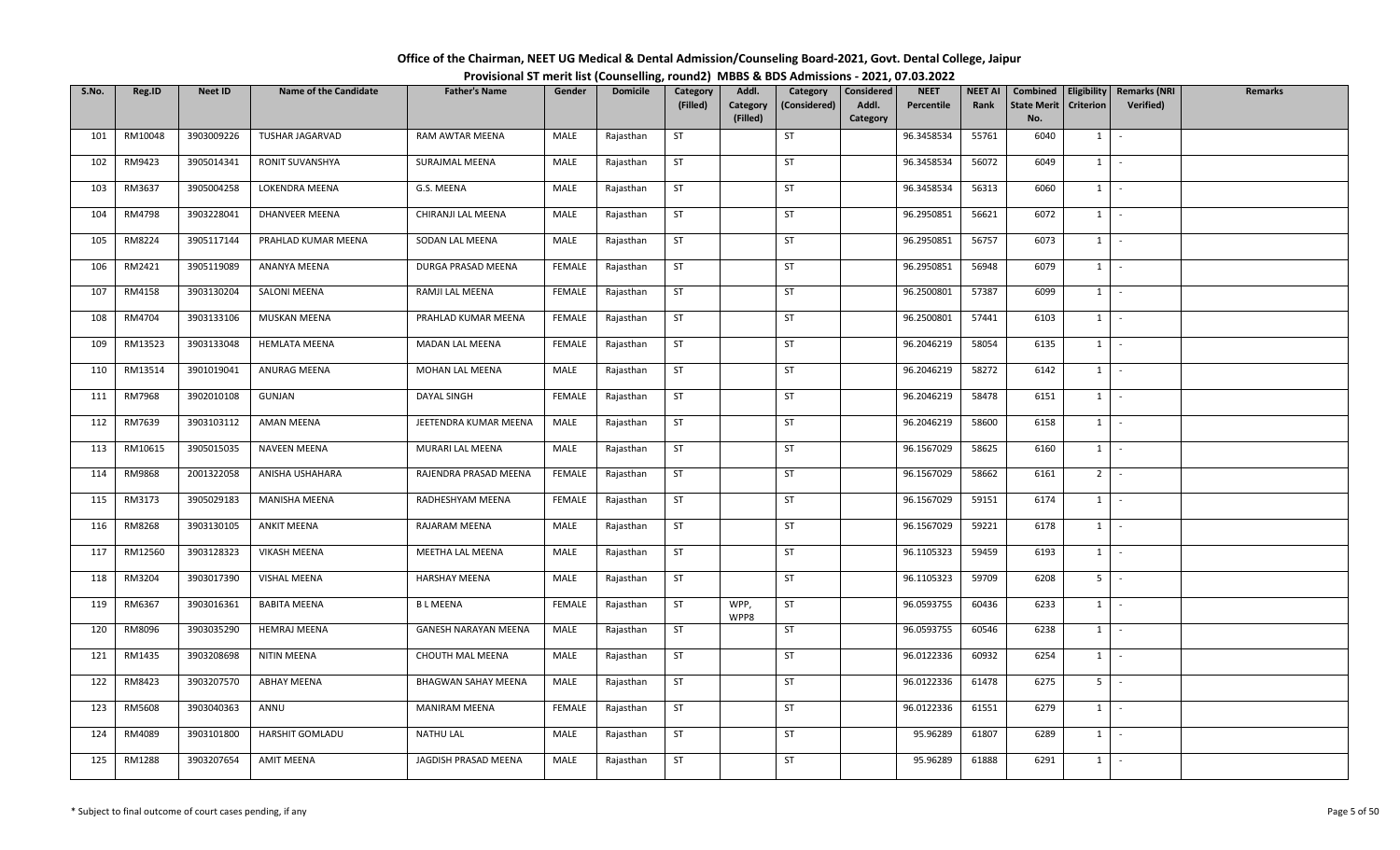# Office of the Chairman, NEET UG Medical & Dental Admission/Counseling Board-2021, Govt. Dental College, Jaipur

## Provisional ST merit list (Counselling, round2) MBBS & BDS Admissions - 2021, 07.03.2022

| S.No. | Reg.ID | Neet ID | Name of the Candidate | Father's Name | Gender | Domicile | Category (Filled) | Addl. Category (Filled) | Category (Considered) | Considered Addl. Category | NEET Percentile | NEET AI Rank | Combined State Merit No. | Eligibility Criterion | Remarks (NRI Verified) | Remarks |
|---|---|---|---|---|---|---|---|---|---|---|---|---|---|---|---|---|
| 101 | RM10048 | 3903009226 | TUSHAR JAGARVAD | RAM AWTAR MEENA | MALE | Rajasthan | ST | | ST | | 96.3458534 | 55761 | 6040 | 1 | - | |
| 102 | RM9423 | 3905014341 | RONIT SUVANSHYA | SURAJMAL MEENA | MALE | Rajasthan | ST | | ST | | 96.3458534 | 56072 | 6049 | 1 | - | |
| 103 | RM3637 | 3905004258 | LOKENDRA MEENA | G.S. MEENA | MALE | Rajasthan | ST | | ST | | 96.3458534 | 56313 | 6060 | 1 | - | |
| 104 | RM4798 | 3903228041 | DHANVEER MEENA | CHIRANJI LAL MEENA | MALE | Rajasthan | ST | | ST | | 96.2950851 | 56621 | 6072 | 1 | - | |
| 105 | RM8224 | 3905117144 | PRAHLAD KUMAR MEENA | SODAN LAL MEENA | MALE | Rajasthan | ST | | ST | | 96.2950851 | 56757 | 6073 | 1 | - | |
| 106 | RM2421 | 3905119089 | ANANYA MEENA | DURGA PRASAD MEENA | FEMALE | Rajasthan | ST | | ST | | 96.2950851 | 56948 | 6079 | 1 | - | |
| 107 | RM4158 | 3903130204 | SALONI MEENA | RAMJI LAL MEENA | FEMALE | Rajasthan | ST | | ST | | 96.2500801 | 57387 | 6099 | 1 | - | |
| 108 | RM4704 | 3903133106 | MUSKAN MEENA | PRAHLAD KUMAR MEENA | FEMALE | Rajasthan | ST | | ST | | 96.2500801 | 57441 | 6103 | 1 | - | |
| 109 | RM13523 | 3903133048 | HEMLATA MEENA | MADAN LAL MEENA | FEMALE | Rajasthan | ST | | ST | | 96.2046219 | 58054 | 6135 | 1 | - | |
| 110 | RM13514 | 3901019041 | ANURAG MEENA | MOHAN LAL MEENA | MALE | Rajasthan | ST | | ST | | 96.2046219 | 58272 | 6142 | 1 | - | |
| 111 | RM7968 | 3902010108 | GUNJAN | DAYAL SINGH | FEMALE | Rajasthan | ST | | ST | | 96.2046219 | 58478 | 6151 | 1 | - | |
| 112 | RM7639 | 3903103112 | AMAN MEENA | JEETENDRA KUMAR MEENA | MALE | Rajasthan | ST | | ST | | 96.2046219 | 58600 | 6158 | 1 | - | |
| 113 | RM10615 | 3905015035 | NAVEEN MEENA | MURARI LAL MEENA | MALE | Rajasthan | ST | | ST | | 96.1567029 | 58625 | 6160 | 1 | - | |
| 114 | RM9868 | 2001322058 | ANISHA USHAHARA | RAJENDRA PRASAD MEENA | FEMALE | Rajasthan | ST | | ST | | 96.1567029 | 58662 | 6161 | 2 | - | |
| 115 | RM3173 | 3905029183 | MANISHA MEENA | RADHESHYAM MEENA | FEMALE | Rajasthan | ST | | ST | | 96.1567029 | 59151 | 6174 | 1 | - | |
| 116 | RM8268 | 3903130105 | ANKIT MEENA | RAJARAM MEENA | MALE | Rajasthan | ST | | ST | | 96.1567029 | 59221 | 6178 | 1 | - | |
| 117 | RM12560 | 3903128323 | VIKASH MEENA | MEETHA LAL MEENA | MALE | Rajasthan | ST | | ST | | 96.1105323 | 59459 | 6193 | 1 | - | |
| 118 | RM3204 | 3903017390 | VISHAL MEENA | HARSHAY MEENA | MALE | Rajasthan | ST | | ST | | 96.1105323 | 59709 | 6208 | 5 | - | |
| 119 | RM6367 | 3903016361 | BABITA MEENA | B L MEENA | FEMALE | Rajasthan | ST | WPP, WPP8 | ST | | 96.0593755 | 60436 | 6233 | 1 | - | |
| 120 | RM8096 | 3903035290 | HEMRAJ MEENA | GANESH NARAYAN MEENA | MALE | Rajasthan | ST | | ST | | 96.0593755 | 60546 | 6238 | 1 | - | |
| 121 | RM1435 | 3903208698 | NITIN MEENA | CHOUTH MAL MEENA | MALE | Rajasthan | ST | | ST | | 96.0122336 | 60932 | 6254 | 1 | - | |
| 122 | RM8423 | 3903207570 | ABHAY MEENA | BHAGWAN SAHAY MEENA | MALE | Rajasthan | ST | | ST | | 96.0122336 | 61478 | 6275 | 5 | - | |
| 123 | RM5608 | 3903040363 | ANNU | MANIRAM MEENA | FEMALE | Rajasthan | ST | | ST | | 96.0122336 | 61551 | 6279 | 1 | - | |
| 124 | RM4089 | 3903101800 | HARSHIT GOMLADU | NATHU LAL | MALE | Rajasthan | ST | | ST | | 95.96289 | 61807 | 6289 | 1 | - | |
| 125 | RM1288 | 3903207654 | AMIT MEENA | JAGDISH PRASAD MEENA | MALE | Rajasthan | ST | | ST | | 95.96289 | 61888 | 6291 | 1 | - | |

\* Subject to final outcome of court cases pending, if any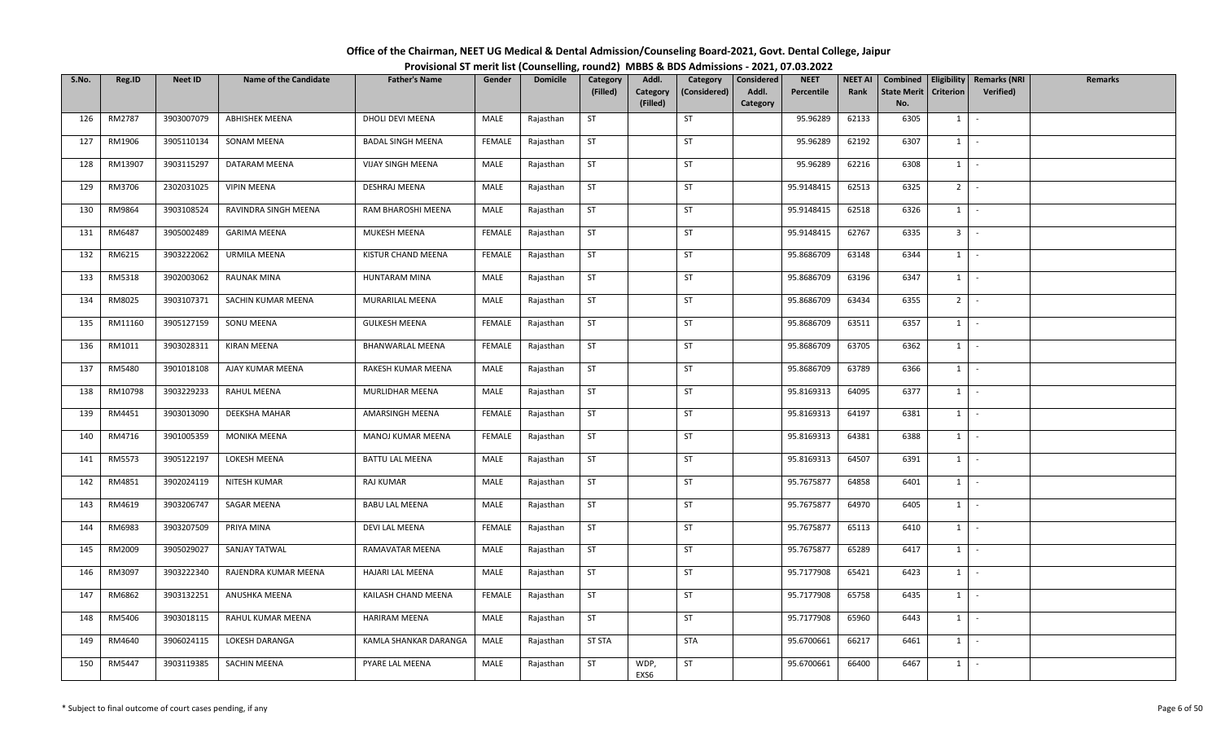# Office of the Chairman, NEET UG Medical & Dental Admission/Counseling Board-2021, Govt. Dental College, Jaipur

## Provisional ST merit list (Counselling, round2) MBBS & BDS Admissions - 2021, 07.03.2022

| S.No. | Reg.ID | Neet ID | Name of the Candidate | Father's Name | Gender | Domicile | Category (Filled) | Addl. Category (Filled) | Category (Considered) | Considered Addl. Category | NEET Percentile | NEET AI Rank | Combined State Merit No. | Eligibility Criterion | Remarks (NRI Verified) | Remarks |
|---|---|---|---|---|---|---|---|---|---|---|---|---|---|---|---|---|
| 126 | RM2787 | 3903007079 | ABHISHEK MEENA | DHOLI DEVI MEENA | MALE | Rajasthan | ST | | ST | | 95.96289 | 62133 | 6305 | 1 | - | |
| 127 | RM1906 | 3905110134 | SONAM MEENA | BADAL SINGH MEENA | FEMALE | Rajasthan | ST | | ST | | 95.96289 | 62192 | 6307 | 1 | - | |
| 128 | RM13907 | 3903115297 | DATARAM MEENA | VIJAY SINGH MEENA | MALE | Rajasthan | ST | | ST | | 95.96289 | 62216 | 6308 | 1 | - | |
| 129 | RM3706 | 2302031025 | VIPIN MEENA | DESHRAJ MEENA | MALE | Rajasthan | ST | | ST | | 95.9148415 | 62513 | 6325 | 2 | - | |
| 130 | RM9864 | 3903108524 | RAVINDRA SINGH MEENA | RAM BHAROSHI MEENA | MALE | Rajasthan | ST | | ST | | 95.9148415 | 62518 | 6326 | 1 | - | |
| 131 | RM6487 | 3905002489 | GARIMA MEENA | MUKESH MEENA | FEMALE | Rajasthan | ST | | ST | | 95.9148415 | 62767 | 6335 | 3 | - | |
| 132 | RM6215 | 3903222062 | URMILA MEENA | KISTUR CHAND MEENA | FEMALE | Rajasthan | ST | | ST | | 95.8686709 | 63148 | 6344 | 1 | - | |
| 133 | RM5318 | 3902003062 | RAUNAK MINA | HUNTARAM MINA | MALE | Rajasthan | ST | | ST | | 95.8686709 | 63196 | 6347 | 1 | - | |
| 134 | RM8025 | 3903107371 | SACHIN KUMAR MEENA | MURARILAL MEENA | MALE | Rajasthan | ST | | ST | | 95.8686709 | 63434 | 6355 | 2 | - | |
| 135 | RM11160 | 3905127159 | SONU MEENA | GULKESH MEENA | FEMALE | Rajasthan | ST | | ST | | 95.8686709 | 63511 | 6357 | 1 | - | |
| 136 | RM1011 | 3903028311 | KIRAN MEENA | BHANWARLAL MEENA | FEMALE | Rajasthan | ST | | ST | | 95.8686709 | 63705 | 6362 | 1 | - | |
| 137 | RM5480 | 3901018108 | AJAY KUMAR MEENA | RAKESH KUMAR MEENA | MALE | Rajasthan | ST | | ST | | 95.8686709 | 63789 | 6366 | 1 | - | |
| 138 | RM10798 | 3903229233 | RAHUL MEENA | MURLIDHAR MEENA | MALE | Rajasthan | ST | | ST | | 95.8169313 | 64095 | 6377 | 1 | - | |
| 139 | RM4451 | 3903013090 | DEEKSHA MAHAR | AMARSINGH MEENA | FEMALE | Rajasthan | ST | | ST | | 95.8169313 | 64197 | 6381 | 1 | - | |
| 140 | RM4716 | 3901005359 | MONIKA MEENA | MANOJ KUMAR MEENA | FEMALE | Rajasthan | ST | | ST | | 95.8169313 | 64381 | 6388 | 1 | - | |
| 141 | RM5573 | 3905122197 | LOKESH MEENA | BATTU LAL MEENA | MALE | Rajasthan | ST | | ST | | 95.8169313 | 64507 | 6391 | 1 | - | |
| 142 | RM4851 | 3902024119 | NITESH KUMAR | RAJ KUMAR | MALE | Rajasthan | ST | | ST | | 95.7675877 | 64858 | 6401 | 1 | - | |
| 143 | RM4619 | 3903206747 | SAGAR MEENA | BABU LAL MEENA | MALE | Rajasthan | ST | | ST | | 95.7675877 | 64970 | 6405 | 1 | - | |
| 144 | RM6983 | 3903207509 | PRIYA MINA | DEVI LAL MEENA | FEMALE | Rajasthan | ST | | ST | | 95.7675877 | 65113 | 6410 | 1 | - | |
| 145 | RM2009 | 3905029027 | SANJAY TATWAL | RAMAVATAR MEENA | MALE | Rajasthan | ST | | ST | | 95.7675877 | 65289 | 6417 | 1 | - | |
| 146 | RM3097 | 3903222340 | RAJENDRA KUMAR MEENA | HAJARI LAL MEENA | MALE | Rajasthan | ST | | ST | | 95.7177908 | 65421 | 6423 | 1 | - | |
| 147 | RM6862 | 3903132251 | ANUSHKA MEENA | KAILASH CHAND MEENA | FEMALE | Rajasthan | ST | | ST | | 95.7177908 | 65758 | 6435 | 1 | - | |
| 148 | RM5406 | 3903018115 | RAHUL KUMAR MEENA | HARIRAM MEENA | MALE | Rajasthan | ST | | ST | | 95.7177908 | 65960 | 6443 | 1 | - | |
| 149 | RM4640 | 3906024115 | LOKESH DARANGA | KAMLA SHANKAR DARANGA | MALE | Rajasthan | ST STA | | STA | | 95.6700661 | 66217 | 6461 | 1 | - | |
| 150 | RM5447 | 3903119385 | SACHIN MEENA | PYARE LAL MEENA | MALE | Rajasthan | ST | WDP, EXS6 | ST | | 95.6700661 | 66400 | 6467 | 1 | - | |

\* Subject to final outcome of court cases pending, if any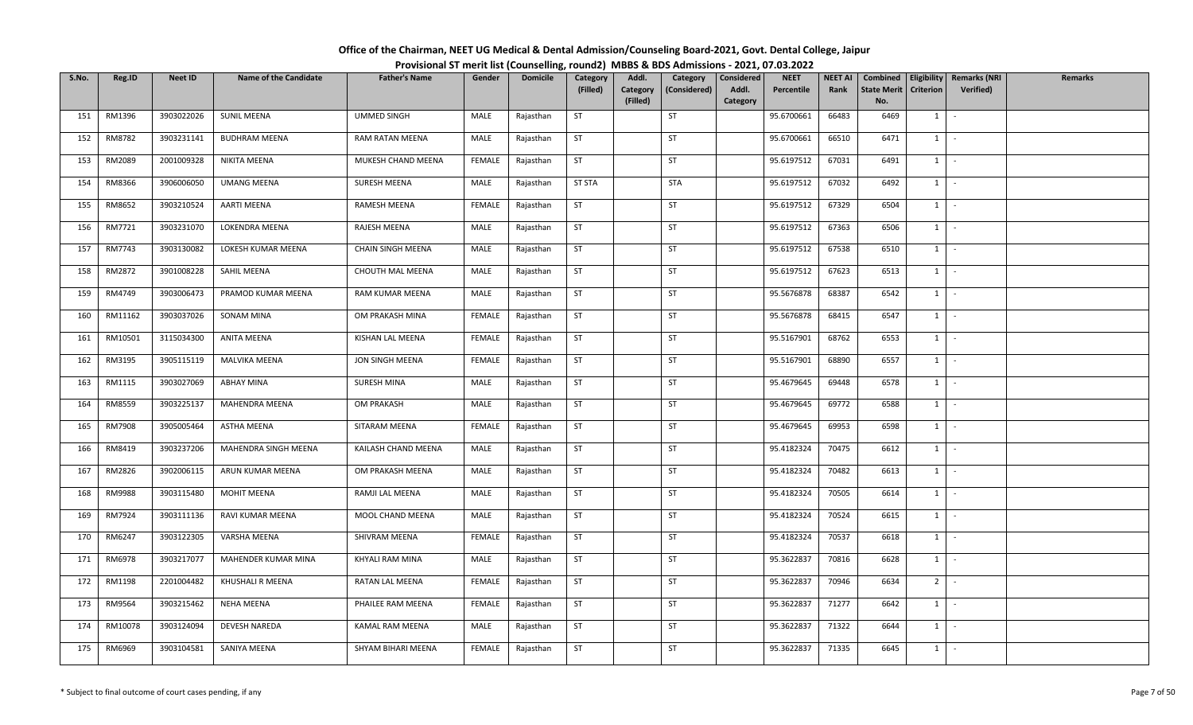# Office of the Chairman, NEET UG Medical & Dental Admission/Counseling Board-2021, Govt. Dental College, Jaipur

## Provisional ST merit list (Counselling, round2) MBBS & BDS Admissions - 2021, 07.03.2022

| S.No. | Reg.ID | Neet ID | Name of the Candidate | Father's Name | Gender | Domicile | Category (Filled) | Addl. Category (Filled) | Category (Considered) | Considered Addl. Category | NEET Percentile | NEET AI Rank | Combined State Merit No. | Eligibility Criterion | Remarks (NRI Verified) | Remarks |
|---|---|---|---|---|---|---|---|---|---|---|---|---|---|---|---|---|
| 151 | RM1396 | 3903022026 | SUNIL MEENA | UMMED SINGH | MALE | Rajasthan | ST | | ST | | 95.6700661 | 66483 | 6469 | 1 | - | |
| 152 | RM8782 | 3903231141 | BUDHRAM MEENA | RAM RATAN MEENA | MALE | Rajasthan | ST | | ST | | 95.6700661 | 66510 | 6471 | 1 | - | |
| 153 | RM2089 | 2001009328 | NIKITA MEENA | MUKESH CHAND MEENA | FEMALE | Rajasthan | ST | | ST | | 95.6197512 | 67031 | 6491 | 1 | - | |
| 154 | RM8366 | 3906006050 | UMANG MEENA | SURESH MEENA | MALE | Rajasthan | ST STA | | STA | | 95.6197512 | 67032 | 6492 | 1 | - | |
| 155 | RM8652 | 3903210524 | AARTI MEENA | RAMESH MEENA | FEMALE | Rajasthan | ST | | ST | | 95.6197512 | 67329 | 6504 | 1 | - | |
| 156 | RM7721 | 3903231070 | LOKENDRA MEENA | RAJESH MEENA | MALE | Rajasthan | ST | | ST | | 95.6197512 | 67363 | 6506 | 1 | - | |
| 157 | RM7743 | 3903130082 | LOKESH KUMAR MEENA | CHAIN SINGH MEENA | MALE | Rajasthan | ST | | ST | | 95.6197512 | 67538 | 6510 | 1 | - | |
| 158 | RM2872 | 3901008228 | SAHIL MEENA | CHOUTH MAL MEENA | MALE | Rajasthan | ST | | ST | | 95.6197512 | 67623 | 6513 | 1 | - | |
| 159 | RM4749 | 3903006473 | PRAMOD KUMAR MEENA | RAM KUMAR MEENA | MALE | Rajasthan | ST | | ST | | 95.5676878 | 68387 | 6542 | 1 | - | |
| 160 | RM11162 | 3903037026 | SONAM MINA | OM PRAKASH MINA | FEMALE | Rajasthan | ST | | ST | | 95.5676878 | 68415 | 6547 | 1 | - | |
| 161 | RM10501 | 3115034300 | ANITA MEENA | KISHAN LAL MEENA | FEMALE | Rajasthan | ST | | ST | | 95.5167901 | 68762 | 6553 | 1 | - | |
| 162 | RM3195 | 3905115119 | MALVIKA MEENA | JON SINGH MEENA | FEMALE | Rajasthan | ST | | ST | | 95.5167901 | 68890 | 6557 | 1 | - | |
| 163 | RM1115 | 3903027069 | ABHAY MINA | SURESH MINA | MALE | Rajasthan | ST | | ST | | 95.4679645 | 69448 | 6578 | 1 | - | |
| 164 | RM8559 | 3903225137 | MAHENDRA MEENA | OM PRAKASH | MALE | Rajasthan | ST | | ST | | 95.4679645 | 69772 | 6588 | 1 | - | |
| 165 | RM7908 | 3905005464 | ASTHA MEENA | SITARAM MEENA | FEMALE | Rajasthan | ST | | ST | | 95.4679645 | 69953 | 6598 | 1 | - | |
| 166 | RM8419 | 3903237206 | MAHENDRA SINGH MEENA | KAILASH CHAND MEENA | MALE | Rajasthan | ST | | ST | | 95.4182324 | 70475 | 6612 | 1 | - | |
| 167 | RM2826 | 3902006115 | ARUN KUMAR MEENA | OM PRAKASH MEENA | MALE | Rajasthan | ST | | ST | | 95.4182324 | 70482 | 6613 | 1 | - | |
| 168 | RM9988 | 3903115480 | MOHIT MEENA | RAMJI LAL MEENA | MALE | Rajasthan | ST | | ST | | 95.4182324 | 70505 | 6614 | 1 | - | |
| 169 | RM7924 | 3903111136 | RAVI KUMAR MEENA | MOOL CHAND MEENA | MALE | Rajasthan | ST | | ST | | 95.4182324 | 70524 | 6615 | 1 | - | |
| 170 | RM6247 | 3903122305 | VARSHA MEENA | SHIVRAM MEENA | FEMALE | Rajasthan | ST | | ST | | 95.4182324 | 70537 | 6618 | 1 | - | |
| 171 | RM6978 | 3903217077 | MAHENDER KUMAR MINA | KHYALI RAM MINA | MALE | Rajasthan | ST | | ST | | 95.3622837 | 70816 | 6628 | 1 | - | |
| 172 | RM1198 | 2201004482 | KHUSHALI R MEENA | RATAN LAL MEENA | FEMALE | Rajasthan | ST | | ST | | 95.3622837 | 70946 | 6634 | 2 | - | |
| 173 | RM9564 | 3903215462 | NEHA MEENA | PHAILEE RAM MEENA | FEMALE | Rajasthan | ST | | ST | | 95.3622837 | 71277 | 6642 | 1 | - | |
| 174 | RM10078 | 3903124094 | DEVESH NAREDA | KAMAL RAM MEENA | MALE | Rajasthan | ST | | ST | | 95.3622837 | 71322 | 6644 | 1 | - | |
| 175 | RM6969 | 3903104581 | SANIYA MEENA | SHYAM BIHARI MEENA | FEMALE | Rajasthan | ST | | ST | | 95.3622837 | 71335 | 6645 | 1 | - | |

\* Subject to final outcome of court cases pending, if any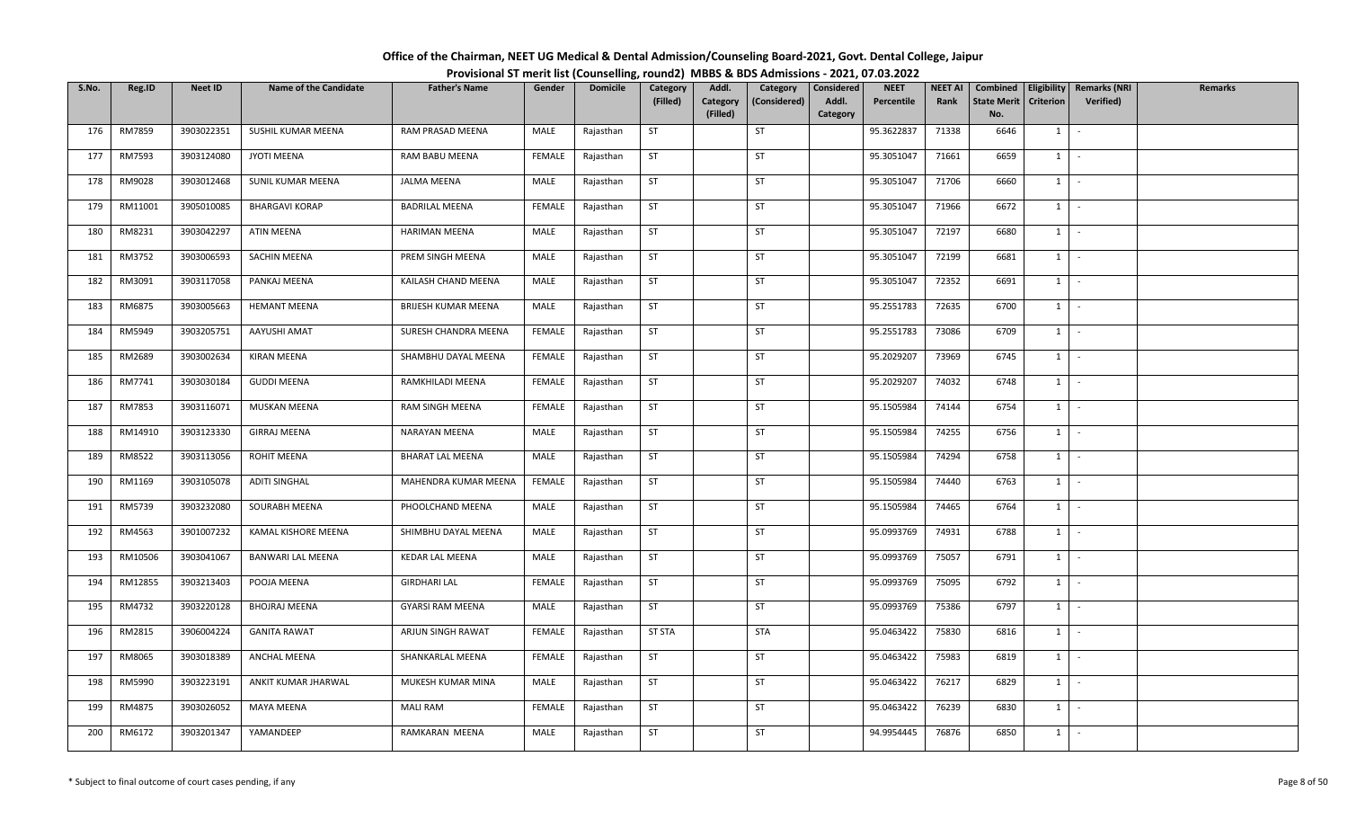# Office of the Chairman, NEET UG Medical & Dental Admission/Counseling Board-2021, Govt. Dental College, Jaipur

## Provisional ST merit list (Counselling, round2) MBBS & BDS Admissions - 2021, 07.03.2022

| S.No. | Reg.ID | Neet ID | Name of the Candidate | Father's Name | Gender | Domicile | Category (Filled) | Addl. Category (Filled) | Category (Considered) | Considered Addl. Category | NEET Percentile | NEET AI Rank | Combined State Merit No. | Eligibility Criterion | Remarks (NRI Verified) | Remarks |
|---|---|---|---|---|---|---|---|---|---|---|---|---|---|---|---|---|
| 176 | RM7859 | 3903022351 | SUSHIL KUMAR MEENA | RAM PRASAD MEENA | MALE | Rajasthan | ST | | ST | | 95.3622837 | 71338 | 6646 | 1 | - | |
| 177 | RM7593 | 3903124080 | JYOTI MEENA | RAM BABU MEENA | FEMALE | Rajasthan | ST | | ST | | 95.3051047 | 71661 | 6659 | 1 | - | |
| 178 | RM9028 | 3903012468 | SUNIL KUMAR MEENA | JALMA MEENA | MALE | Rajasthan | ST | | ST | | 95.3051047 | 71706 | 6660 | 1 | - | |
| 179 | RM11001 | 3905010085 | BHARGAVI KORAP | BADRILAL MEENA | FEMALE | Rajasthan | ST | | ST | | 95.3051047 | 71966 | 6672 | 1 | - | |
| 180 | RM8231 | 3903042297 | ATIN MEENA | HARIMAN MEENA | MALE | Rajasthan | ST | | ST | | 95.3051047 | 72197 | 6680 | 1 | - | |
| 181 | RM3752 | 3903006593 | SACHIN MEENA | PREM SINGH MEENA | MALE | Rajasthan | ST | | ST | | 95.3051047 | 72199 | 6681 | 1 | - | |
| 182 | RM3091 | 3903117058 | PANKAJ MEENA | KAILASH CHAND MEENA | MALE | Rajasthan | ST | | ST | | 95.3051047 | 72352 | 6691 | 1 | - | |
| 183 | RM6875 | 3903005663 | HEMANT MEENA | BRIJESH KUMAR MEENA | MALE | Rajasthan | ST | | ST | | 95.2551783 | 72635 | 6700 | 1 | - | |
| 184 | RM5949 | 3903205751 | AAYUSHI AMAT | SURESH CHANDRA MEENA | FEMALE | Rajasthan | ST | | ST | | 95.2551783 | 73086 | 6709 | 1 | - | |
| 185 | RM2689 | 3903002634 | KIRAN MEENA | SHAMBHU DAYAL MEENA | FEMALE | Rajasthan | ST | | ST | | 95.2029207 | 73969 | 6745 | 1 | - | |
| 186 | RM7741 | 3903030184 | GUDDI MEENA | RAMKHILADI MEENA | FEMALE | Rajasthan | ST | | ST | | 95.2029207 | 74032 | 6748 | 1 | - | |
| 187 | RM7853 | 3903116071 | MUSKAN MEENA | RAM SINGH MEENA | FEMALE | Rajasthan | ST | | ST | | 95.1505984 | 74144 | 6754 | 1 | - | |
| 188 | RM14910 | 3903123330 | GIRRAJ MEENA | NARAYAN MEENA | MALE | Rajasthan | ST | | ST | | 95.1505984 | 74255 | 6756 | 1 | - | |
| 189 | RM8522 | 3903113056 | ROHIT MEENA | BHARAT LAL MEENA | MALE | Rajasthan | ST | | ST | | 95.1505984 | 74294 | 6758 | 1 | - | |
| 190 | RM1169 | 3903105078 | ADITI SINGHAL | MAHENDRA KUMAR MEENA | FEMALE | Rajasthan | ST | | ST | | 95.1505984 | 74440 | 6763 | 1 | - | |
| 191 | RM5739 | 3903232080 | SOURABH MEENA | PHOOLCHAND MEENA | MALE | Rajasthan | ST | | ST | | 95.1505984 | 74465 | 6764 | 1 | - | |
| 192 | RM4563 | 3901007232 | KAMAL KISHORE MEENA | SHIMBHU DAYAL MEENA | MALE | Rajasthan | ST | | ST | | 95.0993769 | 74931 | 6788 | 1 | - | |
| 193 | RM10506 | 3903041067 | BANWARI LAL MEENA | KEDAR LAL MEENA | MALE | Rajasthan | ST | | ST | | 95.0993769 | 75057 | 6791 | 1 | - | |
| 194 | RM12855 | 3903213403 | POOJA MEENA | GIRDHARI LAL | FEMALE | Rajasthan | ST | | ST | | 95.0993769 | 75095 | 6792 | 1 | - | |
| 195 | RM4732 | 3903220128 | BHOJRAJ MEENA | GYARSI RAM MEENA | MALE | Rajasthan | ST | | ST | | 95.0993769 | 75386 | 6797 | 1 | - | |
| 196 | RM2815 | 3906004224 | GANITA RAWAT | ARJUN SINGH RAWAT | FEMALE | Rajasthan | ST STA | | STA | | 95.0463422 | 75830 | 6816 | 1 | - | |
| 197 | RM8065 | 3903018389 | ANCHAL MEENA | SHANKARLAL MEENA | FEMALE | Rajasthan | ST | | ST | | 95.0463422 | 75983 | 6819 | 1 | - | |
| 198 | RM5990 | 3903223191 | ANKIT KUMAR JHARWAL | MUKESH KUMAR MINA | MALE | Rajasthan | ST | | ST | | 95.0463422 | 76217 | 6829 | 1 | - | |
| 199 | RM4875 | 3903026052 | MAYA MEENA | MALI RAM | FEMALE | Rajasthan | ST | | ST | | 95.0463422 | 76239 | 6830 | 1 | - | |
| 200 | RM6172 | 3903201347 | YAMANDEEP | RAMKARAN MEENA | MALE | Rajasthan | ST | | ST | | 94.9954445 | 76876 | 6850 | 1 | - | |

\* Subject to final outcome of court cases pending, if any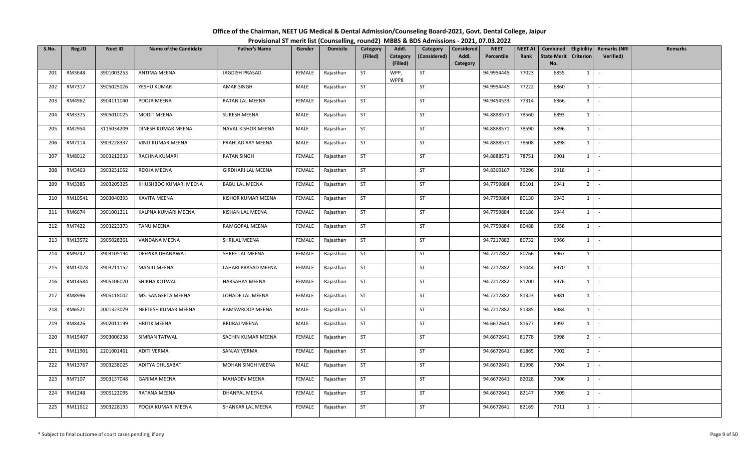# Office of the Chairman, NEET UG Medical & Dental Admission/Counseling Board-2021, Govt. Dental College, Jaipur

## Provisional ST merit list (Counselling, round2) MBBS & BDS Admissions - 2021, 07.03.2022

| S.No. | Reg.ID | Neet ID | Name of the Candidate | Father's Name | Gender | Domicile | Category (Filled) | Addl. Category (Filled) | Category (Considered) | Considered Addl. Category | NEET Percentile | NEET AI Rank | Combined State Merit No. | Eligibility Criterion | Remarks (NRI Verified) | Remarks |
|---|---|---|---|---|---|---|---|---|---|---|---|---|---|---|---|---|
| 201 | RM3648 | 3901003253 | ANTIMA MEENA | JAGDISH PRASAD | FEMALE | Rajasthan | ST | WPP, WPP8 | ST | | 94.9954445 | 77023 | 6855 | 1 | - | |
| 202 | RM7317 | 3905025026 | YESHU KUMAR | AMAR SINGH | MALE | Rajasthan | ST | | ST | | 94.9954445 | 77222 | 6860 | 1 | - | |
| 203 | RM4962 | 3904111040 | POOJA MEENA | RATAN LAL MEENA | FEMALE | Rajasthan | ST | | ST | | 94.9454533 | 77314 | 6866 | 3 | - | |
| 204 | RM3375 | 3905010025 | MODIT MEENA | SURESH MEENA | MALE | Rajasthan | ST | | ST | | 94.8888571 | 78560 | 6893 | 1 | - | |
| 205 | RM2954 | 3115034209 | DINESH KUMAR MEENA | NAVAL KISHOR MEENA | MALE | Rajasthan | ST | | ST | | 94.8888571 | 78590 | 6896 | 1 | - | |
| 206 | RM7114 | 3903228337 | VINIT KUMAR MEENA | PRAHLAD RAY MEENA | MALE | Rajasthan | ST | | ST | | 94.8888571 | 78608 | 6898 | 1 | - | |
| 207 | RM8012 | 3903212033 | RACHNA KUMARI | RATAN SINGH | FEMALE | Rajasthan | ST | | ST | | 94.8888571 | 78751 | 6901 | 1 | - | |
| 208 | RM3463 | 3903231052 | REKHA MEENA | GIRDHARI LAL MEENA | FEMALE | Rajasthan | ST | | ST | | 94.8360167 | 79296 | 6918 | 1 | - | |
| 209 | RM3385 | 3903205325 | KHUSHBOO KUMARI MEENA | BABU LAL MEENA | FEMALE | Rajasthan | ST | | ST | | 94.7759884 | 80101 | 6941 | 2 | - | |
| 210 | RM10541 | 3903040393 | KAVITA MEENA | KISHOR KUMAR MEENA | FEMALE | Rajasthan | ST | | ST | | 94.7759884 | 80130 | 6943 | 1 | - | |
| 211 | RM6674 | 3901001211 | KALPNA KUMARI MEENA | KISHAN LAL MEENA | FEMALE | Rajasthan | ST | | ST | | 94.7759884 | 80186 | 6944 | 1 | - | |
| 212 | RM7422 | 3903223373 | TANU MEENA | RAMGOPAL MEENA | FEMALE | Rajasthan | ST | | ST | | 94.7759884 | 80488 | 6958 | 1 | - | |
| 213 | RM13572 | 3905028261 | VANDANA MEENA | SHRILAL MEENA | FEMALE | Rajasthan | ST | | ST | | 94.7217882 | 80732 | 6966 | 1 | - | |
| 214 | RM9242 | 3903105194 | DEEPIKA DHANAWAT | SHREE LAL MEENA | FEMALE | Rajasthan | ST | | ST | | 94.7217882 | 80766 | 6967 | 1 | - | |
| 215 | RM13078 | 3903211152 | MANJU MEENA | LAHARI PRASAD MEENA | FEMALE | Rajasthan | ST | | ST | | 94.7217882 | 81044 | 6970 | 1 | - | |
| 216 | RM14584 | 3905106070 | SHIKHA KOTWAL | HARSAHAY MEENA | FEMALE | Rajasthan | ST | | ST | | 94.7217882 | 81200 | 6976 | 1 | - | |
| 217 | RM8996 | 3905118002 | MS. SANGEETA MEENA | LOHADE LAL MEENA | FEMALE | Rajasthan | ST | | ST | | 94.7217882 | 81323 | 6981 | 1 | - | |
| 218 | RM6521 | 2001323079 | NEETESH KUMAR MEENA | RAMSWROOP MEENA | MALE | Rajasthan | ST | | ST | | 94.7217882 | 81385 | 6984 | 1 | - | |
| 219 | RM8426 | 3902011199 | HRITIK MEENA | BRIJRAJ MEENA | MALE | Rajasthan | ST | | ST | | 94.6672641 | 81677 | 6992 | 1 | - | |
| 220 | RM15407 | 3903006238 | SIMRAN TATWAL | SACHIN KUMAR MEENA | FEMALE | Rajasthan | ST | | ST | | 94.6672641 | 81778 | 6998 | 2 | - | |
| 221 | RM11901 | 2201001461 | ADITI VERMA | SANJAY VERMA | FEMALE | Rajasthan | ST | | ST | | 94.6672641 | 81865 | 7002 | 2 | - | |
| 222 | RM13767 | 3903238025 | ADITYA DHUSABAT | MOHAN SINGH MEENA | MALE | Rajasthan | ST | | ST | | 94.6672641 | 81998 | 7004 | 1 | - | |
| 223 | RM7107 | 3903137048 | GARIMA MEENA | MAHADEV MEENA | FEMALE | Rajasthan | ST | | ST | | 94.6672641 | 82028 | 7006 | 1 | - | |
| 224 | RM1248 | 3905122095 | RATANA MEENA | DHANPAL MEENA | FEMALE | Rajasthan | ST | | ST | | 94.6672641 | 82147 | 7009 | 1 | - | |
| 225 | RM11612 | 3903228193 | POOJA KUMARI MEENA | SHANKAR LAL MEENA | FEMALE | Rajasthan | ST | | ST | | 94.6672641 | 82169 | 7011 | 1 | - | |

\* Subject to final outcome of court cases pending, if any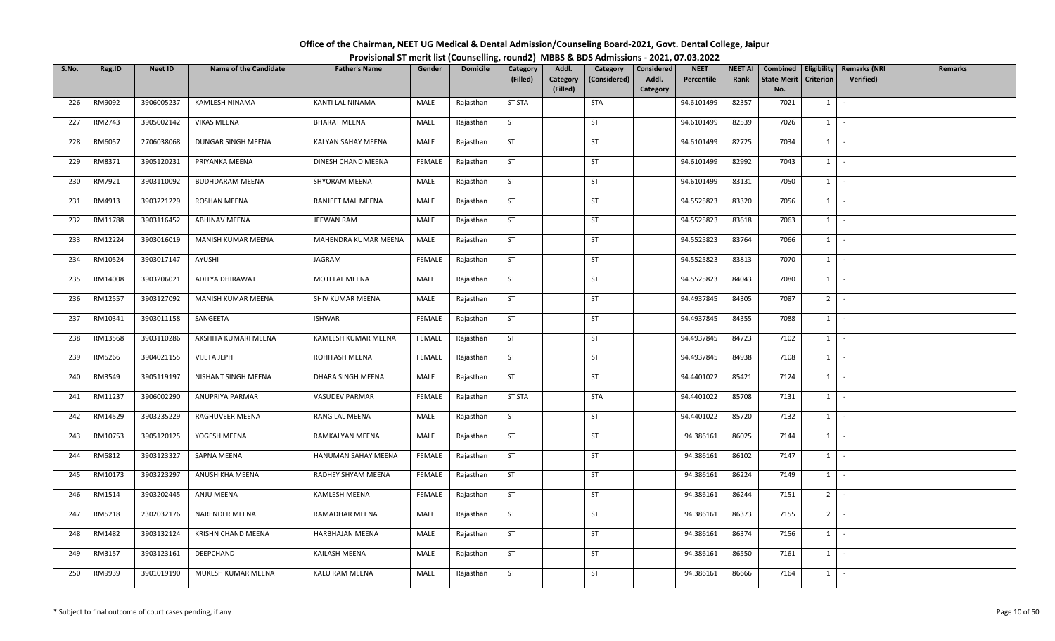**Office of the Chairman, NEET UG Medical & Dental Admission/Counseling Board-2021, Govt. Dental College, Jaipur**

**Provisional ST merit list (Counselling, round2) MBBS & BDS Admissions - 2021, 07.03.2022**

| S.No. | Reg.ID | Neet ID | Name of the Candidate | Father's Name | Gender | Domicile | Category (Filled) | Addl. Category (Filled) | Category (Considered) | Considered Addl. Category | NEET Percentile | NEET AI Rank | Combined State Merit No. | Eligibility Criterion | Remarks (NRI Verified) | Remarks |
|---|---|---|---|---|---|---|---|---|---|---|---|---|---|---|---|---|
| 226 | RM9092 | 3906005237 | KAMLESH NINAMA | KANTI LAL NINAMA | MALE | Rajasthan | ST STA | | STA | | 94.6101499 | 82357 | 7021 | 1 | - | |
| 227 | RM2743 | 3905002142 | VIKAS MEENA | BHARAT MEENA | MALE | Rajasthan | ST | | ST | | 94.6101499 | 82539 | 7026 | 1 | - | |
| 228 | RM6057 | 2706038068 | DUNGAR SINGH MEENA | KALYAN SAHAY MEENA | MALE | Rajasthan | ST | | ST | | 94.6101499 | 82725 | 7034 | 1 | - | |
| 229 | RM8371 | 3905120231 | PRIYANKA MEENA | DINESH CHAND MEENA | FEMALE | Rajasthan | ST | | ST | | 94.6101499 | 82992 | 7043 | 1 | - | |
| 230 | RM7921 | 3903110092 | BUDHDARAM MEENA | SHYORAM MEENA | MALE | Rajasthan | ST | | ST | | 94.6101499 | 83131 | 7050 | 1 | - | |
| 231 | RM4913 | 3903221229 | ROSHAN MEENA | RANJEET MAL MEENA | MALE | Rajasthan | ST | | ST | | 94.5525823 | 83320 | 7056 | 1 | - | |
| 232 | RM11788 | 3903116452 | ABHINAV MEENA | JEEWAN RAM | MALE | Rajasthan | ST | | ST | | 94.5525823 | 83618 | 7063 | 1 | - | |
| 233 | RM12224 | 3903016019 | MANISH KUMAR MEENA | MAHENDRA KUMAR MEENA | MALE | Rajasthan | ST | | ST | | 94.5525823 | 83764 | 7066 | 1 | - | |
| 234 | RM10524 | 3903017147 | AYUSHI | JAGRAM | FEMALE | Rajasthan | ST | | ST | | 94.5525823 | 83813 | 7070 | 1 | - | |
| 235 | RM14008 | 3903206021 | ADITYA DHIRAWAT | MOTI LAL MEENA | MALE | Rajasthan | ST | | ST | | 94.5525823 | 84043 | 7080 | 1 | - | |
| 236 | RM12557 | 3903127092 | MANISH KUMAR MEENA | SHIV KUMAR MEENA | MALE | Rajasthan | ST | | ST | | 94.4937845 | 84305 | 7087 | 2 | - | |
| 237 | RM10341 | 3903011158 | SANGEETA | ISHWAR | FEMALE | Rajasthan | ST | | ST | | 94.4937845 | 84355 | 7088 | 1 | - | |
| 238 | RM13568 | 3903110286 | AKSHITA KUMARI MEENA | KAMLESH KUMAR MEENA | FEMALE | Rajasthan | ST | | ST | | 94.4937845 | 84723 | 7102 | 1 | - | |
| 239 | RM5266 | 3904021155 | VIJETA JEPH | ROHITASH MEENA | FEMALE | Rajasthan | ST | | ST | | 94.4937845 | 84938 | 7108 | 1 | - | |
| 240 | RM3549 | 3905119197 | NISHANT SINGH MEENA | DHARA SINGH MEENA | MALE | Rajasthan | ST | | ST | | 94.4401022 | 85421 | 7124 | 1 | - | |
| 241 | RM11237 | 3906002290 | ANUPRIYA PARMAR | VASUDEV PARMAR | FEMALE | Rajasthan | ST STA | | STA | | 94.4401022 | 85708 | 7131 | 1 | - | |
| 242 | RM14529 | 3903235229 | RAGHUVEER MEENA | RANG LAL MEENA | MALE | Rajasthan | ST | | ST | | 94.4401022 | 85720 | 7132 | 1 | - | |
| 243 | RM10753 | 3905120125 | YOGESH MEENA | RAMKALYAN MEENA | MALE | Rajasthan | ST | | ST | | 94.386161 | 86025 | 7144 | 1 | - | |
| 244 | RM5812 | 3903123327 | SAPNA MEENA | HANUMAN SAHAY MEENA | FEMALE | Rajasthan | ST | | ST | | 94.386161 | 86102 | 7147 | 1 | - | |
| 245 | RM10173 | 3903223297 | ANUSHIKHA MEENA | RADHEY SHYAM MEENA | FEMALE | Rajasthan | ST | | ST | | 94.386161 | 86224 | 7149 | 1 | - | |
| 246 | RM1514 | 3903202445 | ANJU MEENA | KAMLESH MEENA | FEMALE | Rajasthan | ST | | ST | | 94.386161 | 86244 | 7151 | 2 | - | |
| 247 | RM5218 | 2302032176 | NARENDER MEENA | RAMADHAR MEENA | MALE | Rajasthan | ST | | ST | | 94.386161 | 86373 | 7155 | 2 | - | |
| 248 | RM1482 | 3903132124 | KRISHN CHAND MEENA | HARBHAJAN MEENA | MALE | Rajasthan | ST | | ST | | 94.386161 | 86374 | 7156 | 1 | - | |
| 249 | RM3157 | 3903123161 | DEEPCHAND | KAILASH MEENA | MALE | Rajasthan | ST | | ST | | 94.386161 | 86550 | 7161 | 1 | - | |
| 250 | RM9939 | 3901019190 | MUKESH KUMAR MEENA | KALU RAM MEENA | MALE | Rajasthan | ST | | ST | | 94.386161 | 86666 | 7164 | 1 | - | |

\* Subject to final outcome of court cases pending, if any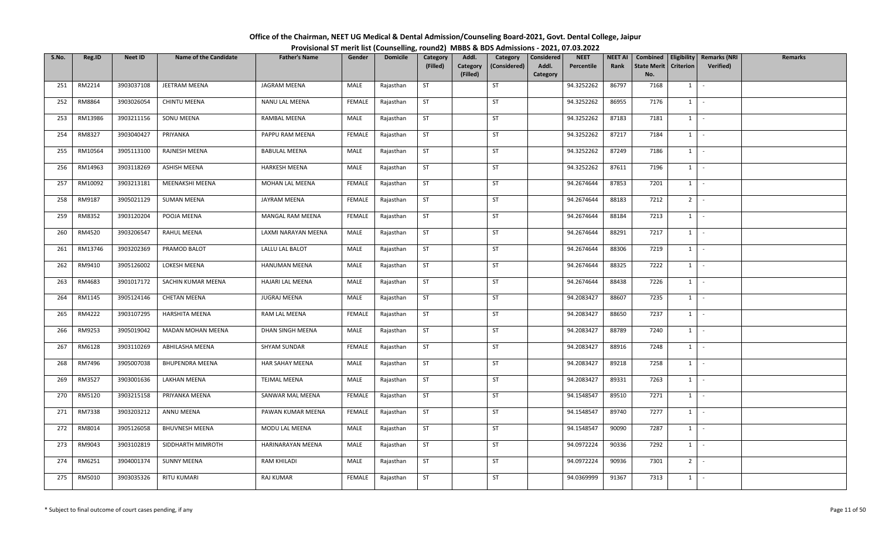# Office of the Chairman, NEET UG Medical & Dental Admission/Counseling Board-2021, Govt. Dental College, Jaipur

## Provisional ST merit list (Counselling, round2) MBBS & BDS Admissions - 2021, 07.03.2022

| S.No. | Reg.ID | Neet ID | Name of the Candidate | Father's Name | Gender | Domicile | Category (Filled) | Addl. Category (Filled) | Category (Considered) | Considered Addl. Category | NEET Percentile | NEET AI Rank | Combined State Merit No. | Eligibility Criterion | Remarks (NRI Verified) | Remarks |
|---|---|---|---|---|---|---|---|---|---|---|---|---|---|---|---|---|
| 251 | RM2214 | 3903037108 | JEETRAM MEENA | JAGRAM MEENA | MALE | Rajasthan | ST | | ST | | 94.3252262 | 86797 | 7168 | 1 | - | |
| 252 | RM8864 | 3903026054 | CHINTU MEENA | NANU LAL MEENA | FEMALE | Rajasthan | ST | | ST | | 94.3252262 | 86955 | 7176 | 1 | - | |
| 253 | RM13986 | 3903211156 | SONU MEENA | RAMBAL MEENA | MALE | Rajasthan | ST | | ST | | 94.3252262 | 87183 | 7181 | 1 | - | |
| 254 | RM8327 | 3903040427 | PRIYANKA | PAPPU RAM MEENA | FEMALE | Rajasthan | ST | | ST | | 94.3252262 | 87217 | 7184 | 1 | - | |
| 255 | RM10564 | 3905113100 | RAJNESH MEENA | BABULAL MEENA | MALE | Rajasthan | ST | | ST | | 94.3252262 | 87249 | 7186 | 1 | - | |
| 256 | RM14963 | 3903118269 | ASHISH MEENA | HARKESH MEENA | MALE | Rajasthan | ST | | ST | | 94.3252262 | 87611 | 7196 | 1 | - | |
| 257 | RM10092 | 3903213181 | MEENAKSHI MEENA | MOHAN LAL MEENA | FEMALE | Rajasthan | ST | | ST | | 94.2674644 | 87853 | 7201 | 1 | - | |
| 258 | RM9187 | 3905021129 | SUMAN MEENA | JAYRAM MEENA | FEMALE | Rajasthan | ST | | ST | | 94.2674644 | 88183 | 7212 | 2 | - | |
| 259 | RM8352 | 3903120204 | POOJA MEENA | MANGAL RAM MEENA | FEMALE | Rajasthan | ST | | ST | | 94.2674644 | 88184 | 7213 | 1 | - | |
| 260 | RM4520 | 3903206547 | RAHUL MEENA | LAXMI NARAYAN MEENA | MALE | Rajasthan | ST | | ST | | 94.2674644 | 88291 | 7217 | 1 | - | |
| 261 | RM13746 | 3903202369 | PRAMOD BALOT | LALLU LAL BALOT | MALE | Rajasthan | ST | | ST | | 94.2674644 | 88306 | 7219 | 1 | - | |
| 262 | RM9410 | 3905126002 | LOKESH MEENA | HANUMAN MEENA | MALE | Rajasthan | ST | | ST | | 94.2674644 | 88325 | 7222 | 1 | - | |
| 263 | RM4683 | 3901017172 | SACHIN KUMAR MEENA | HAJARI LAL MEENA | MALE | Rajasthan | ST | | ST | | 94.2674644 | 88438 | 7226 | 1 | - | |
| 264 | RM1145 | 3905124146 | CHETAN MEENA | JUGRAJ MEENA | MALE | Rajasthan | ST | | ST | | 94.2083427 | 88607 | 7235 | 1 | - | |
| 265 | RM4222 | 3903107295 | HARSHITA MEENA | RAM LAL MEENA | FEMALE | Rajasthan | ST | | ST | | 94.2083427 | 88650 | 7237 | 1 | - | |
| 266 | RM9253 | 3905019042 | MADAN MOHAN MEENA | DHAN SINGH MEENA | MALE | Rajasthan | ST | | ST | | 94.2083427 | 88789 | 7240 | 1 | - | |
| 267 | RM6128 | 3903110269 | ABHILASHA MEENA | SHYAM SUNDAR | FEMALE | Rajasthan | ST | | ST | | 94.2083427 | 88916 | 7248 | 1 | - | |
| 268 | RM7496 | 3905007038 | BHUPENDRA MEENA | HAR SAHAY MEENA | MALE | Rajasthan | ST | | ST | | 94.2083427 | 89218 | 7258 | 1 | - | |
| 269 | RM3527 | 3903001636 | LAKHAN MEENA | TEJMAL MEENA | MALE | Rajasthan | ST | | ST | | 94.2083427 | 89331 | 7263 | 1 | - | |
| 270 | RM5120 | 3903215158 | PRIYANKA MEENA | SANWAR MAL MEENA | FEMALE | Rajasthan | ST | | ST | | 94.1548547 | 89510 | 7271 | 1 | - | |
| 271 | RM7338 | 3903203212 | ANNU MEENA | PAWAN KUMAR MEENA | FEMALE | Rajasthan | ST | | ST | | 94.1548547 | 89740 | 7277 | 1 | - | |
| 272 | RM8014 | 3905126058 | BHUVNESH MEENA | MODU LAL MEENA | MALE | Rajasthan | ST | | ST | | 94.1548547 | 90090 | 7287 | 1 | - | |
| 273 | RM9043 | 3903102819 | SIDDHARTH MIMROTH | HARINARAYAN MEENA | MALE | Rajasthan | ST | | ST | | 94.0972224 | 90336 | 7292 | 1 | - | |
| 274 | RM6251 | 3904001374 | SUNNY MEENA | RAM KHILADI | MALE | Rajasthan | ST | | ST | | 94.0972224 | 90936 | 7301 | 2 | - | |
| 275 | RM5010 | 3903035326 | RITU KUMARI | RAJ KUMAR | FEMALE | Rajasthan | ST | | ST | | 94.0369999 | 91367 | 7313 | 1 | - | |

\* Subject to final outcome of court cases pending, if any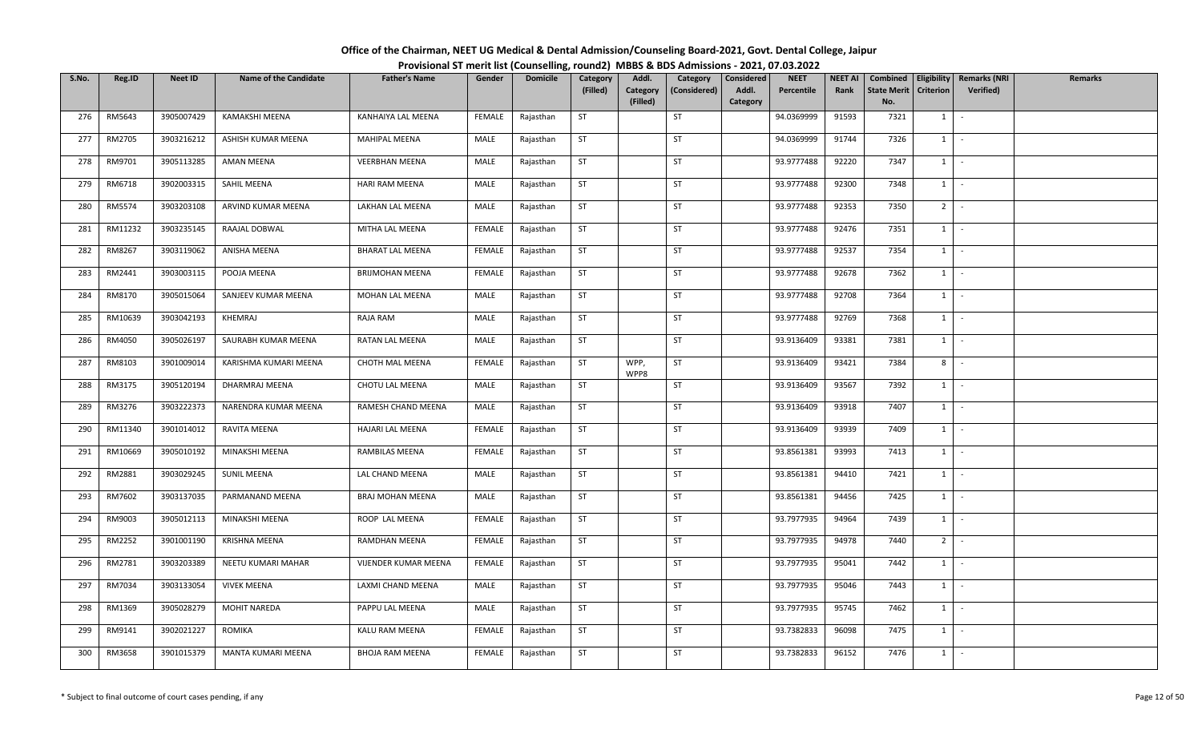# Office of the Chairman, NEET UG Medical & Dental Admission/Counseling Board-2021, Govt. Dental College, Jaipur

## Provisional ST merit list (Counselling, round2) MBBS & BDS Admissions - 2021, 07.03.2022

| S.No. | Reg.ID | Neet ID | Name of the Candidate | Father's Name | Gender | Domicile | Category (Filled) | Addl. Category (Filled) | Category (Considered) | Considered Addl. Category | NEET Percentile | NEET AI Rank | Combined State Merit No. | Eligibility Criterion | Remarks (NRI Verified) | Remarks |
|---|---|---|---|---|---|---|---|---|---|---|---|---|---|---|---|---|
| 276 | RM5643 | 3905007429 | KAMAKSHI MEENA | KANHAIYA LAL MEENA | FEMALE | Rajasthan | ST | | ST | | 94.0369999 | 91593 | 7321 | 1 | - | |
| 277 | RM2705 | 3903216212 | ASHISH KUMAR MEENA | MAHIPAL MEENA | MALE | Rajasthan | ST | | ST | | 94.0369999 | 91744 | 7326 | 1 | - | |
| 278 | RM9701 | 3905113285 | AMAN MEENA | VEERBHAN MEENA | MALE | Rajasthan | ST | | ST | | 93.9777488 | 92220 | 7347 | 1 | - | |
| 279 | RM6718 | 3902003315 | SAHIL MEENA | HARI RAM MEENA | MALE | Rajasthan | ST | | ST | | 93.9777488 | 92300 | 7348 | 1 | - | |
| 280 | RM5574 | 3903203108 | ARVIND KUMAR MEENA | LAKHAN LAL MEENA | MALE | Rajasthan | ST | | ST | | 93.9777488 | 92353 | 7350 | 2 | - | |
| 281 | RM11232 | 3903235145 | RAAJAL DOBWAL | MITHA LAL MEENA | FEMALE | Rajasthan | ST | | ST | | 93.9777488 | 92476 | 7351 | 1 | - | |
| 282 | RM8267 | 3903119062 | ANISHA MEENA | BHARAT LAL MEENA | FEMALE | Rajasthan | ST | | ST | | 93.9777488 | 92537 | 7354 | 1 | - | |
| 283 | RM2441 | 3903003115 | POOJA MEENA | BRIJMOHAN MEENA | FEMALE | Rajasthan | ST | | ST | | 93.9777488 | 92678 | 7362 | 1 | - | |
| 284 | RM8170 | 3905015064 | SANJEEV KUMAR MEENA | MOHAN LAL MEENA | MALE | Rajasthan | ST | | ST | | 93.9777488 | 92708 | 7364 | 1 | - | |
| 285 | RM10639 | 3903042193 | KHEMRAJ | RAJA RAM | MALE | Rajasthan | ST | | ST | | 93.9777488 | 92769 | 7368 | 1 | - | |
| 286 | RM4050 | 3905026197 | SAURABH KUMAR MEENA | RATAN LAL MEENA | MALE | Rajasthan | ST | | ST | | 93.9136409 | 93381 | 7381 | 1 | - | |
| 287 | RM8103 | 3901009014 | KARISHMA KUMARI MEENA | CHOTH MAL MEENA | FEMALE | Rajasthan | ST | WPP, WPP8 | ST | | 93.9136409 | 93421 | 7384 | 8 | - | |
| 288 | RM3175 | 3905120194 | DHARMRAJ MEENA | CHOTU LAL MEENA | MALE | Rajasthan | ST | | ST | | 93.9136409 | 93567 | 7392 | 1 | - | |
| 289 | RM3276 | 3903222373 | NARENDRA KUMAR MEENA | RAMESH CHAND MEENA | MALE | Rajasthan | ST | | ST | | 93.9136409 | 93918 | 7407 | 1 | - | |
| 290 | RM11340 | 3901014012 | RAVITA MEENA | HAJARI LAL MEENA | FEMALE | Rajasthan | ST | | ST | | 93.9136409 | 93939 | 7409 | 1 | - | |
| 291 | RM10669 | 3905010192 | MINAKSHI MEENA | RAMBILAS MEENA | FEMALE | Rajasthan | ST | | ST | | 93.8561381 | 93993 | 7413 | 1 | - | |
| 292 | RM2881 | 3903029245 | SUNIL MEENA | LAL CHAND MEENA | MALE | Rajasthan | ST | | ST | | 93.8561381 | 94410 | 7421 | 1 | - | |
| 293 | RM7602 | 3903137035 | PARMANAND MEENA | BRAJ MOHAN MEENA | MALE | Rajasthan | ST | | ST | | 93.8561381 | 94456 | 7425 | 1 | - | |
| 294 | RM9003 | 3905012113 | MINAKSHI MEENA | ROOP LAL MEENA | FEMALE | Rajasthan | ST | | ST | | 93.7977935 | 94964 | 7439 | 1 | - | |
| 295 | RM2252 | 3901001190 | KRISHNA MEENA | RAMDHAN MEENA | FEMALE | Rajasthan | ST | | ST | | 93.7977935 | 94978 | 7440 | 2 | - | |
| 296 | RM2781 | 3903203389 | NEETU KUMARI MAHAR | VIJENDER KUMAR MEENA | FEMALE | Rajasthan | ST | | ST | | 93.7977935 | 95041 | 7442 | 1 | - | |
| 297 | RM7034 | 3903133054 | VIVEK MEENA | LAXMI CHAND MEENA | MALE | Rajasthan | ST | | ST | | 93.7977935 | 95046 | 7443 | 1 | - | |
| 298 | RM1369 | 3905028279 | MOHIT NAREDA | PAPPU LAL MEENA | MALE | Rajasthan | ST | | ST | | 93.7977935 | 95745 | 7462 | 1 | - | |
| 299 | RM9141 | 3902021227 | ROMIKA | KALU RAM MEENA | FEMALE | Rajasthan | ST | | ST | | 93.7382833 | 96098 | 7475 | 1 | - | |
| 300 | RM3658 | 3901015379 | MANTA KUMARI MEENA | BHOJA RAM MEENA | FEMALE | Rajasthan | ST | | ST | | 93.7382833 | 96152 | 7476 | 1 | - | |

\* Subject to final outcome of court cases pending, if any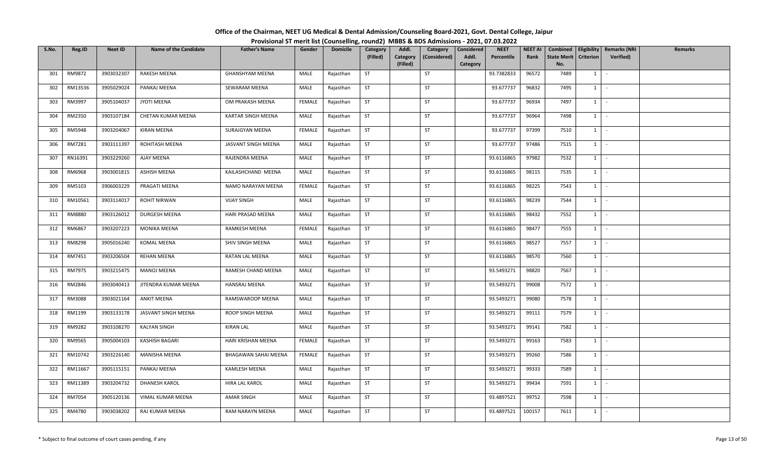# Office of the Chairman, NEET UG Medical & Dental Admission/Counseling Board-2021, Govt. Dental College, Jaipur

## Provisional ST merit list (Counselling, round2) MBBS & BDS Admissions - 2021, 07.03.2022

| S.No. | Reg.ID | Neet ID | Name of the Candidate | Father's Name | Gender | Domicile | Category (Filled) | Addl. Category (Filled) | Category (Considered) | Considered Addl. Category | NEET Percentile | NEET AI Rank | Combined State Merit No. | Eligibility Criterion | Remarks (NRI Verified) | Remarks |
|---|---|---|---|---|---|---|---|---|---|---|---|---|---|---|---|---|
| 301 | RM9872 | 3903032307 | RAKESH MEENA | GHANSHYAM MEENA | MALE | Rajasthan | ST | | ST | | 93.7382833 | 96572 | 7489 | 1 | - | |
| 302 | RM13536 | 3905029024 | PANKAJ MEENA | SEWARAM MEENA | MALE | Rajasthan | ST | | ST | | 93.677737 | 96832 | 7495 | 1 | - | |
| 303 | RM3997 | 3905104037 | JYOTI MEENA | OM PRAKASH MEENA | FEMALE | Rajasthan | ST | | ST | | 93.677737 | 96934 | 7497 | 1 | - | |
| 304 | RM2350 | 3903107184 | CHETAN KUMAR MEENA | KARTAR SINGH MEENA | MALE | Rajasthan | ST | | ST | | 93.677737 | 96964 | 7498 | 1 | - | |
| 305 | RM5948 | 3903204067 | KIRAN MEENA | SURAJGYAN MEENA | FEMALE | Rajasthan | ST | | ST | | 93.677737 | 97399 | 7510 | 1 | - | |
| 306 | RM7281 | 3903111397 | ROHITASH MEENA | JASVANT SINGH MEENA | MALE | Rajasthan | ST | | ST | | 93.677737 | 97486 | 7515 | 1 | - | |
| 307 | RN16391 | 3903229260 | AJAY MEENA | RAJENDRA MEENA | MALE | Rajasthan | ST | | ST | | 93.6116865 | 97982 | 7532 | 1 | - | |
| 308 | RM6968 | 3903001815 | ASHISH MEENA | KAILASHCHAND MEENA | MALE | Rajasthan | ST | | ST | | 93.6116865 | 98115 | 7535 | 1 | - | |
| 309 | RM5103 | 3906003229 | PRAGATI MEENA | NAMO NARAYAN MEENA | FEMALE | Rajasthan | ST | | ST | | 93.6116865 | 98225 | 7543 | 1 | - | |
| 310 | RM10561 | 3903114017 | ROHIT NIRWAN | VIJAY SINGH | MALE | Rajasthan | ST | | ST | | 93.6116865 | 98239 | 7544 | 1 | - | |
| 311 | RM8880 | 3903126012 | DURGESH MEENA | HARI PRASAD MEENA | MALE | Rajasthan | ST | | ST | | 93.6116865 | 98432 | 7552 | 1 | - | |
| 312 | RM6867 | 3903207223 | MONIKA MEENA | RAMKESH MEENA | FEMALE | Rajasthan | ST | | ST | | 93.6116865 | 98477 | 7555 | 1 | - | |
| 313 | RM8298 | 3905016240 | KOMAL MEENA | SHIV SINGH MEENA | MALE | Rajasthan | ST | | ST | | 93.6116865 | 98527 | 7557 | 1 | - | |
| 314 | RM7451 | 3903206504 | REHAN MEENA | RATAN LAL MEENA | MALE | Rajasthan | ST | | ST | | 93.6116865 | 98570 | 7560 | 1 | - | |
| 315 | RM7975 | 3903215475 | MANOJ MEENA | RAMESH CHAND MEENA | MALE | Rajasthan | ST | | ST | | 93.5493271 | 98820 | 7567 | 1 | - | |
| 316 | RM2846 | 3903040413 | JITENDRA KUMAR MEENA | HANSRAJ MEENA | MALE | Rajasthan | ST | | ST | | 93.5493271 | 99008 | 7572 | 1 | - | |
| 317 | RM3088 | 3903021164 | ANKIT MEENA | RAMSWAROOP MEENA | MALE | Rajasthan | ST | | ST | | 93.5493271 | 99080 | 7578 | 1 | - | |
| 318 | RM1199 | 3903133178 | JASVANT SINGH MEENA | ROOP SINGH MEENA | MALE | Rajasthan | ST | | ST | | 93.5493271 | 99111 | 7579 | 1 | - | |
| 319 | RM9282 | 3903108270 | KALYAN SINGH | KIRAN LAL | MALE | Rajasthan | ST | | ST | | 93.5493271 | 99141 | 7582 | 1 | - | |
| 320 | RM9565 | 3905004103 | KASHISH BAGARI | HARI KRISHAN MEENA | FEMALE | Rajasthan | ST | | ST | | 93.5493271 | 99163 | 7583 | 1 | - | |
| 321 | RM10742 | 3903226140 | MANISHA MEENA | BHAGAWAN SAHAI MEENA | FEMALE | Rajasthan | ST | | ST | | 93.5493271 | 99260 | 7586 | 1 | - | |
| 322 | RM11667 | 3905115151 | PANKAJ MEENA | KAMLESH MEENA | MALE | Rajasthan | ST | | ST | | 93.5493271 | 99333 | 7589 | 1 | - | |
| 323 | RM11389 | 3903204732 | DHANESH KAROL | HIRA LAL KAROL | MALE | Rajasthan | ST | | ST | | 93.5493271 | 99434 | 7591 | 1 | - | |
| 324 | RM7054 | 3905120136 | VIMAL KUMAR MEENA | AMAR SINGH | MALE | Rajasthan | ST | | ST | | 93.4897521 | 99752 | 7598 | 1 | - | |
| 325 | RM4780 | 3903038202 | RAJ KUMAR MEENA | RAM NARAYN MEENA | MALE | Rajasthan | ST | | ST | | 93.4897521 | 100157 | 7611 | 1 | - | |

\* Subject to final outcome of court cases pending, if any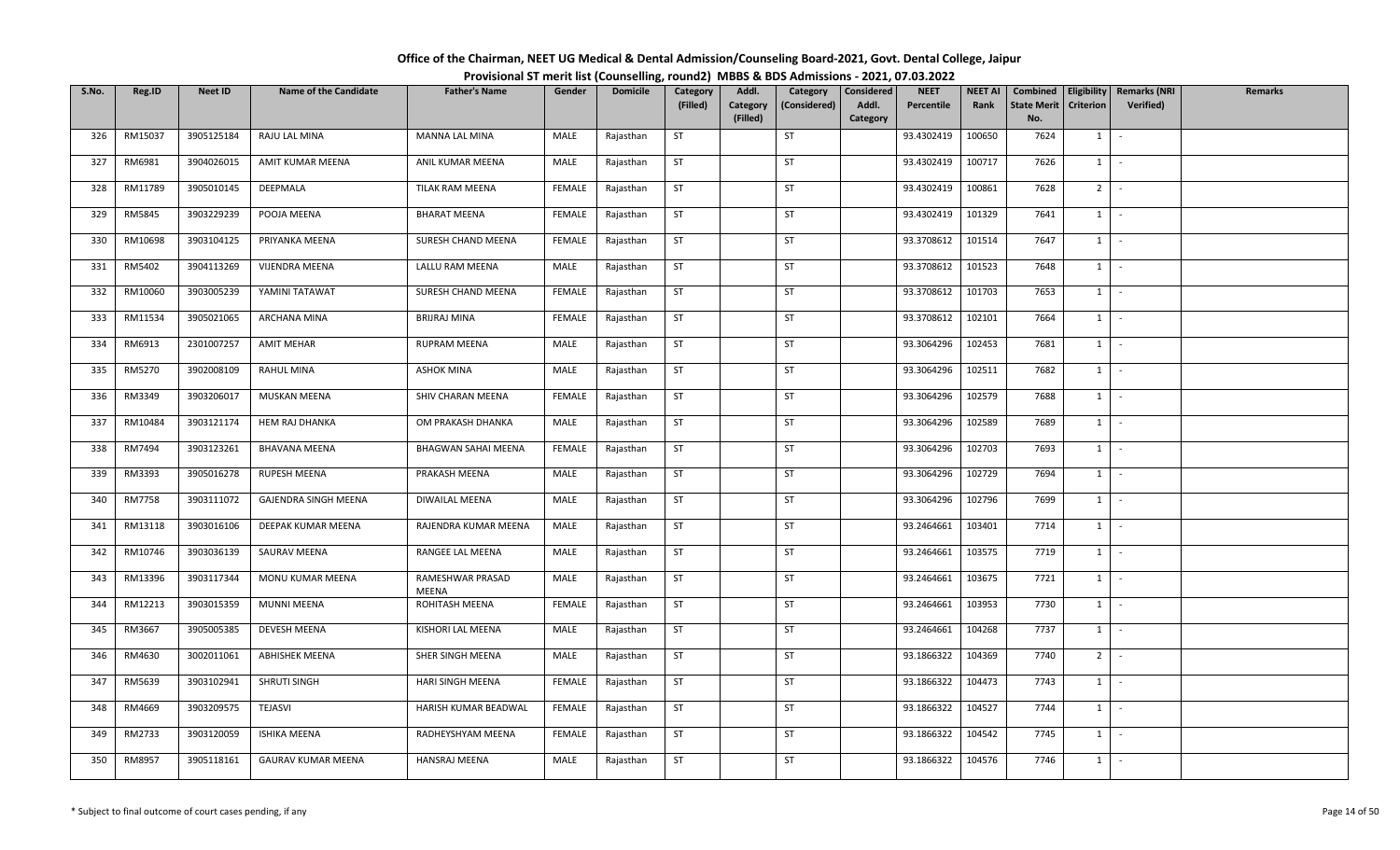# Office of the Chairman, NEET UG Medical & Dental Admission/Counseling Board-2021, Govt. Dental College, Jaipur

## Provisional ST merit list (Counselling, round2) MBBS & BDS Admissions - 2021, 07.03.2022

| S.No. | Reg.ID | Neet ID | Name of the Candidate | Father's Name | Gender | Domicile | Category (Filled) | Addl. Category (Filled) | Category (Considered) | Considered Addl. Category | NEET Percentile | NEET AI Rank | Combined State Merit No. | Eligibility Criterion | Remarks (NRI Verified) | Remarks |
|---|---|---|---|---|---|---|---|---|---|---|---|---|---|---|---|---|
| 326 | RM15037 | 3905125184 | RAJU LAL MINA | MANNA LAL MINA | MALE | Rajasthan | ST | | ST | | 93.4302419 | 100650 | 7624 | 1 | - | |
| 327 | RM6981 | 3904026015 | AMIT KUMAR MEENA | ANIL KUMAR MEENA | MALE | Rajasthan | ST | | ST | | 93.4302419 | 100717 | 7626 | 1 | - | |
| 328 | RM11789 | 3905010145 | DEEPMALA | TILAK RAM MEENA | FEMALE | Rajasthan | ST | | ST | | 93.4302419 | 100861 | 7628 | 2 | - | |
| 329 | RM5845 | 3903229239 | POOJA MEENA | BHARAT MEENA | FEMALE | Rajasthan | ST | | ST | | 93.4302419 | 101329 | 7641 | 1 | - | |
| 330 | RM10698 | 3903104125 | PRIYANKA MEENA | SURESH CHAND MEENA | FEMALE | Rajasthan | ST | | ST | | 93.3708612 | 101514 | 7647 | 1 | - | |
| 331 | RM5402 | 3904113269 | VIJENDRA MEENA | LALLU RAM MEENA | MALE | Rajasthan | ST | | ST | | 93.3708612 | 101523 | 7648 | 1 | - | |
| 332 | RM10060 | 3903005239 | YAMINI TATAWAT | SURESH CHAND MEENA | FEMALE | Rajasthan | ST | | ST | | 93.3708612 | 101703 | 7653 | 1 | - | |
| 333 | RM11534 | 3905021065 | ARCHANA MINA | BRIJRAJ MINA | FEMALE | Rajasthan | ST | | ST | | 93.3708612 | 102101 | 7664 | 1 | - | |
| 334 | RM6913 | 2301007257 | AMIT MEHAR | RUPRAM MEENA | MALE | Rajasthan | ST | | ST | | 93.3064296 | 102453 | 7681 | 1 | - | |
| 335 | RM5270 | 3902008109 | RAHUL MINA | ASHOK MINA | MALE | Rajasthan | ST | | ST | | 93.3064296 | 102511 | 7682 | 1 | - | |
| 336 | RM3349 | 3903206017 | MUSKAN MEENA | SHIV CHARAN MEENA | FEMALE | Rajasthan | ST | | ST | | 93.3064296 | 102579 | 7688 | 1 | - | |
| 337 | RM10484 | 3903121174 | HEM RAJ DHANKA | OM PRAKASH DHANKA | MALE | Rajasthan | ST | | ST | | 93.3064296 | 102589 | 7689 | 1 | - | |
| 338 | RM7494 | 3903123261 | BHAVANA MEENA | BHAGWAN SAHAI MEENA | FEMALE | Rajasthan | ST | | ST | | 93.3064296 | 102703 | 7693 | 1 | - | |
| 339 | RM3393 | 3905016278 | RUPESH MEENA | PRAKASH MEENA | MALE | Rajasthan | ST | | ST | | 93.3064296 | 102729 | 7694 | 1 | - | |
| 340 | RM7758 | 3903111072 | GAJENDRA SINGH MEENA | DIWAILAL MEENA | MALE | Rajasthan | ST | | ST | | 93.3064296 | 102796 | 7699 | 1 | - | |
| 341 | RM13118 | 3903016106 | DEEPAK KUMAR MEENA | RAJENDRA KUMAR MEENA | MALE | Rajasthan | ST | | ST | | 93.2464661 | 103401 | 7714 | 1 | - | |
| 342 | RM10746 | 3903036139 | SAURAV MEENA | RANGEE LAL MEENA | MALE | Rajasthan | ST | | ST | | 93.2464661 | 103575 | 7719 | 1 | - | |
| 343 | RM13396 | 3903117344 | MONU KUMAR MEENA | RAMESHWAR PRASAD MEENA | MALE | Rajasthan | ST | | ST | | 93.2464661 | 103675 | 7721 | 1 | - | |
| 344 | RM12213 | 3903015359 | MUNNI MEENA | ROHITASH MEENA | FEMALE | Rajasthan | ST | | ST | | 93.2464661 | 103953 | 7730 | 1 | - | |
| 345 | RM3667 | 3905005385 | DEVESH MEENA | KISHORI LAL MEENA | MALE | Rajasthan | ST | | ST | | 93.2464661 | 104268 | 7737 | 1 | - | |
| 346 | RM4630 | 3002011061 | ABHISHEK MEENA | SHER SINGH MEENA | MALE | Rajasthan | ST | | ST | | 93.1866322 | 104369 | 7740 | 2 | - | |
| 347 | RM5639 | 3903102941 | SHRUTI SINGH | HARI SINGH MEENA | FEMALE | Rajasthan | ST | | ST | | 93.1866322 | 104473 | 7743 | 1 | - | |
| 348 | RM4669 | 3903209575 | TEJASVI | HARISH KUMAR BEADWAL | FEMALE | Rajasthan | ST | | ST | | 93.1866322 | 104527 | 7744 | 1 | - | |
| 349 | RM2733 | 3903120059 | ISHIKA MEENA | RADHEYSHYAM MEENA | FEMALE | Rajasthan | ST | | ST | | 93.1866322 | 104542 | 7745 | 1 | - | |
| 350 | RM8957 | 3905118161 | GAURAV KUMAR MEENA | HANSRAJ MEENA | MALE | Rajasthan | ST | | ST | | 93.1866322 | 104576 | 7746 | 1 | - | |

\* Subject to final outcome of court cases pending, if any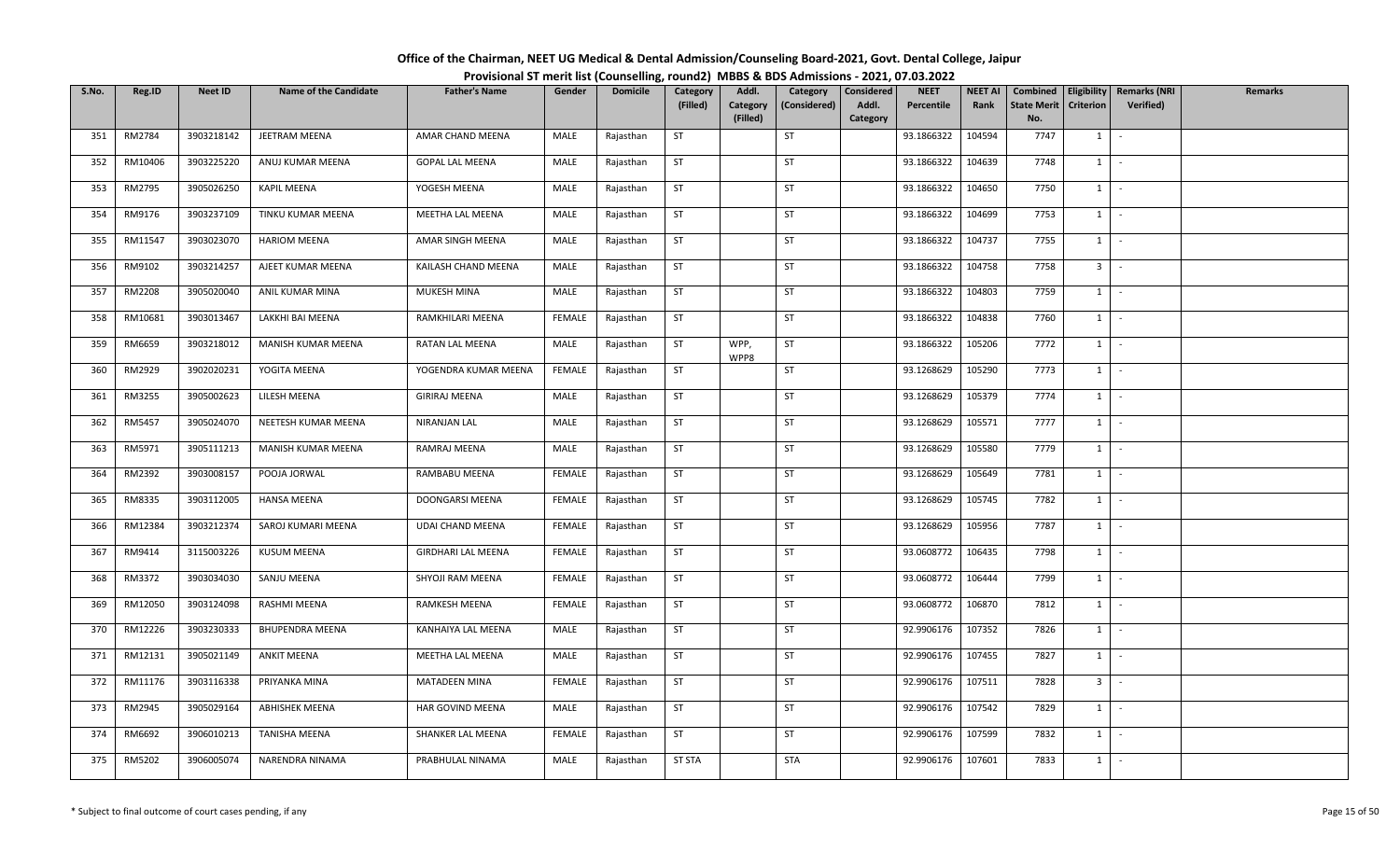# Office of the Chairman, NEET UG Medical & Dental Admission/Counseling Board-2021, Govt. Dental College, Jaipur

## Provisional ST merit list (Counselling, round2) MBBS & BDS Admissions - 2021, 07.03.2022

| S.No. | Reg.ID | Neet ID | Name of the Candidate | Father's Name | Gender | Domicile | Category (Filled) | Addl. Category (Filled) | Category (Considered) | Considered Addl. Category | NEET Percentile | NEET AI Rank | Combined State Merit No. | Eligibility Criterion | Remarks (NRI Verified) | Remarks |
|---|---|---|---|---|---|---|---|---|---|---|---|---|---|---|---|---|
| 351 | RM2784 | 3903218142 | JEETRAM MEENA | AMAR CHAND MEENA | MALE | Rajasthan | ST | | ST | | 93.1866322 | 104594 | 7747 | 1 | - | |
| 352 | RM10406 | 3903225220 | ANUJ KUMAR MEENA | GOPAL LAL MEENA | MALE | Rajasthan | ST | | ST | | 93.1866322 | 104639 | 7748 | 1 | - | |
| 353 | RM2795 | 3905026250 | KAPIL MEENA | YOGESH MEENA | MALE | Rajasthan | ST | | ST | | 93.1866322 | 104650 | 7750 | 1 | - | |
| 354 | RM9176 | 3903237109 | TINKU KUMAR MEENA | MEETHA LAL MEENA | MALE | Rajasthan | ST | | ST | | 93.1866322 | 104699 | 7753 | 1 | - | |
| 355 | RM11547 | 3903023070 | HARIOM MEENA | AMAR SINGH MEENA | MALE | Rajasthan | ST | | ST | | 93.1866322 | 104737 | 7755 | 1 | - | |
| 356 | RM9102 | 3903214257 | AJEET KUMAR MEENA | KAILASH CHAND MEENA | MALE | Rajasthan | ST | | ST | | 93.1866322 | 104758 | 7758 | 3 | - | |
| 357 | RM2208 | 3905020040 | ANIL KUMAR MINA | MUKESH MINA | MALE | Rajasthan | ST | | ST | | 93.1866322 | 104803 | 7759 | 1 | - | |
| 358 | RM10681 | 3903013467 | LAKKHI BAI MEENA | RAMKHILARI MEENA | FEMALE | Rajasthan | ST | | ST | | 93.1866322 | 104838 | 7760 | 1 | - | |
| 359 | RM6659 | 3903218012 | MANISH KUMAR MEENA | RATAN LAL MEENA | MALE | Rajasthan | ST | WPP, WPP8 | ST | | 93.1866322 | 105206 | 7772 | 1 | - | |
| 360 | RM2929 | 3902020231 | YOGITA MEENA | YOGENDRA KUMAR MEENA | FEMALE | Rajasthan | ST | | ST | | 93.1268629 | 105290 | 7773 | 1 | - | |
| 361 | RM3255 | 3905002623 | LILESH MEENA | GIRIRAJ MEENA | MALE | Rajasthan | ST | | ST | | 93.1268629 | 105379 | 7774 | 1 | - | |
| 362 | RM5457 | 3905024070 | NEETESH KUMAR MEENA | NIRANJAN LAL | MALE | Rajasthan | ST | | ST | | 93.1268629 | 105571 | 7777 | 1 | - | |
| 363 | RM5971 | 3905111213 | MANISH KUMAR MEENA | RAMRAJ MEENA | MALE | Rajasthan | ST | | ST | | 93.1268629 | 105580 | 7779 | 1 | - | |
| 364 | RM2392 | 3903008157 | POOJA JORWAL | RAMBABU MEENA | FEMALE | Rajasthan | ST | | ST | | 93.1268629 | 105649 | 7781 | 1 | - | |
| 365 | RM8335 | 3903112005 | HANSA MEENA | DOONGARSI MEENA | FEMALE | Rajasthan | ST | | ST | | 93.1268629 | 105745 | 7782 | 1 | - | |
| 366 | RM12384 | 3903212374 | SAROJ KUMARI MEENA | UDAI CHAND MEENA | FEMALE | Rajasthan | ST | | ST | | 93.1268629 | 105956 | 7787 | 1 | - | |
| 367 | RM9414 | 3115003226 | KUSUM MEENA | GIRDHARI LAL MEENA | FEMALE | Rajasthan | ST | | ST | | 93.0608772 | 106435 | 7798 | 1 | - | |
| 368 | RM3372 | 3903034030 | SANJU MEENA | SHYOJI RAM MEENA | FEMALE | Rajasthan | ST | | ST | | 93.0608772 | 106444 | 7799 | 1 | - | |
| 369 | RM12050 | 3903124098 | RASHMI MEENA | RAMKESH MEENA | FEMALE | Rajasthan | ST | | ST | | 93.0608772 | 106870 | 7812 | 1 | - | |
| 370 | RM12226 | 3903230333 | BHUPENDRA MEENA | KANHAIYA LAL MEENA | MALE | Rajasthan | ST | | ST | | 92.9906176 | 107352 | 7826 | 1 | - | |
| 371 | RM12131 | 3905021149 | ANKIT MEENA | MEETHA LAL MEENA | MALE | Rajasthan | ST | | ST | | 92.9906176 | 107455 | 7827 | 1 | - | |
| 372 | RM11176 | 3903116338 | PRIYANKA MINA | MATADEEN MINA | FEMALE | Rajasthan | ST | | ST | | 92.9906176 | 107511 | 7828 | 3 | - | |
| 373 | RM2945 | 3905029164 | ABHISHEK MEENA | HAR GOVIND MEENA | MALE | Rajasthan | ST | | ST | | 92.9906176 | 107542 | 7829 | 1 | - | |
| 374 | RM6692 | 3906010213 | TANISHA MEENA | SHANKER LAL MEENA | FEMALE | Rajasthan | ST | | ST | | 92.9906176 | 107599 | 7832 | 1 | - | |
| 375 | RM5202 | 3906005074 | NARENDRA NINAMA | PRABHULAL NINAMA | MALE | Rajasthan | ST STA | | STA | | 92.9906176 | 107601 | 7833 | 1 | - | |

\* Subject to final outcome of court cases pending, if any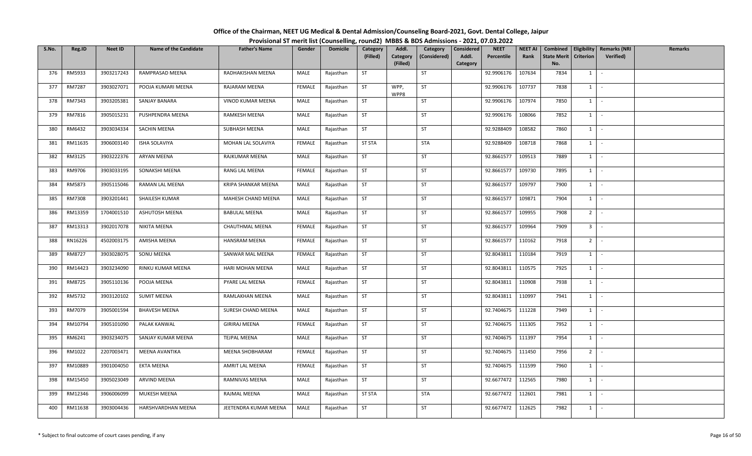# Office of the Chairman, NEET UG Medical & Dental Admission/Counseling Board-2021, Govt. Dental College, Jaipur

## Provisional ST merit list (Counselling, round2) MBBS & BDS Admissions - 2021, 07.03.2022

| S.No. | Reg.ID | Neet ID | Name of the Candidate | Father's Name | Gender | Domicile | Category (Filled) | Addl. Category (Filled) | Category (Considered) | Considered Addl. Category | NEET Percentile | NEET AI Rank | Combined State Merit No. | Eligibility Criterion | Remarks (NRI Verified) | Remarks |
|---|---|---|---|---|---|---|---|---|---|---|---|---|---|---|---|---|
| 376 | RM5933 | 3903217243 | RAMPRASAD MEENA | RADHAKISHAN MEENA | MALE | Rajasthan | ST | | ST | | 92.9906176 | 107634 | 7834 | 1 | - | |
| 377 | RM7287 | 3903027071 | POOJA KUMARI MEENA | RAJARAM MEENA | FEMALE | Rajasthan | ST | WPP, WPP8 | ST | | 92.9906176 | 107737 | 7838 | 1 | - | |
| 378 | RM7343 | 3903205381 | SANJAY BANARA | VINOD KUMAR MEENA | MALE | Rajasthan | ST | | ST | | 92.9906176 | 107974 | 7850 | 1 | - | |
| 379 | RM7816 | 3905015231 | PUSHPENDRA MEENA | RAMKESH MEENA | MALE | Rajasthan | ST | | ST | | 92.9906176 | 108066 | 7852 | 1 | - | |
| 380 | RM6432 | 3903034334 | SACHIN MEENA | SUBHASH MEENA | MALE | Rajasthan | ST | | ST | | 92.9288409 | 108582 | 7860 | 1 | - | |
| 381 | RM11635 | 3906003140 | ISHA SOLAVIYA | MOHAN LAL SOLAVIYA | FEMALE | Rajasthan | ST STA | | STA | | 92.9288409 | 108718 | 7868 | 1 | - | |
| 382 | RM3125 | 3903222376 | ARYAN MEENA | RAJKUMAR MEENA | MALE | Rajasthan | ST | | ST | | 92.8661577 | 109513 | 7889 | 1 | - | |
| 383 | RM9706 | 3903033195 | SONAKSHI MEENA | RANG LAL MEENA | FEMALE | Rajasthan | ST | | ST | | 92.8661577 | 109730 | 7895 | 1 | - | |
| 384 | RM5873 | 3905115046 | RAMAN LAL MEENA | KRIPA SHANKAR MEENA | MALE | Rajasthan | ST | | ST | | 92.8661577 | 109797 | 7900 | 1 | - | |
| 385 | RM7308 | 3903201441 | SHAILESH KUMAR | MAHESH CHAND MEENA | MALE | Rajasthan | ST | | ST | | 92.8661577 | 109871 | 7904 | 1 | - | |
| 386 | RM13359 | 1704001510 | ASHUTOSH MEENA | BABULAL MEENA | MALE | Rajasthan | ST | | ST | | 92.8661577 | 109955 | 7908 | 2 | - | |
| 387 | RM13313 | 3902017078 | NIKITA MEENA | CHAUTHMAL MEENA | FEMALE | Rajasthan | ST | | ST | | 92.8661577 | 109964 | 7909 | 3 | - | |
| 388 | RN16226 | 4502003175 | AMISHA MEENA | HANSRAM MEENA | FEMALE | Rajasthan | ST | | ST | | 92.8661577 | 110162 | 7918 | 2 | - | |
| 389 | RM8727 | 3903028075 | SONU MEENA | SANWAR MAL MEENA | FEMALE | Rajasthan | ST | | ST | | 92.8043811 | 110184 | 7919 | 1 | - | |
| 390 | RM14423 | 3903234090 | RINKU KUMAR MEENA | HARI MOHAN MEENA | MALE | Rajasthan | ST | | ST | | 92.8043811 | 110575 | 7925 | 1 | - | |
| 391 | RM8725 | 3905110136 | POOJA MEENA | PYARE LAL MEENA | FEMALE | Rajasthan | ST | | ST | | 92.8043811 | 110908 | 7938 | 1 | - | |
| 392 | RM5732 | 3903120102 | SUMIT MEENA | RAMLAKHAN MEENA | MALE | Rajasthan | ST | | ST | | 92.8043811 | 110997 | 7941 | 1 | - | |
| 393 | RM7079 | 3905001594 | BHAVESH MEENA | SURESH CHAND MEENA | MALE | Rajasthan | ST | | ST | | 92.7404675 | 111228 | 7949 | 1 | - | |
| 394 | RM10794 | 3905101090 | PALAK KANWAL | GIRIRAJ MEENA | FEMALE | Rajasthan | ST | | ST | | 92.7404675 | 111305 | 7952 | 1 | - | |
| 395 | RM6241 | 3903234075 | SANJAY KUMAR MEENA | TEJPAL MEENA | MALE | Rajasthan | ST | | ST | | 92.7404675 | 111397 | 7954 | 1 | - | |
| 396 | RM1022 | 2207003471 | MEENA AVANTIKA | MEENA SHOBHARAM | FEMALE | Rajasthan | ST | | ST | | 92.7404675 | 111450 | 7956 | 2 | - | |
| 397 | RM10889 | 3901004050 | EKTA MEENA | AMRIT LAL MEENA | FEMALE | Rajasthan | ST | | ST | | 92.7404675 | 111599 | 7960 | 1 | - | |
| 398 | RM15450 | 3905023049 | ARVIND MEENA | RAMNIVAS MEENA | MALE | Rajasthan | ST | | ST | | 92.6677472 | 112565 | 7980 | 1 | - | |
| 399 | RM12346 | 3906006099 | MUKESH MEENA | RAJMAL MEENA | MALE | Rajasthan | ST STA | | STA | | 92.6677472 | 112601 | 7981 | 1 | - | |
| 400 | RM11638 | 3903004436 | HARSHVARDHAN MEENA | JEETENDRA KUMAR MEENA | MALE | Rajasthan | ST | | ST | | 92.6677472 | 112625 | 7982 | 1 | - | |

\* Subject to final outcome of court cases pending, if any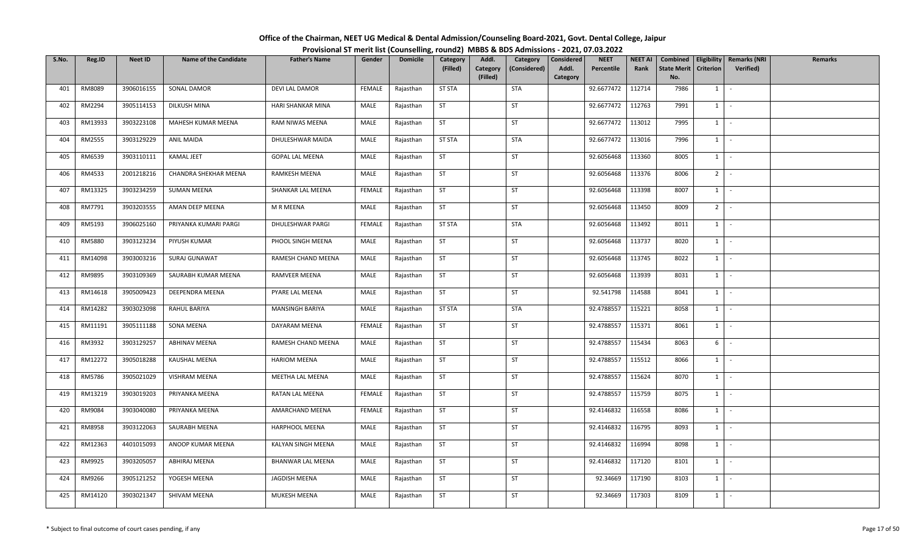# Office of the Chairman, NEET UG Medical & Dental Admission/Counseling Board-2021, Govt. Dental College, Jaipur

## Provisional ST merit list (Counselling, round2) MBBS & BDS Admissions - 2021, 07.03.2022

| S.No. | Reg.ID | Neet ID | Name of the Candidate | Father's Name | Gender | Domicile | Category (Filled) | Addl. Category (Filled) | Category (Considered) | Considered Addl. Category | NEET Percentile | NEET AI Rank | Combined State Merit No. | Eligibility Criterion | Remarks (NRI Verified) | Remarks |
|---|---|---|---|---|---|---|---|---|---|---|---|---|---|---|---|---|
| 401 | RM8089 | 3906016155 | SONAL DAMOR | DEVI LAL DAMOR | FEMALE | Rajasthan | ST STA | | STA | | 92.6677472 | 112714 | 7986 | 1 | - | |
| 402 | RM2294 | 3905114153 | DILKUSH MINA | HARI SHANKAR MINA | MALE | Rajasthan | ST | | ST | | 92.6677472 | 112763 | 7991 | 1 | - | |
| 403 | RM13933 | 3903223108 | MAHESH KUMAR MEENA | RAM NIWAS MEENA | MALE | Rajasthan | ST | | ST | | 92.6677472 | 113012 | 7995 | 1 | - | |
| 404 | RM2555 | 3903129229 | ANIL MAIDA | DHULESHWAR MAIDA | MALE | Rajasthan | ST STA | | STA | | 92.6677472 | 113016 | 7996 | 1 | - | |
| 405 | RM6539 | 3903110111 | KAMAL JEET | GOPAL LAL MEENA | MALE | Rajasthan | ST | | ST | | 92.6056468 | 113360 | 8005 | 1 | - | |
| 406 | RM4533 | 2001218216 | CHANDRA SHEKHAR MEENA | RAMKESH MEENA | MALE | Rajasthan | ST | | ST | | 92.6056468 | 113376 | 8006 | 2 | - | |
| 407 | RM13325 | 3903234259 | SUMAN MEENA | SHANKAR LAL MEENA | FEMALE | Rajasthan | ST | | ST | | 92.6056468 | 113398 | 8007 | 1 | - | |
| 408 | RM7791 | 3903203555 | AMAN DEEP MEENA | M R MEENA | MALE | Rajasthan | ST | | ST | | 92.6056468 | 113450 | 8009 | 2 | - | |
| 409 | RM5193 | 3906025160 | PRIYANKA KUMARI PARGI | DHULESHWAR PARGI | FEMALE | Rajasthan | ST STA | | STA | | 92.6056468 | 113492 | 8011 | 1 | - | |
| 410 | RM5880 | 3903123234 | PIYUSH KUMAR | PHOOL SINGH MEENA | MALE | Rajasthan | ST | | ST | | 92.6056468 | 113737 | 8020 | 1 | - | |
| 411 | RM14098 | 3903003216 | SURAJ GUNAWAT | RAMESH CHAND MEENA | MALE | Rajasthan | ST | | ST | | 92.6056468 | 113745 | 8022 | 1 | - | |
| 412 | RM9895 | 3903109369 | SAURABH KUMAR MEENA | RAMVEER MEENA | MALE | Rajasthan | ST | | ST | | 92.6056468 | 113939 | 8031 | 1 | - | |
| 413 | RM14618 | 3905009423 | DEEPENDRA MEENA | PYARE LAL MEENA | MALE | Rajasthan | ST | | ST | | 92.541798 | 114588 | 8041 | 1 | - | |
| 414 | RM14282 | 3903023098 | RAHUL BARIYA | MANSINGH BARIYA | MALE | Rajasthan | ST STA | | STA | | 92.4788557 | 115221 | 8058 | 1 | - | |
| 415 | RM11191 | 3905111188 | SONA MEENA | DAYARAM MEENA | FEMALE | Rajasthan | ST | | ST | | 92.4788557 | 115371 | 8061 | 1 | - | |
| 416 | RM3932 | 3903129257 | ABHINAV MEENA | RAMESH CHAND MEENA | MALE | Rajasthan | ST | | ST | | 92.4788557 | 115434 | 8063 | 6 | - | |
| 417 | RM12272 | 3905018288 | KAUSHAL MEENA | HARIOM MEENA | MALE | Rajasthan | ST | | ST | | 92.4788557 | 115512 | 8066 | 1 | - | |
| 418 | RM5786 | 3905021029 | VISHRAM MEENA | MEETHA LAL MEENA | MALE | Rajasthan | ST | | ST | | 92.4788557 | 115624 | 8070 | 1 | - | |
| 419 | RM13219 | 3903019203 | PRIYANKA MEENA | RATAN LAL MEENA | FEMALE | Rajasthan | ST | | ST | | 92.4788557 | 115759 | 8075 | 1 | - | |
| 420 | RM9084 | 3903040080 | PRIYANKA MEENA | AMARCHAND MEENA | FEMALE | Rajasthan | ST | | ST | | 92.4146832 | 116558 | 8086 | 1 | - | |
| 421 | RM8958 | 3903122063 | SAURABH MEENA | HARPHOOL MEENA | MALE | Rajasthan | ST | | ST | | 92.4146832 | 116795 | 8093 | 1 | - | |
| 422 | RM12363 | 4401015093 | ANOOP KUMAR MEENA | KALYAN SINGH MEENA | MALE | Rajasthan | ST | | ST | | 92.4146832 | 116994 | 8098 | 1 | - | |
| 423 | RM9925 | 3903205057 | ABHIRAJ MEENA | BHANWAR LAL MEENA | MALE | Rajasthan | ST | | ST | | 92.4146832 | 117120 | 8101 | 1 | - | |
| 424 | RM9266 | 3905121252 | YOGESH MEENA | JAGDISH MEENA | MALE | Rajasthan | ST | | ST | | 92.34669 | 117190 | 8103 | 1 | - | |
| 425 | RM14120 | 3903021347 | SHIVAM MEENA | MUKESH MEENA | MALE | Rajasthan | ST | | ST | | 92.34669 | 117303 | 8109 | 1 | - | |

\* Subject to final outcome of court cases pending, if any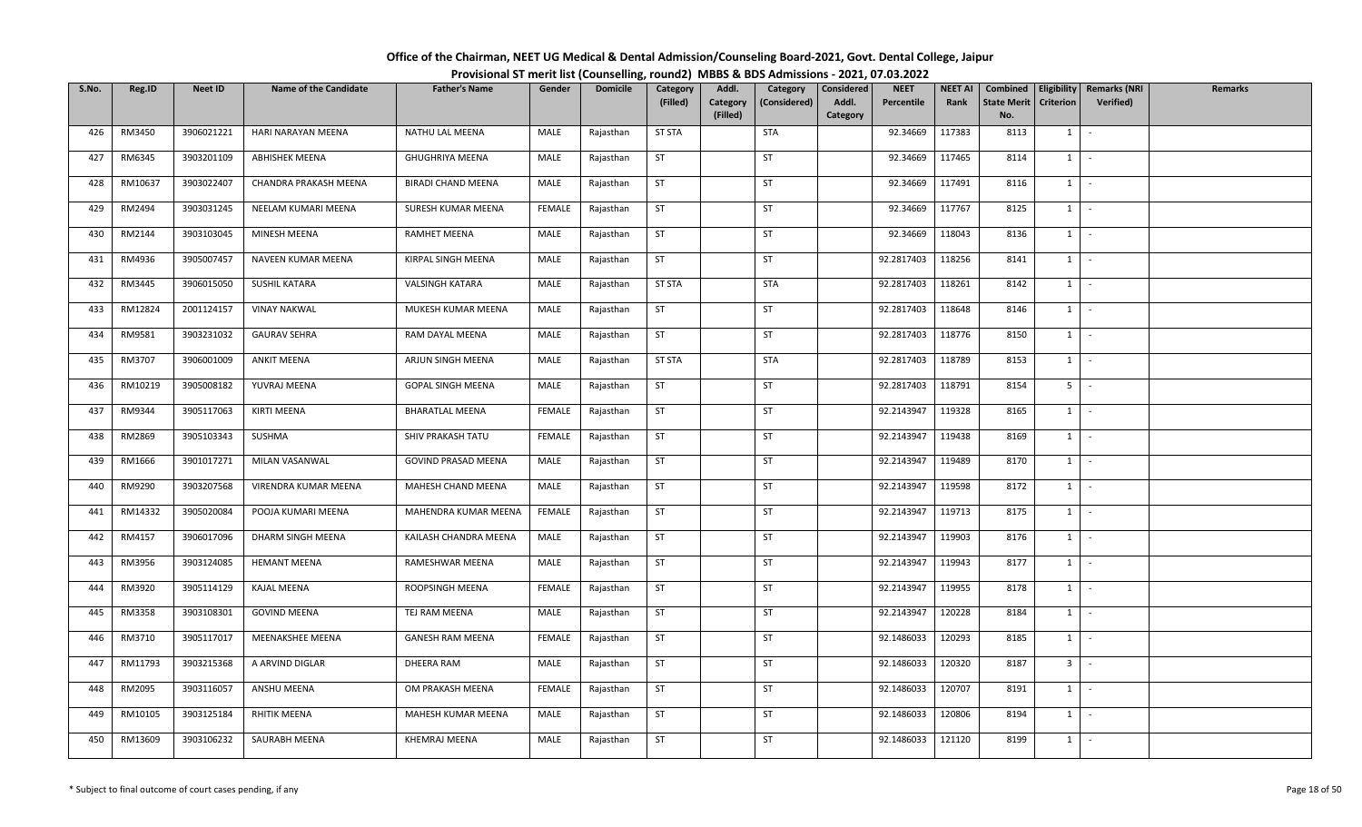# Office of the Chairman, NEET UG Medical & Dental Admission/Counseling Board-2021, Govt. Dental College, Jaipur

## Provisional ST merit list (Counselling, round2) MBBS & BDS Admissions - 2021, 07.03.2022

| S.No. | Reg.ID | Neet ID | Name of the Candidate | Father's Name | Gender | Domicile | Category (Filled) | Addl. Category (Filled) | Category (Considered) | Considered Addl. Category | NEET Percentile | NEET AI Rank | Combined State Merit No. | Eligibility Criterion | Remarks (NRI Verified) | Remarks |
|---|---|---|---|---|---|---|---|---|---|---|---|---|---|---|---|---|
| 426 | RM3450 | 3906021221 | HARI NARAYAN MEENA | NATHU LAL MEENA | MALE | Rajasthan | ST STA | | STA | | 92.34669 | 117383 | 8113 | 1 | - | |
| 427 | RM6345 | 3903201109 | ABHISHEK MEENA | GHUGHRIYA MEENA | MALE | Rajasthan | ST | | ST | | 92.34669 | 117465 | 8114 | 1 | - | |
| 428 | RM10637 | 3903022407 | CHANDRA PRAKASH MEENA | BIRADI CHAND MEENA | MALE | Rajasthan | ST | | ST | | 92.34669 | 117491 | 8116 | 1 | - | |
| 429 | RM2494 | 3903031245 | NEELAM KUMARI MEENA | SURESH KUMAR MEENA | FEMALE | Rajasthan | ST | | ST | | 92.34669 | 117767 | 8125 | 1 | - | |
| 430 | RM2144 | 3903103045 | MINESH MEENA | RAMHET MEENA | MALE | Rajasthan | ST | | ST | | 92.34669 | 118043 | 8136 | 1 | - | |
| 431 | RM4936 | 3905007457 | NAVEEN KUMAR MEENA | KIRPAL SINGH MEENA | MALE | Rajasthan | ST | | ST | | 92.2817403 | 118256 | 8141 | 1 | - | |
| 432 | RM3445 | 3906015050 | SUSHIL KATARA | VALSINGH KATARA | MALE | Rajasthan | ST STA | | STA | | 92.2817403 | 118261 | 8142 | 1 | - | |
| 433 | RM12824 | 2001124157 | VINAY NAKWAL | MUKESH KUMAR MEENA | MALE | Rajasthan | ST | | ST | | 92.2817403 | 118648 | 8146 | 1 | - | |
| 434 | RM9581 | 3903231032 | GAURAV SEHRA | RAM DAYAL MEENA | MALE | Rajasthan | ST | | ST | | 92.2817403 | 118776 | 8150 | 1 | - | |
| 435 | RM3707 | 3906001009 | ANKIT MEENA | ARJUN SINGH MEENA | MALE | Rajasthan | ST STA | | STA | | 92.2817403 | 118789 | 8153 | 1 | - | |
| 436 | RM10219 | 3905008182 | YUVRAJ MEENA | GOPAL SINGH MEENA | MALE | Rajasthan | ST | | ST | | 92.2817403 | 118791 | 8154 | 5 | - | |
| 437 | RM9344 | 3905117063 | KIRTI MEENA | BHARATLAL MEENA | FEMALE | Rajasthan | ST | | ST | | 92.2143947 | 119328 | 8165 | 1 | - | |
| 438 | RM2869 | 3905103343 | SUSHMA | SHIV PRAKASH TATU | FEMALE | Rajasthan | ST | | ST | | 92.2143947 | 119438 | 8169 | 1 | - | |
| 439 | RM1666 | 3901017271 | MILAN VASANWAL | GOVIND PRASAD MEENA | MALE | Rajasthan | ST | | ST | | 92.2143947 | 119489 | 8170 | 1 | - | |
| 440 | RM9290 | 3903207568 | VIRENDRA KUMAR MEENA | MAHESH CHAND MEENA | MALE | Rajasthan | ST | | ST | | 92.2143947 | 119598 | 8172 | 1 | - | |
| 441 | RM14332 | 3905020084 | POOJA KUMARI MEENA | MAHENDRA KUMAR MEENA | FEMALE | Rajasthan | ST | | ST | | 92.2143947 | 119713 | 8175 | 1 | - | |
| 442 | RM4157 | 3906017096 | DHARM SINGH MEENA | KAILASH CHANDRA MEENA | MALE | Rajasthan | ST | | ST | | 92.2143947 | 119903 | 8176 | 1 | - | |
| 443 | RM3956 | 3903124085 | HEMANT MEENA | RAMESHWAR MEENA | MALE | Rajasthan | ST | | ST | | 92.2143947 | 119943 | 8177 | 1 | - | |
| 444 | RM3920 | 3905114129 | KAJAL MEENA | ROOPSINGH MEENA | FEMALE | Rajasthan | ST | | ST | | 92.2143947 | 119955 | 8178 | 1 | - | |
| 445 | RM3358 | 3903108301 | GOVIND MEENA | TEJ RAM MEENA | MALE | Rajasthan | ST | | ST | | 92.2143947 | 120228 | 8184 | 1 | - | |
| 446 | RM3710 | 3905117017 | MEENAKSHEE MEENA | GANESH RAM MEENA | FEMALE | Rajasthan | ST | | ST | | 92.1486033 | 120293 | 8185 | 1 | - | |
| 447 | RM11793 | 3903215368 | A ARVIND DIGLAR | DHEERA RAM | MALE | Rajasthan | ST | | ST | | 92.1486033 | 120320 | 8187 | 3 | - | |
| 448 | RM2095 | 3903116057 | ANSHU MEENA | OM PRAKASH MEENA | FEMALE | Rajasthan | ST | | ST | | 92.1486033 | 120707 | 8191 | 1 | - | |
| 449 | RM10105 | 3903125184 | RHITIK MEENA | MAHESH KUMAR MEENA | MALE | Rajasthan | ST | | ST | | 92.1486033 | 120806 | 8194 | 1 | - | |
| 450 | RM13609 | 3903106232 | SAURABH MEENA | KHEMRAJ MEENA | MALE | Rajasthan | ST | | ST | | 92.1486033 | 121120 | 8199 | 1 | - | |

\* Subject to final outcome of court cases pending, if any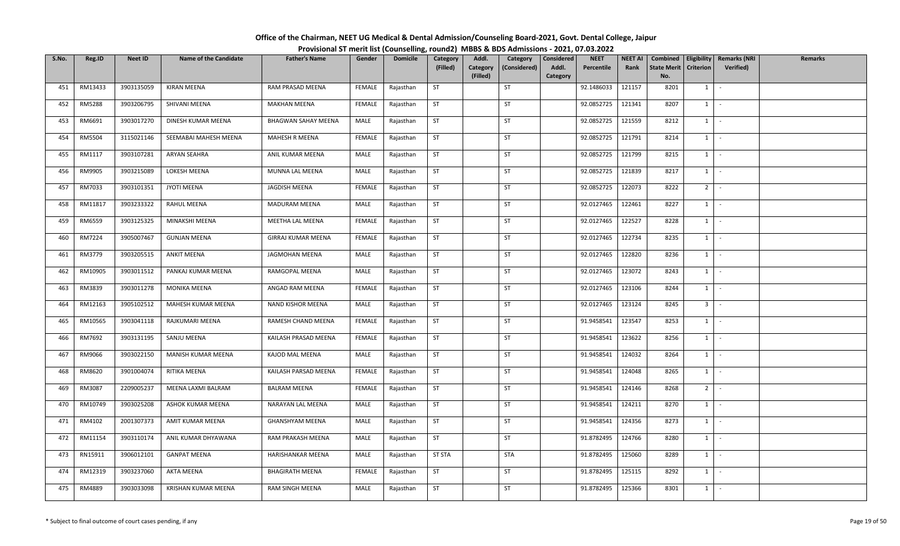# Office of the Chairman, NEET UG Medical & Dental Admission/Counseling Board-2021, Govt. Dental College, Jaipur

## Provisional ST merit list (Counselling, round2) MBBS & BDS Admissions - 2021, 07.03.2022

| S.No. | Reg.ID | Neet ID | Name of the Candidate | Father's Name | Gender | Domicile | Category (Filled) | Addl. Category (Filled) | Category (Considered) | Considered Addl. Category | NEET Percentile | NEET AI Rank | Combined State Merit No. | Eligibility Criterion | Remarks (NRI Verified) | Remarks |
|---|---|---|---|---|---|---|---|---|---|---|---|---|---|---|---|---|
| 451 | RM13433 | 3903135059 | KIRAN MEENA | RAM PRASAD MEENA | FEMALE | Rajasthan | ST | | ST | | 92.1486033 | 121157 | 8201 | 1 | - | |
| 452 | RM5288 | 3903206795 | SHIVANI MEENA | MAKHAN MEENA | FEMALE | Rajasthan | ST | | ST | | 92.0852725 | 121341 | 8207 | 1 | - | |
| 453 | RM6691 | 3903017270 | DINESH KUMAR MEENA | BHAGWAN SAHAY MEENA | MALE | Rajasthan | ST | | ST | | 92.0852725 | 121559 | 8212 | 1 | - | |
| 454 | RM5504 | 3115021146 | SEEMABAI MAHESH MEENA | MAHESH R MEENA | FEMALE | Rajasthan | ST | | ST | | 92.0852725 | 121791 | 8214 | 1 | - | |
| 455 | RM1117 | 3903107281 | ARYAN SEAHRA | ANIL KUMAR MEENA | MALE | Rajasthan | ST | | ST | | 92.0852725 | 121799 | 8215 | 1 | - | |
| 456 | RM9905 | 3903215089 | LOKESH MEENA | MUNNA LAL MEENA | MALE | Rajasthan | ST | | ST | | 92.0852725 | 121839 | 8217 | 1 | - | |
| 457 | RM7033 | 3903101351 | JYOTI MEENA | JAGDISH MEENA | FEMALE | Rajasthan | ST | | ST | | 92.0852725 | 122073 | 8222 | 2 | - | |
| 458 | RM11817 | 3903233322 | RAHUL MEENA | MADURAM MEENA | MALE | Rajasthan | ST | | ST | | 92.0127465 | 122461 | 8227 | 1 | - | |
| 459 | RM6559 | 3903125325 | MINAKSHI MEENA | MEETHA LAL MEENA | FEMALE | Rajasthan | ST | | ST | | 92.0127465 | 122527 | 8228 | 1 | - | |
| 460 | RM7224 | 3905007467 | GUNJAN MEENA | GIRRAJ KUMAR MEENA | FEMALE | Rajasthan | ST | | ST | | 92.0127465 | 122734 | 8235 | 1 | - | |
| 461 | RM3779 | 3903205515 | ANKIT MEENA | JAGMOHAN MEENA | MALE | Rajasthan | ST | | ST | | 92.0127465 | 122820 | 8236 | 1 | - | |
| 462 | RM10905 | 3903011512 | PANKAJ KUMAR MEENA | RAMGOPAL MEENA | MALE | Rajasthan | ST | | ST | | 92.0127465 | 123072 | 8243 | 1 | - | |
| 463 | RM3839 | 3903011278 | MONIKA MEENA | ANGAD RAM MEENA | FEMALE | Rajasthan | ST | | ST | | 92.0127465 | 123106 | 8244 | 1 | - | |
| 464 | RM12163 | 3905102512 | MAHESH KUMAR MEENA | NAND KISHOR MEENA | MALE | Rajasthan | ST | | ST | | 92.0127465 | 123124 | 8245 | 3 | - | |
| 465 | RM10565 | 3903041118 | RAJKUMARI MEENA | RAMESH CHAND MEENA | FEMALE | Rajasthan | ST | | ST | | 91.9458541 | 123547 | 8253 | 1 | - | |
| 466 | RM7692 | 3903131195 | SANJU MEENA | KAILASH PRASAD MEENA | FEMALE | Rajasthan | ST | | ST | | 91.9458541 | 123622 | 8256 | 1 | - | |
| 467 | RM9066 | 3903022150 | MANISH KUMAR MEENA | KAJOD MAL MEENA | MALE | Rajasthan | ST | | ST | | 91.9458541 | 124032 | 8264 | 1 | - | |
| 468 | RM8620 | 3901004074 | RITIKA MEENA | KAILASH PARSAD MEENA | FEMALE | Rajasthan | ST | | ST | | 91.9458541 | 124048 | 8265 | 1 | - | |
| 469 | RM3087 | 2209005237 | MEENA LAXMI BALRAM | BALRAM MEENA | FEMALE | Rajasthan | ST | | ST | | 91.9458541 | 124146 | 8268 | 2 | - | |
| 470 | RM10749 | 3903025208 | ASHOK KUMAR MEENA | NARAYAN LAL MEENA | MALE | Rajasthan | ST | | ST | | 91.9458541 | 124211 | 8270 | 1 | - | |
| 471 | RM4102 | 2001307373 | AMIT KUMAR MEENA | GHANSHYAM MEENA | MALE | Rajasthan | ST | | ST | | 91.9458541 | 124356 | 8273 | 1 | - | |
| 472 | RM11154 | 3903110174 | ANIL KUMAR DHYAWANA | RAM PRAKASH MEENA | MALE | Rajasthan | ST | | ST | | 91.8782495 | 124766 | 8280 | 1 | - | |
| 473 | RN15911 | 3906012101 | GANPAT MEENA | HARISHANKAR MEENA | MALE | Rajasthan | ST STA | | STA | | 91.8782495 | 125060 | 8289 | 1 | - | |
| 474 | RM12319 | 3903237060 | AKTA MEENA | BHAGIRATH MEENA | FEMALE | Rajasthan | ST | | ST | | 91.8782495 | 125115 | 8292 | 1 | - | |
| 475 | RM4889 | 3903033098 | KRISHAN KUMAR MEENA | RAM SINGH MEENA | MALE | Rajasthan | ST | | ST | | 91.8782495 | 125366 | 8301 | 1 | - | |

\* Subject to final outcome of court cases pending, if any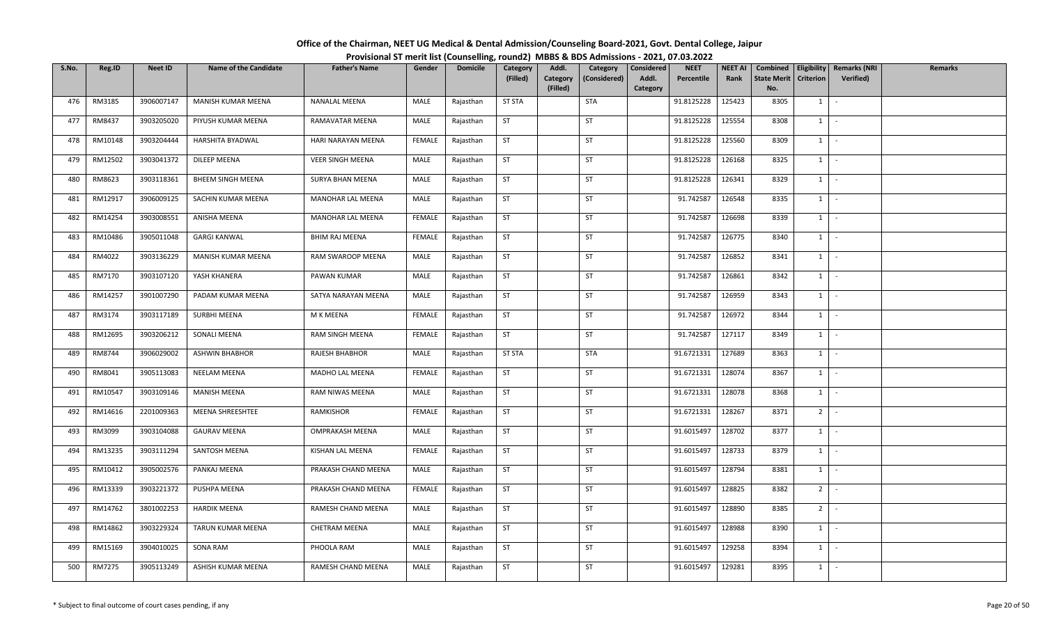# Office of the Chairman, NEET UG Medical & Dental Admission/Counseling Board-2021, Govt. Dental College, Jaipur

## Provisional ST merit list (Counselling, round2) MBBS & BDS Admissions - 2021, 07.03.2022

| S.No. | Reg.ID | Neet ID | Name of the Candidate | Father's Name | Gender | Domicile | Category (Filled) | Addl. Category (Filled) | Category (Considered) | Considered Addl. Category | NEET Percentile | NEET AI Rank | Combined State Merit No. | Eligibility Criterion | Remarks (NRI Verified) | Remarks |
|---|---|---|---|---|---|---|---|---|---|---|---|---|---|---|---|---|
| 476 | RM3185 | 3906007147 | MANISH KUMAR MEENA | NANALAL MEENA | MALE | Rajasthan | ST STA | | STA | | 91.8125228 | 125423 | 8305 | 1 | - | |
| 477 | RM8437 | 3903205020 | PIYUSH KUMAR MEENA | RAMAVATAR MEENA | MALE | Rajasthan | ST | | ST | | 91.8125228 | 125554 | 8308 | 1 | - | |
| 478 | RM10148 | 3903204444 | HARSHITA BYADWAL | HARI NARAYAN MEENA | FEMALE | Rajasthan | ST | | ST | | 91.8125228 | 125560 | 8309 | 1 | - | |
| 479 | RM12502 | 3903041372 | DILEEP MEENA | VEER SINGH MEENA | MALE | Rajasthan | ST | | ST | | 91.8125228 | 126168 | 8325 | 1 | - | |
| 480 | RM8623 | 3903118361 | BHEEM SINGH MEENA | SURYA BHAN MEENA | MALE | Rajasthan | ST | | ST | | 91.8125228 | 126341 | 8329 | 1 | - | |
| 481 | RM12917 | 3906009125 | SACHIN KUMAR MEENA | MANOHAR LAL MEENA | MALE | Rajasthan | ST | | ST | | 91.742587 | 126548 | 8335 | 1 | - | |
| 482 | RM14254 | 3903008551 | ANISHA MEENA | MANOHAR LAL MEENA | FEMALE | Rajasthan | ST | | ST | | 91.742587 | 126698 | 8339 | 1 | - | |
| 483 | RM10486 | 3905011048 | GARGI KANWAL | BHIM RAJ MEENA | FEMALE | Rajasthan | ST | | ST | | 91.742587 | 126775 | 8340 | 1 | - | |
| 484 | RM4022 | 3903136229 | MANISH KUMAR MEENA | RAM SWAROOP MEENA | MALE | Rajasthan | ST | | ST | | 91.742587 | 126852 | 8341 | 1 | - | |
| 485 | RM7170 | 3903107120 | YASH KHANERA | PAWAN KUMAR | MALE | Rajasthan | ST | | ST | | 91.742587 | 126861 | 8342 | 1 | - | |
| 486 | RM14257 | 3901007290 | PADAM KUMAR MEENA | SATYA NARAYAN MEENA | MALE | Rajasthan | ST | | ST | | 91.742587 | 126959 | 8343 | 1 | - | |
| 487 | RM3174 | 3903117189 | SURBHI MEENA | M K MEENA | FEMALE | Rajasthan | ST | | ST | | 91.742587 | 126972 | 8344 | 1 | - | |
| 488 | RM12695 | 3903206212 | SONALI MEENA | RAM SINGH MEENA | FEMALE | Rajasthan | ST | | ST | | 91.742587 | 127117 | 8349 | 1 | - | |
| 489 | RM8744 | 3906029002 | ASHWIN BHABHOR | RAJESH BHABHOR | MALE | Rajasthan | ST STA | | STA | | 91.6721331 | 127689 | 8363 | 1 | - | |
| 490 | RM8041 | 3905113083 | NEELAM MEENA | MADHO LAL MEENA | FEMALE | Rajasthan | ST | | ST | | 91.6721331 | 128074 | 8367 | 1 | - | |
| 491 | RM10547 | 3903109146 | MANISH MEENA | RAM NIWAS MEENA | MALE | Rajasthan | ST | | ST | | 91.6721331 | 128078 | 8368 | 1 | - | |
| 492 | RM14616 | 2201009363 | MEENA SHREESHTEE | RAMKISHOR | FEMALE | Rajasthan | ST | | ST | | 91.6721331 | 128267 | 8371 | 2 | - | |
| 493 | RM3099 | 3903104088 | GAURAV MEENA | OMPRAKASH MEENA | MALE | Rajasthan | ST | | ST | | 91.6015497 | 128702 | 8377 | 1 | - | |
| 494 | RM13235 | 3903111294 | SANTOSH MEENA | KISHAN LAL MEENA | FEMALE | Rajasthan | ST | | ST | | 91.6015497 | 128733 | 8379 | 1 | - | |
| 495 | RM10412 | 3905002576 | PANKAJ MEENA | PRAKASH CHAND MEENA | MALE | Rajasthan | ST | | ST | | 91.6015497 | 128794 | 8381 | 1 | - | |
| 496 | RM13339 | 3903221372 | PUSHPA MEENA | PRAKASH CHAND MEENA | FEMALE | Rajasthan | ST | | ST | | 91.6015497 | 128825 | 8382 | 2 | - | |
| 497 | RM14762 | 3801002253 | HARDIK MEENA | RAMESH CHAND MEENA | MALE | Rajasthan | ST | | ST | | 91.6015497 | 128890 | 8385 | 2 | - | |
| 498 | RM14862 | 3903229324 | TARUN KUMAR MEENA | CHETRAM MEENA | MALE | Rajasthan | ST | | ST | | 91.6015497 | 128988 | 8390 | 1 | - | |
| 499 | RM15169 | 3904010025 | SONA RAM | PHOOLA RAM | MALE | Rajasthan | ST | | ST | | 91.6015497 | 129258 | 8394 | 1 | - | |
| 500 | RM7275 | 3905113249 | ASHISH KUMAR MEENA | RAMESH CHAND MEENA | MALE | Rajasthan | ST | | ST | | 91.6015497 | 129281 | 8395 | 1 | - | |

\* Subject to final outcome of court cases pending, if any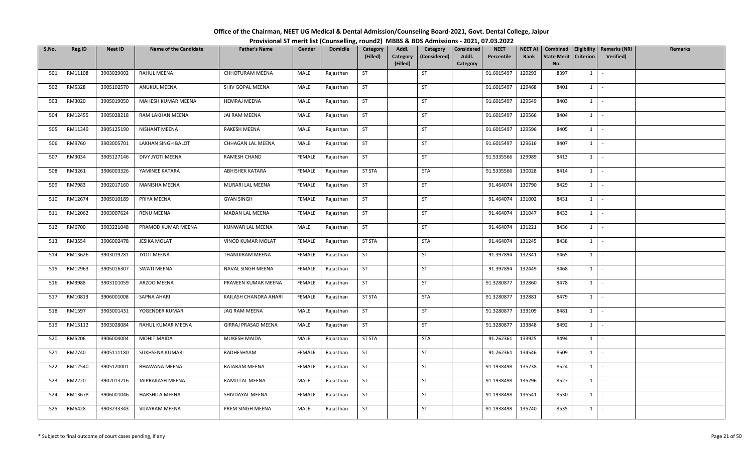# Office of the Chairman, NEET UG Medical & Dental Admission/Counseling Board-2021, Govt. Dental College, Jaipur

## Provisional ST merit list (Counselling, round2) MBBS & BDS Admissions - 2021, 07.03.2022

| S.No. | Reg.ID | Neet ID | Name of the Candidate | Father's Name | Gender | Domicile | Category (Filled) | Addl. Category (Filled) | Category (Considered) | Considered Addl. Category | NEET Percentile | NEET AI Rank | Combined State Merit No. | Eligibility Criterion | Remarks (NRI Verified) | Remarks |
|---|---|---|---|---|---|---|---|---|---|---|---|---|---|---|---|---|
| 501 | RM11108 | 3903029002 | RAHUL MEENA | CHHOTURAM MEENA | MALE | Rajasthan | ST | | ST | | 91.6015497 | 129293 | 8397 | 1 | - | |
| 502 | RM5328 | 3905102570 | ANUKUL MEENA | SHIV GOPAL MEENA | MALE | Rajasthan | ST | | ST | | 91.6015497 | 129468 | 8401 | 1 | - | |
| 503 | RM3020 | 3905019050 | MAHESH KUMAR MEENA | HEMRAJ MEENA | MALE | Rajasthan | ST | | ST | | 91.6015497 | 129549 | 8403 | 1 | - | |
| 504 | RM12455 | 3905028218 | RAM LAKHAN MEENA | JAI RAM MEENA | MALE | Rajasthan | ST | | ST | | 91.6015497 | 129566 | 8404 | 1 | - | |
| 505 | RM11349 | 3905125190 | NISHANT MEENA | RAKESH MEENA | MALE | Rajasthan | ST | | ST | | 91.6015497 | 129596 | 8405 | 1 | - | |
| 506 | RM9760 | 3903005701 | LAKHAN SINGH BALOT | CHHAGAN LAL MEENA | MALE | Rajasthan | ST | | ST | | 91.6015497 | 129616 | 8407 | 1 | - | |
| 507 | RM3034 | 3905127146 | DIVY JYOTI MEENA | RAMESH CHAND | FEMALE | Rajasthan | ST | | ST | | 91.5335566 | 129989 | 8413 | 1 | - | |
| 508 | RM3261 | 3906003326 | YAMINEE KATARA | ABHISHEK KATARA | FEMALE | Rajasthan | ST STA | | STA | | 91.5335566 | 130028 | 8414 | 1 | - | |
| 509 | RM7983 | 3902017160 | MANISHA MEENA | MURARI LAL MEENA | FEMALE | Rajasthan | ST | | ST | | 91.464074 | 130790 | 8429 | 1 | - | |
| 510 | RM12674 | 3905010189 | PRIYA MEENA | GYAN SINGH | FEMALE | Rajasthan | ST | | ST | | 91.464074 | 131002 | 8431 | 1 | - | |
| 511 | RM12062 | 3903007624 | RENU MEENA | MADAN LAL MEENA | FEMALE | Rajasthan | ST | | ST | | 91.464074 | 131047 | 8433 | 1 | - | |
| 512 | RM6700 | 3903221048 | PRAMOD KUMAR MEENA | KUNWAR LAL MEENA | MALE | Rajasthan | ST | | ST | | 91.464074 | 131221 | 8436 | 1 | - | |
| 513 | RM3554 | 3906002478 | JESIKA MOLAT | VINOD KUMAR MOLAT | FEMALE | Rajasthan | ST STA | | STA | | 91.464074 | 131245 | 8438 | 1 | - | |
| 514 | RM13626 | 3903019281 | JYOTI MEENA | THANDIRAM MEENA | FEMALE | Rajasthan | ST | | ST | | 91.397894 | 132341 | 8465 | 1 | - | |
| 515 | RM12963 | 3905016307 | SWATI MEENA | NAVAL SINGH MEENA | FEMALE | Rajasthan | ST | | ST | | 91.397894 | 132449 | 8468 | 1 | - | |
| 516 | RM3988 | 3903101059 | ARZOO MEENA | PRAVEEN KUMAR MEENA | FEMALE | Rajasthan | ST | | ST | | 91.3280877 | 132860 | 8478 | 1 | - | |
| 517 | RM10813 | 3906001008 | SAPNA AHARI | KAILASH CHANDRA AHARI | FEMALE | Rajasthan | ST STA | | STA | | 91.3280877 | 132881 | 8479 | 1 | - | |
| 518 | RM1597 | 3903001431 | YOGENDER KUMAR | JAG RAM MEENA | MALE | Rajasthan | ST | | ST | | 91.3280877 | 133109 | 8481 | 1 | - | |
| 519 | RM15112 | 3903028084 | RAHUL KUMAR MEENA | GIRRAJ PRASAD MEENA | MALE | Rajasthan | ST | | ST | | 91.3280877 | 133848 | 8492 | 1 | - | |
| 520 | RM5206 | 3906004004 | MOHIT MAIDA | MUKESH MAIDA | MALE | Rajasthan | ST STA | | STA | | 91.262361 | 133925 | 8494 | 1 | - | |
| 521 | RM7740 | 3905111180 | SUKHSENA KUMARI | RADHESHYAM | FEMALE | Rajasthan | ST | | ST | | 91.262361 | 134546 | 8509 | 1 | - | |
| 522 | RM12540 | 3905120001 | BHAWANA MEENA | RAJARAM MEENA | FEMALE | Rajasthan | ST | | ST | | 91.1938498 | 135238 | 8524 | 1 | - | |
| 523 | RM2220 | 3902013216 | JAIPRAKASH MEENA | RAMJI LAL MEENA | MALE | Rajasthan | ST | | ST | | 91.1938498 | 135296 | 8527 | 1 | - | |
| 524 | RM13678 | 3906001046 | HARSHITA MEENA | SHIVDAYAL MEENA | FEMALE | Rajasthan | ST | | ST | | 91.1938498 | 135541 | 8530 | 1 | - | |
| 525 | RM6428 | 3903233343 | VIJAYRAM MEENA | PREM SINGH MEENA | MALE | Rajasthan | ST | | ST | | 91.1938498 | 135740 | 8535 | 1 | - | |

\* Subject to final outcome of court cases pending, if any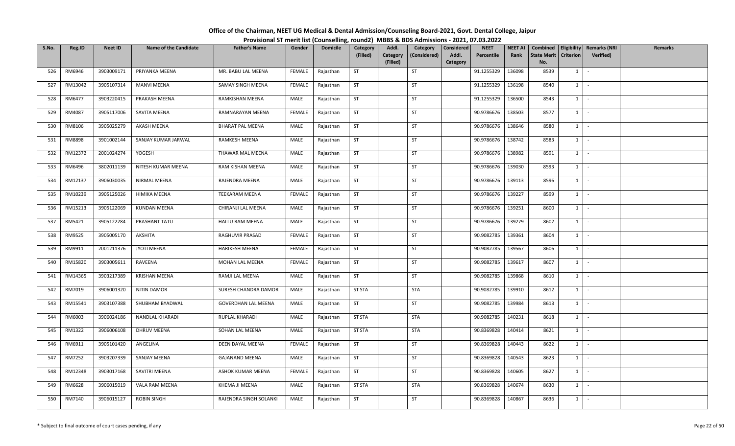# Office of the Chairman, NEET UG Medical & Dental Admission/Counseling Board-2021, Govt. Dental College, Jaipur

## Provisional ST merit list (Counselling, round2) MBBS & BDS Admissions - 2021, 07.03.2022

| S.No. | Reg.ID | Neet ID | Name of the Candidate | Father's Name | Gender | Domicile | Category (Filled) | Addl. Category (Filled) | Category (Considered) | Considered Addl. Category | NEET Percentile | NEET AI Rank | Combined State Merit No. | Eligibility Criterion | Remarks (NRI Verified) | Remarks |
|---|---|---|---|---|---|---|---|---|---|---|---|---|---|---|---|---|
| 526 | RM6946 | 3903009171 | PRIYANKA MEENA | MR. BABU LAL MEENA | FEMALE | Rajasthan | ST | | ST | | 91.1255329 | 136098 | 8539 | 1 | - | |
| 527 | RM13042 | 3905107314 | MANVI MEENA | SAMAY SINGH MEENA | FEMALE | Rajasthan | ST | | ST | | 91.1255329 | 136198 | 8540 | 1 | - | |
| 528 | RM6477 | 3903220415 | PRAKASH MEENA | RAMKISHAN MEENA | MALE | Rajasthan | ST | | ST | | 91.1255329 | 136500 | 8543 | 1 | - | |
| 529 | RM4087 | 3905117006 | SAVITA MEENA | RAMNARAYAN MEENA | FEMALE | Rajasthan | ST | | ST | | 90.9786676 | 138503 | 8577 | 1 | - | |
| 530 | RM8106 | 3905025279 | AKASH MEENA | BHARAT PAL MEENA | MALE | Rajasthan | ST | | ST | | 90.9786676 | 138646 | 8580 | 1 | - | |
| 531 | RM8898 | 3901002144 | SANJAY KUMAR JARWAL | RAMKESH MEENA | MALE | Rajasthan | ST | | ST | | 90.9786676 | 138742 | 8583 | 1 | - | |
| 532 | RM12372 | 2001024274 | YOGESH | THAWAR MAL MEENA | MALE | Rajasthan | ST | | ST | | 90.9786676 | 138982 | 8591 | 1 | - | |
| 533 | RM6496 | 3802011139 | NITESH KUMAR MEENA | RAM KISHAN MEENA | MALE | Rajasthan | ST | | ST | | 90.9786676 | 139030 | 8593 | 1 | - | |
| 534 | RM12137 | 3906030035 | NIRMAL MEENA | RAJENDRA MEENA | MALE | Rajasthan | ST | | ST | | 90.9786676 | 139113 | 8596 | 1 | - | |
| 535 | RM10239 | 3905125026 | HIMIKA MEENA | TEEKARAM MEENA | FEMALE | Rajasthan | ST | | ST | | 90.9786676 | 139227 | 8599 | 1 | - | |
| 536 | RM15213 | 3905122069 | KUNDAN MEENA | CHIRANJI LAL MEENA | MALE | Rajasthan | ST | | ST | | 90.9786676 | 139251 | 8600 | 1 | - | |
| 537 | RM5421 | 3905122284 | PRASHANT TATU | HALLU RAM MEENA | MALE | Rajasthan | ST | | ST | | 90.9786676 | 139279 | 8602 | 1 | - | |
| 538 | RM9525 | 3905005170 | AKSHITA | RAGHUVIR PRASAD | FEMALE | Rajasthan | ST | | ST | | 90.9082785 | 139361 | 8604 | 1 | - | |
| 539 | RM9911 | 2001211376 | JYOTI MEENA | HARIKESH MEENA | FEMALE | Rajasthan | ST | | ST | | 90.9082785 | 139567 | 8606 | 1 | - | |
| 540 | RM15820 | 3903005611 | RAVEENA | MOHAN LAL MEENA | FEMALE | Rajasthan | ST | | ST | | 90.9082785 | 139617 | 8607 | 1 | - | |
| 541 | RM14365 | 3903217389 | KRISHAN MEENA | RAMJI LAL MEENA | MALE | Rajasthan | ST | | ST | | 90.9082785 | 139868 | 8610 | 1 | - | |
| 542 | RM7019 | 3906001320 | NITIN DAMOR | SURESH CHANDRA DAMOR | MALE | Rajasthan | ST STA | | STA | | 90.9082785 | 139910 | 8612 | 1 | - | |
| 543 | RM15541 | 3903107388 | SHUBHAM BYADWAL | GOVERDHAN LAL MEENA | MALE | Rajasthan | ST | | ST | | 90.9082785 | 139984 | 8613 | 1 | - | |
| 544 | RM6003 | 3906024186 | NANDLAL KHARADI | RUPLAL KHARADI | MALE | Rajasthan | ST STA | | STA | | 90.9082785 | 140231 | 8618 | 1 | - | |
| 545 | RM1322 | 3906006108 | DHRUV MEENA | SOHAN LAL MEENA | MALE | Rajasthan | ST STA | | STA | | 90.8369828 | 140414 | 8621 | 1 | - | |
| 546 | RM6911 | 3905101420 | ANGELINA | DEEN DAYAL MEENA | FEMALE | Rajasthan | ST | | ST | | 90.8369828 | 140443 | 8622 | 1 | - | |
| 547 | RM7252 | 3903207339 | SANJAY MEENA | GAJANAND MEENA | MALE | Rajasthan | ST | | ST | | 90.8369828 | 140543 | 8623 | 1 | - | |
| 548 | RM12348 | 3903017168 | SAVITRI MEENA | ASHOK KUMAR MEENA | FEMALE | Rajasthan | ST | | ST | | 90.8369828 | 140605 | 8627 | 1 | - | |
| 549 | RM6628 | 3906015019 | VALA RAM MEENA | KHEMA JI MEENA | MALE | Rajasthan | ST STA | | STA | | 90.8369828 | 140674 | 8630 | 1 | - | |
| 550 | RM7140 | 3906015127 | ROBIN SINGH | RAJENDRA SINGH SOLANKI | MALE | Rajasthan | ST | | ST | | 90.8369828 | 140867 | 8636 | 1 | - | |

\* Subject to final outcome of court cases pending, if any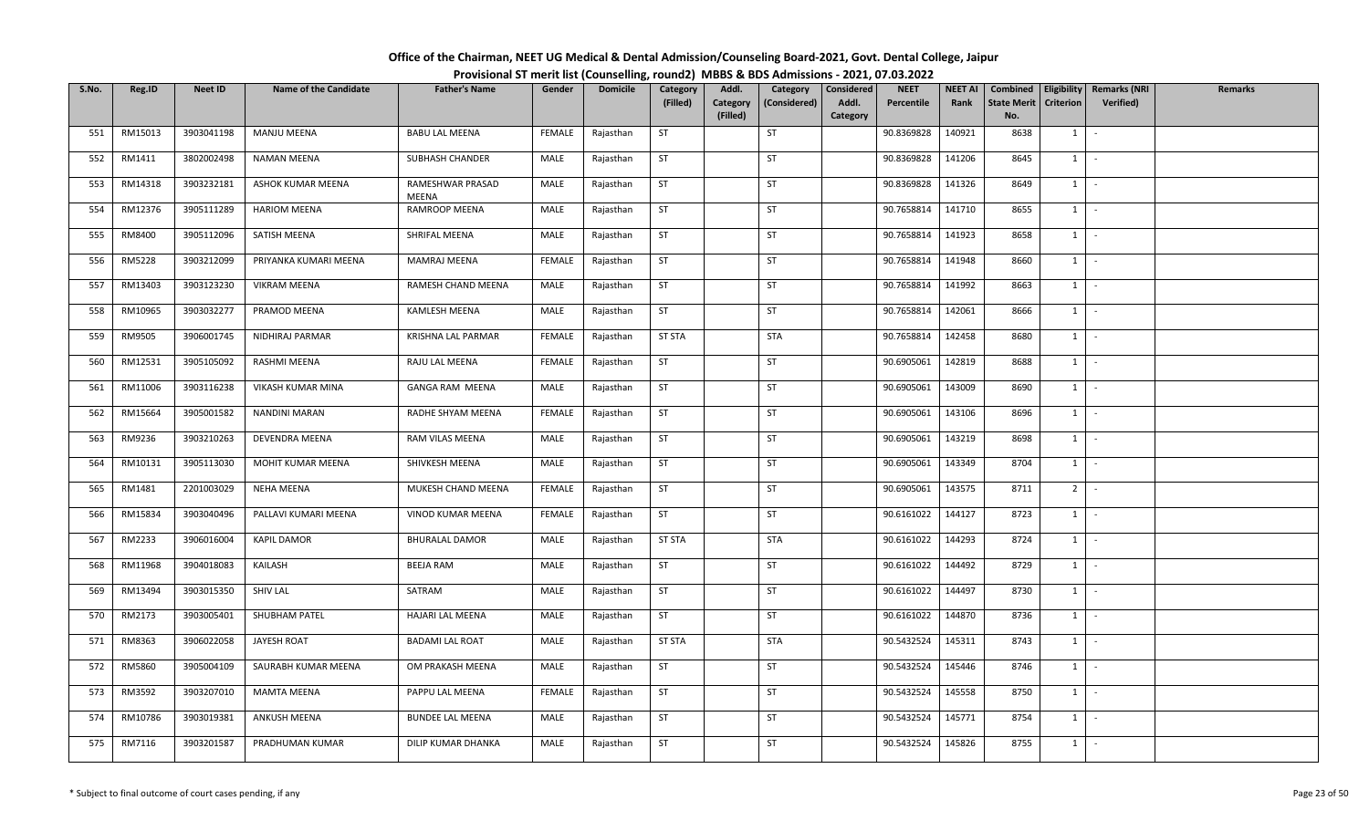# Office of the Chairman, NEET UG Medical & Dental Admission/Counseling Board-2021, Govt. Dental College, Jaipur

## Provisional ST merit list (Counselling, round2) MBBS & BDS Admissions - 2021, 07.03.2022

| S.No. | Reg.ID | Neet ID | Name of the Candidate | Father's Name | Gender | Domicile | Category (Filled) | Addl. Category (Filled) | Category (Considered) | Considered Addl. Category | NEET Percentile | NEET AI Rank | Combined State Merit No. | Eligibility Criterion | Remarks (NRI Verified) | Remarks |
|---|---|---|---|---|---|---|---|---|---|---|---|---|---|---|---|---|
| 551 | RM15013 | 3903041198 | MANJU MEENA | BABU LAL MEENA | FEMALE | Rajasthan | ST | | ST | | 90.8369828 | 140921 | 8638 | 1 | - | |
| 552 | RM1411 | 3802002498 | NAMAN MEENA | SUBHASH CHANDER | MALE | Rajasthan | ST | | ST | | 90.8369828 | 141206 | 8645 | 1 | - | |
| 553 | RM14318 | 3903232181 | ASHOK KUMAR MEENA | RAMESHWAR PRASAD MEENA | MALE | Rajasthan | ST | | ST | | 90.8369828 | 141326 | 8649 | 1 | - | |
| 554 | RM12376 | 3905111289 | HARIOM MEENA | RAMROOP MEENA | MALE | Rajasthan | ST | | ST | | 90.7658814 | 141710 | 8655 | 1 | - | |
| 555 | RM8400 | 3905112096 | SATISH MEENA | SHRIFAL MEENA | MALE | Rajasthan | ST | | ST | | 90.7658814 | 141923 | 8658 | 1 | - | |
| 556 | RM5228 | 3903212099 | PRIYANKA KUMARI MEENA | MAMRAJ MEENA | FEMALE | Rajasthan | ST | | ST | | 90.7658814 | 141948 | 8660 | 1 | - | |
| 557 | RM13403 | 3903123230 | VIKRAM MEENA | RAMESH CHAND MEENA | MALE | Rajasthan | ST | | ST | | 90.7658814 | 141992 | 8663 | 1 | - | |
| 558 | RM10965 | 3903032277 | PRAMOD MEENA | KAMLESH MEENA | MALE | Rajasthan | ST | | ST | | 90.7658814 | 142061 | 8666 | 1 | - | |
| 559 | RM9505 | 3906001745 | NIDHIRAJ PARMAR | KRISHNA LAL PARMAR | FEMALE | Rajasthan | ST STA | | STA | | 90.7658814 | 142458 | 8680 | 1 | - | |
| 560 | RM12531 | 3905105092 | RASHMI MEENA | RAJU LAL MEENA | FEMALE | Rajasthan | ST | | ST | | 90.6905061 | 142819 | 8688 | 1 | - | |
| 561 | RM11006 | 3903116238 | VIKASH KUMAR MINA | GANGA RAM MEENA | MALE | Rajasthan | ST | | ST | | 90.6905061 | 143009 | 8690 | 1 | - | |
| 562 | RM15664 | 3905001582 | NANDINI MARAN | RADHE SHYAM MEENA | FEMALE | Rajasthan | ST | | ST | | 90.6905061 | 143106 | 8696 | 1 | - | |
| 563 | RM9236 | 3903210263 | DEVENDRA MEENA | RAM VILAS MEENA | MALE | Rajasthan | ST | | ST | | 90.6905061 | 143219 | 8698 | 1 | - | |
| 564 | RM10131 | 3905113030 | MOHIT KUMAR MEENA | SHIVKESH MEENA | MALE | Rajasthan | ST | | ST | | 90.6905061 | 143349 | 8704 | 1 | - | |
| 565 | RM1481 | 2201003029 | NEHA MEENA | MUKESH CHAND MEENA | FEMALE | Rajasthan | ST | | ST | | 90.6905061 | 143575 | 8711 | 2 | - | |
| 566 | RM15834 | 3903040496 | PALLAVI KUMARI MEENA | VINOD KUMAR MEENA | FEMALE | Rajasthan | ST | | ST | | 90.6161022 | 144127 | 8723 | 1 | - | |
| 567 | RM2233 | 3906016004 | KAPIL DAMOR | BHURALAL DAMOR | MALE | Rajasthan | ST STA | | STA | | 90.6161022 | 144293 | 8724 | 1 | - | |
| 568 | RM11968 | 3904018083 | KAILASH | BEEJA RAM | MALE | Rajasthan | ST | | ST | | 90.6161022 | 144492 | 8729 | 1 | - | |
| 569 | RM13494 | 3903015350 | SHIV LAL | SATRAM | MALE | Rajasthan | ST | | ST | | 90.6161022 | 144497 | 8730 | 1 | - | |
| 570 | RM2173 | 3903005401 | SHUBHAM PATEL | HAJARI LAL MEENA | MALE | Rajasthan | ST | | ST | | 90.6161022 | 144870 | 8736 | 1 | - | |
| 571 | RM8363 | 3906022058 | JAYESH ROAT | BADAMI LAL ROAT | MALE | Rajasthan | ST STA | | STA | | 90.5432524 | 145311 | 8743 | 1 | - | |
| 572 | RM5860 | 3905004109 | SAURABH KUMAR MEENA | OM PRAKASH MEENA | MALE | Rajasthan | ST | | ST | | 90.5432524 | 145446 | 8746 | 1 | - | |
| 573 | RM3592 | 3903207010 | MAMTA MEENA | PAPPU LAL MEENA | FEMALE | Rajasthan | ST | | ST | | 90.5432524 | 145558 | 8750 | 1 | - | |
| 574 | RM10786 | 3903019381 | ANKUSH MEENA | BUNDEE LAL MEENA | MALE | Rajasthan | ST | | ST | | 90.5432524 | 145771 | 8754 | 1 | - | |
| 575 | RM7116 | 3903201587 | PRADHUMAN KUMAR | DILIP KUMAR DHANKA | MALE | Rajasthan | ST | | ST | | 90.5432524 | 145826 | 8755 | 1 | - | |

\* Subject to final outcome of court cases pending, if any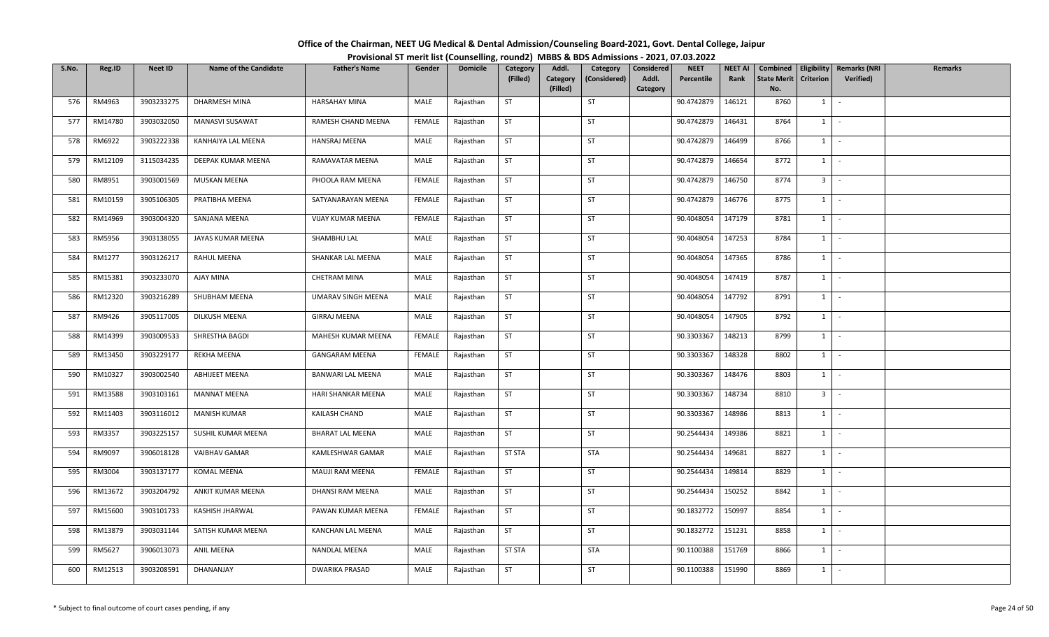# Office of the Chairman, NEET UG Medical & Dental Admission/Counseling Board-2021, Govt. Dental College, Jaipur

## Provisional ST merit list (Counselling, round2) MBBS & BDS Admissions - 2021, 07.03.2022

| S.No. | Reg.ID | Neet ID | Name of the Candidate | Father's Name | Gender | Domicile | Category (Filled) | Addl. Category (Filled) | Category (Considered) | Considered Addl. Category | NEET Percentile | NEET AI Rank | Combined State Merit No. | Eligibility Criterion | Remarks (NRI Verified) | Remarks |
|---|---|---|---|---|---|---|---|---|---|---|---|---|---|---|---|---|
| 576 | RM4963 | 3903233275 | DHARMESH MINA | HARSAHAY MINA | MALE | Rajasthan | ST | | ST | | 90.4742879 | 146121 | 8760 | 1 | - | |
| 577 | RM14780 | 3903032050 | MANASVI SUSAWAT | RAMESH CHAND MEENA | FEMALE | Rajasthan | ST | | ST | | 90.4742879 | 146431 | 8764 | 1 | - | |
| 578 | RM6922 | 3903222338 | KANHAIYA LAL MEENA | HANSRAJ MEENA | MALE | Rajasthan | ST | | ST | | 90.4742879 | 146499 | 8766 | 1 | - | |
| 579 | RM12109 | 3115034235 | DEEPAK KUMAR MEENA | RAMAVATAR MEENA | MALE | Rajasthan | ST | | ST | | 90.4742879 | 146654 | 8772 | 1 | - | |
| 580 | RM8951 | 3903001569 | MUSKAN MEENA | PHOOLA RAM MEENA | FEMALE | Rajasthan | ST | | ST | | 90.4742879 | 146750 | 8774 | 3 | - | |
| 581 | RM10159 | 3905106305 | PRATIBHA MEENA | SATYANARAYAN MEENA | FEMALE | Rajasthan | ST | | ST | | 90.4742879 | 146776 | 8775 | 1 | - | |
| 582 | RM14969 | 3903004320 | SANJANA MEENA | VIJAY KUMAR MEENA | FEMALE | Rajasthan | ST | | ST | | 90.4048054 | 147179 | 8781 | 1 | - | |
| 583 | RM5956 | 3903138055 | JAYAS KUMAR MEENA | SHAMBHU LAL | MALE | Rajasthan | ST | | ST | | 90.4048054 | 147253 | 8784 | 1 | - | |
| 584 | RM1277 | 3903126217 | RAHUL MEENA | SHANKAR LAL MEENA | MALE | Rajasthan | ST | | ST | | 90.4048054 | 147365 | 8786 | 1 | - | |
| 585 | RM15381 | 3903233070 | AJAY MINA | CHETRAM MINA | MALE | Rajasthan | ST | | ST | | 90.4048054 | 147419 | 8787 | 1 | - | |
| 586 | RM12320 | 3903216289 | SHUBHAM MEENA | UMARAV SINGH MEENA | MALE | Rajasthan | ST | | ST | | 90.4048054 | 147792 | 8791 | 1 | - | |
| 587 | RM9426 | 3905117005 | DILKUSH MEENA | GIRRAJ MEENA | MALE | Rajasthan | ST | | ST | | 90.4048054 | 147905 | 8792 | 1 | - | |
| 588 | RM14399 | 3903009533 | SHRESTHA BAGDI | MAHESH KUMAR MEENA | FEMALE | Rajasthan | ST | | ST | | 90.3303367 | 148213 | 8799 | 1 | - | |
| 589 | RM13450 | 3903229177 | REKHA MEENA | GANGARAM MEENA | FEMALE | Rajasthan | ST | | ST | | 90.3303367 | 148328 | 8802 | 1 | - | |
| 590 | RM10327 | 3903002540 | ABHIJEET MEENA | BANWARI LAL MEENA | MALE | Rajasthan | ST | | ST | | 90.3303367 | 148476 | 8803 | 1 | - | |
| 591 | RM13588 | 3903103161 | MANNAT MEENA | HARI SHANKAR MEENA | MALE | Rajasthan | ST | | ST | | 90.3303367 | 148734 | 8810 | 3 | - | |
| 592 | RM11403 | 3903116012 | MANISH KUMAR | KAILASH CHAND | MALE | Rajasthan | ST | | ST | | 90.3303367 | 148986 | 8813 | 1 | - | |
| 593 | RM3357 | 3903225157 | SUSHIL KUMAR MEENA | BHARAT LAL MEENA | MALE | Rajasthan | ST | | ST | | 90.2544434 | 149386 | 8821 | 1 | - | |
| 594 | RM9097 | 3906018128 | VAIBHAV GAMAR | KAMLESHWAR GAMAR | MALE | Rajasthan | ST STA | | STA | | 90.2544434 | 149681 | 8827 | 1 | - | |
| 595 | RM3004 | 3903137177 | KOMAL MEENA | MAUJI RAM MEENA | FEMALE | Rajasthan | ST | | ST | | 90.2544434 | 149814 | 8829 | 1 | - | |
| 596 | RM13672 | 3903204792 | ANKIT KUMAR MEENA | DHANSI RAM MEENA | MALE | Rajasthan | ST | | ST | | 90.2544434 | 150252 | 8842 | 1 | - | |
| 597 | RM15600 | 3903101733 | KASHISH JHARWAL | PAWAN KUMAR MEENA | FEMALE | Rajasthan | ST | | ST | | 90.1832772 | 150997 | 8854 | 1 | - | |
| 598 | RM13879 | 3903031144 | SATISH KUMAR MEENA | KANCHAN LAL MEENA | MALE | Rajasthan | ST | | ST | | 90.1832772 | 151231 | 8858 | 1 | - | |
| 599 | RM5627 | 3906013073 | ANIL MEENA | NANDLAL MEENA | MALE | Rajasthan | ST STA | | STA | | 90.1100388 | 151769 | 8866 | 1 | - | |
| 600 | RM12513 | 3903208591 | DHANANJAY | DWARIKA PRASAD | MALE | Rajasthan | ST | | ST | | 90.1100388 | 151990 | 8869 | 1 | - | |

\* Subject to final outcome of court cases pending, if any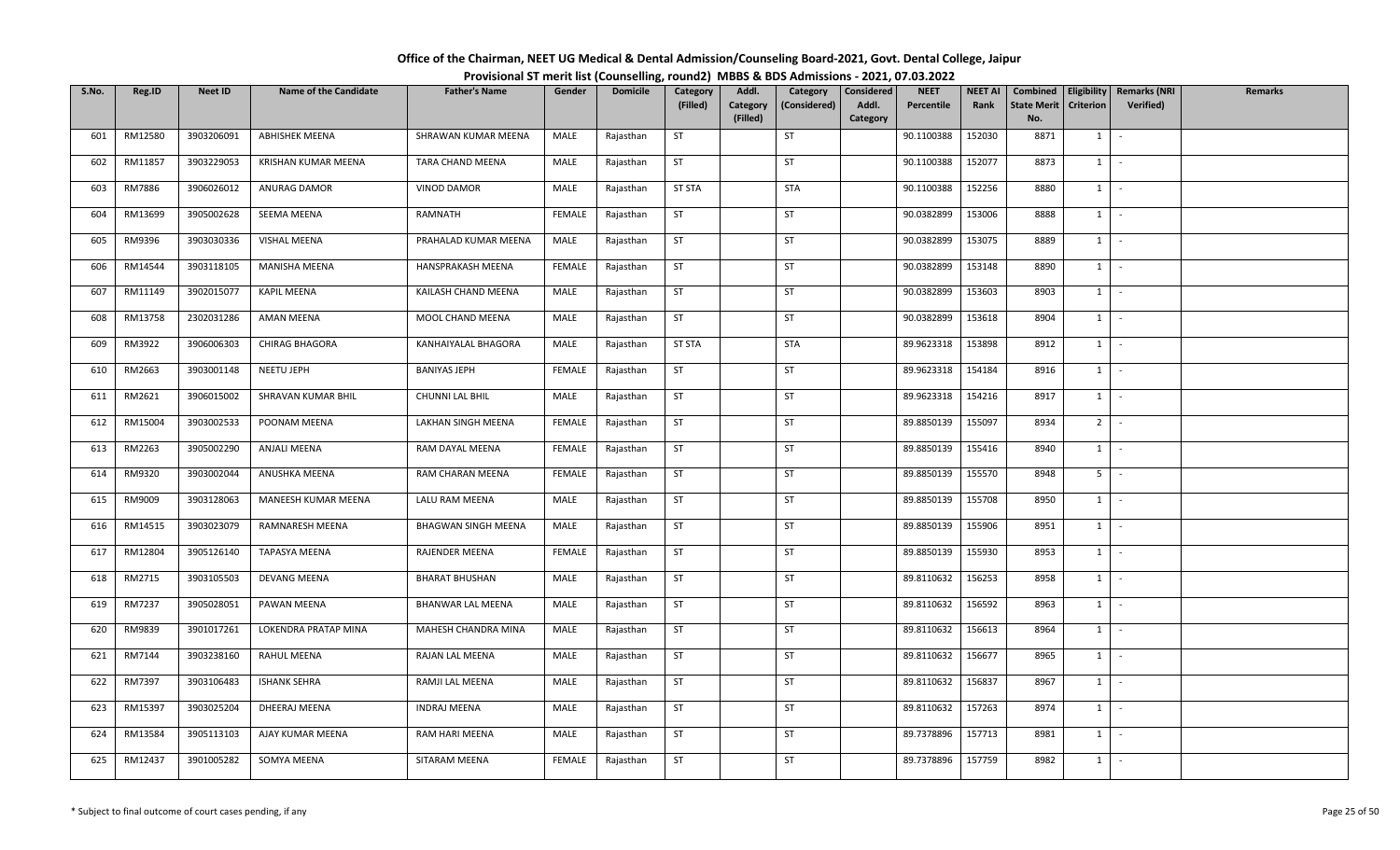# Office of the Chairman, NEET UG Medical & Dental Admission/Counseling Board-2021, Govt. Dental College, Jaipur

## Provisional ST merit list (Counselling, round2) MBBS & BDS Admissions - 2021, 07.03.2022

| S.No. | Reg.ID | Neet ID | Name of the Candidate | Father's Name | Gender | Domicile | Category (Filled) | Addl. Category (Filled) | Category (Considered) | Considered Addl. Category | NEET Percentile | NEET AI Rank | Combined State Merit No. | Eligibility Criterion | Remarks (NRI Verified) | Remarks |
|---|---|---|---|---|---|---|---|---|---|---|---|---|---|---|---|---|
| 601 | RM12580 | 3903206091 | ABHISHEK MEENA | SHRAWAN KUMAR MEENA | MALE | Rajasthan | ST | | ST | | 90.1100388 | 152030 | 8871 | 1 | - | |
| 602 | RM11857 | 3903229053 | KRISHAN KUMAR MEENA | TARA CHAND MEENA | MALE | Rajasthan | ST | | ST | | 90.1100388 | 152077 | 8873 | 1 | - | |
| 603 | RM7886 | 3906026012 | ANURAG DAMOR | VINOD DAMOR | MALE | Rajasthan | ST STA | | STA | | 90.1100388 | 152256 | 8880 | 1 | - | |
| 604 | RM13699 | 3905002628 | SEEMA MEENA | RAMNATH | FEMALE | Rajasthan | ST | | ST | | 90.0382899 | 153006 | 8888 | 1 | - | |
| 605 | RM9396 | 3903030336 | VISHAL MEENA | PRAHALAD KUMAR MEENA | MALE | Rajasthan | ST | | ST | | 90.0382899 | 153075 | 8889 | 1 | - | |
| 606 | RM14544 | 3903118105 | MANISHA MEENA | HANSPRAKASH MEENA | FEMALE | Rajasthan | ST | | ST | | 90.0382899 | 153148 | 8890 | 1 | - | |
| 607 | RM11149 | 3902015077 | KAPIL MEENA | KAILASH CHAND MEENA | MALE | Rajasthan | ST | | ST | | 90.0382899 | 153603 | 8903 | 1 | - | |
| 608 | RM13758 | 2302031286 | AMAN MEENA | MOOL CHAND MEENA | MALE | Rajasthan | ST | | ST | | 90.0382899 | 153618 | 8904 | 1 | - | |
| 609 | RM3922 | 3906006303 | CHIRAG BHAGORA | KANHAIYALAL BHAGORA | MALE | Rajasthan | ST STA | | STA | | 89.9623318 | 153898 | 8912 | 1 | - | |
| 610 | RM2663 | 3903001148 | NEETU JEPH | BANIYAS JEPH | FEMALE | Rajasthan | ST | | ST | | 89.9623318 | 154184 | 8916 | 1 | - | |
| 611 | RM2621 | 3906015002 | SHRAVAN KUMAR BHIL | CHUNNI LAL BHIL | MALE | Rajasthan | ST | | ST | | 89.9623318 | 154216 | 8917 | 1 | - | |
| 612 | RM15004 | 3903002533 | POONAM MEENA | LAKHAN SINGH MEENA | FEMALE | Rajasthan | ST | | ST | | 89.8850139 | 155097 | 8934 | 2 | - | |
| 613 | RM2263 | 3905002290 | ANJALI MEENA | RAM DAYAL MEENA | FEMALE | Rajasthan | ST | | ST | | 89.8850139 | 155416 | 8940 | 1 | - | |
| 614 | RM9320 | 3903002044 | ANUSHKA MEENA | RAM CHARAN MEENA | FEMALE | Rajasthan | ST | | ST | | 89.8850139 | 155570 | 8948 | 5 | - | |
| 615 | RM9009 | 3903128063 | MANEESH KUMAR MEENA | LALU RAM MEENA | MALE | Rajasthan | ST | | ST | | 89.8850139 | 155708 | 8950 | 1 | - | |
| 616 | RM14515 | 3903023079 | RAMNARESH MEENA | BHAGWAN SINGH MEENA | MALE | Rajasthan | ST | | ST | | 89.8850139 | 155906 | 8951 | 1 | - | |
| 617 | RM12804 | 3905126140 | TAPASYA MEENA | RAJENDER MEENA | FEMALE | Rajasthan | ST | | ST | | 89.8850139 | 155930 | 8953 | 1 | - | |
| 618 | RM2715 | 3903105503 | DEVANG MEENA | BHARAT BHUSHAN | MALE | Rajasthan | ST | | ST | | 89.8110632 | 156253 | 8958 | 1 | - | |
| 619 | RM7237 | 3905028051 | PAWAN MEENA | BHANWAR LAL MEENA | MALE | Rajasthan | ST | | ST | | 89.8110632 | 156592 | 8963 | 1 | - | |
| 620 | RM9839 | 3901017261 | LOKENDRA PRATAP MINA | MAHESH CHANDRA MINA | MALE | Rajasthan | ST | | ST | | 89.8110632 | 156613 | 8964 | 1 | - | |
| 621 | RM7144 | 3903238160 | RAHUL MEENA | RAJAN LAL MEENA | MALE | Rajasthan | ST | | ST | | 89.8110632 | 156677 | 8965 | 1 | - | |
| 622 | RM7397 | 3903106483 | ISHANK SEHRA | RAMJI LAL MEENA | MALE | Rajasthan | ST | | ST | | 89.8110632 | 156837 | 8967 | 1 | - | |
| 623 | RM15397 | 3903025204 | DHEERAJ MEENA | INDRAJ MEENA | MALE | Rajasthan | ST | | ST | | 89.8110632 | 157263 | 8974 | 1 | - | |
| 624 | RM13584 | 3905113103 | AJAY KUMAR MEENA | RAM HARI MEENA | MALE | Rajasthan | ST | | ST | | 89.7378896 | 157713 | 8981 | 1 | - | |
| 625 | RM12437 | 3901005282 | SOMYA MEENA | SITARAM MEENA | FEMALE | Rajasthan | ST | | ST | | 89.7378896 | 157759 | 8982 | 1 | - | |

\* Subject to final outcome of court cases pending, if any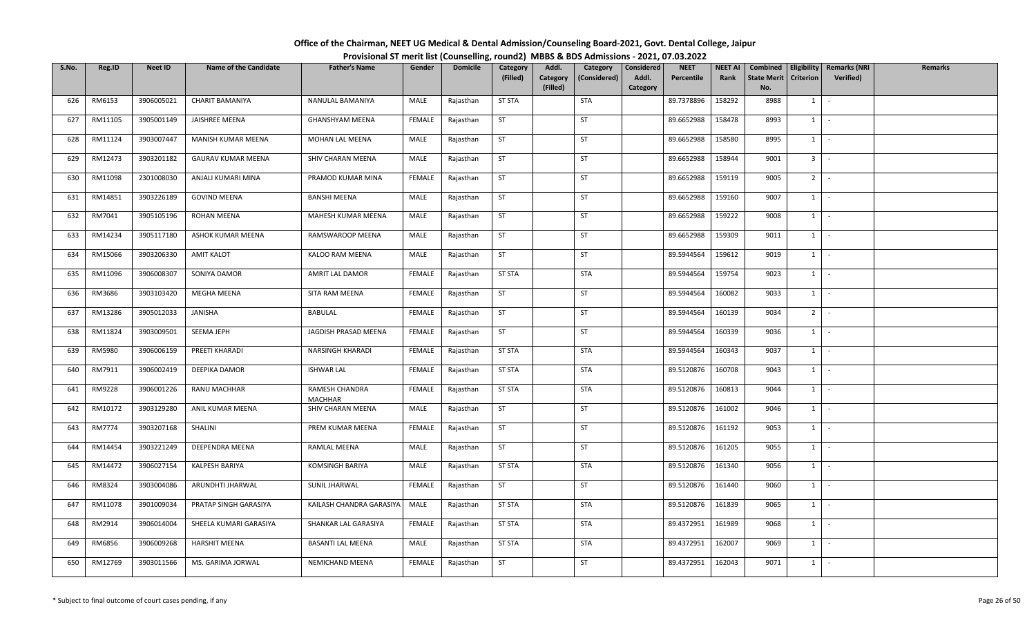# Office of the Chairman, NEET UG Medical & Dental Admission/Counseling Board-2021, Govt. Dental College, Jaipur

## Provisional ST merit list (Counselling, round2) MBBS & BDS Admissions - 2021, 07.03.2022

| S.No. | Reg.ID | Neet ID | Name of the Candidate | Father's Name | Gender | Domicile | Category (Filled) | Addl. Category (Filled) | Category (Considered) | Considered Addl. Category | NEET Percentile | NEET AI Rank | Combined State Merit No. | Eligibility Criterion | Remarks (NRI Verified) | Remarks |
|---|---|---|---|---|---|---|---|---|---|---|---|---|---|---|---|---|
| 626 | RM6153 | 3906005021 | CHARIT BAMANIYA | NANULAL BAMANIYA | MALE | Rajasthan | ST STA | | STA | | 89.7378896 | 158292 | 8988 | 1 | - | |
| 627 | RM11105 | 3905001149 | JAISHREE MEENA | GHANSHYAM MEENA | FEMALE | Rajasthan | ST | | ST | | 89.6652988 | 158478 | 8993 | 1 | - | |
| 628 | RM11124 | 3903007447 | MANISH KUMAR MEENA | MOHAN LAL MEENA | MALE | Rajasthan | ST | | ST | | 89.6652988 | 158580 | 8995 | 1 | - | |
| 629 | RM12473 | 3903201182 | GAURAV KUMAR MEENA | SHIV CHARAN MEENA | MALE | Rajasthan | ST | | ST | | 89.6652988 | 158944 | 9001 | 3 | - | |
| 630 | RM11098 | 2301008030 | ANJALI KUMARI MINA | PRAMOD KUMAR MINA | FEMALE | Rajasthan | ST | | ST | | 89.6652988 | 159119 | 9005 | 2 | - | |
| 631 | RM14851 | 3903226189 | GOVIND MEENA | BANSHI MEENA | MALE | Rajasthan | ST | | ST | | 89.6652988 | 159160 | 9007 | 1 | - | |
| 632 | RM7041 | 3905105196 | ROHAN MEENA | MAHESH KUMAR MEENA | MALE | Rajasthan | ST | | ST | | 89.6652988 | 159222 | 9008 | 1 | - | |
| 633 | RM14234 | 3905117180 | ASHOK KUMAR MEENA | RAMSWAROOP MEENA | MALE | Rajasthan | ST | | ST | | 89.6652988 | 159309 | 9011 | 1 | - | |
| 634 | RM15066 | 3903206330 | AMIT KALOT | KALOO RAM MEENA | MALE | Rajasthan | ST | | ST | | 89.5944564 | 159612 | 9019 | 1 | - | |
| 635 | RM11096 | 3906008307 | SONIYA DAMOR | AMRIT LAL DAMOR | FEMALE | Rajasthan | ST STA | | STA | | 89.5944564 | 159754 | 9023 | 1 | - | |
| 636 | RM3686 | 3903103420 | MEGHA MEENA | SITA RAM MEENA | FEMALE | Rajasthan | ST | | ST | | 89.5944564 | 160082 | 9033 | 1 | - | |
| 637 | RM13286 | 3905012033 | JANISHA | BABULAL | FEMALE | Rajasthan | ST | | ST | | 89.5944564 | 160139 | 9034 | 2 | - | |
| 638 | RM11824 | 3903009501 | SEEMA JEPH | JAGDISH PRASAD MEENA | FEMALE | Rajasthan | ST | | ST | | 89.5944564 | 160339 | 9036 | 1 | - | |
| 639 | RM5980 | 3906006159 | PREETI KHARADI | NARSINGH KHARADI | FEMALE | Rajasthan | ST STA | | STA | | 89.5944564 | 160343 | 9037 | 1 | - | |
| 640 | RM7911 | 3906002419 | DEEPIKA DAMOR | ISHWAR LAL | FEMALE | Rajasthan | ST STA | | STA | | 89.5120876 | 160708 | 9043 | 1 | - | |
| 641 | RM9228 | 3906001226 | RANU MACHHAR | RAMESH CHANDRA MACHHAR | FEMALE | Rajasthan | ST STA | | STA | | 89.5120876 | 160813 | 9044 | 1 | - | |
| 642 | RM10172 | 3903129280 | ANIL KUMAR MEENA | SHIV CHARAN MEENA | MALE | Rajasthan | ST | | ST | | 89.5120876 | 161002 | 9046 | 1 | - | |
| 643 | RM7774 | 3903207168 | SHALINI | PREM KUMAR MEENA | FEMALE | Rajasthan | ST | | ST | | 89.5120876 | 161192 | 9053 | 1 | - | |
| 644 | RM14454 | 3903221249 | DEEPENDRA MEENA | RAMLAL MEENA | MALE | Rajasthan | ST | | ST | | 89.5120876 | 161205 | 9055 | 1 | - | |
| 645 | RM14472 | 3906027154 | KALPESH BARIYA | KOMSINGH BARIYA | MALE | Rajasthan | ST STA | | STA | | 89.5120876 | 161340 | 9056 | 1 | - | |
| 646 | RM8324 | 3903004086 | ARUNDHTI JHARWAL | SUNIL JHARWAL | FEMALE | Rajasthan | ST | | ST | | 89.5120876 | 161440 | 9060 | 1 | - | |
| 647 | RM11078 | 3901009034 | PRATAP SINGH GARASIYA | KAILASH CHANDRA GARASIYA | MALE | Rajasthan | ST STA | | STA | | 89.5120876 | 161839 | 9065 | 1 | - | |
| 648 | RM2914 | 3906014004 | SHEELA KUMARI GARASIYA | SHANKAR LAL GARASIYA | FEMALE | Rajasthan | ST STA | | STA | | 89.4372951 | 161989 | 9068 | 1 | - | |
| 649 | RM6856 | 3906009268 | HARSHIT MEENA | BASANTI LAL MEENA | MALE | Rajasthan | ST STA | | STA | | 89.4372951 | 162007 | 9069 | 1 | - | |
| 650 | RM12769 | 3903011566 | MS. GARIMA JORWAL | NEMICHAND MEENA | FEMALE | Rajasthan | ST | | ST | | 89.4372951 | 162043 | 9071 | 1 | - | |

\* Subject to final outcome of court cases pending, if any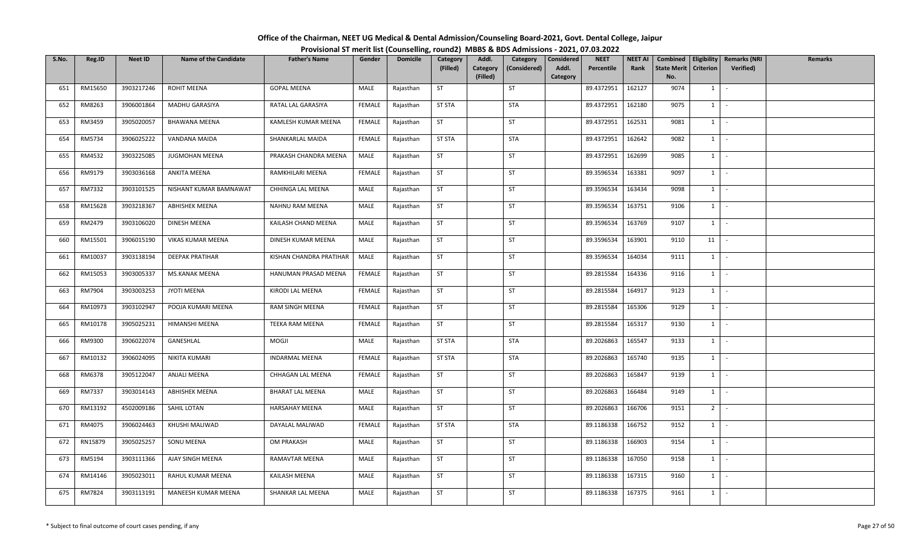# Office of the Chairman, NEET UG Medical & Dental Admission/Counseling Board-2021, Govt. Dental College, Jaipur

## Provisional ST merit list (Counselling, round2) MBBS & BDS Admissions - 2021, 07.03.2022

| S.No. | Reg.ID | Neet ID | Name of the Candidate | Father's Name | Gender | Domicile | Category (Filled) | Addl. Category (Filled) | Category (Considered) | Considered Addl. Category | NEET Percentile | NEET AI Rank | Combined State Merit No. | Eligibility Criterion | Remarks (NRI Verified) | Remarks |
|---|---|---|---|---|---|---|---|---|---|---|---|---|---|---|---|---|
| 651 | RM15650 | 3903217246 | ROHIT MEENA | GOPAL MEENA | MALE | Rajasthan | ST | | ST | | 89.4372951 | 162127 | 9074 | 1 | - | |
| 652 | RM8263 | 3906001864 | MADHU GARASIYA | RATAL LAL GARASIYA | FEMALE | Rajasthan | ST STA | | STA | | 89.4372951 | 162180 | 9075 | 1 | - | |
| 653 | RM3459 | 3905020057 | BHAWANA MEENA | KAMLESH KUMAR MEENA | FEMALE | Rajasthan | ST | | ST | | 89.4372951 | 162531 | 9081 | 1 | - | |
| 654 | RM5734 | 3906025222 | VANDANA MAIDA | SHANKARLAL MAIDA | FEMALE | Rajasthan | ST STA | | STA | | 89.4372951 | 162642 | 9082 | 1 | - | |
| 655 | RM4532 | 3903225085 | JUGMOHAN MEENA | PRAKASH CHANDRA MEENA | MALE | Rajasthan | ST | | ST | | 89.4372951 | 162699 | 9085 | 1 | - | |
| 656 | RM9179 | 3903036168 | ANKITA MEENA | RAMKHILARI MEENA | FEMALE | Rajasthan | ST | | ST | | 89.3596534 | 163381 | 9097 | 1 | - | |
| 657 | RM7332 | 3903101525 | NISHANT KUMAR BAMNAWAT | CHHINGA LAL MEENA | MALE | Rajasthan | ST | | ST | | 89.3596534 | 163434 | 9098 | 1 | - | |
| 658 | RM15628 | 3903218367 | ABHISHEK MEENA | NAHNU RAM MEENA | MALE | Rajasthan | ST | | ST | | 89.3596534 | 163751 | 9106 | 1 | - | |
| 659 | RM2479 | 3903106020 | DINESH MEENA | KAILASH CHAND MEENA | MALE | Rajasthan | ST | | ST | | 89.3596534 | 163769 | 9107 | 1 | - | |
| 660 | RM15501 | 3906015190 | VIKAS KUMAR MEENA | DINESH KUMAR MEENA | MALE | Rajasthan | ST | | ST | | 89.3596534 | 163901 | 9110 | 11 | - | |
| 661 | RM10037 | 3903138194 | DEEPAK PRATIHAR | KISHAN CHANDRA PRATIHAR | MALE | Rajasthan | ST | | ST | | 89.3596534 | 164034 | 9111 | 1 | - | |
| 662 | RM15053 | 3903005337 | MS.KANAK MEENA | HANUMAN PRASAD MEENA | FEMALE | Rajasthan | ST | | ST | | 89.2815584 | 164336 | 9116 | 1 | - | |
| 663 | RM7904 | 3903003253 | JYOTI MEENA | KIRODI LAL MEENA | FEMALE | Rajasthan | ST | | ST | | 89.2815584 | 164917 | 9123 | 1 | - | |
| 664 | RM10973 | 3903102947 | POOJA KUMARI MEENA | RAM SINGH MEENA | FEMALE | Rajasthan | ST | | ST | | 89.2815584 | 165306 | 9129 | 1 | - | |
| 665 | RM10178 | 3905025231 | HIMANSHI MEENA | TEEKA RAM MEENA | FEMALE | Rajasthan | ST | | ST | | 89.2815584 | 165317 | 9130 | 1 | - | |
| 666 | RM9300 | 3906022074 | GANESHLAL | MOGJI | MALE | Rajasthan | ST STA | | STA | | 89.2026863 | 165547 | 9133 | 1 | - | |
| 667 | RM10132 | 3906024095 | NIKITA KUMARI | INDARMAL MEENA | FEMALE | Rajasthan | ST STA | | STA | | 89.2026863 | 165740 | 9135 | 1 | - | |
| 668 | RM6378 | 3905122047 | ANJALI MEENA | CHHAGAN LAL MEENA | FEMALE | Rajasthan | ST | | ST | | 89.2026863 | 165847 | 9139 | 1 | - | |
| 669 | RM7337 | 3903014143 | ABHISHEK MEENA | BHARAT LAL MEENA | MALE | Rajasthan | ST | | ST | | 89.2026863 | 166484 | 9149 | 1 | - | |
| 670 | RM13192 | 4502009186 | SAHIL LOTAN | HARSAHAY MEENA | MALE | Rajasthan | ST | | ST | | 89.2026863 | 166706 | 9151 | 2 | - | |
| 671 | RM4075 | 3906024463 | KHUSHI MALIWAD | DAYALAL MALIWAD | FEMALE | Rajasthan | ST STA | | STA | | 89.1186338 | 166752 | 9152 | 1 | - | |
| 672 | RN15879 | 3905025257 | SONU MEENA | OM PRAKASH | MALE | Rajasthan | ST | | ST | | 89.1186338 | 166903 | 9154 | 1 | - | |
| 673 | RM5194 | 3903111366 | AJAY SINGH MEENA | RAMAVTAR MEENA | MALE | Rajasthan | ST | | ST | | 89.1186338 | 167050 | 9158 | 1 | - | |
| 674 | RM14146 | 3905023011 | RAHUL KUMAR MEENA | KAILASH MEENA | MALE | Rajasthan | ST | | ST | | 89.1186338 | 167315 | 9160 | 1 | - | |
| 675 | RM7824 | 3903113191 | MANEESH KUMAR MEENA | SHANKAR LAL MEENA | MALE | Rajasthan | ST | | ST | | 89.1186338 | 167375 | 9161 | 1 | - | |

\* Subject to final outcome of court cases pending, if any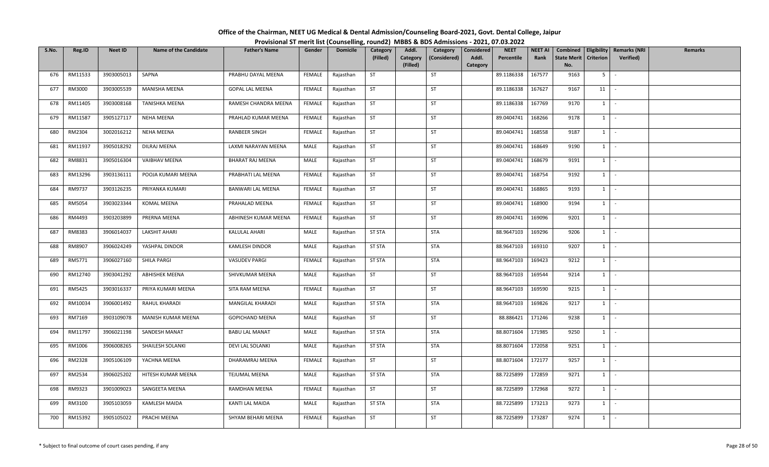# Office of the Chairman, NEET UG Medical & Dental Admission/Counseling Board-2021, Govt. Dental College, Jaipur

## Provisional ST merit list (Counselling, round2) MBBS & BDS Admissions - 2021, 07.03.2022

| S.No. | Reg.ID | Neet ID | Name of the Candidate | Father's Name | Gender | Domicile | Category (Filled) | Addl. Category (Filled) | Category (Considered) | Considered Addl. Category | NEET Percentile | NEET AI Rank | Combined State Merit No. | Eligibility Criterion | Remarks (NRI Verified) | Remarks |
|---|---|---|---|---|---|---|---|---|---|---|---|---|---|---|---|---|
| 676 | RM11533 | 3903005013 | SAPNA | PRABHU DAYAL MEENA | FEMALE | Rajasthan | ST | | ST | | 89.1186338 | 167577 | 9163 | 5 | - | |
| 677 | RM3000 | 3903005539 | MANISHA MEENA | GOPAL LAL MEENA | FEMALE | Rajasthan | ST | | ST | | 89.1186338 | 167627 | 9167 | 11 | - | |
| 678 | RM11405 | 3903008168 | TANISHKA MEENA | RAMESH CHANDRA MEENA | FEMALE | Rajasthan | ST | | ST | | 89.1186338 | 167769 | 9170 | 1 | - | |
| 679 | RM11587 | 3905127117 | NEHA MEENA | PRAHLAD KUMAR MEENA | FEMALE | Rajasthan | ST | | ST | | 89.0404741 | 168266 | 9178 | 1 | - | |
| 680 | RM2304 | 3002016212 | NEHA MEENA | RANBEER SINGH | FEMALE | Rajasthan | ST | | ST | | 89.0404741 | 168558 | 9187 | 1 | - | |
| 681 | RM11937 | 3905018292 | DILRAJ MEENA | LAXMI NARAYAN MEENA | MALE | Rajasthan | ST | | ST | | 89.0404741 | 168649 | 9190 | 1 | - | |
| 682 | RM8831 | 3905016304 | VAIBHAV MEENA | BHARAT RAJ MEENA | MALE | Rajasthan | ST | | ST | | 89.0404741 | 168679 | 9191 | 1 | - | |
| 683 | RM13296 | 3903136111 | POOJA KUMARI MEENA | PRABHATI LAL MEENA | FEMALE | Rajasthan | ST | | ST | | 89.0404741 | 168754 | 9192 | 1 | - | |
| 684 | RM9737 | 3903126235 | PRIYANKA KUMARI | BANWARI LAL MEENA | FEMALE | Rajasthan | ST | | ST | | 89.0404741 | 168865 | 9193 | 1 | - | |
| 685 | RM5054 | 3903023344 | KOMAL MEENA | PRAHALAD MEENA | FEMALE | Rajasthan | ST | | ST | | 89.0404741 | 168900 | 9194 | 1 | - | |
| 686 | RM4493 | 3903203899 | PRERNA MEENA | ABHINESH KUMAR MEENA | FEMALE | Rajasthan | ST | | ST | | 89.0404741 | 169096 | 9201 | 1 | - | |
| 687 | RM8383 | 3906014037 | LAKSHIT AHARI | KALULAL AHARI | MALE | Rajasthan | ST STA | | STA | | 88.9647103 | 169296 | 9206 | 1 | - | |
| 688 | RM8907 | 3906024249 | YASHPAL DINDOR | KAMLESH DINDOR | MALE | Rajasthan | ST STA | | STA | | 88.9647103 | 169310 | 9207 | 1 | - | |
| 689 | RM5771 | 3906027160 | SHILA PARGI | VASUDEV PARGI | FEMALE | Rajasthan | ST STA | | STA | | 88.9647103 | 169423 | 9212 | 1 | - | |
| 690 | RM12740 | 3903041292 | ABHISHEK MEENA | SHIVKUMAR MEENA | MALE | Rajasthan | ST | | ST | | 88.9647103 | 169544 | 9214 | 1 | - | |
| 691 | RM5425 | 3903016337 | PRIYA KUMARI MEENA | SITA RAM MEENA | FEMALE | Rajasthan | ST | | ST | | 88.9647103 | 169590 | 9215 | 1 | - | |
| 692 | RM10034 | 3906001492 | RAHUL KHARADI | MANGILAL KHARADI | MALE | Rajasthan | ST STA | | STA | | 88.9647103 | 169826 | 9217 | 1 | - | |
| 693 | RM7169 | 3903109078 | MANISH KUMAR MEENA | GOPICHAND MEENA | MALE | Rajasthan | ST | | ST | | 88.886421 | 171246 | 9238 | 1 | - | |
| 694 | RM11797 | 3906021198 | SANDESH MANAT | BABU LAL MANAT | MALE | Rajasthan | ST STA | | STA | | 88.8071604 | 171985 | 9250 | 1 | - | |
| 695 | RM1006 | 3906008265 | SHAILESH SOLANKI | DEVI LAL SOLANKI | MALE | Rajasthan | ST STA | | STA | | 88.8071604 | 172058 | 9251 | 1 | - | |
| 696 | RM2328 | 3905106109 | YACHNA MEENA | DHARAMRAJ MEENA | FEMALE | Rajasthan | ST | | ST | | 88.8071604 | 172177 | 9257 | 1 | - | |
| 697 | RM2534 | 3906025202 | HITESH KUMAR MEENA | TEJUMAL MEENA | MALE | Rajasthan | ST STA | | STA | | 88.7225899 | 172859 | 9271 | 1 | - | |
| 698 | RM9323 | 3901009023 | SANGEETA MEENA | RAMDHAN MEENA | FEMALE | Rajasthan | ST | | ST | | 88.7225899 | 172968 | 9272 | 1 | - | |
| 699 | RM3100 | 3905103059 | KAMLESH MAIDA | KANTI LAL MAIDA | MALE | Rajasthan | ST STA | | STA | | 88.7225899 | 173213 | 9273 | 1 | - | |
| 700 | RM15392 | 3905105022 | PRACHI MEENA | SHYAM BEHARI MEENA | FEMALE | Rajasthan | ST | | ST | | 88.7225899 | 173287 | 9274 | 1 | - | |

\* Subject to final outcome of court cases pending, if any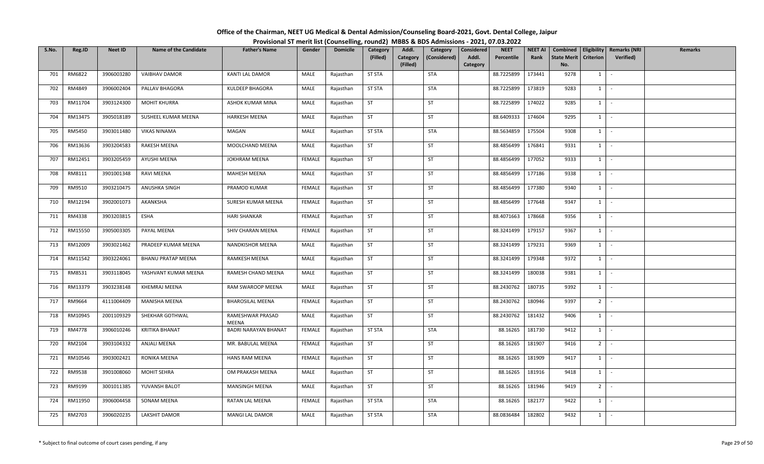# Office of the Chairman, NEET UG Medical & Dental Admission/Counseling Board-2021, Govt. Dental College, Jaipur

## Provisional ST merit list (Counselling, round2) MBBS & BDS Admissions - 2021, 07.03.2022

| S.No. | Reg.ID | Neet ID | Name of the Candidate | Father's Name | Gender | Domicile | Category (Filled) | Addl. Category (Filled) | Category (Considered) | Considered Addl. Category | NEET Percentile | NEET AI Rank | Combined State Merit No. | Eligibility Criterion | Remarks (NRI Verified) | Remarks |
|---|---|---|---|---|---|---|---|---|---|---|---|---|---|---|---|---|
| 701 | RM6822 | 3906003280 | VAIBHAV DAMOR | KANTI LAL DAMOR | MALE | Rajasthan | ST STA | | STA | | 88.7225899 | 173441 | 9278 | 1 | - | |
| 702 | RM4849 | 3906002404 | PALLAV BHAGORA | KULDEEP BHAGORA | MALE | Rajasthan | ST STA | | STA | | 88.7225899 | 173819 | 9283 | 1 | - | |
| 703 | RM11704 | 3903124300 | MOHIT KHURRA | ASHOK KUMAR MINA | MALE | Rajasthan | ST | | ST | | 88.7225899 | 174022 | 9285 | 1 | - | |
| 704 | RM13475 | 3905018189 | SUSHEEL KUMAR MEENA | HARKESH MEENA | MALE | Rajasthan | ST | | ST | | 88.6409333 | 174604 | 9295 | 1 | - | |
| 705 | RM5450 | 3903011480 | VIKAS NINAMA | MAGAN | MALE | Rajasthan | ST STA | | STA | | 88.5634859 | 175504 | 9308 | 1 | - | |
| 706 | RM13636 | 3903204583 | RAKESH MEENA | MOOLCHAND MEENA | MALE | Rajasthan | ST | | ST | | 88.4856499 | 176841 | 9331 | 1 | - | |
| 707 | RM12451 | 3903205459 | AYUSHI MEENA | JOKHRAM MEENA | FEMALE | Rajasthan | ST | | ST | | 88.4856499 | 177052 | 9333 | 1 | - | |
| 708 | RM8111 | 3901001348 | RAVI MEENA | MAHESH MEENA | MALE | Rajasthan | ST | | ST | | 88.4856499 | 177186 | 9338 | 1 | - | |
| 709 | RM9510 | 3903210475 | ANUSHKA SINGH | PRAMOD KUMAR | FEMALE | Rajasthan | ST | | ST | | 88.4856499 | 177380 | 9340 | 1 | - | |
| 710 | RM12194 | 3902001073 | AKANKSHA | SURESH KUMAR MEENA | FEMALE | Rajasthan | ST | | ST | | 88.4856499 | 177648 | 9347 | 1 | - | |
| 711 | RM4338 | 3903203815 | ESHA | HARI SHANKAR | FEMALE | Rajasthan | ST | | ST | | 88.4071663 | 178668 | 9356 | 1 | - | |
| 712 | RM15550 | 3905003305 | PAYAL MEENA | SHIV CHARAN MEENA | FEMALE | Rajasthan | ST | | ST | | 88.3241499 | 179157 | 9367 | 1 | - | |
| 713 | RM12009 | 3903021462 | PRADEEP KUMAR MEENA | NANDKISHOR MEENA | MALE | Rajasthan | ST | | ST | | 88.3241499 | 179231 | 9369 | 1 | - | |
| 714 | RM11542 | 3903224061 | BHANU PRATAP MEENA | RAMKESH MEENA | MALE | Rajasthan | ST | | ST | | 88.3241499 | 179348 | 9372 | 1 | - | |
| 715 | RM8531 | 3903118045 | YASHVANT KUMAR MEENA | RAMESH CHAND MEENA | MALE | Rajasthan | ST | | ST | | 88.3241499 | 180038 | 9381 | 1 | - | |
| 716 | RM13379 | 3903238148 | KHEMRAJ MEENA | RAM SWAROOP MEENA | MALE | Rajasthan | ST | | ST | | 88.2430762 | 180735 | 9392 | 1 | - | |
| 717 | RM9664 | 4111004409 | MANISHA MEENA | BHAROSILAL MEENA | FEMALE | Rajasthan | ST | | ST | | 88.2430762 | 180946 | 9397 | 2 | - | |
| 718 | RM10945 | 2001109329 | SHEKHAR GOTHWAL | RAMESHWAR PRASAD MEENA | MALE | Rajasthan | ST | | ST | | 88.2430762 | 181432 | 9406 | 1 | - | |
| 719 | RM4778 | 3906010246 | KRITIKA BHANAT | BADRI NARAYAN BHANAT | FEMALE | Rajasthan | ST STA | | STA | | 88.16265 | 181730 | 9412 | 1 | - | |
| 720 | RM2104 | 3903104332 | ANJALI MEENA | MR. BABULAL MEENA | FEMALE | Rajasthan | ST | | ST | | 88.16265 | 181907 | 9416 | 2 | - | |
| 721 | RM10546 | 3903002421 | RONIKA MEENA | HANS RAM MEENA | FEMALE | Rajasthan | ST | | ST | | 88.16265 | 181909 | 9417 | 1 | - | |
| 722 | RM9538 | 3901008060 | MOHIT SEHRA | OM PRAKASH MEENA | MALE | Rajasthan | ST | | ST | | 88.16265 | 181916 | 9418 | 1 | - | |
| 723 | RM9199 | 3001011385 | YUVANSH BALOT | MANSINGH MEENA | MALE | Rajasthan | ST | | ST | | 88.16265 | 181946 | 9419 | 2 | - | |
| 724 | RM11950 | 3906004458 | SONAM MEENA | RATAN LAL MEENA | FEMALE | Rajasthan | ST STA | | STA | | 88.16265 | 182177 | 9422 | 1 | - | |
| 725 | RM2703 | 3906020235 | LAKSHIT DAMOR | MANGI LAL DAMOR | MALE | Rajasthan | ST STA | | STA | | 88.0836484 | 182802 | 9432 | 1 | - | |

\* Subject to final outcome of court cases pending, if any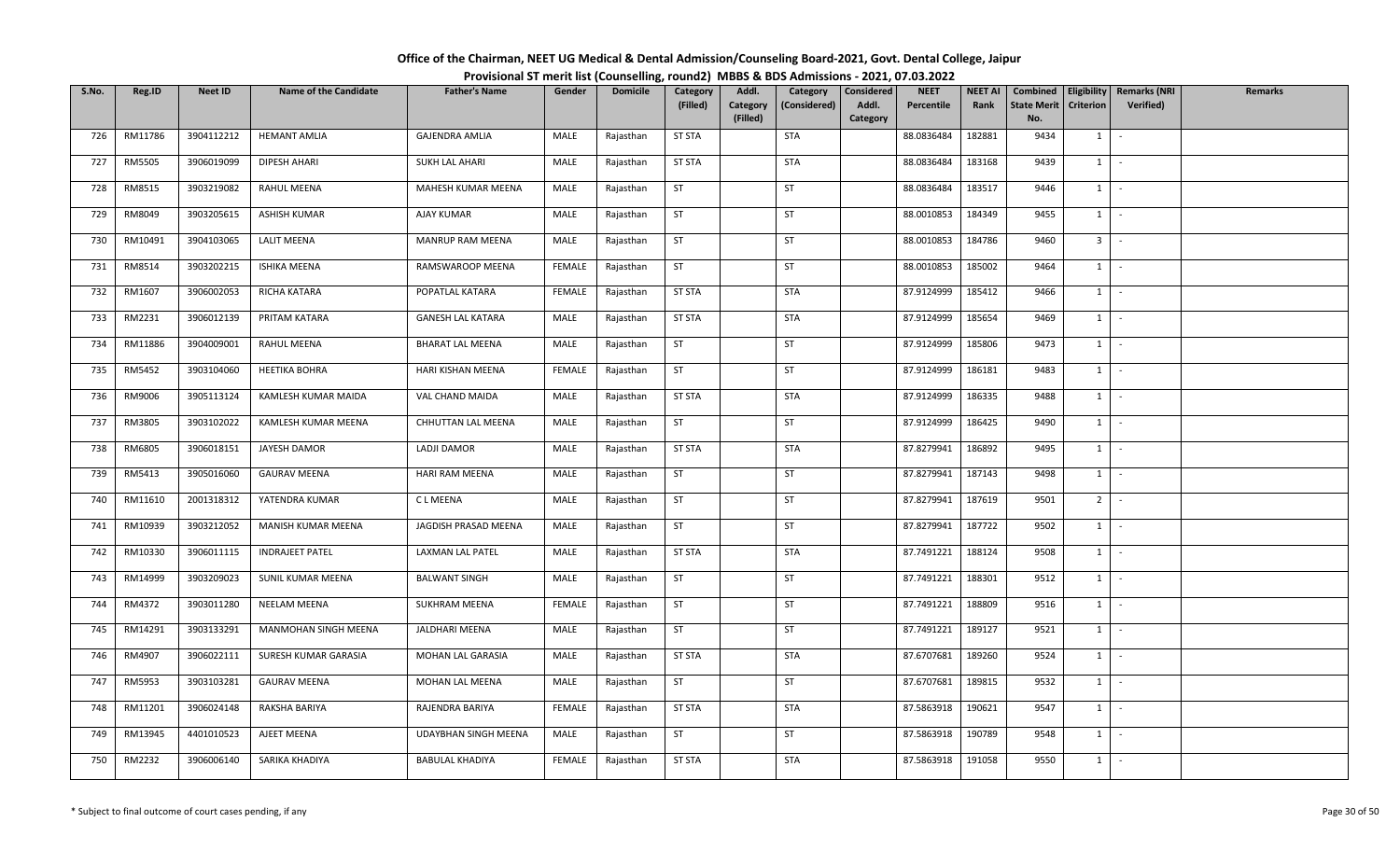# Office of the Chairman, NEET UG Medical & Dental Admission/Counseling Board-2021, Govt. Dental College, Jaipur

## Provisional ST merit list (Counselling, round2) MBBS & BDS Admissions - 2021, 07.03.2022

| S.No. | Reg.ID | Neet ID | Name of the Candidate | Father's Name | Gender | Domicile | Category (Filled) | Addl. Category (Filled) | Category (Considered) | Considered Addl. Category | NEET Percentile | NEET AI Rank | Combined State Merit No. | Eligibility Criterion | Remarks (NRI Verified) | Remarks |
|---|---|---|---|---|---|---|---|---|---|---|---|---|---|---|---|---|
| 726 | RM11786 | 3904112212 | HEMANT AMLIA | GAJENDRA AMLIA | MALE | Rajasthan | ST STA | | STA | | 88.0836484 | 182881 | 9434 | 1 | - | |
| 727 | RM5505 | 3906019099 | DIPESH AHARI | SUKH LAL AHARI | MALE | Rajasthan | ST STA | | STA | | 88.0836484 | 183168 | 9439 | 1 | - | |
| 728 | RM8515 | 3903219082 | RAHUL MEENA | MAHESH KUMAR MEENA | MALE | Rajasthan | ST | | ST | | 88.0836484 | 183517 | 9446 | 1 | - | |
| 729 | RM8049 | 3903205615 | ASHISH KUMAR | AJAY KUMAR | MALE | Rajasthan | ST | | ST | | 88.0010853 | 184349 | 9455 | 1 | - | |
| 730 | RM10491 | 3904103065 | LALIT MEENA | MANRUP RAM MEENA | MALE | Rajasthan | ST | | ST | | 88.0010853 | 184786 | 9460 | 3 | - | |
| 731 | RM8514 | 3903202215 | ISHIKA MEENA | RAMSWAROOP MEENA | FEMALE | Rajasthan | ST | | ST | | 88.0010853 | 185002 | 9464 | 1 | - | |
| 732 | RM1607 | 3906002053 | RICHA KATARA | POPATLAL KATARA | FEMALE | Rajasthan | ST STA | | STA | | 87.9124999 | 185412 | 9466 | 1 | - | |
| 733 | RM2231 | 3906012139 | PRITAM KATARA | GANESH LAL KATARA | MALE | Rajasthan | ST STA | | STA | | 87.9124999 | 185654 | 9469 | 1 | - | |
| 734 | RM11886 | 3904009001 | RAHUL MEENA | BHARAT LAL MEENA | MALE | Rajasthan | ST | | ST | | 87.9124999 | 185806 | 9473 | 1 | - | |
| 735 | RM5452 | 3903104060 | HEETIKA BOHRA | HARI KISHAN MEENA | FEMALE | Rajasthan | ST | | ST | | 87.9124999 | 186181 | 9483 | 1 | - | |
| 736 | RM9006 | 3905113124 | KAMLESH KUMAR MAIDA | VAL CHAND MAIDA | MALE | Rajasthan | ST STA | | STA | | 87.9124999 | 186335 | 9488 | 1 | - | |
| 737 | RM3805 | 3903102022 | KAMLESH KUMAR MEENA | CHHUTTAN LAL MEENA | MALE | Rajasthan | ST | | ST | | 87.9124999 | 186425 | 9490 | 1 | - | |
| 738 | RM6805 | 3906018151 | JAYESH DAMOR | LADJI DAMOR | MALE | Rajasthan | ST STA | | STA | | 87.8279941 | 186892 | 9495 | 1 | - | |
| 739 | RM5413 | 3905016060 | GAURAV MEENA | HARI RAM MEENA | MALE | Rajasthan | ST | | ST | | 87.8279941 | 187143 | 9498 | 1 | - | |
| 740 | RM11610 | 2001318312 | YATENDRA KUMAR | C L MEENA | MALE | Rajasthan | ST | | ST | | 87.8279941 | 187619 | 9501 | 2 | - | |
| 741 | RM10939 | 3903212052 | MANISH KUMAR MEENA | JAGDISH PRASAD MEENA | MALE | Rajasthan | ST | | ST | | 87.8279941 | 187722 | 9502 | 1 | - | |
| 742 | RM10330 | 3906011115 | INDRAJEET PATEL | LAXMAN LAL PATEL | MALE | Rajasthan | ST STA | | STA | | 87.7491221 | 188124 | 9508 | 1 | - | |
| 743 | RM14999 | 3903209023 | SUNIL KUMAR MEENA | BALWANT SINGH | MALE | Rajasthan | ST | | ST | | 87.7491221 | 188301 | 9512 | 1 | - | |
| 744 | RM4372 | 3903011280 | NEELAM MEENA | SUKHRAM MEENA | FEMALE | Rajasthan | ST | | ST | | 87.7491221 | 188809 | 9516 | 1 | - | |
| 745 | RM14291 | 3903133291 | MANMOHAN SINGH MEENA | JALDHARI MEENA | MALE | Rajasthan | ST | | ST | | 87.7491221 | 189127 | 9521 | 1 | - | |
| 746 | RM4907 | 3906022111 | SURESH KUMAR GARASIA | MOHAN LAL GARASIA | MALE | Rajasthan | ST STA | | STA | | 87.6707681 | 189260 | 9524 | 1 | - | |
| 747 | RM5953 | 3903103281 | GAURAV MEENA | MOHAN LAL MEENA | MALE | Rajasthan | ST | | ST | | 87.6707681 | 189815 | 9532 | 1 | - | |
| 748 | RM11201 | 3906024148 | RAKSHA BARIYA | RAJENDRA BARIYA | FEMALE | Rajasthan | ST STA | | STA | | 87.5863918 | 190621 | 9547 | 1 | - | |
| 749 | RM13945 | 4401010523 | AJEET MEENA | UDAYBHAN SINGH MEENA | MALE | Rajasthan | ST | | ST | | 87.5863918 | 190789 | 9548 | 1 | - | |
| 750 | RM2232 | 3906006140 | SARIKA KHADIYA | BABULAL KHADIYA | FEMALE | Rajasthan | ST STA | | STA | | 87.5863918 | 191058 | 9550 | 1 | - | |

\* Subject to final outcome of court cases pending, if any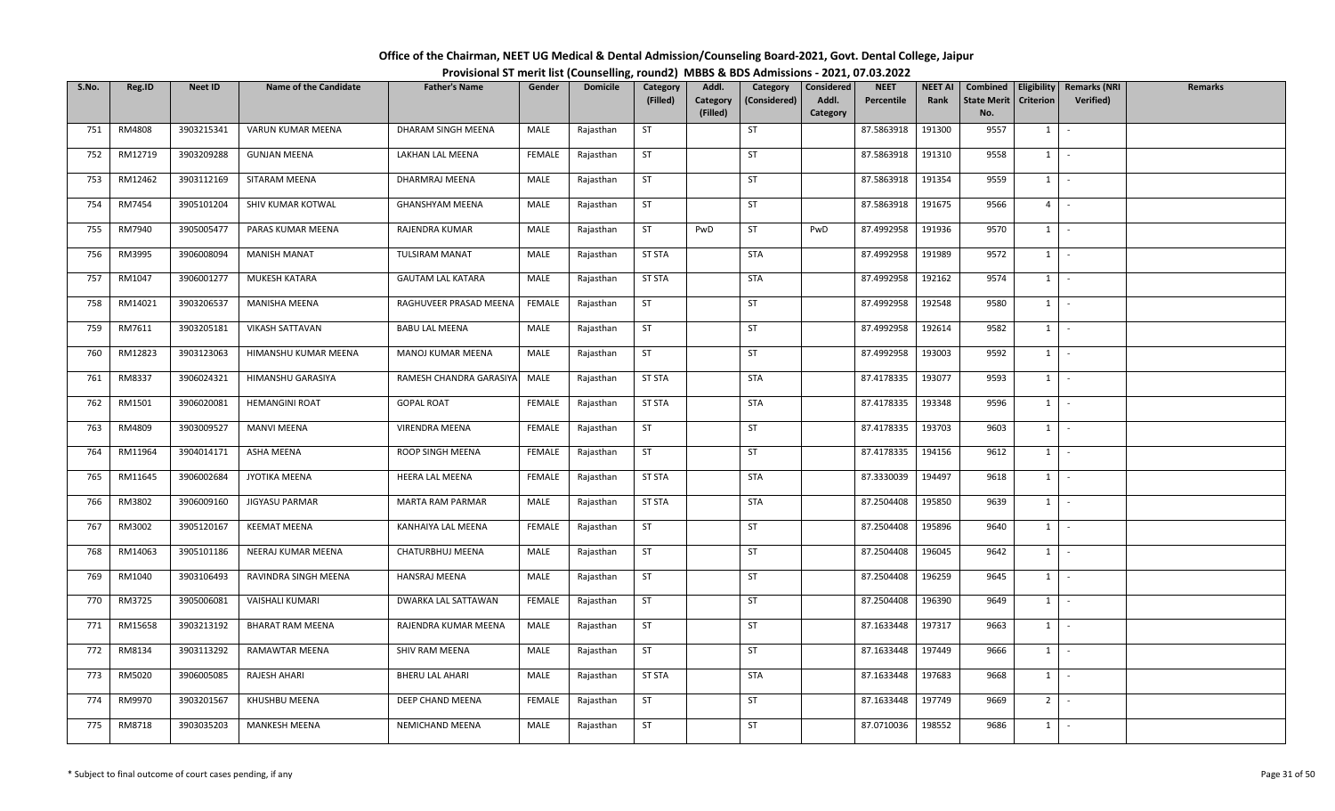# Office of the Chairman, NEET UG Medical & Dental Admission/Counseling Board-2021, Govt. Dental College, Jaipur

## Provisional ST merit list (Counselling, round2) MBBS & BDS Admissions - 2021, 07.03.2022

| S.No. | Reg.ID | Neet ID | Name of the Candidate | Father's Name | Gender | Domicile | Category (Filled) | Addl. Category (Filled) | Category (Considered) | Considered Addl. Category | NEET Percentile | NEET AI Rank | Combined State Merit No. | Eligibility Criterion | Remarks (NRI Verified) | Remarks |
|---|---|---|---|---|---|---|---|---|---|---|---|---|---|---|---|---|
| 751 | RM4808 | 3903215341 | VARUN KUMAR MEENA | DHARAM SINGH MEENA | MALE | Rajasthan | ST | | ST | | 87.5863918 | 191300 | 9557 | 1 | - | |
| 752 | RM12719 | 3903209288 | GUNJAN MEENA | LAKHAN LAL MEENA | FEMALE | Rajasthan | ST | | ST | | 87.5863918 | 191310 | 9558 | 1 | - | |
| 753 | RM12462 | 3903112169 | SITARAM MEENA | DHARMRAJ MEENA | MALE | Rajasthan | ST | | ST | | 87.5863918 | 191354 | 9559 | 1 | - | |
| 754 | RM7454 | 3905101204 | SHIV KUMAR KOTWAL | GHANSHYAM MEENA | MALE | Rajasthan | ST | | ST | | 87.5863918 | 191675 | 9566 | 4 | - | |
| 755 | RM7940 | 3905005477 | PARAS KUMAR MEENA | RAJENDRA KUMAR | MALE | Rajasthan | ST | PwD | ST | PwD | 87.4992958 | 191936 | 9570 | 1 | - | |
| 756 | RM3995 | 3906008094 | MANISH MANAT | TULSIRAM MANAT | MALE | Rajasthan | ST STA | | STA | | 87.4992958 | 191989 | 9572 | 1 | - | |
| 757 | RM1047 | 3906001277 | MUKESH KATARA | GAUTAM LAL KATARA | MALE | Rajasthan | ST STA | | STA | | 87.4992958 | 192162 | 9574 | 1 | - | |
| 758 | RM14021 | 3903206537 | MANISHA MEENA | RAGHUVEER PRASAD MEENA | FEMALE | Rajasthan | ST | | ST | | 87.4992958 | 192548 | 9580 | 1 | - | |
| 759 | RM7611 | 3903205181 | VIKASH SATTAVAN | BABU LAL MEENA | MALE | Rajasthan | ST | | ST | | 87.4992958 | 192614 | 9582 | 1 | - | |
| 760 | RM12823 | 3903123063 | HIMANSHU KUMAR MEENA | MANOJ KUMAR MEENA | MALE | Rajasthan | ST | | ST | | 87.4992958 | 193003 | 9592 | 1 | - | |
| 761 | RM8337 | 3906024321 | HIMANSHU GARASIYA | RAMESH CHANDRA GARASIYA | MALE | Rajasthan | ST STA | | STA | | 87.4178335 | 193077 | 9593 | 1 | - | |
| 762 | RM1501 | 3906020081 | HEMANGINI ROAT | GOPAL ROAT | FEMALE | Rajasthan | ST STA | | STA | | 87.4178335 | 193348 | 9596 | 1 | - | |
| 763 | RM4809 | 3903009527 | MANVI MEENA | VIRENDRA MEENA | FEMALE | Rajasthan | ST | | ST | | 87.4178335 | 193703 | 9603 | 1 | - | |
| 764 | RM11964 | 3904014171 | ASHA MEENA | ROOP SINGH MEENA | FEMALE | Rajasthan | ST | | ST | | 87.4178335 | 194156 | 9612 | 1 | - | |
| 765 | RM11645 | 3906002684 | JYOTIKA MEENA | HEERA LAL MEENA | FEMALE | Rajasthan | ST STA | | STA | | 87.3330039 | 194497 | 9618 | 1 | - | |
| 766 | RM3802 | 3906009160 | JIGYASU PARMAR | MARTA RAM PARMAR | MALE | Rajasthan | ST STA | | STA | | 87.2504408 | 195850 | 9639 | 1 | - | |
| 767 | RM3002 | 3905120167 | KEEMAT MEENA | KANHAIYA LAL MEENA | FEMALE | Rajasthan | ST | | ST | | 87.2504408 | 195896 | 9640 | 1 | - | |
| 768 | RM14063 | 3905101186 | NEERAJ KUMAR MEENA | CHATURBHUJ MEENA | MALE | Rajasthan | ST | | ST | | 87.2504408 | 196045 | 9642 | 1 | - | |
| 769 | RM1040 | 3903106493 | RAVINDRA SINGH MEENA | HANSRAJ MEENA | MALE | Rajasthan | ST | | ST | | 87.2504408 | 196259 | 9645 | 1 | - | |
| 770 | RM3725 | 3905006081 | VAISHALI KUMARI | DWARKA LAL SATTAWAN | FEMALE | Rajasthan | ST | | ST | | 87.2504408 | 196390 | 9649 | 1 | - | |
| 771 | RM15658 | 3903213192 | BHARAT RAM MEENA | RAJENDRA KUMAR MEENA | MALE | Rajasthan | ST | | ST | | 87.1633448 | 197317 | 9663 | 1 | - | |
| 772 | RM8134 | 3903113292 | RAMAWTAR MEENA | SHIV RAM MEENA | MALE | Rajasthan | ST | | ST | | 87.1633448 | 197449 | 9666 | 1 | - | |
| 773 | RM5020 | 3906005085 | RAJESH AHARI | BHERU LAL AHARI | MALE | Rajasthan | ST STA | | STA | | 87.1633448 | 197683 | 9668 | 1 | - | |
| 774 | RM9970 | 3903201567 | KHUSHBU MEENA | DEEP CHAND MEENA | FEMALE | Rajasthan | ST | | ST | | 87.1633448 | 197749 | 9669 | 2 | - | |
| 775 | RM8718 | 3903035203 | MANKESH MEENA | NEMICHAND MEENA | MALE | Rajasthan | ST | | ST | | 87.0710036 | 198552 | 9686 | 1 | - | |

\* Subject to final outcome of court cases pending, if any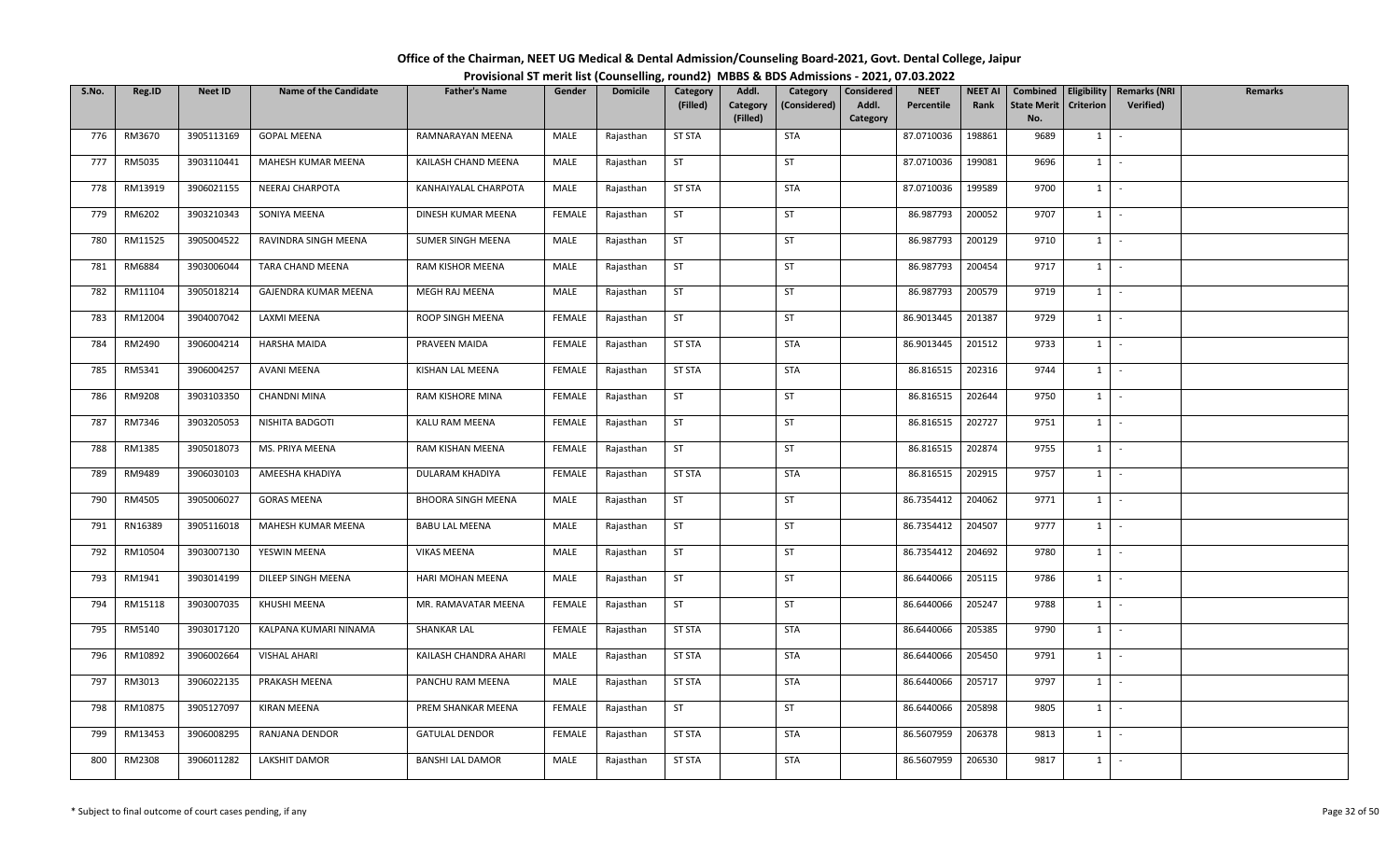# Office of the Chairman, NEET UG Medical & Dental Admission/Counseling Board-2021, Govt. Dental College, Jaipur

## Provisional ST merit list (Counselling, round2) MBBS & BDS Admissions - 2021, 07.03.2022

| S.No. | Reg.ID | Neet ID | Name of the Candidate | Father's Name | Gender | Domicile | Category (Filled) | Addl. Category (Filled) | Category (Considered) | Considered Addl. Category | NEET Percentile | NEET AI Rank | Combined State Merit No. | Eligibility Criterion | Remarks (NRI Verified) | Remarks |
|---|---|---|---|---|---|---|---|---|---|---|---|---|---|---|---|---|
| 776 | RM3670 | 3905113169 | GOPAL MEENA | RAMNARAYAN MEENA | MALE | Rajasthan | ST STA | | STA | | 87.0710036 | 198861 | 9689 | 1 | - | |
| 777 | RM5035 | 3903110441 | MAHESH KUMAR MEENA | KAILASH CHAND MEENA | MALE | Rajasthan | ST | | ST | | 87.0710036 | 199081 | 9696 | 1 | - | |
| 778 | RM13919 | 3906021155 | NEERAJ CHARPOTA | KANHAIYALAL CHARPOTA | MALE | Rajasthan | ST STA | | STA | | 87.0710036 | 199589 | 9700 | 1 | - | |
| 779 | RM6202 | 3903210343 | SONIYA MEENA | DINESH KUMAR MEENA | FEMALE | Rajasthan | ST | | ST | | 86.987793 | 200052 | 9707 | 1 | - | |
| 780 | RM11525 | 3905004522 | RAVINDRA SINGH MEENA | SUMER SINGH MEENA | MALE | Rajasthan | ST | | ST | | 86.987793 | 200129 | 9710 | 1 | - | |
| 781 | RM6884 | 3903006044 | TARA CHAND MEENA | RAM KISHOR MEENA | MALE | Rajasthan | ST | | ST | | 86.987793 | 200454 | 9717 | 1 | - | |
| 782 | RM11104 | 3905018214 | GAJENDRA KUMAR MEENA | MEGH RAJ MEENA | MALE | Rajasthan | ST | | ST | | 86.987793 | 200579 | 9719 | 1 | - | |
| 783 | RM12004 | 3904007042 | LAXMI MEENA | ROOP SINGH MEENA | FEMALE | Rajasthan | ST | | ST | | 86.9013445 | 201387 | 9729 | 1 | - | |
| 784 | RM2490 | 3906004214 | HARSHA MAIDA | PRAVEEN MAIDA | FEMALE | Rajasthan | ST STA | | STA | | 86.9013445 | 201512 | 9733 | 1 | - | |
| 785 | RM5341 | 3906004257 | AVANI MEENA | KISHAN LAL MEENA | FEMALE | Rajasthan | ST STA | | STA | | 86.816515 | 202316 | 9744 | 1 | - | |
| 786 | RM9208 | 3903103350 | CHANDNI MINA | RAM KISHORE MINA | FEMALE | Rajasthan | ST | | ST | | 86.816515 | 202644 | 9750 | 1 | - | |
| 787 | RM7346 | 3903205053 | NISHITA BADGOTI | KALU RAM MEENA | FEMALE | Rajasthan | ST | | ST | | 86.816515 | 202727 | 9751 | 1 | - | |
| 788 | RM1385 | 3905018073 | MS. PRIYA MEENA | RAM KISHAN MEENA | FEMALE | Rajasthan | ST | | ST | | 86.816515 | 202874 | 9755 | 1 | - | |
| 789 | RM9489 | 3906030103 | AMEESHA KHADIYA | DULARAM KHADIYA | FEMALE | Rajasthan | ST STA | | STA | | 86.816515 | 202915 | 9757 | 1 | - | |
| 790 | RM4505 | 3905006027 | GORAS MEENA | BHOORA SINGH MEENA | MALE | Rajasthan | ST | | ST | | 86.7354412 | 204062 | 9771 | 1 | - | |
| 791 | RN16389 | 3905116018 | MAHESH KUMAR MEENA | BABU LAL MEENA | MALE | Rajasthan | ST | | ST | | 86.7354412 | 204507 | 9777 | 1 | - | |
| 792 | RM10504 | 3903007130 | YESWIN MEENA | VIKAS MEENA | MALE | Rajasthan | ST | | ST | | 86.7354412 | 204692 | 9780 | 1 | - | |
| 793 | RM1941 | 3903014199 | DILEEP SINGH MEENA | HARI MOHAN MEENA | MALE | Rajasthan | ST | | ST | | 86.6440066 | 205115 | 9786 | 1 | - | |
| 794 | RM15118 | 3903007035 | KHUSHI MEENA | MR. RAMAVATAR MEENA | FEMALE | Rajasthan | ST | | ST | | 86.6440066 | 205247 | 9788 | 1 | - | |
| 795 | RM5140 | 3903017120 | KALPANA KUMARI NINAMA | SHANKAR LAL | FEMALE | Rajasthan | ST STA | | STA | | 86.6440066 | 205385 | 9790 | 1 | - | |
| 796 | RM10892 | 3906002664 | VISHAL AHARI | KAILASH CHANDRA AHARI | MALE | Rajasthan | ST STA | | STA | | 86.6440066 | 205450 | 9791 | 1 | - | |
| 797 | RM3013 | 3906022135 | PRAKASH MEENA | PANCHU RAM MEENA | MALE | Rajasthan | ST STA | | STA | | 86.6440066 | 205717 | 9797 | 1 | - | |
| 798 | RM10875 | 3905127097 | KIRAN MEENA | PREM SHANKAR MEENA | FEMALE | Rajasthan | ST | | ST | | 86.6440066 | 205898 | 9805 | 1 | - | |
| 799 | RM13453 | 3906008295 | RANJANA DENDOR | GATULAL DENDOR | FEMALE | Rajasthan | ST STA | | STA | | 86.5607959 | 206378 | 9813 | 1 | - | |
| 800 | RM2308 | 3906011282 | LAKSHIT DAMOR | BANSHI LAL DAMOR | MALE | Rajasthan | ST STA | | STA | | 86.5607959 | 206530 | 9817 | 1 | - | |

\* Subject to final outcome of court cases pending, if any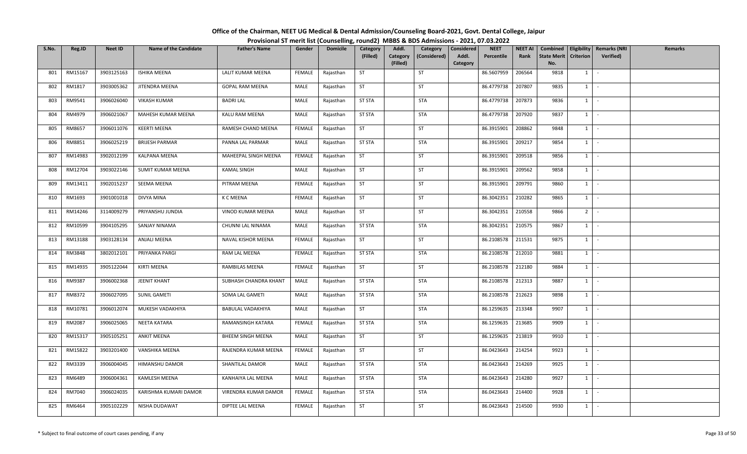# Office of the Chairman, NEET UG Medical & Dental Admission/Counseling Board-2021, Govt. Dental College, Jaipur

## Provisional ST merit list (Counselling, round2) MBBS & BDS Admissions - 2021, 07.03.2022

| S.No. | Reg.ID | Neet ID | Name of the Candidate | Father's Name | Gender | Domicile | Category (Filled) | Addl. Category (Filled) | Category (Considered) | Considered Addl. Category | NEET Percentile | NEET AI Rank | Combined State Merit No. | Eligibility Criterion | Remarks (NRI Verified) | Remarks |
|---|---|---|---|---|---|---|---|---|---|---|---|---|---|---|---|---|
| 801 | RM15167 | 3903125163 | ISHIKA MEENA | LALIT KUMAR MEENA | FEMALE | Rajasthan | ST | | ST | | 86.5607959 | 206564 | 9818 | 1 | - | |
| 802 | RM1817 | 3903005362 | JITENDRA MEENA | GOPAL RAM MEENA | MALE | Rajasthan | ST | | ST | | 86.4779738 | 207807 | 9835 | 1 | - | |
| 803 | RM9541 | 3906026040 | VIKASH KUMAR | BADRI LAL | MALE | Rajasthan | ST STA | | STA | | 86.4779738 | 207873 | 9836 | 1 | - | |
| 804 | RM4979 | 3906021067 | MAHESH KUMAR MEENA | KALU RAM MEENA | MALE | Rajasthan | ST STA | | STA | | 86.4779738 | 207920 | 9837 | 1 | - | |
| 805 | RM8657 | 3906011076 | KEERTI MEENA | RAMESH CHAND MEENA | FEMALE | Rajasthan | ST | | ST | | 86.3915901 | 208862 | 9848 | 1 | - | |
| 806 | RM8851 | 3906025219 | BRIJESH PARMAR | PANNA LAL PARMAR | MALE | Rajasthan | ST STA | | STA | | 86.3915901 | 209217 | 9854 | 1 | - | |
| 807 | RM14983 | 3902012199 | KALPANA MEENA | MAHEEPAL SINGH MEENA | FEMALE | Rajasthan | ST | | ST | | 86.3915901 | 209518 | 9856 | 1 | - | |
| 808 | RM12704 | 3903022146 | SUMIT KUMAR MEENA | KAMAL SINGH | MALE | Rajasthan | ST | | ST | | 86.3915901 | 209562 | 9858 | 1 | - | |
| 809 | RM13411 | 3902015237 | SEEMA MEENA | PITRAM MEENA | FEMALE | Rajasthan | ST | | ST | | 86.3915901 | 209791 | 9860 | 1 | - | |
| 810 | RM1693 | 3901001018 | DIVYA MINA | K C MEENA | FEMALE | Rajasthan | ST | | ST | | 86.3042351 | 210282 | 9865 | 1 | - | |
| 811 | RM14246 | 3114009279 | PRIYANSHU JUNDIA | VINOD KUMAR MEENA | MALE | Rajasthan | ST | | ST | | 86.3042351 | 210558 | 9866 | 2 | - | |
| 812 | RM10599 | 3904105295 | SANJAY NINAMA | CHUNNI LAL NINAMA | MALE | Rajasthan | ST STA | | STA | | 86.3042351 | 210575 | 9867 | 1 | - | |
| 813 | RM13188 | 3903128134 | ANJALI MEENA | NAVAL KISHOR MEENA | FEMALE | Rajasthan | ST | | ST | | 86.2108578 | 211531 | 9875 | 1 | - | |
| 814 | RM3848 | 3802012101 | PRIYANKA PARGI | RAM LAL MEENA | FEMALE | Rajasthan | ST STA | | STA | | 86.2108578 | 212010 | 9881 | 1 | - | |
| 815 | RM14935 | 3905122044 | KIRTI MEENA | RAMBILAS MEENA | FEMALE | Rajasthan | ST | | ST | | 86.2108578 | 212180 | 9884 | 1 | - | |
| 816 | RM9387 | 3906002368 | JEENIT KHANT | SUBHASH CHANDRA KHANT | MALE | Rajasthan | ST STA | | STA | | 86.2108578 | 212313 | 9887 | 1 | - | |
| 817 | RM8372 | 3906027095 | SUNIL GAMETI | SOMA LAL GAMETI | MALE | Rajasthan | ST STA | | STA | | 86.2108578 | 212623 | 9898 | 1 | - | |
| 818 | RM10781 | 3906012074 | MUKESH VADAKHIYA | BABULAL VADAKHIYA | MALE | Rajasthan | ST | | STA | | 86.1259635 | 213348 | 9907 | 1 | - | |
| 819 | RM2087 | 3906025065 | NEETA KATARA | RAMANSINGH KATARA | FEMALE | Rajasthan | ST STA | | STA | | 86.1259635 | 213685 | 9909 | 1 | - | |
| 820 | RM15317 | 3905105251 | ANKIT MEENA | BHEEM SINGH MEENA | MALE | Rajasthan | ST | | ST | | 86.1259635 | 213819 | 9910 | 1 | - | |
| 821 | RM15822 | 3903201400 | VANSHIKA MEENA | RAJENDRA KUMAR MEENA | FEMALE | Rajasthan | ST | | ST | | 86.0423643 | 214254 | 9923 | 1 | - | |
| 822 | RM3339 | 3906004045 | HIMANSHU DAMOR | SHANTILAL DAMOR | MALE | Rajasthan | ST STA | | STA | | 86.0423643 | 214269 | 9925 | 1 | - | |
| 823 | RM6489 | 3906004361 | KAMLESH MEENA | KANHAIYA LAL MEENA | MALE | Rajasthan | ST STA | | STA | | 86.0423643 | 214280 | 9927 | 1 | - | |
| 824 | RM7040 | 3906024035 | KARISHMA KUMARI DAMOR | VIRENDRA KUMAR DAMOR | FEMALE | Rajasthan | ST STA | | STA | | 86.0423643 | 214400 | 9928 | 1 | - | |
| 825 | RM6464 | 3905102229 | NISHA DUDAWAT | DIPTEE LAL MEENA | FEMALE | Rajasthan | ST | | ST | | 86.0423643 | 214500 | 9930 | 1 | - | |

\* Subject to final outcome of court cases pending, if any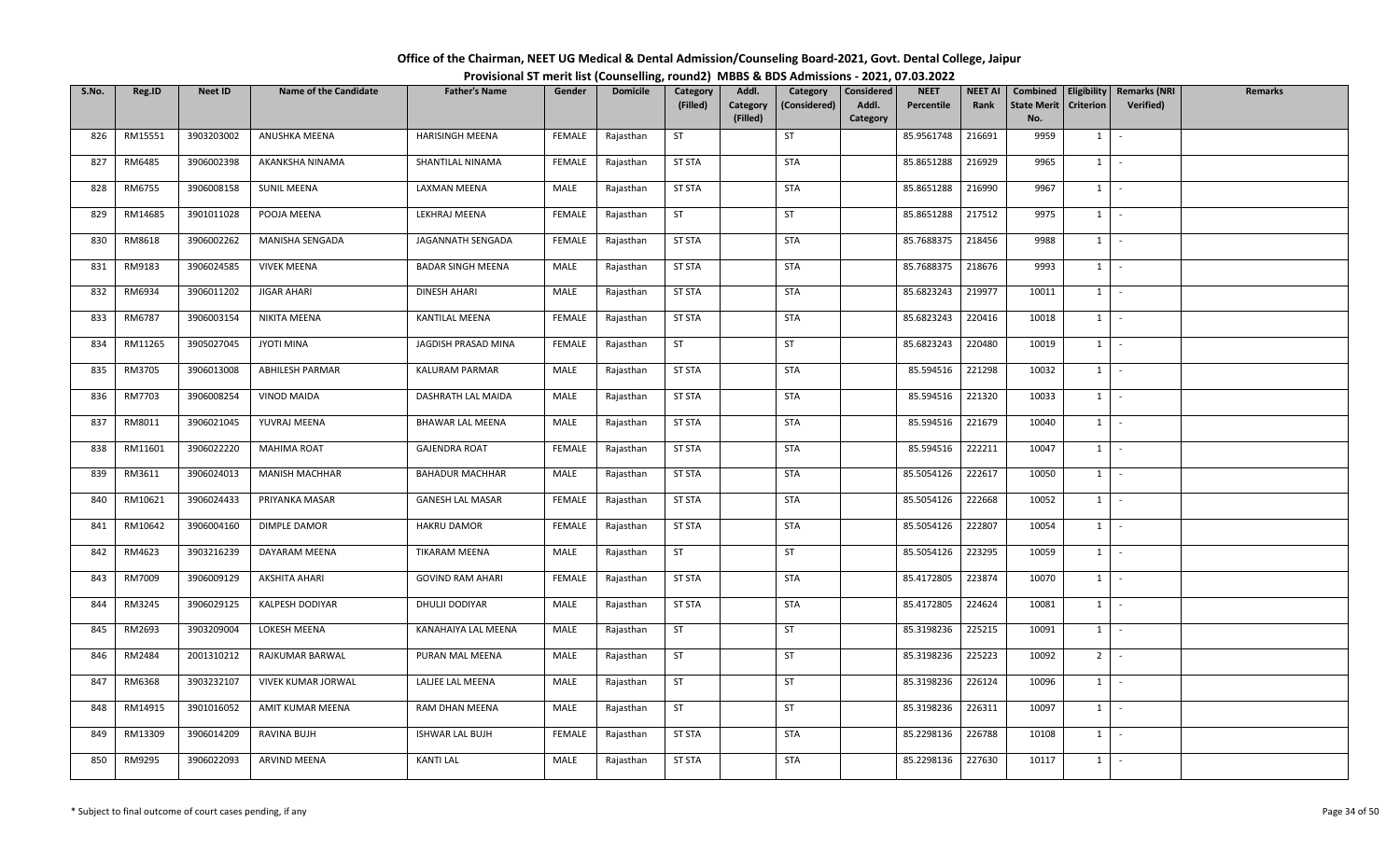# Office of the Chairman, NEET UG Medical & Dental Admission/Counseling Board-2021, Govt. Dental College, Jaipur

## Provisional ST merit list (Counselling, round2) MBBS & BDS Admissions - 2021, 07.03.2022

| S.No. | Reg.ID | Neet ID | Name of the Candidate | Father's Name | Gender | Domicile | Category (Filled) | Addl. Category (Filled) | Category (Considered) | Considered Addl. Category | NEET Percentile | NEET AI Rank | Combined State Merit No. | Eligibility Criterion | Remarks (NRI Verified) | Remarks |
|---|---|---|---|---|---|---|---|---|---|---|---|---|---|---|---|---|
| 826 | RM15551 | 3903203002 | ANUSHKA MEENA | HARISINGH MEENA | FEMALE | Rajasthan | ST | | ST | | 85.9561748 | 216691 | 9959 | 1 | - | |
| 827 | RM6485 | 3906002398 | AKANKSHA NINAMA | SHANTILAL NINAMA | FEMALE | Rajasthan | ST STA | | STA | | 85.8651288 | 216929 | 9965 | 1 | - | |
| 828 | RM6755 | 3906008158 | SUNIL MEENA | LAXMAN MEENA | MALE | Rajasthan | ST STA | | STA | | 85.8651288 | 216990 | 9967 | 1 | - | |
| 829 | RM14685 | 3901011028 | POOJA MEENA | LEKHRAJ MEENA | FEMALE | Rajasthan | ST | | ST | | 85.8651288 | 217512 | 9975 | 1 | - | |
| 830 | RM8618 | 3906002262 | MANISHA SENGADA | JAGANNATH SENGADA | FEMALE | Rajasthan | ST STA | | STA | | 85.7688375 | 218456 | 9988 | 1 | - | |
| 831 | RM9183 | 3906024585 | VIVEK MEENA | BADAR SINGH MEENA | MALE | Rajasthan | ST STA | | STA | | 85.7688375 | 218676 | 9993 | 1 | - | |
| 832 | RM6934 | 3906011202 | JIGAR AHARI | DINESH AHARI | MALE | Rajasthan | ST STA | | STA | | 85.6823243 | 219977 | 10011 | 1 | - | |
| 833 | RM6787 | 3906003154 | NIKITA MEENA | KANTILAL MEENA | FEMALE | Rajasthan | ST STA | | STA | | 85.6823243 | 220416 | 10018 | 1 | - | |
| 834 | RM11265 | 3905027045 | JYOTI MINA | JAGDISH PRASAD MINA | FEMALE | Rajasthan | ST | | ST | | 85.6823243 | 220480 | 10019 | 1 | - | |
| 835 | RM3705 | 3906013008 | ABHILESH PARMAR | KALURAM PARMAR | MALE | Rajasthan | ST STA | | STA | | 85.594516 | 221298 | 10032 | 1 | - | |
| 836 | RM7703 | 3906008254 | VINOD MAIDA | DASHRATH LAL MAIDA | MALE | Rajasthan | ST STA | | STA | | 85.594516 | 221320 | 10033 | 1 | - | |
| 837 | RM8011 | 3906021045 | YUVRAJ MEENA | BHAWAR LAL MEENA | MALE | Rajasthan | ST STA | | STA | | 85.594516 | 221679 | 10040 | 1 | - | |
| 838 | RM11601 | 3906022220 | MAHIMA ROAT | GAJENDRA ROAT | FEMALE | Rajasthan | ST STA | | STA | | 85.594516 | 222211 | 10047 | 1 | - | |
| 839 | RM3611 | 3906024013 | MANISH MACHHAR | BAHADUR MACHHAR | MALE | Rajasthan | ST STA | | STA | | 85.5054126 | 222617 | 10050 | 1 | - | |
| 840 | RM10621 | 3906024433 | PRIYANKA MASAR | GANESH LAL MASAR | FEMALE | Rajasthan | ST STA | | STA | | 85.5054126 | 222668 | 10052 | 1 | - | |
| 841 | RM10642 | 3906004160 | DIMPLE DAMOR | HAKRU DAMOR | FEMALE | Rajasthan | ST STA | | STA | | 85.5054126 | 222807 | 10054 | 1 | - | |
| 842 | RM4623 | 3903216239 | DAYARAM MEENA | TIKARAM MEENA | MALE | Rajasthan | ST | | ST | | 85.5054126 | 223295 | 10059 | 1 | - | |
| 843 | RM7009 | 3906009129 | AKSHITA AHARI | GOVIND RAM AHARI | FEMALE | Rajasthan | ST STA | | STA | | 85.4172805 | 223874 | 10070 | 1 | - | |
| 844 | RM3245 | 3906029125 | KALPESH DODIYAR | DHULJI DODIYAR | MALE | Rajasthan | ST STA | | STA | | 85.4172805 | 224624 | 10081 | 1 | - | |
| 845 | RM2693 | 3903209004 | LOKESH MEENA | KANAHAIYA LAL MEENA | MALE | Rajasthan | ST | | ST | | 85.3198236 | 225215 | 10091 | 1 | - | |
| 846 | RM2484 | 2001310212 | RAJKUMAR BARWAL | PURAN MAL MEENA | MALE | Rajasthan | ST | | ST | | 85.3198236 | 225223 | 10092 | 2 | - | |
| 847 | RM6368 | 3903232107 | VIVEK KUMAR JORWAL | LALJEE LAL MEENA | MALE | Rajasthan | ST | | ST | | 85.3198236 | 226124 | 10096 | 1 | - | |
| 848 | RM14915 | 3901016052 | AMIT KUMAR MEENA | RAM DHAN MEENA | MALE | Rajasthan | ST | | ST | | 85.3198236 | 226311 | 10097 | 1 | - | |
| 849 | RM13309 | 3906014209 | RAVINA BUJH | ISHWAR LAL BUJH | FEMALE | Rajasthan | ST STA | | STA | | 85.2298136 | 226788 | 10108 | 1 | - | |
| 850 | RM9295 | 3906022093 | ARVIND MEENA | KANTI LAL | MALE | Rajasthan | ST STA | | STA | | 85.2298136 | 227630 | 10117 | 1 | - | |

\* Subject to final outcome of court cases pending, if any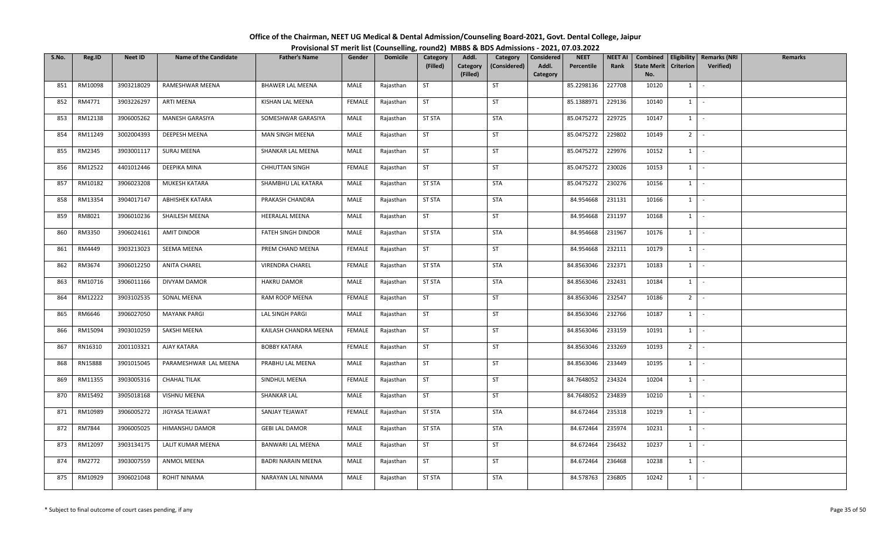# Office of the Chairman, NEET UG Medical & Dental Admission/Counseling Board-2021, Govt. Dental College, Jaipur

## Provisional ST merit list (Counselling, round2) MBBS & BDS Admissions - 2021, 07.03.2022

| S.No. | Reg.ID | Neet ID | Name of the Candidate | Father's Name | Gender | Domicile | Category (Filled) | Addl. Category (Filled) | Category (Considered) | Considered Addl. Category | NEET Percentile | NEET AI Rank | Combined State Merit No. | Eligibility Criterion | Remarks (NRI Verified) | Remarks |
|---|---|---|---|---|---|---|---|---|---|---|---|---|---|---|---|---|
| 851 | RM10098 | 3903218029 | RAMESHWAR MEENA | BHAWER LAL MEENA | MALE | Rajasthan | ST | | ST | | 85.2298136 | 227708 | 10120 | 1 | - | |
| 852 | RM4771 | 3903226297 | ARTI MEENA | KISHAN LAL MEENA | FEMALE | Rajasthan | ST | | ST | | 85.1388971 | 229136 | 10140 | 1 | - | |
| 853 | RM12138 | 3906005262 | MANESH GARASIYA | SOMESHWAR GARASIYA | MALE | Rajasthan | ST STA | | STA | | 85.0475272 | 229725 | 10147 | 1 | - | |
| 854 | RM11249 | 3002004393 | DEEPESH MEENA | MAN SINGH MEENA | MALE | Rajasthan | ST | | ST | | 85.0475272 | 229802 | 10149 | 2 | - | |
| 855 | RM2345 | 3903001117 | SURAJ MEENA | SHANKAR LAL MEENA | MALE | Rajasthan | ST | | ST | | 85.0475272 | 229976 | 10152 | 1 | - | |
| 856 | RM12522 | 4401012446 | DEEPIKA MINA | CHHUTTAN SINGH | FEMALE | Rajasthan | ST | | ST | | 85.0475272 | 230026 | 10153 | 1 | - | |
| 857 | RM10182 | 3906023208 | MUKESH KATARA | SHAMBHU LAL KATARA | MALE | Rajasthan | ST STA | | STA | | 85.0475272 | 230276 | 10156 | 1 | - | |
| 858 | RM13354 | 3904017147 | ABHISHEK KATARA | PRAKASH CHANDRA | MALE | Rajasthan | ST STA | | STA | | 84.954668 | 231131 | 10166 | 1 | - | |
| 859 | RM8021 | 3906010236 | SHAILESH MEENA | HEERALAL MEENA | MALE | Rajasthan | ST | | ST | | 84.954668 | 231197 | 10168 | 1 | - | |
| 860 | RM3350 | 3906024161 | AMIT DINDOR | FATEH SINGH DINDOR | MALE | Rajasthan | ST STA | | STA | | 84.954668 | 231967 | 10176 | 1 | - | |
| 861 | RM4449 | 3903213023 | SEEMA MEENA | PREM CHAND MEENA | FEMALE | Rajasthan | ST | | ST | | 84.954668 | 232111 | 10179 | 1 | - | |
| 862 | RM3674 | 3906012250 | ANITA CHAREL | VIRENDRA CHAREL | FEMALE | Rajasthan | ST STA | | STA | | 84.8563046 | 232371 | 10183 | 1 | - | |
| 863 | RM10716 | 3906011166 | DIVYAM DAMOR | HAKRU DAMOR | MALE | Rajasthan | ST STA | | STA | | 84.8563046 | 232431 | 10184 | 1 | - | |
| 864 | RM12222 | 3903102535 | SONAL MEENA | RAM ROOP MEENA | FEMALE | Rajasthan | ST | | ST | | 84.8563046 | 232547 | 10186 | 2 | - | |
| 865 | RM6646 | 3906027050 | MAYANK PARGI | LAL SINGH PARGI | MALE | Rajasthan | ST | | ST | | 84.8563046 | 232766 | 10187 | 1 | - | |
| 866 | RM15094 | 3903010259 | SAKSHI MEENA | KAILASH CHANDRA MEENA | FEMALE | Rajasthan | ST | | ST | | 84.8563046 | 233159 | 10191 | 1 | - | |
| 867 | RN16310 | 2001103321 | AJAY KATARA | BOBBY KATARA | FEMALE | Rajasthan | ST | | ST | | 84.8563046 | 233269 | 10193 | 2 | - | |
| 868 | RN15888 | 3901015045 | PARAMESHWAR LAL MEENA | PRABHU LAL MEENA | MALE | Rajasthan | ST | | ST | | 84.8563046 | 233449 | 10195 | 1 | - | |
| 869 | RM11355 | 3903005316 | CHAHAL TILAK | SINDHUL MEENA | FEMALE | Rajasthan | ST | | ST | | 84.7648052 | 234324 | 10204 | 1 | - | |
| 870 | RM15492 | 3905018168 | VISHNU MEENA | SHANKAR LAL | MALE | Rajasthan | ST | | ST | | 84.7648052 | 234839 | 10210 | 1 | - | |
| 871 | RM10989 | 3906005272 | JIGYASA TEJAWAT | SANJAY TEJAWAT | FEMALE | Rajasthan | ST STA | | STA | | 84.672464 | 235318 | 10219 | 1 | - | |
| 872 | RM7844 | 3906005025 | HIMANSHU DAMOR | GEBI LAL DAMOR | MALE | Rajasthan | ST STA | | STA | | 84.672464 | 235974 | 10231 | 1 | - | |
| 873 | RM12097 | 3903134175 | LALIT KUMAR MEENA | BANWARI LAL MEENA | MALE | Rajasthan | ST | | ST | | 84.672464 | 236432 | 10237 | 1 | - | |
| 874 | RM2772 | 3903007559 | ANMOL MEENA | BADRI NARAIN MEENA | MALE | Rajasthan | ST | | ST | | 84.672464 | 236468 | 10238 | 1 | - | |
| 875 | RM10929 | 3906021048 | ROHIT NINAMA | NARAYAN LAL NINAMA | MALE | Rajasthan | ST STA | | STA | | 84.578763 | 236805 | 10242 | 1 | - | |

\* Subject to final outcome of court cases pending, if any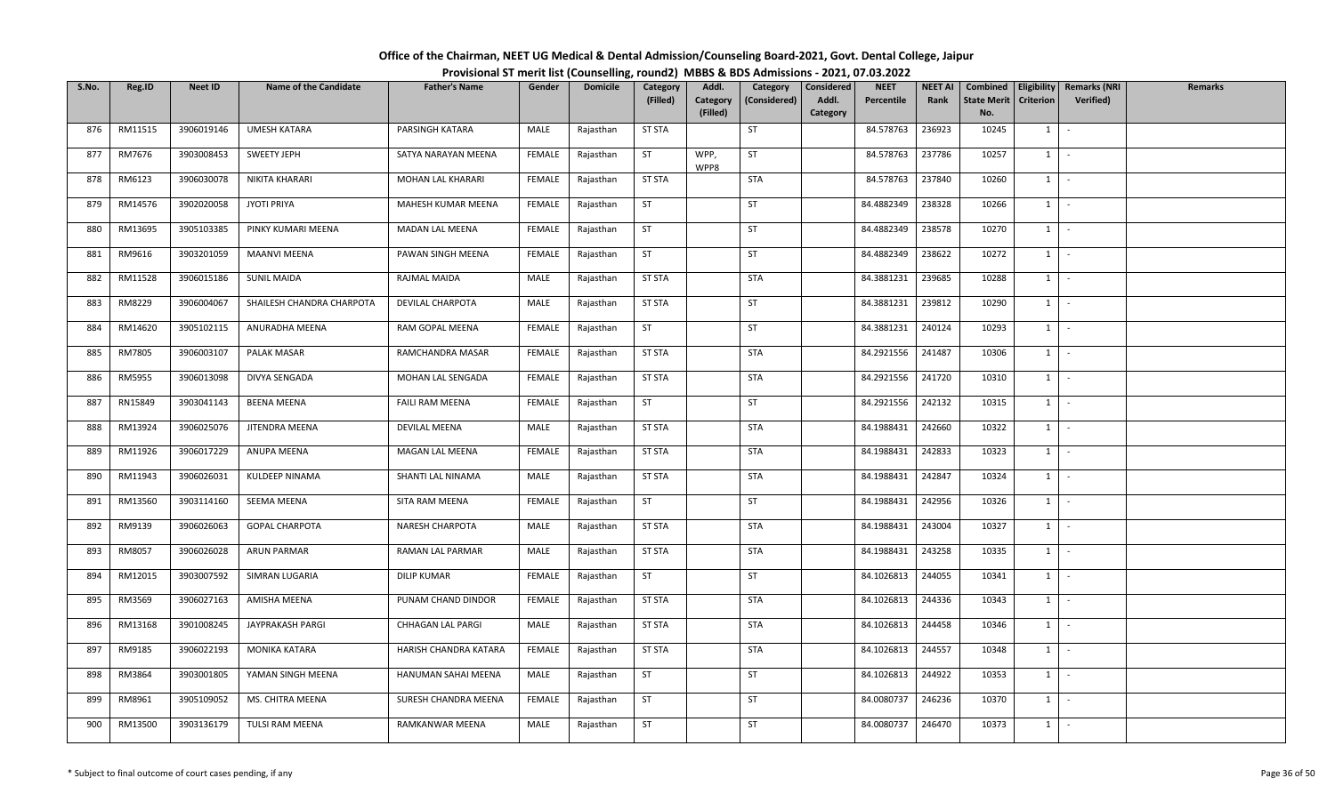**Office of the Chairman, NEET UG Medical & Dental Admission/Counseling Board-2021, Govt. Dental College, Jaipur**

**Provisional ST merit list (Counselling, round2) MBBS & BDS Admissions - 2021, 07.03.2022**

| S.No. | Reg.ID | Neet ID | Name of the Candidate | Father's Name | Gender | Domicile | Category (Filled) | Addl. Category (Filled) | Category (Considered) | Considered Addl. Category | NEET Percentile | NEET AI Rank | Combined State Merit No. | Eligibility Criterion | Remarks (NRI Verified) | Remarks |
|---|---|---|---|---|---|---|---|---|---|---|---|---|---|---|---|---|
| 876 | RM11515 | 3906019146 | UMESH KATARA | PARSINGH KATARA | MALE | Rajasthan | ST STA | | ST | | 84.578763 | 236923 | 10245 | 1 | - | |
| 877 | RM7676 | 3903008453 | SWEETY JEPH | SATYA NARAYAN MEENA | FEMALE | Rajasthan | ST | WPP, WPP8 | ST | | 84.578763 | 237786 | 10257 | 1 | - | |
| 878 | RM6123 | 3906030078 | NIKITA KHARARI | MOHAN LAL KHARARI | FEMALE | Rajasthan | ST STA | | STA | | 84.578763 | 237840 | 10260 | 1 | - | |
| 879 | RM14576 | 3902020058 | JYOTI PRIYA | MAHESH KUMAR MEENA | FEMALE | Rajasthan | ST | | ST | | 84.4882349 | 238328 | 10266 | 1 | - | |
| 880 | RM13695 | 3905103385 | PINKY KUMARI MEENA | MADAN LAL MEENA | FEMALE | Rajasthan | ST | | ST | | 84.4882349 | 238578 | 10270 | 1 | - | |
| 881 | RM9616 | 3903201059 | MAANVI MEENA | PAWAN SINGH MEENA | FEMALE | Rajasthan | ST | | ST | | 84.4882349 | 238622 | 10272 | 1 | - | |
| 882 | RM11528 | 3906015186 | SUNIL MAIDA | RAJMAL MAIDA | MALE | Rajasthan | ST STA | | STA | | 84.3881231 | 239685 | 10288 | 1 | - | |
| 883 | RM8229 | 3906004067 | SHAILESH CHANDRA CHARPOTA | DEVILAL CHARPOTA | MALE | Rajasthan | ST STA | | ST | | 84.3881231 | 239812 | 10290 | 1 | - | |
| 884 | RM14620 | 3905102115 | ANURADHA MEENA | RAM GOPAL MEENA | FEMALE | Rajasthan | ST | | ST | | 84.3881231 | 240124 | 10293 | 1 | - | |
| 885 | RM7805 | 3906003107 | PALAK MASAR | RAMCHANDRA MASAR | FEMALE | Rajasthan | ST STA | | STA | | 84.2921556 | 241487 | 10306 | 1 | - | |
| 886 | RM5955 | 3906013098 | DIVYA SENGADA | MOHAN LAL SENGADA | FEMALE | Rajasthan | ST STA | | STA | | 84.2921556 | 241720 | 10310 | 1 | - | |
| 887 | RN15849 | 3903041143 | BEENA MEENA | FAILI RAM MEENA | FEMALE | Rajasthan | ST | | ST | | 84.2921556 | 242132 | 10315 | 1 | - | |
| 888 | RM13924 | 3906025076 | JITENDRA MEENA | DEVILAL MEENA | MALE | Rajasthan | ST STA | | STA | | 84.1988431 | 242660 | 10322 | 1 | - | |
| 889 | RM11926 | 3906017229 | ANUPA MEENA | MAGAN LAL MEENA | FEMALE | Rajasthan | ST STA | | STA | | 84.1988431 | 242833 | 10323 | 1 | - | |
| 890 | RM11943 | 3906026031 | KULDEEP NINAMA | SHANTI LAL NINAMA | MALE | Rajasthan | ST STA | | STA | | 84.1988431 | 242847 | 10324 | 1 | - | |
| 891 | RM13560 | 3903114160 | SEEMA MEENA | SITA RAM MEENA | FEMALE | Rajasthan | ST | | ST | | 84.1988431 | 242956 | 10326 | 1 | - | |
| 892 | RM9139 | 3906026063 | GOPAL CHARPOTA | NARESH CHARPOTA | MALE | Rajasthan | ST STA | | STA | | 84.1988431 | 243004 | 10327 | 1 | - | |
| 893 | RM8057 | 3906026028 | ARUN PARMAR | RAMAN LAL PARMAR | MALE | Rajasthan | ST STA | | STA | | 84.1988431 | 243258 | 10335 | 1 | - | |
| 894 | RM12015 | 3903007592 | SIMRAN LUGARIA | DILIP KUMAR | FEMALE | Rajasthan | ST | | ST | | 84.1026813 | 244055 | 10341 | 1 | - | |
| 895 | RM3569 | 3906027163 | AMISHA MEENA | PUNAM CHAND DINDOR | FEMALE | Rajasthan | ST STA | | STA | | 84.1026813 | 244336 | 10343 | 1 | - | |
| 896 | RM13168 | 3901008245 | JAYPRAKASH PARGI | CHHAGAN LAL PARGI | MALE | Rajasthan | ST STA | | STA | | 84.1026813 | 244458 | 10346 | 1 | - | |
| 897 | RM9185 | 3906022193 | MONIKA KATARA | HARISH CHANDRA KATARA | FEMALE | Rajasthan | ST STA | | STA | | 84.1026813 | 244557 | 10348 | 1 | - | |
| 898 | RM3864 | 3903001805 | YAMAN SINGH MEENA | HANUMAN SAHAI MEENA | MALE | Rajasthan | ST | | ST | | 84.1026813 | 244922 | 10353 | 1 | - | |
| 899 | RM8961 | 3905109052 | MS. CHITRA MEENA | SURESH CHANDRA MEENA | FEMALE | Rajasthan | ST | | ST | | 84.0080737 | 246236 | 10370 | 1 | - | |
| 900 | RM13500 | 3903136179 | TULSI RAM MEENA | RAMKANWAR MEENA | MALE | Rajasthan | ST | | ST | | 84.0080737 | 246470 | 10373 | 1 | - | |

\* Subject to final outcome of court cases pending, if any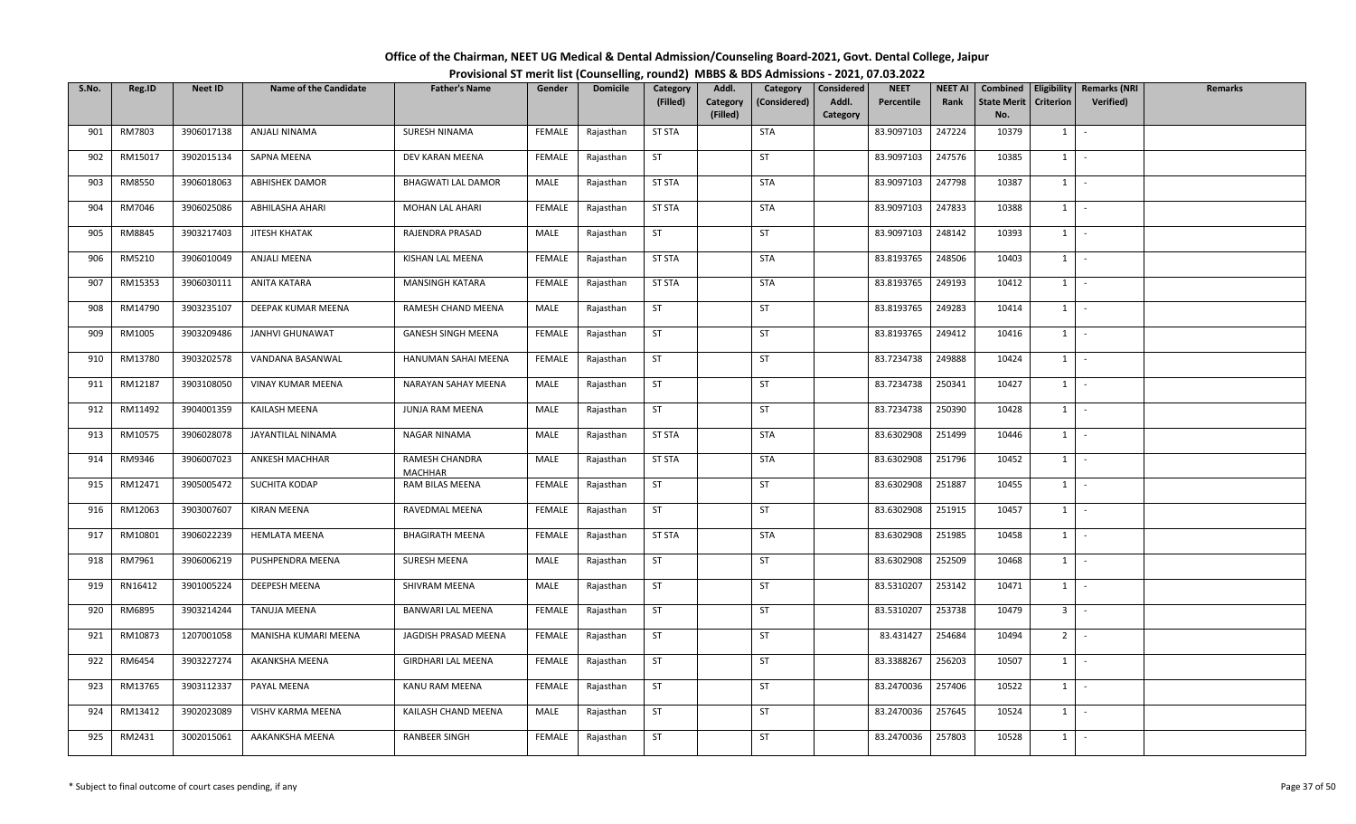# Office of the Chairman, NEET UG Medical & Dental Admission/Counseling Board-2021, Govt. Dental College, Jaipur

## Provisional ST merit list (Counselling, round2) MBBS & BDS Admissions - 2021, 07.03.2022

| S.No. | Reg.ID | Neet ID | Name of the Candidate | Father's Name | Gender | Domicile | Category (Filled) | Addl. Category (Filled) | Category (Considered) | Considered Addl. Category | NEET Percentile | NEET AI Rank | Combined State Merit No. | Eligibility Criterion | Remarks (NRI Verified) | Remarks |
|---|---|---|---|---|---|---|---|---|---|---|---|---|---|---|---|---|
| 901 | RM7803 | 3906017138 | ANJALI NINAMA | SURESH NINAMA | FEMALE | Rajasthan | ST STA | | STA | | 83.9097103 | 247224 | 10379 | 1 | - | |
| 902 | RM15017 | 3902015134 | SAPNA MEENA | DEV KARAN MEENA | FEMALE | Rajasthan | ST | | ST | | 83.9097103 | 247576 | 10385 | 1 | - | |
| 903 | RM8550 | 3906018063 | ABHISHEK DAMOR | BHAGWATI LAL DAMOR | MALE | Rajasthan | ST STA | | STA | | 83.9097103 | 247798 | 10387 | 1 | - | |
| 904 | RM7046 | 3906025086 | ABHILASHA AHARI | MOHAN LAL AHARI | FEMALE | Rajasthan | ST STA | | STA | | 83.9097103 | 247833 | 10388 | 1 | - | |
| 905 | RM8845 | 3903217403 | JITESH KHATAK | RAJENDRA PRASAD | MALE | Rajasthan | ST | | ST | | 83.9097103 | 248142 | 10393 | 1 | - | |
| 906 | RM5210 | 3906010049 | ANJALI MEENA | KISHAN LAL MEENA | FEMALE | Rajasthan | ST STA | | STA | | 83.8193765 | 248506 | 10403 | 1 | - | |
| 907 | RM15353 | 3906030111 | ANITA KATARA | MANSINGH KATARA | FEMALE | Rajasthan | ST STA | | STA | | 83.8193765 | 249193 | 10412 | 1 | - | |
| 908 | RM14790 | 3903235107 | DEEPAK KUMAR MEENA | RAMESH CHAND MEENA | MALE | Rajasthan | ST | | ST | | 83.8193765 | 249283 | 10414 | 1 | - | |
| 909 | RM1005 | 3903209486 | JANHVI GHUNAWAT | GANESH SINGH MEENA | FEMALE | Rajasthan | ST | | ST | | 83.8193765 | 249412 | 10416 | 1 | - | |
| 910 | RM13780 | 3903202578 | VANDANA BASANWAL | HANUMAN SAHAI MEENA | FEMALE | Rajasthan | ST | | ST | | 83.7234738 | 249888 | 10424 | 1 | - | |
| 911 | RM12187 | 3903108050 | VINAY KUMAR MEENA | NARAYAN SAHAY MEENA | MALE | Rajasthan | ST | | ST | | 83.7234738 | 250341 | 10427 | 1 | - | |
| 912 | RM11492 | 3904001359 | KAILASH MEENA | JUNJA RAM MEENA | MALE | Rajasthan | ST | | ST | | 83.7234738 | 250390 | 10428 | 1 | - | |
| 913 | RM10575 | 3906028078 | JAYANTILAL NINAMA | NAGAR NINAMA | MALE | Rajasthan | ST STA | | STA | | 83.6302908 | 251499 | 10446 | 1 | - | |
| 914 | RM9346 | 3906007023 | ANKESH MACHHAR | RAMESH CHANDRA MACHHAR | MALE | Rajasthan | ST STA | | STA | | 83.6302908 | 251796 | 10452 | 1 | - | |
| 915 | RM12471 | 3905005472 | SUCHITA KODAP | RAM BILAS MEENA | FEMALE | Rajasthan | ST | | ST | | 83.6302908 | 251887 | 10455 | 1 | - | |
| 916 | RM12063 | 3903007607 | KIRAN MEENA | RAVEDMAL MEENA | FEMALE | Rajasthan | ST | | ST | | 83.6302908 | 251915 | 10457 | 1 | - | |
| 917 | RM10801 | 3906022239 | HEMLATA MEENA | BHAGIRATH MEENA | FEMALE | Rajasthan | ST STA | | STA | | 83.6302908 | 251985 | 10458 | 1 | - | |
| 918 | RM7961 | 3906006219 | PUSHPENDRA MEENA | SURESH MEENA | MALE | Rajasthan | ST | | ST | | 83.6302908 | 252509 | 10468 | 1 | - | |
| 919 | RN16412 | 3901005224 | DEEPESH MEENA | SHIVRAM MEENA | MALE | Rajasthan | ST | | ST | | 83.5310207 | 253142 | 10471 | 1 | - | |
| 920 | RM6895 | 3903214244 | TANUJA MEENA | BANWARI LAL MEENA | FEMALE | Rajasthan | ST | | ST | | 83.5310207 | 253738 | 10479 | 3 | - | |
| 921 | RM10873 | 1207001058 | MANISHA KUMARI MEENA | JAGDISH PRASAD MEENA | FEMALE | Rajasthan | ST | | ST | | 83.431427 | 254684 | 10494 | 2 | - | |
| 922 | RM6454 | 3903227274 | AKANKSHA MEENA | GIRDHARI LAL MEENA | FEMALE | Rajasthan | ST | | ST | | 83.3388267 | 256203 | 10507 | 1 | - | |
| 923 | RM13765 | 3903112337 | PAYAL MEENA | KANU RAM MEENA | FEMALE | Rajasthan | ST | | ST | | 83.2470036 | 257406 | 10522 | 1 | - | |
| 924 | RM13412 | 3902023089 | VISHV KARMA MEENA | KAILASH CHAND MEENA | MALE | Rajasthan | ST | | ST | | 83.2470036 | 257645 | 10524 | 1 | - | |
| 925 | RM2431 | 3002015061 | AAKANKSHA MEENA | RANBEER SINGH | FEMALE | Rajasthan | ST | | ST | | 83.2470036 | 257803 | 10528 | 1 | - | |

\* Subject to final outcome of court cases pending, if any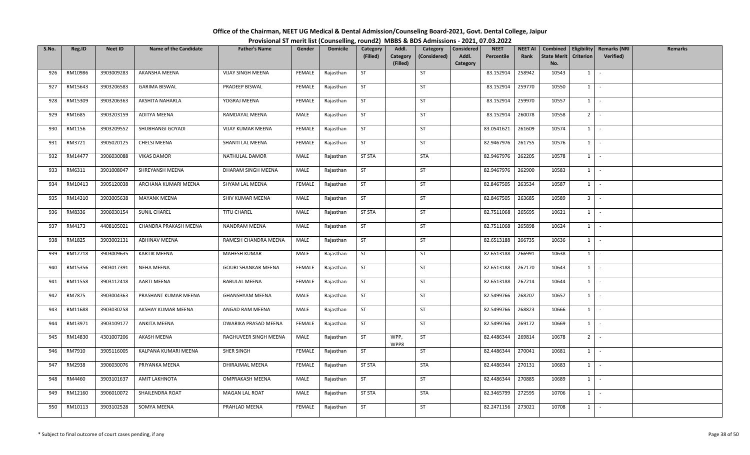# Office of the Chairman, NEET UG Medical & Dental Admission/Counseling Board-2021, Govt. Dental College, Jaipur

## Provisional ST merit list (Counselling, round2) MBBS & BDS Admissions - 2021, 07.03.2022

| S.No. | Reg.ID | Neet ID | Name of the Candidate | Father's Name | Gender | Domicile | Category (Filled) | Addl. Category (Filled) | Category (Considered) | Considered Addl. Category | NEET Percentile | NEET AI Rank | Combined State Merit No. | Eligibility Criterion | Remarks (NRI Verified) | Remarks |
|---|---|---|---|---|---|---|---|---|---|---|---|---|---|---|---|---|
| 926 | RM10986 | 3903009283 | AKANSHA MEENA | VIJAY SINGH MEENA | FEMALE | Rajasthan | ST | | ST | | 83.152914 | 258942 | 10543 | 1 | - | |
| 927 | RM15643 | 3903206583 | GARIMA BISWAL | PRADEEP BISWAL | FEMALE | Rajasthan | ST | | ST | | 83.152914 | 259770 | 10550 | 1 | - | |
| 928 | RM15309 | 3903206363 | AKSHITA NAHARLA | YOGRAJ MEENA | FEMALE | Rajasthan | ST | | ST | | 83.152914 | 259970 | 10557 | 1 | - | |
| 929 | RM1685 | 3903203159 | ADITYA MEENA | RAMDAYAL MEENA | MALE | Rajasthan | ST | | ST | | 83.152914 | 260078 | 10558 | 2 | - | |
| 930 | RM1156 | 3903209552 | SHUBHANGI GOYADI | VIJAY KUMAR MEENA | FEMALE | Rajasthan | ST | | ST | | 83.0541621 | 261609 | 10574 | 1 | - | |
| 931 | RM3721 | 3905020125 | CHELSI MEENA | SHANTI LAL MEENA | FEMALE | Rajasthan | ST | | ST | | 82.9467976 | 261755 | 10576 | 1 | - | |
| 932 | RM14477 | 3906030088 | VIKAS DAMOR | NATHULAL DAMOR | MALE | Rajasthan | ST STA | | STA | | 82.9467976 | 262205 | 10578 | 1 | - | |
| 933 | RM6311 | 3901008047 | SHREYANSH MEENA | DHARAM SINGH MEENA | MALE | Rajasthan | ST | | ST | | 82.9467976 | 262900 | 10583 | 1 | - | |
| 934 | RM10413 | 3905120038 | ARCHANA KUMARI MEENA | SHYAM LAL MEENA | FEMALE | Rajasthan | ST | | ST | | 82.8467505 | 263534 | 10587 | 1 | - | |
| 935 | RM14310 | 3903005638 | MAYANK MEENA | SHIV KUMAR MEENA | MALE | Rajasthan | ST | | ST | | 82.8467505 | 263685 | 10589 | 3 | - | |
| 936 | RM8336 | 3906030154 | SUNIL CHAREL | TITU CHAREL | MALE | Rajasthan | ST STA | | ST | | 82.7511068 | 265695 | 10621 | 1 | - | |
| 937 | RM4173 | 4408105021 | CHANDRA PRAKASH MEENA | NANDRAM MEENA | MALE | Rajasthan | ST | | ST | | 82.7511068 | 265898 | 10624 | 1 | - | |
| 938 | RM1825 | 3903002131 | ABHINAV MEENA | RAMESH CHANDRA MEENA | MALE | Rajasthan | ST | | ST | | 82.6513188 | 266735 | 10636 | 1 | - | |
| 939 | RM12718 | 3903009635 | KARTIK MEENA | MAHESH KUMAR | MALE | Rajasthan | ST | | ST | | 82.6513188 | 266991 | 10638 | 1 | - | |
| 940 | RM15356 | 3903017391 | NEHA MEENA | GOURI SHANKAR MEENA | FEMALE | Rajasthan | ST | | ST | | 82.6513188 | 267170 | 10643 | 1 | - | |
| 941 | RM11558 | 3903112418 | AARTI MEENA | BABULAL MEENA | FEMALE | Rajasthan | ST | | ST | | 82.6513188 | 267214 | 10644 | 1 | - | |
| 942 | RM7875 | 3903004363 | PRASHANT KUMAR MEENA | GHANSHYAM MEENA | MALE | Rajasthan | ST | | ST | | 82.5499766 | 268207 | 10657 | 1 | - | |
| 943 | RM11688 | 3903030258 | AKSHAY KUMAR MEENA | ANGAD RAM MEENA | MALE | Rajasthan | ST | | ST | | 82.5499766 | 268823 | 10666 | 1 | - | |
| 944 | RM13971 | 3903109177 | ANKITA MEENA | DWARIKA PRASAD MEENA | FEMALE | Rajasthan | ST | | ST | | 82.5499766 | 269172 | 10669 | 1 | - | |
| 945 | RM14830 | 4301007206 | AKASH MEENA | RAGHUVEER SINGH MEENA | MALE | Rajasthan | ST | WPP, WPP8 | ST | | 82.4486344 | 269814 | 10678 | 2 | - | |
| 946 | RM7910 | 3905116005 | KALPANA KUMARI MEENA | SHER SINGH | FEMALE | Rajasthan | ST | | ST | | 82.4486344 | 270041 | 10681 | 1 | - | |
| 947 | RM2938 | 3906030076 | PRIYANKA MEENA | DHIRAJMAL MEENA | FEMALE | Rajasthan | ST STA | | STA | | 82.4486344 | 270131 | 10683 | 1 | - | |
| 948 | RM4460 | 3903101637 | AMIT LAKHNOTA | OMPRAKASH MEENA | MALE | Rajasthan | ST | | ST | | 82.4486344 | 270885 | 10689 | 1 | - | |
| 949 | RM12160 | 3906010072 | SHAILENDRA ROAT | MAGAN LAL ROAT | MALE | Rajasthan | ST STA | | STA | | 82.3465799 | 272595 | 10706 | 1 | - | |
| 950 | RM10113 | 3903102528 | SOMYA MEENA | PRAHLAD MEENA | FEMALE | Rajasthan | ST | | ST | | 82.2471156 | 273021 | 10708 | 1 | - | |

\* Subject to final outcome of court cases pending, if any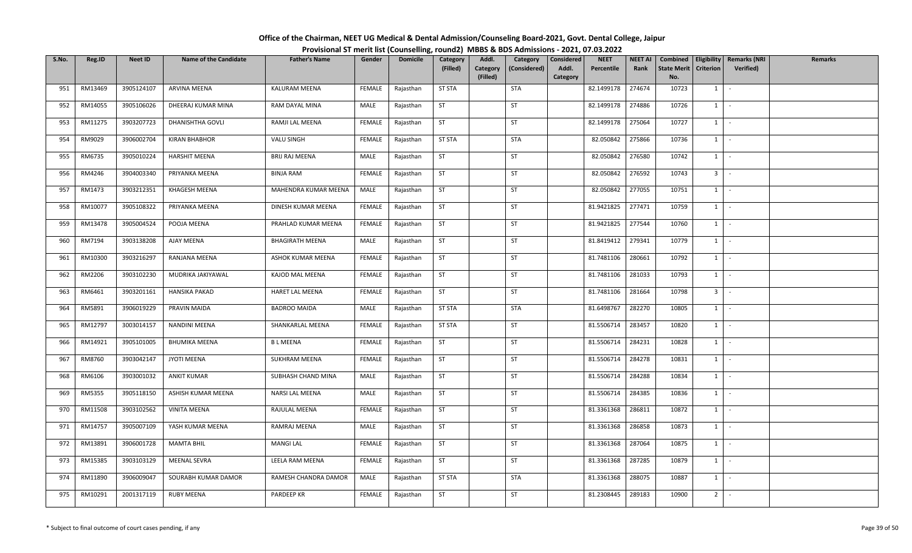# Office of the Chairman, NEET UG Medical & Dental Admission/Counseling Board-2021, Govt. Dental College, Jaipur

## Provisional ST merit list (Counselling, round2) MBBS & BDS Admissions - 2021, 07.03.2022

| S.No. | Reg.ID | Neet ID | Name of the Candidate | Father's Name | Gender | Domicile | Category (Filled) | Addl. Category (Filled) | Category (Considered) | Considered Addl. Category | NEET Percentile | NEET AI Rank | Combined State Merit No. | Eligibility Criterion | Remarks (NRI Verified) | Remarks |
|---|---|---|---|---|---|---|---|---|---|---|---|---|---|---|---|---|
| 951 | RM13469 | 3905124107 | ARVINA MEENA | KALURAM MEENA | FEMALE | Rajasthan | ST STA | | STA | | 82.1499178 | 274674 | 10723 | 1 | - | |
| 952 | RM14055 | 3905106026 | DHEERAJ KUMAR MINA | RAM DAYAL MINA | MALE | Rajasthan | ST | | ST | | 82.1499178 | 274886 | 10726 | 1 | - | |
| 953 | RM11275 | 3903207723 | DHANISHTHA GOVLI | RAMJI LAL MEENA | FEMALE | Rajasthan | ST | | ST | | 82.1499178 | 275064 | 10727 | 1 | - | |
| 954 | RM9029 | 3906002704 | KIRAN BHABHOR | VALU SINGH | FEMALE | Rajasthan | ST STA | | STA | | 82.050842 | 275866 | 10736 | 1 | - | |
| 955 | RM6735 | 3905010224 | HARSHIT MEENA | BRIJ RAJ MEENA | MALE | Rajasthan | ST | | ST | | 82.050842 | 276580 | 10742 | 1 | - | |
| 956 | RM4246 | 3904003340 | PRIYANKA MEENA | BINJA RAM | FEMALE | Rajasthan | ST | | ST | | 82.050842 | 276592 | 10743 | 3 | - | |
| 957 | RM1473 | 3903212351 | KHAGESH MEENA | MAHENDRA KUMAR MEENA | MALE | Rajasthan | ST | | ST | | 82.050842 | 277055 | 10751 | 1 | - | |
| 958 | RM10077 | 3905108322 | PRIYANKA MEENA | DINESH KUMAR MEENA | FEMALE | Rajasthan | ST | | ST | | 81.9421825 | 277471 | 10759 | 1 | - | |
| 959 | RM13478 | 3905004524 | POOJA MEENA | PRAHLAD KUMAR MEENA | FEMALE | Rajasthan | ST | | ST | | 81.9421825 | 277544 | 10760 | 1 | - | |
| 960 | RM7194 | 3903138208 | AJAY MEENA | BHAGIRATH MEENA | MALE | Rajasthan | ST | | ST | | 81.8419412 | 279341 | 10779 | 1 | - | |
| 961 | RM10300 | 3903216297 | RANJANA MEENA | ASHOK KUMAR MEENA | FEMALE | Rajasthan | ST | | ST | | 81.7481106 | 280661 | 10792 | 1 | - | |
| 962 | RM2206 | 3903102230 | MUDRIKA JAKIYAWAL | KAJOD MAL MEENA | FEMALE | Rajasthan | ST | | ST | | 81.7481106 | 281033 | 10793 | 1 | - | |
| 963 | RM6461 | 3903201161 | HANSIKA PAKAD | HARET LAL MEENA | FEMALE | Rajasthan | ST | | ST | | 81.7481106 | 281664 | 10798 | 3 | - | |
| 964 | RM5891 | 3906019229 | PRAVIN MAIDA | BADROO MAIDA | MALE | Rajasthan | ST STA | | STA | | 81.6498767 | 282270 | 10805 | 1 | - | |
| 965 | RM12797 | 3003014157 | NANDINI MEENA | SHANKARLAL MEENA | FEMALE | Rajasthan | ST STA | | ST | | 81.5506714 | 283457 | 10820 | 1 | - | |
| 966 | RM14921 | 3905101005 | BHUMIKA MEENA | B L MEENA | FEMALE | Rajasthan | ST | | ST | | 81.5506714 | 284231 | 10828 | 1 | - | |
| 967 | RM8760 | 3903042147 | JYOTI MEENA | SUKHRAM MEENA | FEMALE | Rajasthan | ST | | ST | | 81.5506714 | 284278 | 10831 | 1 | - | |
| 968 | RM6106 | 3903001032 | ANKIT KUMAR | SUBHASH CHAND MINA | MALE | Rajasthan | ST | | ST | | 81.5506714 | 284288 | 10834 | 1 | - | |
| 969 | RM5355 | 3905118150 | ASHISH KUMAR MEENA | NARSI LAL MEENA | MALE | Rajasthan | ST | | ST | | 81.5506714 | 284385 | 10836 | 1 | - | |
| 970 | RM11508 | 3903102562 | VINITA MEENA | RAJULAL MEENA | FEMALE | Rajasthan | ST | | ST | | 81.3361368 | 286811 | 10872 | 1 | - | |
| 971 | RM14757 | 3905007109 | YASH KUMAR MEENA | RAMRAJ MEENA | MALE | Rajasthan | ST | | ST | | 81.3361368 | 286858 | 10873 | 1 | - | |
| 972 | RM13891 | 3906001728 | MAMTA BHIL | MANGI LAL | FEMALE | Rajasthan | ST | | ST | | 81.3361368 | 287064 | 10875 | 1 | - | |
| 973 | RM15385 | 3903103129 | MEENAL SEVRA | LEELA RAM MEENA | FEMALE | Rajasthan | ST | | ST | | 81.3361368 | 287285 | 10879 | 1 | - | |
| 974 | RM11890 | 3906009047 | SOURABH KUMAR DAMOR | RAMESH CHANDRA DAMOR | MALE | Rajasthan | ST STA | | STA | | 81.3361368 | 288075 | 10887 | 1 | - | |
| 975 | RM10291 | 2001317119 | RUBY MEENA | PARDEEP KR | FEMALE | Rajasthan | ST | | ST | | 81.2308445 | 289183 | 10900 | 2 | - | |

\* Subject to final outcome of court cases pending, if any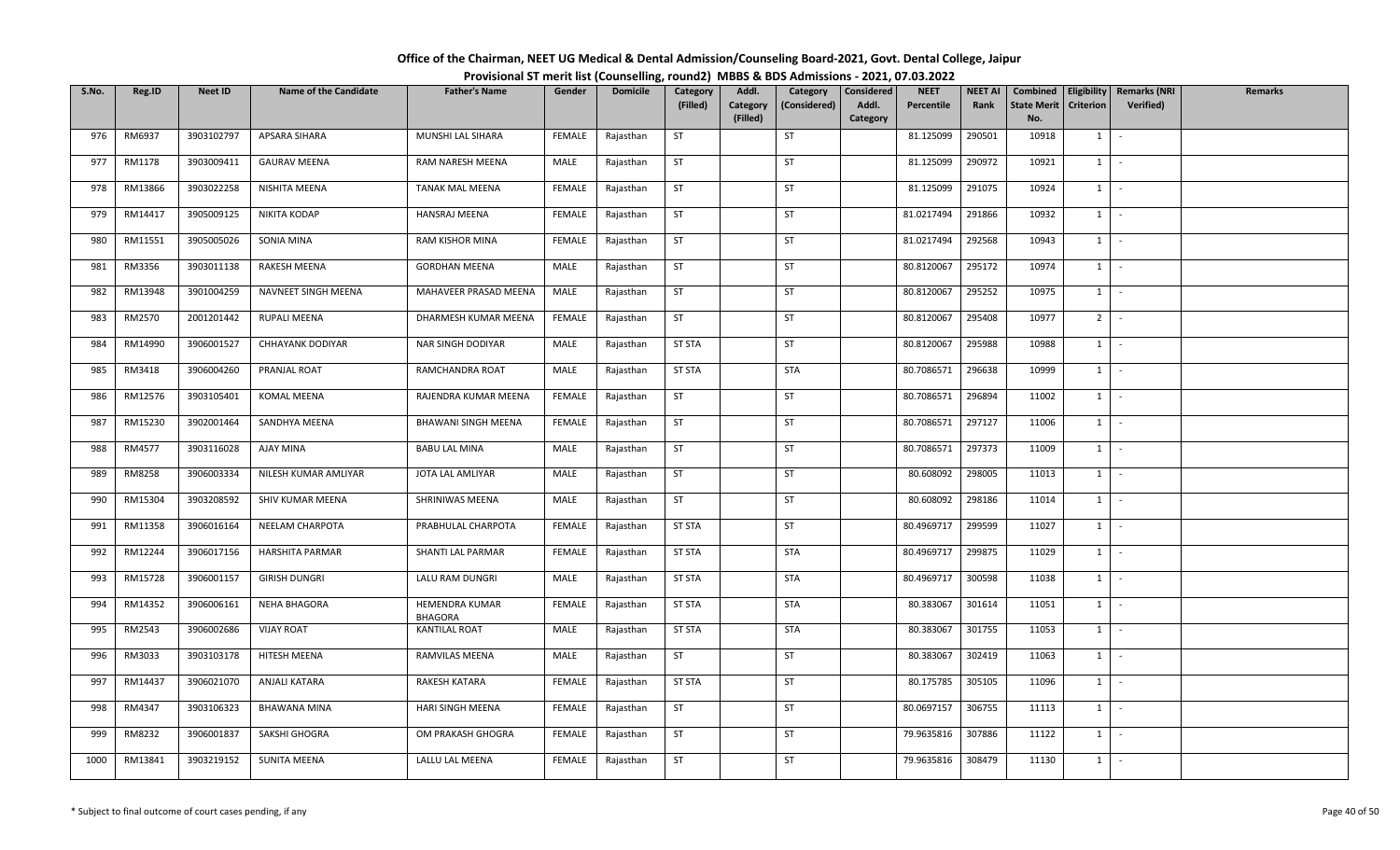# Office of the Chairman, NEET UG Medical & Dental Admission/Counseling Board-2021, Govt. Dental College, Jaipur

## Provisional ST merit list (Counselling, round2) MBBS & BDS Admissions - 2021, 07.03.2022

| S.No. | Reg.ID | Neet ID | Name of the Candidate | Father's Name | Gender | Domicile | Category (Filled) | Addl. Category (Filled) | Category (Considered) | Considered Addl. Category | NEET Percentile | NEET AI Rank | Combined State Merit No. | Eligibility Criterion | Remarks (NRI Verified) | Remarks |
|---|---|---|---|---|---|---|---|---|---|---|---|---|---|---|---|---|
| 976 | RM6937 | 3903102797 | APSARA SIHARA | MUNSHI LAL SIHARA | FEMALE | Rajasthan | ST | | ST | | 81.125099 | 290501 | 10918 | 1 | - | |
| 977 | RM1178 | 3903009411 | GAURAV MEENA | RAM NARESH MEENA | MALE | Rajasthan | ST | | ST | | 81.125099 | 290972 | 10921 | 1 | - | |
| 978 | RM13866 | 3903022258 | NISHITA MEENA | TANAK MAL MEENA | FEMALE | Rajasthan | ST | | ST | | 81.125099 | 291075 | 10924 | 1 | - | |
| 979 | RM14417 | 3905009125 | NIKITA KODAP | HANSRAJ MEENA | FEMALE | Rajasthan | ST | | ST | | 81.0217494 | 291866 | 10932 | 1 | - | |
| 980 | RM11551 | 3905005026 | SONIA MINA | RAM KISHOR MINA | FEMALE | Rajasthan | ST | | ST | | 81.0217494 | 292568 | 10943 | 1 | - | |
| 981 | RM3356 | 3903011138 | RAKESH MEENA | GORDHAN MEENA | MALE | Rajasthan | ST | | ST | | 80.8120067 | 295172 | 10974 | 1 | - | |
| 982 | RM13948 | 3901004259 | NAVNEET SINGH MEENA | MAHAVEER PRASAD MEENA | MALE | Rajasthan | ST | | ST | | 80.8120067 | 295252 | 10975 | 1 | - | |
| 983 | RM2570 | 2001201442 | RUPALI MEENA | DHARMESH KUMAR MEENA | FEMALE | Rajasthan | ST | | ST | | 80.8120067 | 295408 | 10977 | 2 | - | |
| 984 | RM14990 | 3906001527 | CHHAYANK DODIYAR | NAR SINGH DODIYAR | MALE | Rajasthan | ST STA | | ST | | 80.8120067 | 295988 | 10988 | 1 | - | |
| 985 | RM3418 | 3906004260 | PRANJAL ROAT | RAMCHANDRA ROAT | MALE | Rajasthan | ST STA | | STA | | 80.7086571 | 296638 | 10999 | 1 | - | |
| 986 | RM12576 | 3903105401 | KOMAL MEENA | RAJENDRA KUMAR MEENA | FEMALE | Rajasthan | ST | | ST | | 80.7086571 | 296894 | 11002 | 1 | - | |
| 987 | RM15230 | 3902001464 | SANDHYA MEENA | BHAWANI SINGH MEENA | FEMALE | Rajasthan | ST | | ST | | 80.7086571 | 297127 | 11006 | 1 | - | |
| 988 | RM4577 | 3903116028 | AJAY MINA | BABU LAL MINA | MALE | Rajasthan | ST | | ST | | 80.7086571 | 297373 | 11009 | 1 | - | |
| 989 | RM8258 | 3906003334 | NILESH KUMAR AMLIYAR | JOTA LAL AMLIYAR | MALE | Rajasthan | ST | | ST | | 80.608092 | 298005 | 11013 | 1 | - | |
| 990 | RM15304 | 3903208592 | SHIV KUMAR MEENA | SHRINIWAS MEENA | MALE | Rajasthan | ST | | ST | | 80.608092 | 298186 | 11014 | 1 | - | |
| 991 | RM11358 | 3906016164 | NEELAM CHARPOTA | PRABHULAL CHARPOTA | FEMALE | Rajasthan | ST STA | | ST | | 80.4969717 | 299599 | 11027 | 1 | - | |
| 992 | RM12244 | 3906017156 | HARSHITA PARMAR | SHANTI LAL PARMAR | FEMALE | Rajasthan | ST STA | | STA | | 80.4969717 | 299875 | 11029 | 1 | - | |
| 993 | RM15728 | 3906001157 | GIRISH DUNGRI | LALU RAM DUNGRI | MALE | Rajasthan | ST STA | | STA | | 80.4969717 | 300598 | 11038 | 1 | - | |
| 994 | RM14352 | 3906006161 | NEHA BHAGORA | HEMENDRA KUMAR BHAGORA | FEMALE | Rajasthan | ST STA | | STA | | 80.383067 | 301614 | 11051 | 1 | - | |
| 995 | RM2543 | 3906002686 | VIJAY ROAT | KANTILAL ROAT | MALE | Rajasthan | ST STA | | STA | | 80.383067 | 301755 | 11053 | 1 | - | |
| 996 | RM3033 | 3903103178 | HITESH MEENA | RAMVILAS MEENA | MALE | Rajasthan | ST | | ST | | 80.383067 | 302419 | 11063 | 1 | - | |
| 997 | RM14437 | 3906021070 | ANJALI KATARA | RAKESH KATARA | FEMALE | Rajasthan | ST STA | | ST | | 80.175785 | 305105 | 11096 | 1 | - | |
| 998 | RM4347 | 3903106323 | BHAWANA MINA | HARI SINGH MEENA | FEMALE | Rajasthan | ST | | ST | | 80.0697157 | 306755 | 11113 | 1 | - | |
| 999 | RM8232 | 3906001837 | SAKSHI GHOGRA | OM PRAKASH GHOGRA | FEMALE | Rajasthan | ST | | ST | | 79.9635816 | 307886 | 11122 | 1 | - | |
| 1000 | RM13841 | 3903219152 | SUNITA MEENA | LALLU LAL MEENA | FEMALE | Rajasthan | ST | | ST | | 79.9635816 | 308479 | 11130 | 1 | - | |

\* Subject to final outcome of court cases pending, if any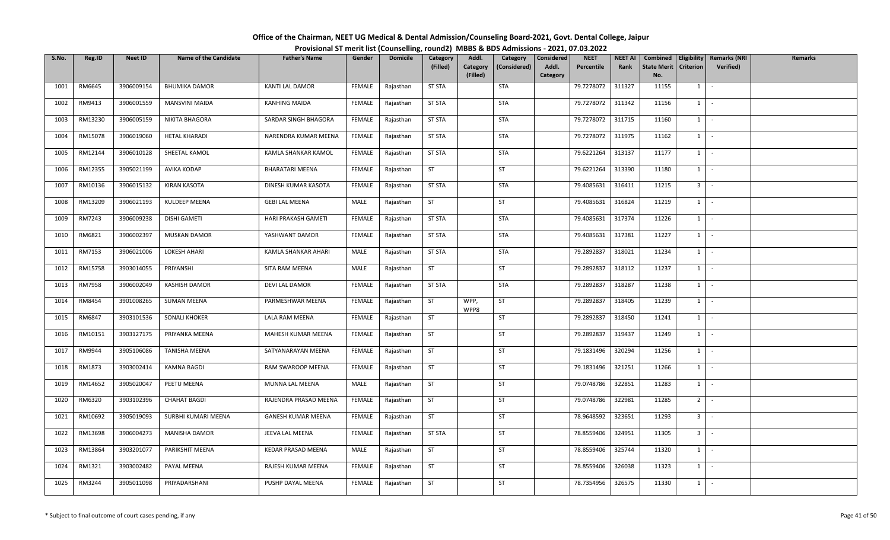# Office of the Chairman, NEET UG Medical & Dental Admission/Counseling Board-2021, Govt. Dental College, Jaipur

## Provisional ST merit list (Counselling, round2) MBBS & BDS Admissions - 2021, 07.03.2022

| S.No. | Reg.ID | Neet ID | Name of the Candidate | Father's Name | Gender | Domicile | Category (Filled) | Addl. Category (Filled) | Category (Considered) | Considered Addl. Category | NEET Percentile | NEET AI Rank | Combined State Merit No. | Eligibility Criterion | Remarks (NRI Verified) | Remarks |
|---|---|---|---|---|---|---|---|---|---|---|---|---|---|---|---|---|
| 1001 | RM6645 | 3906009154 | BHUMIKA DAMOR | KANTI LAL DAMOR | FEMALE | Rajasthan | ST STA | | STA | | 79.7278072 | 311327 | 11155 | 1 | - | |
| 1002 | RM9413 | 3906001559 | MANSVINI MAIDA | KANHING MAIDA | FEMALE | Rajasthan | ST STA | | STA | | 79.7278072 | 311342 | 11156 | 1 | - | |
| 1003 | RM13230 | 3906005159 | NIKITA BHAGORA | SARDAR SINGH BHAGORA | FEMALE | Rajasthan | ST STA | | STA | | 79.7278072 | 311715 | 11160 | 1 | - | |
| 1004 | RM15078 | 3906019060 | HETAL KHARADI | NARENDRA KUMAR MEENA | FEMALE | Rajasthan | ST STA | | STA | | 79.7278072 | 311975 | 11162 | 1 | - | |
| 1005 | RM12144 | 3906010128 | SHEETAL KAMOL | KAMLA SHANKAR KAMOL | FEMALE | Rajasthan | ST STA | | STA | | 79.6221264 | 313137 | 11177 | 1 | - | |
| 1006 | RM12355 | 3905021199 | AVIKA KODAP | BHARATARI MEENA | FEMALE | Rajasthan | ST | | ST | | 79.6221264 | 313390 | 11180 | 1 | - | |
| 1007 | RM10136 | 3906015132 | KIRAN KASOTA | DINESH KUMAR KASOTA | FEMALE | Rajasthan | ST STA | | STA | | 79.4085631 | 316411 | 11215 | 3 | - | |
| 1008 | RM13209 | 3906021193 | KULDEEP MEENA | GEBI LAL MEENA | MALE | Rajasthan | ST | | ST | | 79.4085631 | 316824 | 11219 | 1 | - | |
| 1009 | RM7243 | 3906009238 | DISHI GAMETI | HARI PRAKASH GAMETI | FEMALE | Rajasthan | ST STA | | STA | | 79.4085631 | 317374 | 11226 | 1 | - | |
| 1010 | RM6821 | 3906002397 | MUSKAN DAMOR | YASHWANT DAMOR | FEMALE | Rajasthan | ST STA | | STA | | 79.4085631 | 317381 | 11227 | 1 | - | |
| 1011 | RM7153 | 3906021006 | LOKESH AHARI | KAMLA SHANKAR AHARI | MALE | Rajasthan | ST STA | | STA | | 79.2892837 | 318021 | 11234 | 1 | - | |
| 1012 | RM15758 | 3903014055 | PRIYANSHI | SITA RAM MEENA | MALE | Rajasthan | ST | | ST | | 79.2892837 | 318112 | 11237 | 1 | - | |
| 1013 | RM7958 | 3906002049 | KASHISH DAMOR | DEVI LAL DAMOR | FEMALE | Rajasthan | ST STA | | STA | | 79.2892837 | 318287 | 11238 | 1 | - | |
| 1014 | RM8454 | 3901008265 | SUMAN MEENA | PARMESHWAR MEENA | FEMALE | Rajasthan | ST | WPP, WPP8 | ST | | 79.2892837 | 318405 | 11239 | 1 | - | |
| 1015 | RM6847 | 3903101536 | SONALI KHOKER | LALA RAM MEENA | FEMALE | Rajasthan | ST | | ST | | 79.2892837 | 318450 | 11241 | 1 | - | |
| 1016 | RM10151 | 3903127175 | PRIYANKA MEENA | MAHESH KUMAR MEENA | FEMALE | Rajasthan | ST | | ST | | 79.2892837 | 319437 | 11249 | 1 | - | |
| 1017 | RM9944 | 3905106086 | TANISHA MEENA | SATYANARAYAN MEENA | FEMALE | Rajasthan | ST | | ST | | 79.1831496 | 320294 | 11256 | 1 | - | |
| 1018 | RM1873 | 3903002414 | KAMNA BAGDI | RAM SWAROOP MEENA | FEMALE | Rajasthan | ST | | ST | | 79.1831496 | 321251 | 11266 | 1 | - | |
| 1019 | RM14652 | 3905020047 | PEETU MEENA | MUNNA LAL MEENA | MALE | Rajasthan | ST | | ST | | 79.0748786 | 322851 | 11283 | 1 | - | |
| 1020 | RM6320 | 3903102396 | CHAHAT BAGDI | RAJENDRA PRASAD MEENA | FEMALE | Rajasthan | ST | | ST | | 79.0748786 | 322981 | 11285 | 2 | - | |
| 1021 | RM10692 | 3905019093 | SURBHI KUMARI MEENA | GANESH KUMAR MEENA | FEMALE | Rajasthan | ST | | ST | | 78.9648592 | 323651 | 11293 | 3 | - | |
| 1022 | RM13698 | 3906004273 | MANISHA DAMOR | JEEVA LAL MEENA | FEMALE | Rajasthan | ST STA | | ST | | 78.8559406 | 324951 | 11305 | 3 | - | |
| 1023 | RM13864 | 3903201077 | PARIKSHIT MEENA | KEDAR PRASAD MEENA | MALE | Rajasthan | ST | | ST | | 78.8559406 | 325744 | 11320 | 1 | - | |
| 1024 | RM1321 | 3903002482 | PAYAL MEENA | RAJESH KUMAR MEENA | FEMALE | Rajasthan | ST | | ST | | 78.8559406 | 326038 | 11323 | 1 | - | |
| 1025 | RM3244 | 3905011098 | PRIYADARSHANI | PUSHP DAYAL MEENA | FEMALE | Rajasthan | ST | | ST | | 78.7354956 | 326575 | 11330 | 1 | - | |

\* Subject to final outcome of court cases pending, if any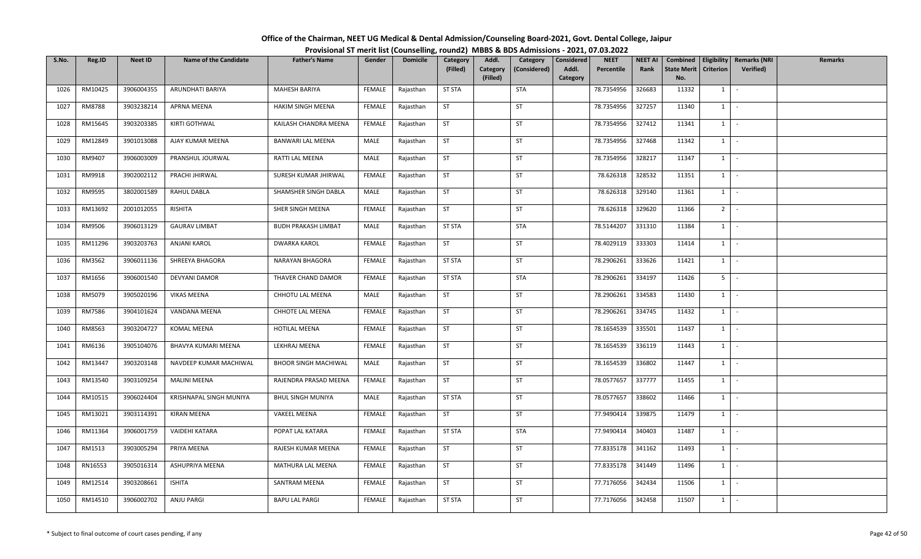# Office of the Chairman, NEET UG Medical & Dental Admission/Counseling Board-2021, Govt. Dental College, Jaipur

## Provisional ST merit list (Counselling, round2) MBBS & BDS Admissions - 2021, 07.03.2022

| S.No. | Reg.ID | Neet ID | Name of the Candidate | Father's Name | Gender | Domicile | Category (Filled) | Addl. Category (Filled) | Category (Considered) | Considered Addl. Category | NEET Percentile | NEET AI Rank | Combined State Merit No. | Eligibility Criterion | Remarks (NRI Verified) | Remarks |
|---|---|---|---|---|---|---|---|---|---|---|---|---|---|---|---|---|
| 1026 | RM10425 | 3906004355 | ARUNDHATI BARIYA | MAHESH BARIYA | FEMALE | Rajasthan | ST STA | | STA | | 78.7354956 | 326683 | 11332 | 1 | - | |
| 1027 | RM8788 | 3903238214 | APRNA MEENA | HAKIM SINGH MEENA | FEMALE | Rajasthan | ST | | ST | | 78.7354956 | 327257 | 11340 | 1 | - | |
| 1028 | RM15645 | 3903203385 | KIRTI GOTHWAL | KAILASH CHANDRA MEENA | FEMALE | Rajasthan | ST | | ST | | 78.7354956 | 327412 | 11341 | 1 | - | |
| 1029 | RM12849 | 3901013088 | AJAY KUMAR MEENA | BANWARI LAL MEENA | MALE | Rajasthan | ST | | ST | | 78.7354956 | 327468 | 11342 | 1 | - | |
| 1030 | RM9407 | 3906003009 | PRANSHUL JOURWAL | RATTI LAL MEENA | MALE | Rajasthan | ST | | ST | | 78.7354956 | 328217 | 11347 | 1 | - | |
| 1031 | RM9918 | 3902002112 | PRACHI JHIRWAL | SURESH KUMAR JHIRWAL | FEMALE | Rajasthan | ST | | ST | | 78.626318 | 328532 | 11351 | 1 | - | |
| 1032 | RM9595 | 3802001589 | RAHUL DABLA | SHAMSHER SINGH DABLA | MALE | Rajasthan | ST | | ST | | 78.626318 | 329140 | 11361 | 1 | - | |
| 1033 | RM13692 | 2001012055 | RISHITA | SHER SINGH MEENA | FEMALE | Rajasthan | ST | | ST | | 78.626318 | 329620 | 11366 | 2 | - | |
| 1034 | RM9506 | 3906013129 | GAURAV LIMBAT | BUDH PRAKASH LIMBAT | MALE | Rajasthan | ST STA | | STA | | 78.5144207 | 331310 | 11384 | 1 | - | |
| 1035 | RM11296 | 3903203763 | ANJANI KAROL | DWARKA KAROL | FEMALE | Rajasthan | ST | | ST | | 78.4029119 | 333303 | 11414 | 1 | - | |
| 1036 | RM3562 | 3906011136 | SHREEYA BHAGORA | NARAYAN BHAGORA | FEMALE | Rajasthan | ST STA | | ST | | 78.2906261 | 333626 | 11421 | 1 | - | |
| 1037 | RM1656 | 3906001540 | DEVYANI DAMOR | THAVER CHAND DAMOR | FEMALE | Rajasthan | ST STA | | STA | | 78.2906261 | 334197 | 11426 | 5 | - | |
| 1038 | RM5079 | 3905020196 | VIKAS MEENA | CHHOTU LAL MEENA | MALE | Rajasthan | ST | | ST | | 78.2906261 | 334583 | 11430 | 1 | - | |
| 1039 | RM7586 | 3904101624 | VANDANA MEENA | CHHOTE LAL MEENA | FEMALE | Rajasthan | ST | | ST | | 78.2906261 | 334745 | 11432 | 1 | - | |
| 1040 | RM8563 | 3903204727 | KOMAL MEENA | HOTILAL MEENA | FEMALE | Rajasthan | ST | | ST | | 78.1654539 | 335501 | 11437 | 1 | - | |
| 1041 | RM6136 | 3905104076 | BHAVYA KUMARI MEENA | LEKHRAJ MEENA | FEMALE | Rajasthan | ST | | ST | | 78.1654539 | 336119 | 11443 | 1 | - | |
| 1042 | RM13447 | 3903203148 | NAVDEEP KUMAR MACHIWAL | BHOOR SINGH MACHIWAL | MALE | Rajasthan | ST | | ST | | 78.1654539 | 336802 | 11447 | 1 | - | |
| 1043 | RM13540 | 3903109254 | MALINI MEENA | RAJENDRA PRASAD MEENA | FEMALE | Rajasthan | ST | | ST | | 78.0577657 | 337777 | 11455 | 1 | - | |
| 1044 | RM10515 | 3906024404 | KRISHNAPAL SINGH MUNIYA | BHUL SINGH MUNIYA | MALE | Rajasthan | ST STA | | ST | | 78.0577657 | 338602 | 11466 | 1 | - | |
| 1045 | RM13021 | 3903114391 | KIRAN MEENA | VAKEEL MEENA | FEMALE | Rajasthan | ST | | ST | | 77.9490414 | 339875 | 11479 | 1 | - | |
| 1046 | RM11364 | 3906001759 | VAIDEHI KATARA | POPAT LAL KATARA | FEMALE | Rajasthan | ST STA | | STA | | 77.9490414 | 340403 | 11487 | 1 | - | |
| 1047 | RM1513 | 3903005294 | PRIYA MEENA | RAJESH KUMAR MEENA | FEMALE | Rajasthan | ST | | ST | | 77.8335178 | 341162 | 11493 | 1 | - | |
| 1048 | RN16553 | 3905016314 | ASHUPRIYA MEENA | MATHURA LAL MEENA | FEMALE | Rajasthan | ST | | ST | | 77.8335178 | 341449 | 11496 | 1 | - | |
| 1049 | RM12514 | 3903208661 | ISHITA | SANTRAM MEENA | FEMALE | Rajasthan | ST | | ST | | 77.7176056 | 342434 | 11506 | 1 | - | |
| 1050 | RM14510 | 3906002702 | ANJU PARGI | BAPU LAL PARGI | FEMALE | Rajasthan | ST STA | | ST | | 77.7176056 | 342458 | 11507 | 1 | - | |

\* Subject to final outcome of court cases pending, if any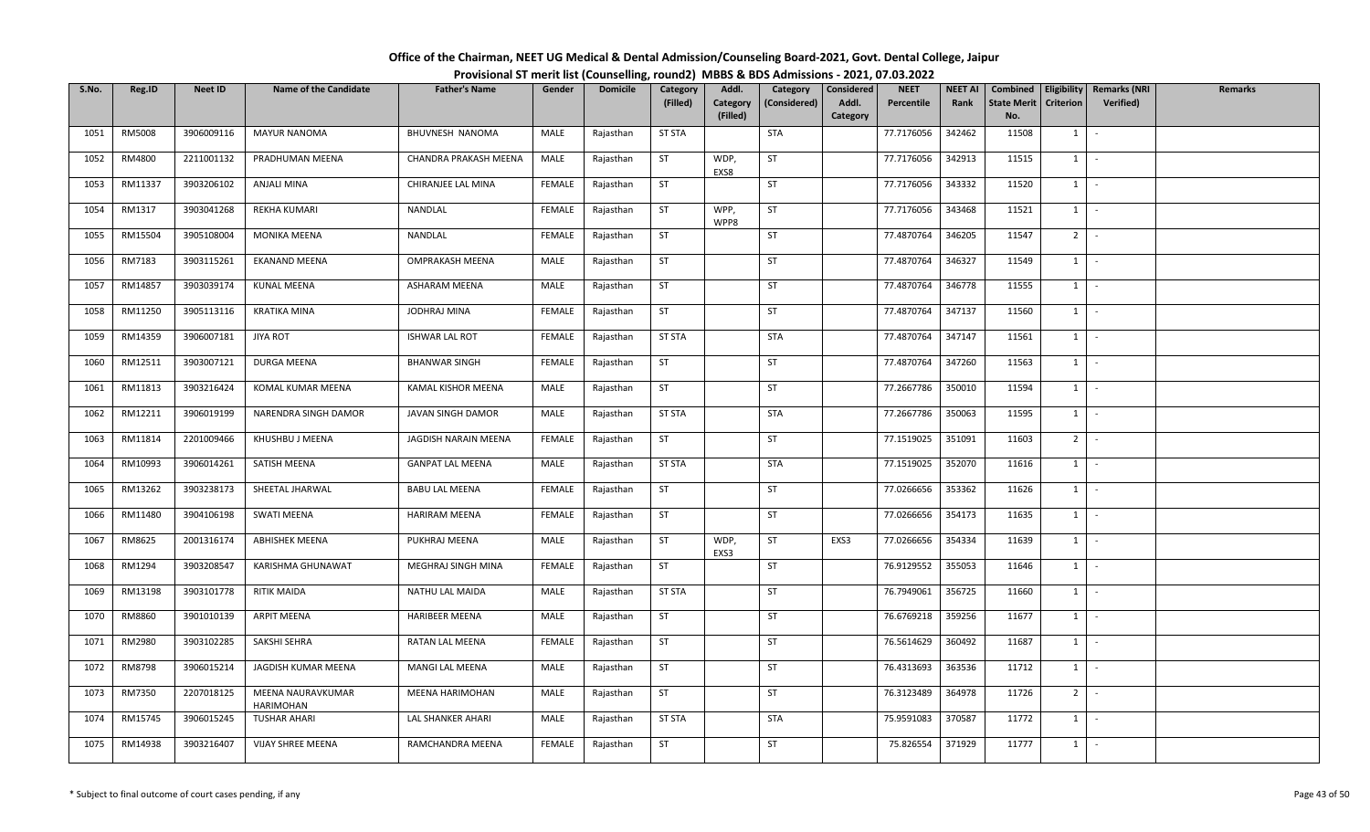# Office of the Chairman, NEET UG Medical & Dental Admission/Counseling Board-2021, Govt. Dental College, Jaipur

## Provisional ST merit list (Counselling, round2) MBBS & BDS Admissions - 2021, 07.03.2022

| S.No. | Reg.ID | Neet ID | Name of the Candidate | Father's Name | Gender | Domicile | Category (Filled) | Addl. Category (Filled) | Category (Considered) | Considered Addl. Category | NEET Percentile | NEET AI Rank | Combined State Merit No. | Eligibility Criterion | Remarks (NRI Verified) | Remarks |
|---|---|---|---|---|---|---|---|---|---|---|---|---|---|---|---|---|
| 1051 | RM5008 | 3906009116 | MAYUR NANOMA | BHUVNESH NANOMA | MALE | Rajasthan | ST STA | | STA | | 77.7176056 | 342462 | 11508 | 1 | - | |
| 1052 | RM4800 | 2211001132 | PRADHUMAN MEENA | CHANDRA PRAKASH MEENA | MALE | Rajasthan | ST | WDP, EXS8 | ST | | 77.7176056 | 342913 | 11515 | 1 | - | |
| 1053 | RM11337 | 3903206102 | ANJALI MINA | CHIRANJEE LAL MINA | FEMALE | Rajasthan | ST | | ST | | 77.7176056 | 343332 | 11520 | 1 | - | |
| 1054 | RM1317 | 3903041268 | REKHA KUMARI | NANDLAL | FEMALE | Rajasthan | ST | WPP, WPP8 | ST | | 77.7176056 | 343468 | 11521 | 1 | - | |
| 1055 | RM15504 | 3905108004 | MONIKA MEENA | NANDLAL | FEMALE | Rajasthan | ST | | ST | | 77.4870764 | 346205 | 11547 | 2 | - | |
| 1056 | RM7183 | 3903115261 | EKANAND MEENA | OMPRAKASH MEENA | MALE | Rajasthan | ST | | ST | | 77.4870764 | 346327 | 11549 | 1 | - | |
| 1057 | RM14857 | 3903039174 | KUNAL MEENA | ASHARAM MEENA | MALE | Rajasthan | ST | | ST | | 77.4870764 | 346778 | 11555 | 1 | - | |
| 1058 | RM11250 | 3905113116 | KRATIKA MINA | JODHRAJ MINA | FEMALE | Rajasthan | ST | | ST | | 77.4870764 | 347137 | 11560 | 1 | - | |
| 1059 | RM14359 | 3906007181 | JIYA ROT | ISHWAR LAL ROT | FEMALE | Rajasthan | ST STA | | STA | | 77.4870764 | 347147 | 11561 | 1 | - | |
| 1060 | RM12511 | 3903007121 | DURGA MEENA | BHANWAR SINGH | FEMALE | Rajasthan | ST | | ST | | 77.4870764 | 347260 | 11563 | 1 | - | |
| 1061 | RM11813 | 3903216424 | KOMAL KUMAR MEENA | KAMAL KISHOR MEENA | MALE | Rajasthan | ST | | ST | | 77.2667786 | 350010 | 11594 | 1 | - | |
| 1062 | RM12211 | 3906019199 | NARENDRA SINGH DAMOR | JAVAN SINGH DAMOR | MALE | Rajasthan | ST STA | | STA | | 77.2667786 | 350063 | 11595 | 1 | - | |
| 1063 | RM11814 | 2201009466 | KHUSHBU J MEENA | JAGDISH NARAIN MEENA | FEMALE | Rajasthan | ST | | ST | | 77.1519025 | 351091 | 11603 | 2 | - | |
| 1064 | RM10993 | 3906014261 | SATISH MEENA | GANPAT LAL MEENA | MALE | Rajasthan | ST STA | | STA | | 77.1519025 | 352070 | 11616 | 1 | - | |
| 1065 | RM13262 | 3903238173 | SHEETAL JHARWAL | BABU LAL MEENA | FEMALE | Rajasthan | ST | | ST | | 77.0266656 | 353362 | 11626 | 1 | - | |
| 1066 | RM11480 | 3904106198 | SWATI MEENA | HARIRAM MEENA | FEMALE | Rajasthan | ST | | ST | | 77.0266656 | 354173 | 11635 | 1 | - | |
| 1067 | RM8625 | 2001316174 | ABHISHEK MEENA | PUKHRAJ MEENA | MALE | Rajasthan | ST | WDP, EXS3 | ST | EXS3 | 77.0266656 | 354334 | 11639 | 1 | - | |
| 1068 | RM1294 | 3903208547 | KARISHMA GHUNAWAT | MEGHRAJ SINGH MINA | FEMALE | Rajasthan | ST | | ST | | 76.9129552 | 355053 | 11646 | 1 | - | |
| 1069 | RM13198 | 3903101778 | RITIK MAIDA | NATHU LAL MAIDA | MALE | Rajasthan | ST STA | | ST | | 76.7949061 | 356725 | 11660 | 1 | - | |
| 1070 | RM8860 | 3901010139 | ARPIT MEENA | HARIBEER MEENA | MALE | Rajasthan | ST | | ST | | 76.6769218 | 359256 | 11677 | 1 | - | |
| 1071 | RM2980 | 3903102285 | SAKSHI SEHRA | RATAN LAL MEENA | FEMALE | Rajasthan | ST | | ST | | 76.5614629 | 360492 | 11687 | 1 | - | |
| 1072 | RM8798 | 3906015214 | JAGDISH KUMAR MEENA | MANGI LAL MEENA | MALE | Rajasthan | ST | | ST | | 76.4313693 | 363536 | 11712 | 1 | - | |
| 1073 | RM7350 | 2207018125 | MEENA NAURAVKUMAR HARIMOHAN | MEENA HARIMOHAN | MALE | Rajasthan | ST | | ST | | 76.3123489 | 364978 | 11726 | 2 | - | |
| 1074 | RM15745 | 3906015245 | TUSHAR AHARI | LAL SHANKER AHARI | MALE | Rajasthan | ST STA | | STA | | 75.9591083 | 370587 | 11772 | 1 | - | |
| 1075 | RM14938 | 3903216407 | VIJAY SHREE MEENA | RAMCHANDRA MEENA | FEMALE | Rajasthan | ST | | ST | | 75.826554 | 371929 | 11777 | 1 | - | |

\* Subject to final outcome of court cases pending, if any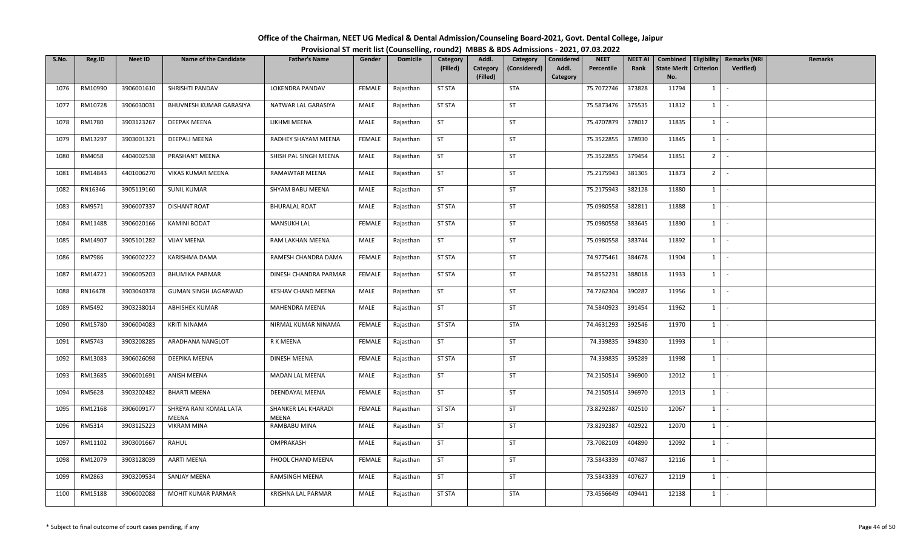# Office of the Chairman, NEET UG Medical & Dental Admission/Counseling Board-2021, Govt. Dental College, Jaipur

## Provisional ST merit list (Counselling, round2) MBBS & BDS Admissions - 2021, 07.03.2022

| S.No. | Reg.ID | Neet ID | Name of the Candidate | Father's Name | Gender | Domicile | Category (Filled) | Addl. Category (Filled) | Category (Considered) | Considered Addl. Category | NEET Percentile | NEET AI Rank | Combined State Merit No. | Eligibility Criterion | Remarks (NRI Verified) | Remarks |
|---|---|---|---|---|---|---|---|---|---|---|---|---|---|---|---|---|
| 1076 | RM10990 | 3906001610 | SHRISHTI PANDAV | LOKENDRA PANDAV | FEMALE | Rajasthan | ST STA | | STA | | 75.7072746 | 373828 | 11794 | 1 | - | |
| 1077 | RM10728 | 3906030031 | BHUVNESH KUMAR GARASIYA | NATWAR LAL GARASIYA | MALE | Rajasthan | ST STA | | ST | | 75.5873476 | 375535 | 11812 | 1 | - | |
| 1078 | RM1780 | 3903123267 | DEEPAK MEENA | LIKHMI MEENA | MALE | Rajasthan | ST | | ST | | 75.4707879 | 378017 | 11835 | 1 | - | |
| 1079 | RM13297 | 3903001321 | DEEPALI MEENA | RADHEY SHAYAM MEENA | FEMALE | Rajasthan | ST | | ST | | 75.3522855 | 378930 | 11845 | 1 | - | |
| 1080 | RM4058 | 4404002538 | PRASHANT MEENA | SHISH PAL SINGH MEENA | MALE | Rajasthan | ST | | ST | | 75.3522855 | 379454 | 11851 | 2 | - | |
| 1081 | RM14843 | 4401006270 | VIKAS KUMAR MEENA | RAMAWTAR MEENA | MALE | Rajasthan | ST | | ST | | 75.2175943 | 381305 | 11873 | 2 | - | |
| 1082 | RN16346 | 3905119160 | SUNIL KUMAR | SHYAM BABU MEENA | MALE | Rajasthan | ST | | ST | | 75.2175943 | 382128 | 11880 | 1 | - | |
| 1083 | RM9571 | 3906007337 | DISHANT ROAT | BHURALAL ROAT | MALE | Rajasthan | ST STA | | ST | | 75.0980558 | 382811 | 11888 | 1 | - | |
| 1084 | RM11488 | 3906020166 | KAMINI BODAT | MANSUKH LAL | FEMALE | Rajasthan | ST STA | | ST | | 75.0980558 | 383645 | 11890 | 1 | - | |
| 1085 | RM14907 | 3905101282 | VIJAY MEENA | RAM LAKHAN MEENA | MALE | Rajasthan | ST | | ST | | 75.0980558 | 383744 | 11892 | 1 | - | |
| 1086 | RM7986 | 3906002222 | KARISHMA DAMA | RAMESH CHANDRA DAMA | FEMALE | Rajasthan | ST STA | | ST | | 74.9775461 | 384678 | 11904 | 1 | - | |
| 1087 | RM14721 | 3906005203 | BHUMIKA PARMAR | DINESH CHANDRA PARMAR | FEMALE | Rajasthan | ST STA | | ST | | 74.8552231 | 388018 | 11933 | 1 | - | |
| 1088 | RN16478 | 3903040378 | GUMAN SINGH JAGARWAD | KESHAV CHAND MEENA | MALE | Rajasthan | ST | | ST | | 74.7262304 | 390287 | 11956 | 1 | - | |
| 1089 | RM5492 | 3903238014 | ABHISHEK KUMAR | MAHENDRA MEENA | MALE | Rajasthan | ST | | ST | | 74.5840923 | 391454 | 11962 | 1 | - | |
| 1090 | RM15780 | 3906004083 | KRITI NINAMA | NIRMAL KUMAR NINAMA | FEMALE | Rajasthan | ST STA | | STA | | 74.4631293 | 392546 | 11970 | 1 | - | |
| 1091 | RM5743 | 3903208285 | ARADHANA NANGLOT | R K MEENA | FEMALE | Rajasthan | ST | | ST | | 74.339835 | 394830 | 11993 | 1 | - | |
| 1092 | RM13083 | 3906026098 | DEEPIKA MEENA | DINESH MEENA | FEMALE | Rajasthan | ST STA | | ST | | 74.339835 | 395289 | 11998 | 1 | - | |
| 1093 | RM13685 | 3906001691 | ANISH MEENA | MADAN LAL MEENA | MALE | Rajasthan | ST | | ST | | 74.2150514 | 396900 | 12012 | 1 | - | |
| 1094 | RM5628 | 3903202482 | BHARTI MEENA | DEENDAYAL MEENA | FEMALE | Rajasthan | ST | | ST | | 74.2150514 | 396970 | 12013 | 1 | - | |
| 1095 | RM12168 | 3906009177 | SHREYA RANI KOMAL LATA MEENA | SHANKER LAL KHARADI MEENA | FEMALE | Rajasthan | ST STA | | ST | | 73.8292387 | 402510 | 12067 | 1 | - | |
| 1096 | RM5314 | 3903125223 | VIKRAM MINA | RAMBABU MINA | MALE | Rajasthan | ST | | ST | | 73.8292387 | 402922 | 12070 | 1 | - | |
| 1097 | RM11102 | 3903001667 | RAHUL | OMPRAKASH | MALE | Rajasthan | ST | | ST | | 73.7082109 | 404890 | 12092 | 1 | - | |
| 1098 | RM12079 | 3903128039 | AARTI MEENA | PHOOL CHAND MEENA | FEMALE | Rajasthan | ST | | ST | | 73.5843339 | 407487 | 12116 | 1 | - | |
| 1099 | RM2863 | 3903209534 | SANJAY MEENA | RAMSINGH MEENA | MALE | Rajasthan | ST | | ST | | 73.5843339 | 407627 | 12119 | 1 | - | |
| 1100 | RM15188 | 3906002088 | MOHIT KUMAR PARMAR | KRISHNA LAL PARMAR | MALE | Rajasthan | ST STA | | STA | | 73.4556649 | 409441 | 12138 | 1 | - | |

\* Subject to final outcome of court cases pending, if any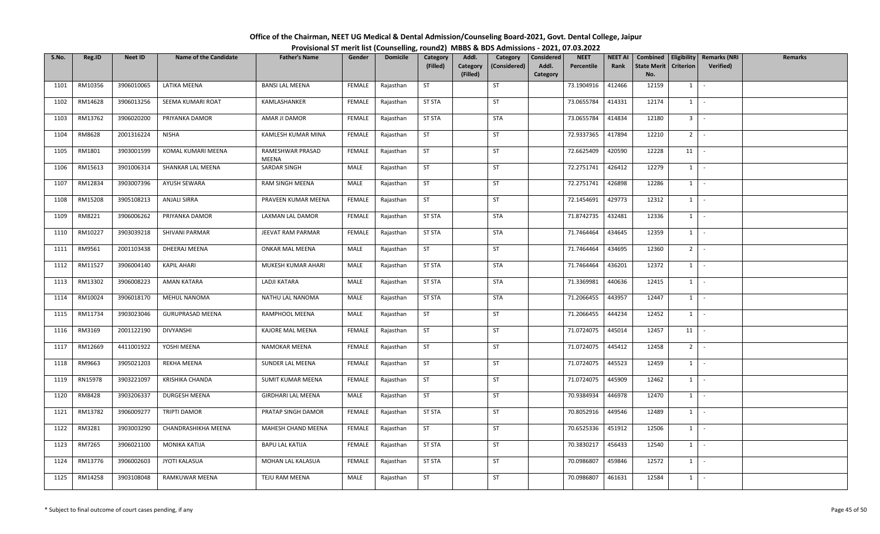# Office of the Chairman, NEET UG Medical & Dental Admission/Counseling Board-2021, Govt. Dental College, Jaipur

## Provisional ST merit list (Counselling, round2) MBBS & BDS Admissions - 2021, 07.03.2022

| S.No. | Reg.ID | Neet ID | Name of the Candidate | Father's Name | Gender | Domicile | Category (Filled) | Addl. Category (Filled) | Category (Considered) | Considered Addl. Category | NEET Percentile | NEET AI Rank | Combined State Merit No. | Eligibility Criterion | Remarks (NRI Verified) | Remarks |
|---|---|---|---|---|---|---|---|---|---|---|---|---|---|---|---|---|
| 1101 | RM10356 | 3906010065 | LATIKA MEENA | BANSI LAL MEENA | FEMALE | Rajasthan | ST | | ST | | 73.1904916 | 412466 | 12159 | 1 | - | |
| 1102 | RM14628 | 3906013256 | SEEMA KUMARI ROAT | KAMLASHANKER | FEMALE | Rajasthan | ST STA | | ST | | 73.0655784 | 414331 | 12174 | 1 | - | |
| 1103 | RM13762 | 3906020200 | PRIYANKA DAMOR | AMAR JI DAMOR | FEMALE | Rajasthan | ST STA | | STA | | 73.0655784 | 414834 | 12180 | 3 | - | |
| 1104 | RM8628 | 2001316224 | NISHA | KAMLESH KUMAR MINA | FEMALE | Rajasthan | ST | | ST | | 72.9337365 | 417894 | 12210 | 2 | - | |
| 1105 | RM1801 | 3903001599 | KOMAL KUMARI MEENA | RAMESHWAR PRASAD MEENA | FEMALE | Rajasthan | ST | | ST | | 72.6625409 | 420590 | 12228 | 11 | - | |
| 1106 | RM15613 | 3901006314 | SHANKAR LAL MEENA | SARDAR SINGH | MALE | Rajasthan | ST | | ST | | 72.2751741 | 426412 | 12279 | 1 | - | |
| 1107 | RM12834 | 3903007396 | AYUSH SEWARA | RAM SINGH MEENA | MALE | Rajasthan | ST | | ST | | 72.2751741 | 426898 | 12286 | 1 | - | |
| 1108 | RM15208 | 3905108213 | ANJALI SIRRA | PRAVEEN KUMAR MEENA | FEMALE | Rajasthan | ST | | ST | | 72.1454691 | 429773 | 12312 | 1 | - | |
| 1109 | RM8221 | 3906006262 | PRIYANKA DAMOR | LAXMAN LAL DAMOR | FEMALE | Rajasthan | ST STA | | STA | | 71.8742735 | 432481 | 12336 | 1 | - | |
| 1110 | RM10227 | 3903039218 | SHIVANI PARMAR | JEEVAT RAM PARMAR | FEMALE | Rajasthan | ST STA | | STA | | 71.7464464 | 434645 | 12359 | 1 | - | |
| 1111 | RM9561 | 2001103438 | DHEERAJ MEENA | ONKAR MAL MEENA | MALE | Rajasthan | ST | | ST | | 71.7464464 | 434695 | 12360 | 2 | - | |
| 1112 | RM11527 | 3906004140 | KAPIL AHARI | MUKESH KUMAR AHARI | MALE | Rajasthan | ST STA | | STA | | 71.7464464 | 436201 | 12372 | 1 | - | |
| 1113 | RM13302 | 3906008223 | AMAN KATARA | LADJI KATARA | MALE | Rajasthan | ST STA | | STA | | 71.3369981 | 440636 | 12415 | 1 | - | |
| 1114 | RM10024 | 3906018170 | MEHUL NANOMA | NATHU LAL NANOMA | MALE | Rajasthan | ST STA | | STA | | 71.2066455 | 443957 | 12447 | 1 | - | |
| 1115 | RM11734 | 3903023046 | GURUPRASAD MEENA | RAMPHOOL MEENA | MALE | Rajasthan | ST | | ST | | 71.2066455 | 444234 | 12452 | 1 | - | |
| 1116 | RM3169 | 2001122190 | DIVYANSHI | KAJORE MAL MEENA | FEMALE | Rajasthan | ST | | ST | | 71.0724075 | 445014 | 12457 | 11 | - | |
| 1117 | RM12669 | 4411001922 | YOSHI MEENA | NAMOKAR MEENA | FEMALE | Rajasthan | ST | | ST | | 71.0724075 | 445412 | 12458 | 2 | - | |
| 1118 | RM9663 | 3905021203 | REKHA MEENA | SUNDER LAL MEENA | FEMALE | Rajasthan | ST | | ST | | 71.0724075 | 445523 | 12459 | 1 | - | |
| 1119 | RN15978 | 3903221097 | KRISHIKA CHANDA | SUMIT KUMAR MEENA | FEMALE | Rajasthan | ST | | ST | | 71.0724075 | 445909 | 12462 | 1 | - | |
| 1120 | RM8428 | 3903206337 | DURGESH MEENA | GIRDHARI LAL MEENA | MALE | Rajasthan | ST | | ST | | 70.9384934 | 446978 | 12470 | 1 | - | |
| 1121 | RM13782 | 3906009277 | TRIPTI DAMOR | PRATAP SINGH DAMOR | FEMALE | Rajasthan | ST STA | | ST | | 70.8052916 | 449546 | 12489 | 1 | - | |
| 1122 | RM3281 | 3903003290 | CHANDRASHIKHA MEENA | MAHESH CHAND MEENA | FEMALE | Rajasthan | ST | | ST | | 70.6525336 | 451912 | 12506 | 1 | - | |
| 1123 | RM7265 | 3906021100 | MONIKA KATIJA | BAPU LAL KATIJA | FEMALE | Rajasthan | ST STA | | ST | | 70.3830217 | 456433 | 12540 | 1 | - | |
| 1124 | RM13776 | 3906002603 | JYOTI KALASUA | MOHAN LAL KALASUA | FEMALE | Rajasthan | ST STA | | ST | | 70.0986807 | 459846 | 12572 | 1 | - | |
| 1125 | RM14258 | 3903108048 | RAMKUWAR MEENA | TEJU RAM MEENA | MALE | Rajasthan | ST | | ST | | 70.0986807 | 461631 | 12584 | 1 | - | |

\* Subject to final outcome of court cases pending, if any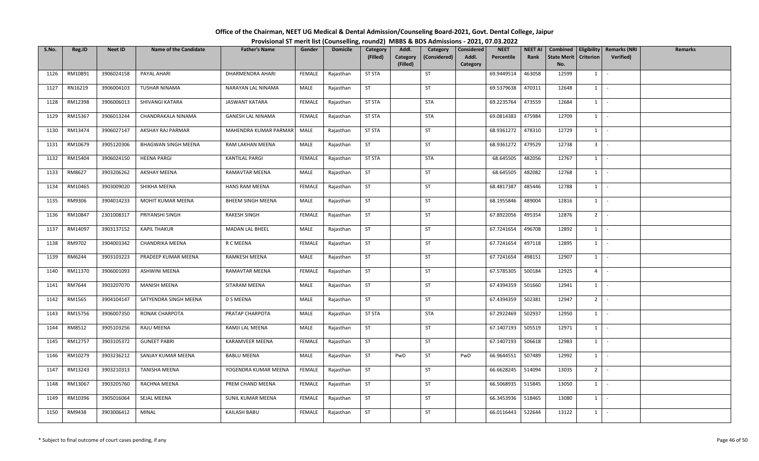# Office of the Chairman, NEET UG Medical & Dental Admission/Counseling Board-2021, Govt. Dental College, Jaipur

## Provisional ST merit list (Counselling, round2) MBBS & BDS Admissions - 2021, 07.03.2022

| S.No. | Reg.ID | Neet ID | Name of the Candidate | Father's Name | Gender | Domicile | Category (Filled) | Addl. Category (Filled) | Category (Considered) | Considered Addl. Category | NEET Percentile | NEET AI Rank | Combined State Merit No. | Eligibility Criterion | Remarks (NRI Verified) | Remarks |
|---|---|---|---|---|---|---|---|---|---|---|---|---|---|---|---|---|
| 1126 | RM10891 | 3906024158 | PAYAL AHARI | DHARMENDRA AHARI | FEMALE | Rajasthan | ST STA | | ST | | 69.9449514 | 463058 | 12599 | 1 | - | |
| 1127 | RN16219 | 3906004103 | TUSHAR NINAMA | NARAYAN LAL NINAMA | MALE | Rajasthan | ST | | ST | | 69.5379638 | 470311 | 12648 | 1 | - | |
| 1128 | RM12398 | 3906006013 | SHIVANGI KATARA | JASWANT KATARA | FEMALE | Rajasthan | ST STA | | STA | | 69.2235764 | 473559 | 12684 | 1 | - | |
| 1129 | RM15367 | 3906013244 | CHANDRAKALA NINAMA | GANESH LAL NINAMA | FEMALE | Rajasthan | ST STA | | STA | | 69.0814383 | 475984 | 12709 | 1 | - | |
| 1130 | RM13474 | 3906027147 | AKSHAY RAJ PARMAR | MAHENDRA KUMAR PARMAR | MALE | Rajasthan | ST STA | | ST | | 68.9361272 | 478310 | 12729 | 1 | - | |
| 1131 | RM10679 | 3905120306 | BHAGWAN SINGH MEENA | RAM LAKHAN MEENA | MALE | Rajasthan | ST | | ST | | 68.9361272 | 479529 | 12738 | 3 | - | |
| 1132 | RM15404 | 3906024150 | HEENA PARGI | KANTILAL PARGI | FEMALE | Rajasthan | ST STA | | STA | | 68.645505 | 482056 | 12767 | 1 | - | |
| 1133 | RM8627 | 3903206262 | AKSHAY MEENA | RAMAVTAR MEENA | MALE | Rajasthan | ST | | ST | | 68.645505 | 482082 | 12768 | 1 | - | |
| 1134 | RM10465 | 3903009020 | SHIKHA MEENA | HANS RAM MEENA | FEMALE | Rajasthan | ST | | ST | | 68.4817387 | 485446 | 12788 | 1 | - | |
| 1135 | RM9306 | 3904014233 | MOHIT KUMAR MEENA | BHEEM SINGH MEENA | MALE | Rajasthan | ST | | ST | | 68.1955846 | 489004 | 12816 | 1 | - | |
| 1136 | RM10847 | 2301008317 | PRIYANSHI SINGH | RAKESH SINGH | FEMALE | Rajasthan | ST | | ST | | 67.8922056 | 495354 | 12876 | 2 | - | |
| 1137 | RM14097 | 3903137152 | KAPIL THAKUR | MADAN LAL BHEEL | MALE | Rajasthan | ST | | ST | | 67.7241654 | 496708 | 12892 | 1 | - | |
| 1138 | RM9702 | 3904003342 | CHANDRIKA MEENA | R C MEENA | FEMALE | Rajasthan | ST | | ST | | 67.7241654 | 497118 | 12895 | 1 | - | |
| 1139 | RM6244 | 3903103223 | PRADEEP KUMAR MEENA | RAMKESH MEENA | MALE | Rajasthan | ST | | ST | | 67.7241654 | 498151 | 12907 | 1 | - | |
| 1140 | RM11370 | 3906001093 | ASHWINI MEENA | RAMAVTAR MEENA | FEMALE | Rajasthan | ST | | ST | | 67.5785305 | 500184 | 12925 | 4 | - | |
| 1141 | RM7644 | 3903207070 | MANISH MEENA | SITARAM MEENA | MALE | Rajasthan | ST | | ST | | 67.4394359 | 501660 | 12941 | 1 | - | |
| 1142 | RM1565 | 3904104147 | SATYENDRA SINGH MEENA | D S MEENA | MALE | Rajasthan | ST | | ST | | 67.4394359 | 502381 | 12947 | 2 | - | |
| 1143 | RM15756 | 3906007350 | RONAK CHARPOTA | PRATAP CHARPOTA | MALE | Rajasthan | ST STA | | STA | | 67.2922469 | 502937 | 12950 | 1 | - | |
| 1144 | RM8512 | 3905103256 | RAJU MEENA | RAMJI LAL MEENA | MALE | Rajasthan | ST | | ST | | 67.1407193 | 505519 | 12971 | 1 | - | |
| 1145 | RM12757 | 3903105372 | GUNEET PABRI | KARAMVEER MEENA | FEMALE | Rajasthan | ST | | ST | | 67.1407193 | 506618 | 12983 | 1 | - | |
| 1146 | RM10279 | 3903236212 | SANJAY KUMAR MEENA | BABLU MEENA | MALE | Rajasthan | ST | PwD | ST | PwD | 66.9644551 | 507489 | 12992 | 1 | - | |
| 1147 | RM13243 | 3903210313 | TANISHA MEENA | YOGENDRA KUMAR MEENA | FEMALE | Rajasthan | ST | | ST | | 66.6628245 | 514094 | 13035 | 2 | - | |
| 1148 | RM13067 | 3903205760 | RACHNA MEENA | PREM CHAND MEENA | FEMALE | Rajasthan | ST | | ST | | 66.5068935 | 515845 | 13050 | 1 | - | |
| 1149 | RM10396 | 3905016064 | SEJAL MEENA | SUNIL KUMAR MEENA | FEMALE | Rajasthan | ST | | ST | | 66.3453936 | 518465 | 13080 | 1 | - | |
| 1150 | RM9438 | 3903006412 | MINAL | KAILASH BABU | FEMALE | Rajasthan | ST | | ST | | 66.0116443 | 522644 | 13122 | 1 | - | |

\* Subject to final outcome of court cases pending, if any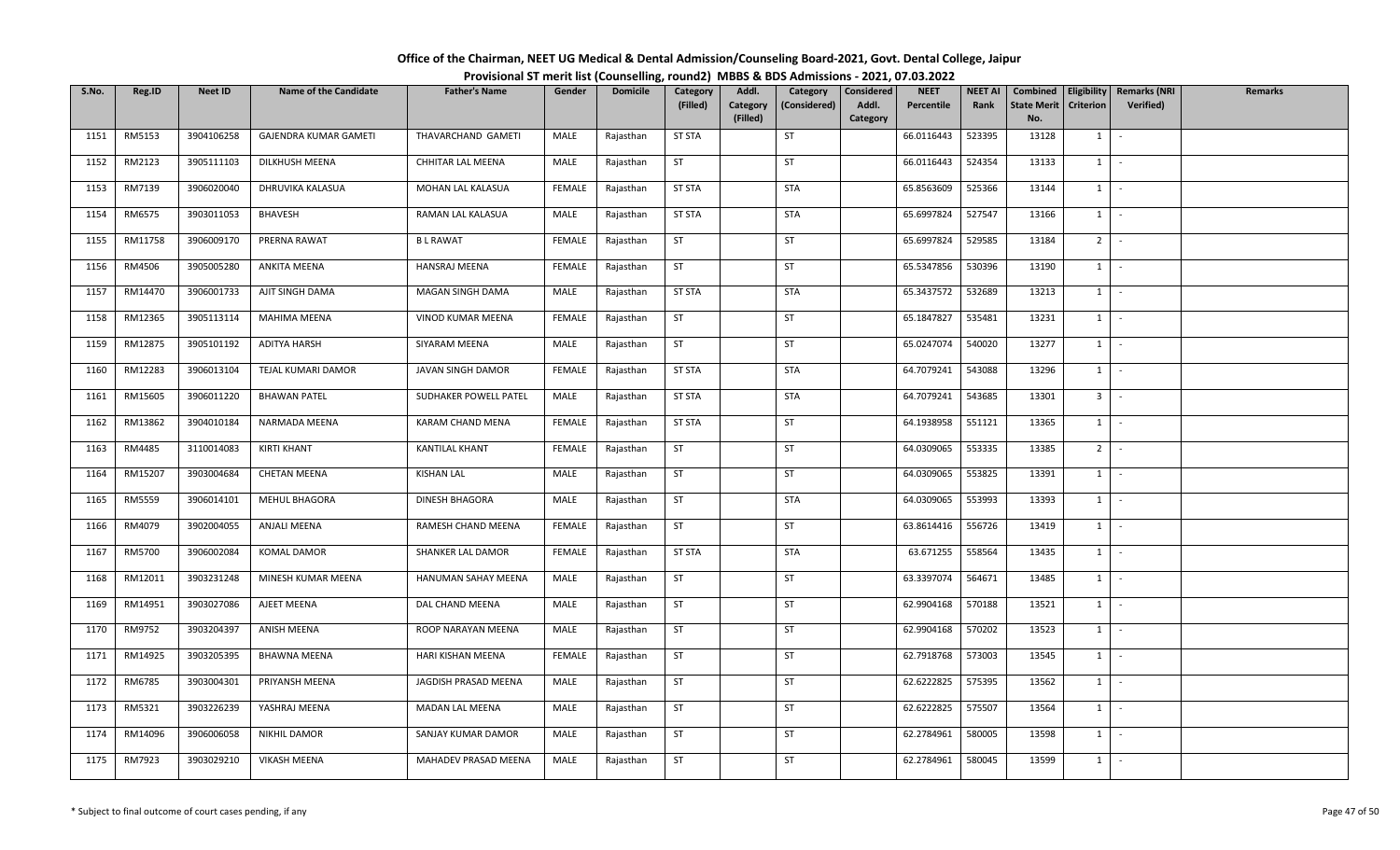# Office of the Chairman, NEET UG Medical & Dental Admission/Counseling Board-2021, Govt. Dental College, Jaipur

## Provisional ST merit list (Counselling, round2) MBBS & BDS Admissions - 2021, 07.03.2022

| S.No. | Reg.ID | Neet ID | Name of the Candidate | Father's Name | Gender | Domicile | Category (Filled) | Addl. Category (Filled) | Category (Considered) | Considered Addl. Category | NEET Percentile | NEET AI Rank | Combined State Merit No. | Eligibility Criterion | Remarks (NRI Verified) | Remarks |
|---|---|---|---|---|---|---|---|---|---|---|---|---|---|---|---|---|
| 1151 | RM5153 | 3904106258 | GAJENDRA KUMAR GAMETI | THAVARCHAND GAMETI | MALE | Rajasthan | ST STA | | ST | | 66.0116443 | 523395 | 13128 | 1 | - | |
| 1152 | RM2123 | 3905111103 | DILKHUSH MEENA | CHHITAR LAL MEENA | MALE | Rajasthan | ST | | ST | | 66.0116443 | 524354 | 13133 | 1 | - | |
| 1153 | RM7139 | 3906020040 | DHRUVIKA KALASUA | MOHAN LAL KALASUA | FEMALE | Rajasthan | ST STA | | STA | | 65.8563609 | 525366 | 13144 | 1 | - | |
| 1154 | RM6575 | 3903011053 | BHAVESH | RAMAN LAL KALASUA | MALE | Rajasthan | ST STA | | STA | | 65.6997824 | 527547 | 13166 | 1 | - | |
| 1155 | RM11758 | 3906009170 | PRERNA RAWAT | B L RAWAT | FEMALE | Rajasthan | ST | | ST | | 65.6997824 | 529585 | 13184 | 2 | - | |
| 1156 | RM4506 | 3905005280 | ANKITA MEENA | HANSRAJ MEENA | FEMALE | Rajasthan | ST | | ST | | 65.5347856 | 530396 | 13190 | 1 | - | |
| 1157 | RM14470 | 3906001733 | AJIT SINGH DAMA | MAGAN SINGH DAMA | MALE | Rajasthan | ST STA | | STA | | 65.3437572 | 532689 | 13213 | 1 | - | |
| 1158 | RM12365 | 3905113114 | MAHIMA MEENA | VINOD KUMAR MEENA | FEMALE | Rajasthan | ST | | ST | | 65.1847827 | 535481 | 13231 | 1 | - | |
| 1159 | RM12875 | 3905101192 | ADITYA HARSH | SIYARAM MEENA | MALE | Rajasthan | ST | | ST | | 65.0247074 | 540020 | 13277 | 1 | - | |
| 1160 | RM12283 | 3906013104 | TEJAL KUMARI DAMOR | JAVAN SINGH DAMOR | FEMALE | Rajasthan | ST STA | | STA | | 64.7079241 | 543088 | 13296 | 1 | - | |
| 1161 | RM15605 | 3906011220 | BHAWAN PATEL | SUDHAKER POWELL PATEL | MALE | Rajasthan | ST STA | | STA | | 64.7079241 | 543685 | 13301 | 3 | - | |
| 1162 | RM13862 | 3904010184 | NARMADA MEENA | KARAM CHAND MENA | FEMALE | Rajasthan | ST STA | | ST | | 64.1938958 | 551121 | 13365 | 1 | - | |
| 1163 | RM4485 | 3110014083 | KIRTI KHANT | KANTILAL KHANT | FEMALE | Rajasthan | ST | | ST | | 64.0309065 | 553335 | 13385 | 2 | - | |
| 1164 | RM15207 | 3903004684 | CHETAN MEENA | KISHAN LAL | MALE | Rajasthan | ST | | ST | | 64.0309065 | 553825 | 13391 | 1 | - | |
| 1165 | RM5559 | 3906014101 | MEHUL BHAGORA | DINESH BHAGORA | MALE | Rajasthan | ST | | STA | | 64.0309065 | 553993 | 13393 | 1 | - | |
| 1166 | RM4079 | 3902004055 | ANJALI MEENA | RAMESH CHAND MEENA | FEMALE | Rajasthan | ST | | ST | | 63.8614416 | 556726 | 13419 | 1 | - | |
| 1167 | RM5700 | 3906002084 | KOMAL DAMOR | SHANKER LAL DAMOR | FEMALE | Rajasthan | ST STA | | STA | | 63.671255 | 558564 | 13435 | 1 | - | |
| 1168 | RM12011 | 3903231248 | MINESH KUMAR MEENA | HANUMAN SAHAY MEENA | MALE | Rajasthan | ST | | ST | | 63.3397074 | 564671 | 13485 | 1 | - | |
| 1169 | RM14951 | 3903027086 | AJEET MEENA | DAL CHAND MEENA | MALE | Rajasthan | ST | | ST | | 62.9904168 | 570188 | 13521 | 1 | - | |
| 1170 | RM9752 | 3903204397 | ANISH MEENA | ROOP NARAYAN MEENA | MALE | Rajasthan | ST | | ST | | 62.9904168 | 570202 | 13523 | 1 | - | |
| 1171 | RM14925 | 3903205395 | BHAWNA MEENA | HARI KISHAN MEENA | FEMALE | Rajasthan | ST | | ST | | 62.7918768 | 573003 | 13545 | 1 | - | |
| 1172 | RM6785 | 3903004301 | PRIYANSH MEENA | JAGDISH PRASAD MEENA | MALE | Rajasthan | ST | | ST | | 62.6222825 | 575395 | 13562 | 1 | - | |
| 1173 | RM5321 | 3903226239 | YASHRAJ MEENA | MADAN LAL MEENA | MALE | Rajasthan | ST | | ST | | 62.6222825 | 575507 | 13564 | 1 | - | |
| 1174 | RM14096 | 3906006058 | NIKHIL DAMOR | SANJAY KUMAR DAMOR | MALE | Rajasthan | ST | | ST | | 62.2784961 | 580005 | 13598 | 1 | - | |
| 1175 | RM7923 | 3903029210 | VIKASH MEENA | MAHADEV PRASAD MEENA | MALE | Rajasthan | ST | | ST | | 62.2784961 | 580045 | 13599 | 1 | - | |

\* Subject to final outcome of court cases pending, if any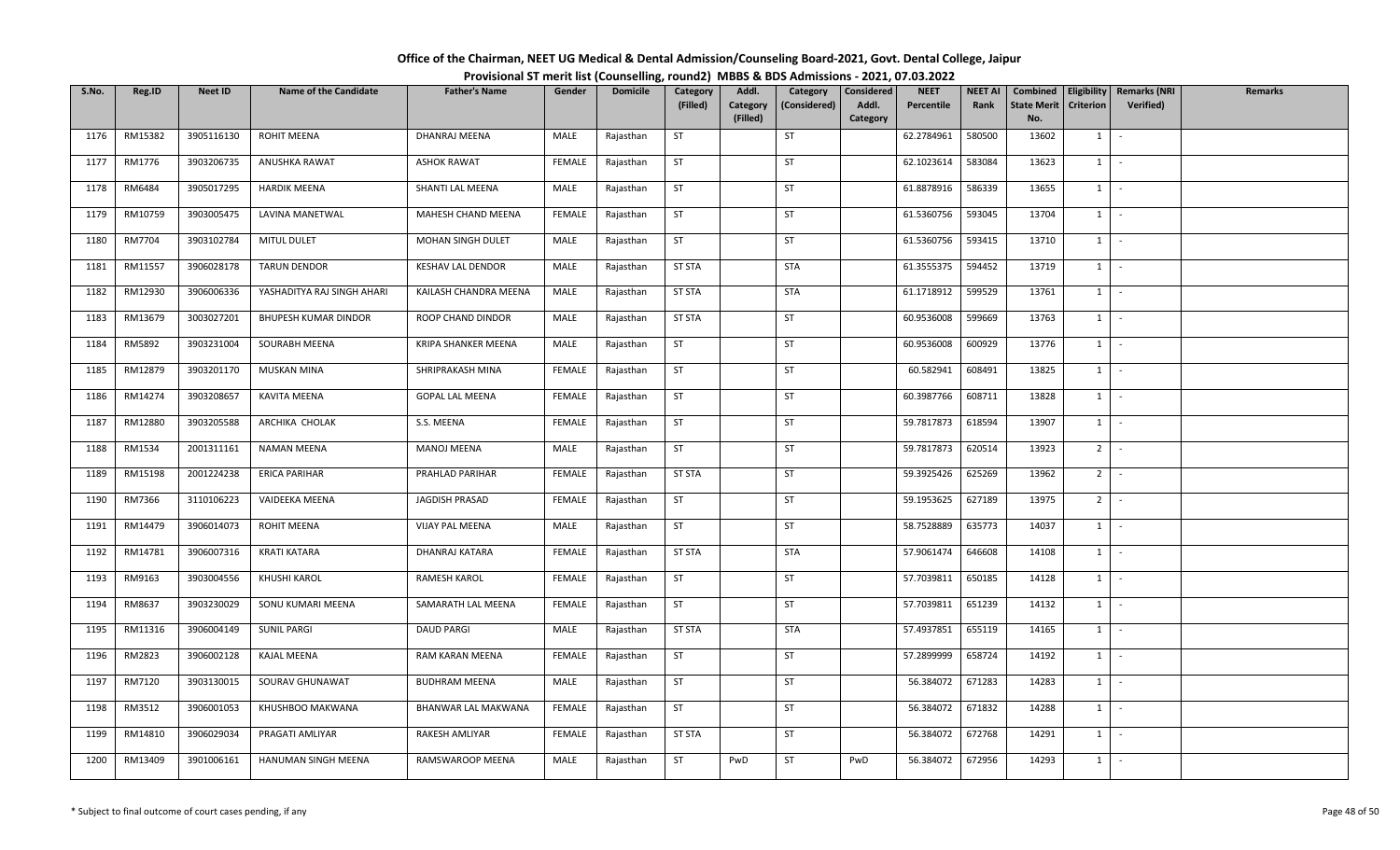# Office of the Chairman, NEET UG Medical & Dental Admission/Counseling Board-2021, Govt. Dental College, Jaipur

## Provisional ST merit list (Counselling, round2) MBBS & BDS Admissions - 2021, 07.03.2022

| S.No. | Reg.ID | Neet ID | Name of the Candidate | Father's Name | Gender | Domicile | Category (Filled) | Addl. Category (Filled) | Category (Considered) | Considered Addl. Category | NEET Percentile | NEET AI Rank | Combined State Merit No. | Eligibility Criterion | Remarks (NRI Verified) | Remarks |
|---|---|---|---|---|---|---|---|---|---|---|---|---|---|---|---|---|
| 1176 | RM15382 | 3905116130 | ROHIT MEENA | DHANRAJ MEENA | MALE | Rajasthan | ST | | ST | | 62.2784961 | 580500 | 13602 | 1 | - | |
| 1177 | RM1776 | 3903206735 | ANUSHKA RAWAT | ASHOK RAWAT | FEMALE | Rajasthan | ST | | ST | | 62.1023614 | 583084 | 13623 | 1 | - | |
| 1178 | RM6484 | 3905017295 | HARDIK MEENA | SHANTI LAL MEENA | MALE | Rajasthan | ST | | ST | | 61.8878916 | 586339 | 13655 | 1 | - | |
| 1179 | RM10759 | 3903005475 | LAVINA MANETWAL | MAHESH CHAND MEENA | FEMALE | Rajasthan | ST | | ST | | 61.5360756 | 593045 | 13704 | 1 | - | |
| 1180 | RM7704 | 3903102784 | MITUL DULET | MOHAN SINGH DULET | MALE | Rajasthan | ST | | ST | | 61.5360756 | 593415 | 13710 | 1 | - | |
| 1181 | RM11557 | 3906028178 | TARUN DENDOR | KESHAV LAL DENDOR | MALE | Rajasthan | ST STA | | STA | | 61.3555375 | 594452 | 13719 | 1 | - | |
| 1182 | RM12930 | 3906006336 | YASHADITYA RAJ SINGH AHARI | KAILASH CHANDRA MEENA | MALE | Rajasthan | ST STA | | STA | | 61.1718912 | 599529 | 13761 | 1 | - | |
| 1183 | RM13679 | 3003027201 | BHUPESH KUMAR DINDOR | ROOP CHAND DINDOR | MALE | Rajasthan | ST STA | | ST | | 60.9536008 | 599669 | 13763 | 1 | - | |
| 1184 | RM5892 | 3903231004 | SOURABH MEENA | KRIPA SHANKER MEENA | MALE | Rajasthan | ST | | ST | | 60.9536008 | 600929 | 13776 | 1 | - | |
| 1185 | RM12879 | 3903201170 | MUSKAN MINA | SHRIPRAKASH MINA | FEMALE | Rajasthan | ST | | ST | | 60.582941 | 608491 | 13825 | 1 | - | |
| 1186 | RM14274 | 3903208657 | KAVITA MEENA | GOPAL LAL MEENA | FEMALE | Rajasthan | ST | | ST | | 60.3987766 | 608711 | 13828 | 1 | - | |
| 1187 | RM12880 | 3903205588 | ARCHIKA CHOLAK | S.S. MEENA | FEMALE | Rajasthan | ST | | ST | | 59.7817873 | 618594 | 13907 | 1 | - | |
| 1188 | RM1534 | 2001311161 | NAMAN MEENA | MANOJ MEENA | MALE | Rajasthan | ST | | ST | | 59.7817873 | 620514 | 13923 | 2 | - | |
| 1189 | RM15198 | 2001224238 | ERICA PARIHAR | PRAHLAD PARIHAR | FEMALE | Rajasthan | ST STA | | ST | | 59.3925426 | 625269 | 13962 | 2 | - | |
| 1190 | RM7366 | 3110106223 | VAIDEEKA MEENA | JAGDISH PRASAD | FEMALE | Rajasthan | ST | | ST | | 59.1953625 | 627189 | 13975 | 2 | - | |
| 1191 | RM14479 | 3906014073 | ROHIT MEENA | VIJAY PAL MEENA | MALE | Rajasthan | ST | | ST | | 58.7528889 | 635773 | 14037 | 1 | - | |
| 1192 | RM14781 | 3906007316 | KRATI KATARA | DHANRAJ KATARA | FEMALE | Rajasthan | ST STA | | STA | | 57.9061474 | 646608 | 14108 | 1 | - | |
| 1193 | RM9163 | 3903004556 | KHUSHI KAROL | RAMESH KAROL | FEMALE | Rajasthan | ST | | ST | | 57.7039811 | 650185 | 14128 | 1 | - | |
| 1194 | RM8637 | 3903230029 | SONU KUMARI MEENA | SAMARATH LAL MEENA | FEMALE | Rajasthan | ST | | ST | | 57.7039811 | 651239 | 14132 | 1 | - | |
| 1195 | RM11316 | 3906004149 | SUNIL PARGI | DAUD PARGI | MALE | Rajasthan | ST STA | | STA | | 57.4937851 | 655119 | 14165 | 1 | - | |
| 1196 | RM2823 | 3906002128 | KAJAL MEENA | RAM KARAN MEENA | FEMALE | Rajasthan | ST | | ST | | 57.2899999 | 658724 | 14192 | 1 | - | |
| 1197 | RM7120 | 3903130015 | SOURAV GHUNAWAT | BUDHRAM MEENA | MALE | Rajasthan | ST | | ST | | 56.384072 | 671283 | 14283 | 1 | - | |
| 1198 | RM3512 | 3906001053 | KHUSHBOO MAKWANA | BHANWAR LAL MAKWANA | FEMALE | Rajasthan | ST | | ST | | 56.384072 | 671832 | 14288 | 1 | - | |
| 1199 | RM14810 | 3906029034 | PRAGATI AMLIYAR | RAKESH AMLIYAR | FEMALE | Rajasthan | ST STA | | ST | | 56.384072 | 672768 | 14291 | 1 | - | |
| 1200 | RM13409 | 3901006161 | HANUMAN SINGH MEENA | RAMSWAROOP MEENA | MALE | Rajasthan | ST | PwD | ST | PwD | 56.384072 | 672956 | 14293 | 1 | - | |

\* Subject to final outcome of court cases pending, if any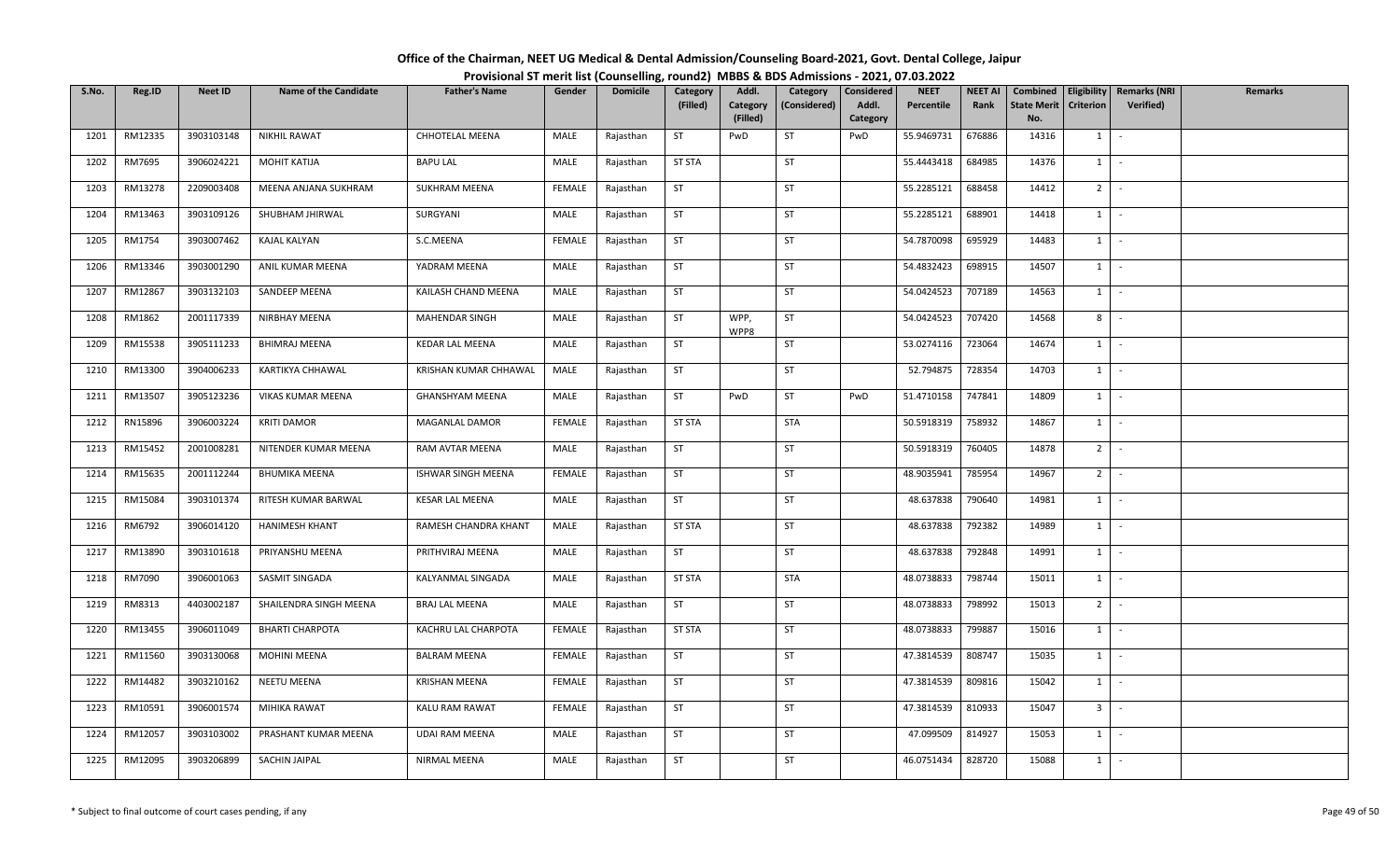**Office of the Chairman, NEET UG Medical & Dental Admission/Counseling Board-2021, Govt. Dental College, Jaipur**

**Provisional ST merit list (Counselling, round2) MBBS & BDS Admissions - 2021, 07.03.2022**

| S.No. | Reg.ID | Neet ID | Name of the Candidate | Father's Name | Gender | Domicile | Category (Filled) | Addl. Category (Filled) | Category (Considered) | Considered Addl. Category | NEET Percentile | NEET AI Rank | Combined State Merit No. | Eligibility Criterion | Remarks (NRI Verified) | Remarks |
|---|---|---|---|---|---|---|---|---|---|---|---|---|---|---|---|---|
| 1201 | RM12335 | 3903103148 | NIKHIL RAWAT | CHHOTELAL MEENA | MALE | Rajasthan | ST | PwD | ST | PwD | 55.9469731 | 676886 | 14316 | 1 | - | |
| 1202 | RM7695 | 3906024221 | MOHIT KATIJA | BAPU LAL | MALE | Rajasthan | ST STA | | ST | | 55.4443418 | 684985 | 14376 | 1 | - | |
| 1203 | RM13278 | 2209003408 | MEENA ANJANA SUKHRAM | SUKHRAM MEENA | FEMALE | Rajasthan | ST | | ST | | 55.2285121 | 688458 | 14412 | 2 | - | |
| 1204 | RM13463 | 3903109126 | SHUBHAM JHIRWAL | SURGYANI | MALE | Rajasthan | ST | | ST | | 55.2285121 | 688901 | 14418 | 1 | - | |
| 1205 | RM1754 | 3903007462 | KAJAL KALYAN | S.C.MEENA | FEMALE | Rajasthan | ST | | ST | | 54.7870098 | 695929 | 14483 | 1 | - | |
| 1206 | RM13346 | 3903001290 | ANIL KUMAR MEENA | YADRAM MEENA | MALE | Rajasthan | ST | | ST | | 54.4832423 | 698915 | 14507 | 1 | - | |
| 1207 | RM12867 | 3903132103 | SANDEEP MEENA | KAILASH CHAND MEENA | MALE | Rajasthan | ST | | ST | | 54.0424523 | 707189 | 14563 | 1 | - | |
| 1208 | RM1862 | 2001117339 | NIRBHAY MEENA | MAHENDAR SINGH | MALE | Rajasthan | ST | WPP, WPP8 | ST | | 54.0424523 | 707420 | 14568 | 8 | - | |
| 1209 | RM15538 | 3905111233 | BHIMRAJ MEENA | KEDAR LAL MEENA | MALE | Rajasthan | ST | | ST | | 53.0274116 | 723064 | 14674 | 1 | - | |
| 1210 | RM13300 | 3904006233 | KARTIKYA CHHAWAL | KRISHAN KUMAR CHHAWAL | MALE | Rajasthan | ST | | ST | | 52.794875 | 728354 | 14703 | 1 | - | |
| 1211 | RM13507 | 3905123236 | VIKAS KUMAR MEENA | GHANSHYAM MEENA | MALE | Rajasthan | ST | PwD | ST | PwD | 51.4710158 | 747841 | 14809 | 1 | - | |
| 1212 | RN15896 | 3906003224 | KRITI DAMOR | MAGANLAL DAMOR | FEMALE | Rajasthan | ST STA | | STA | | 50.5918319 | 758932 | 14867 | 1 | - | |
| 1213 | RM15452 | 2001008281 | NITENDER KUMAR MEENA | RAM AVTAR MEENA | MALE | Rajasthan | ST | | ST | | 50.5918319 | 760405 | 14878 | 2 | - | |
| 1214 | RM15635 | 2001112244 | BHUMIKA MEENA | ISHWAR SINGH MEENA | FEMALE | Rajasthan | ST | | ST | | 48.9035941 | 785954 | 14967 | 2 | - | |
| 1215 | RM15084 | 3903101374 | RITESH KUMAR BARWAL | KESAR LAL MEENA | MALE | Rajasthan | ST | | ST | | 48.637838 | 790640 | 14981 | 1 | - | |
| 1216 | RM6792 | 3906014120 | HANIMESH KHANT | RAMESH CHANDRA KHANT | MALE | Rajasthan | ST STA | | ST | | 48.637838 | 792382 | 14989 | 1 | - | |
| 1217 | RM13890 | 3903101618 | PRIYANSHU MEENA | PRITHVIRAJ MEENA | MALE | Rajasthan | ST | | ST | | 48.637838 | 792848 | 14991 | 1 | - | |
| 1218 | RM7090 | 3906001063 | SASMIT SINGADA | KALYANMAL SINGADA | MALE | Rajasthan | ST STA | | STA | | 48.0738833 | 798744 | 15011 | 1 | - | |
| 1219 | RM8313 | 4403002187 | SHAILENDRA SINGH MEENA | BRAJ LAL MEENA | MALE | Rajasthan | ST | | ST | | 48.0738833 | 798992 | 15013 | 2 | - | |
| 1220 | RM13455 | 3906011049 | BHARTI CHARPOTA | KACHRU LAL CHARPOTA | FEMALE | Rajasthan | ST STA | | ST | | 48.0738833 | 799887 | 15016 | 1 | - | |
| 1221 | RM11560 | 3903130068 | MOHINI MEENA | BALRAM MEENA | FEMALE | Rajasthan | ST | | ST | | 47.3814539 | 808747 | 15035 | 1 | - | |
| 1222 | RM14482 | 3903210162 | NEETU MEENA | KRISHAN MEENA | FEMALE | Rajasthan | ST | | ST | | 47.3814539 | 809816 | 15042 | 1 | - | |
| 1223 | RM10591 | 3906001574 | MIHIKA RAWAT | KALU RAM RAWAT | FEMALE | Rajasthan | ST | | ST | | 47.3814539 | 810933 | 15047 | 3 | - | |
| 1224 | RM12057 | 3903103002 | PRASHANT KUMAR MEENA | UDAI RAM MEENA | MALE | Rajasthan | ST | | ST | | 47.099509 | 814927 | 15053 | 1 | - | |
| 1225 | RM12095 | 3903206899 | SACHIN JAIPAL | NIRMAL MEENA | MALE | Rajasthan | ST | | ST | | 46.0751434 | 828720 | 15088 | 1 | - | |

\* Subject to final outcome of court cases pending, if any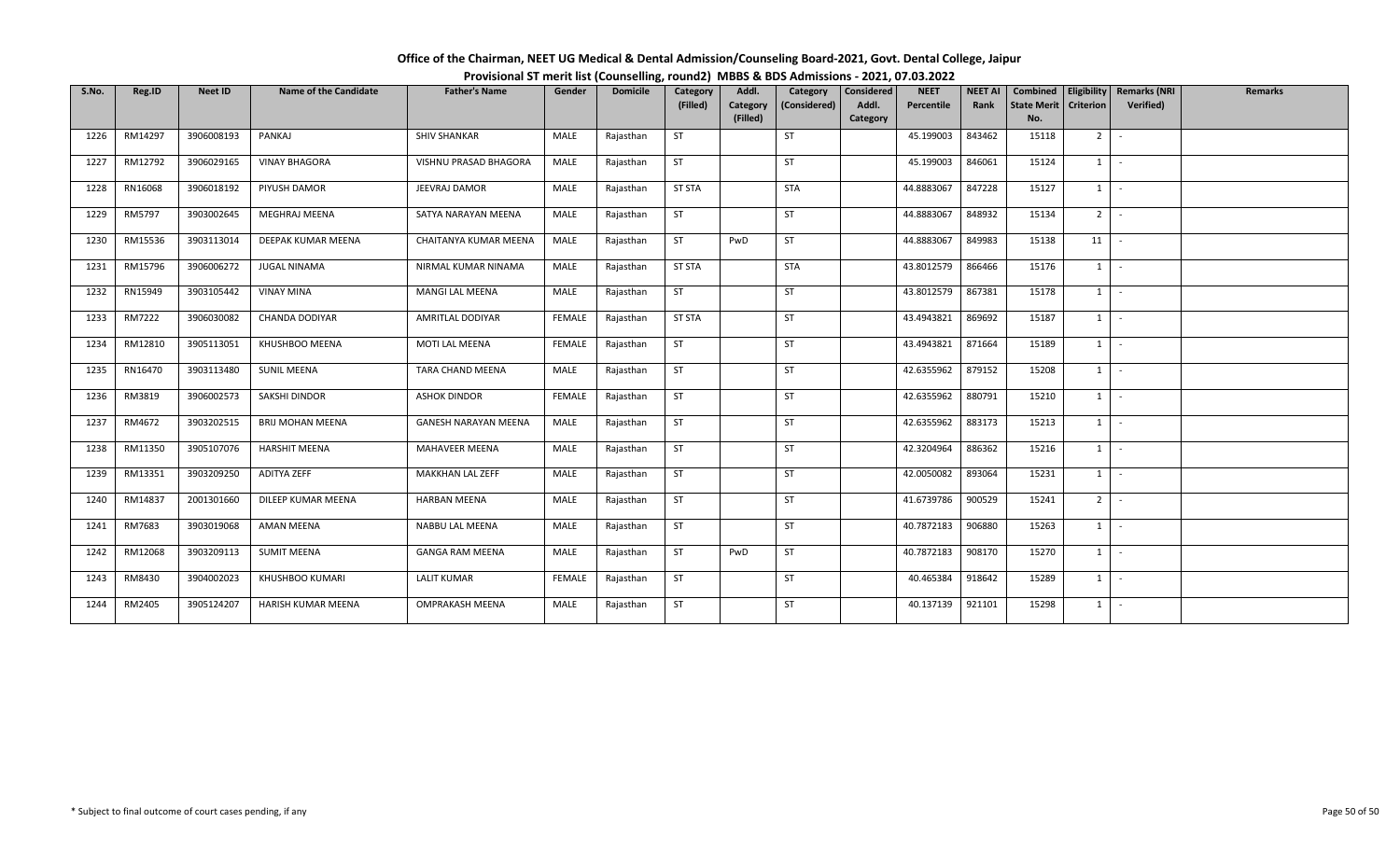**Office of the Chairman, NEET UG Medical & Dental Admission/Counseling Board-2021, Govt. Dental College, Jaipur**

**Provisional ST merit list (Counselling, round2) MBBS & BDS Admissions - 2021, 07.03.2022**

| S.No. | Reg.ID | Neet ID | Name of the Candidate | Father's Name | Gender | Domicile | Category (Filled) | Addl. Category (Filled) | Category (Considered) | Considered Addl. Category | NEET Percentile | NEET AI Rank | Combined State Merit No. | Eligibility Criterion | Remarks (NRI Verified) | Remarks |
|---|---|---|---|---|---|---|---|---|---|---|---|---|---|---|---|---|
| 1226 | RM14297 | 3906008193 | PANKAJ | SHIV SHANKAR | MALE | Rajasthan | ST | | ST | | 45.199003 | 843462 | 15118 | 2 | - | |
| 1227 | RM12792 | 3906029165 | VINAY BHAGORA | VISHNU PRASAD BHAGORA | MALE | Rajasthan | ST | | ST | | 45.199003 | 846061 | 15124 | 1 | - | |
| 1228 | RN16068 | 3906018192 | PIYUSH DAMOR | JEEVRAJ DAMOR | MALE | Rajasthan | ST STA | | STA | | 44.8883067 | 847228 | 15127 | 1 | - | |
| 1229 | RM5797 | 3903002645 | MEGHRAJ MEENA | SATYA NARAYAN MEENA | MALE | Rajasthan | ST | | ST | | 44.8883067 | 848932 | 15134 | 2 | - | |
| 1230 | RM15536 | 3903113014 | DEEPAK KUMAR MEENA | CHAITANYA KUMAR MEENA | MALE | Rajasthan | ST | PwD | ST | | 44.8883067 | 849983 | 15138 | 11 | - | |
| 1231 | RM15796 | 3906006272 | JUGAL NINAMA | NIRMAL KUMAR NINAMA | MALE | Rajasthan | ST STA | | STA | | 43.8012579 | 866466 | 15176 | 1 | - | |
| 1232 | RN15949 | 3903105442 | VINAY MINA | MANGI LAL MEENA | MALE | Rajasthan | ST | | ST | | 43.8012579 | 867381 | 15178 | 1 | - | |
| 1233 | RM7222 | 3906030082 | CHANDA DODIYAR | AMRITLAL DODIYAR | FEMALE | Rajasthan | ST STA | | ST | | 43.4943821 | 869692 | 15187 | 1 | - | |
| 1234 | RM12810 | 3905113051 | KHUSHBOO MEENA | MOTI LAL MEENA | FEMALE | Rajasthan | ST | | ST | | 43.4943821 | 871664 | 15189 | 1 | - | |
| 1235 | RN16470 | 3903113480 | SUNIL MEENA | TARA CHAND MEENA | MALE | Rajasthan | ST | | ST | | 42.6355962 | 879152 | 15208 | 1 | - | |
| 1236 | RM3819 | 3906002573 | SAKSHI DINDOR | ASHOK DINDOR | FEMALE | Rajasthan | ST | | ST | | 42.6355962 | 880791 | 15210 | 1 | - | |
| 1237 | RM4672 | 3903202515 | BRIJ MOHAN MEENA | GANESH NARAYAN MEENA | MALE | Rajasthan | ST | | ST | | 42.6355962 | 883173 | 15213 | 1 | - | |
| 1238 | RM11350 | 3905107076 | HARSHIT MEENA | MAHAVEER MEENA | MALE | Rajasthan | ST | | ST | | 42.3204964 | 886362 | 15216 | 1 | - | |
| 1239 | RM13351 | 3903209250 | ADITYA ZEFF | MAKKHAN LAL ZEFF | MALE | Rajasthan | ST | | ST | | 42.0050082 | 893064 | 15231 | 1 | - | |
| 1240 | RM14837 | 2001301660 | DILEEP KUMAR MEENA | HARBAN MEENA | MALE | Rajasthan | ST | | ST | | 41.6739786 | 900529 | 15241 | 2 | - | |
| 1241 | RM7683 | 3903019068 | AMAN MEENA | NABBU LAL MEENA | MALE | Rajasthan | ST | | ST | | 40.7872183 | 906880 | 15263 | 1 | - | |
| 1242 | RM12068 | 3903209113 | SUMIT MEENA | GANGA RAM MEENA | MALE | Rajasthan | ST | PwD | ST | | 40.7872183 | 908170 | 15270 | 1 | - | |
| 1243 | RM8430 | 3904002023 | KHUSHBOO KUMARI | LALIT KUMAR | FEMALE | Rajasthan | ST | | ST | | 40.465384 | 918642 | 15289 | 1 | - | |
| 1244 | RM2405 | 3905124207 | HARISH KUMAR MEENA | OMPRAKASH MEENA | MALE | Rajasthan | ST | | ST | | 40.137139 | 921101 | 15298 | 1 | - | |

\* Subject to final outcome of court cases pending, if any